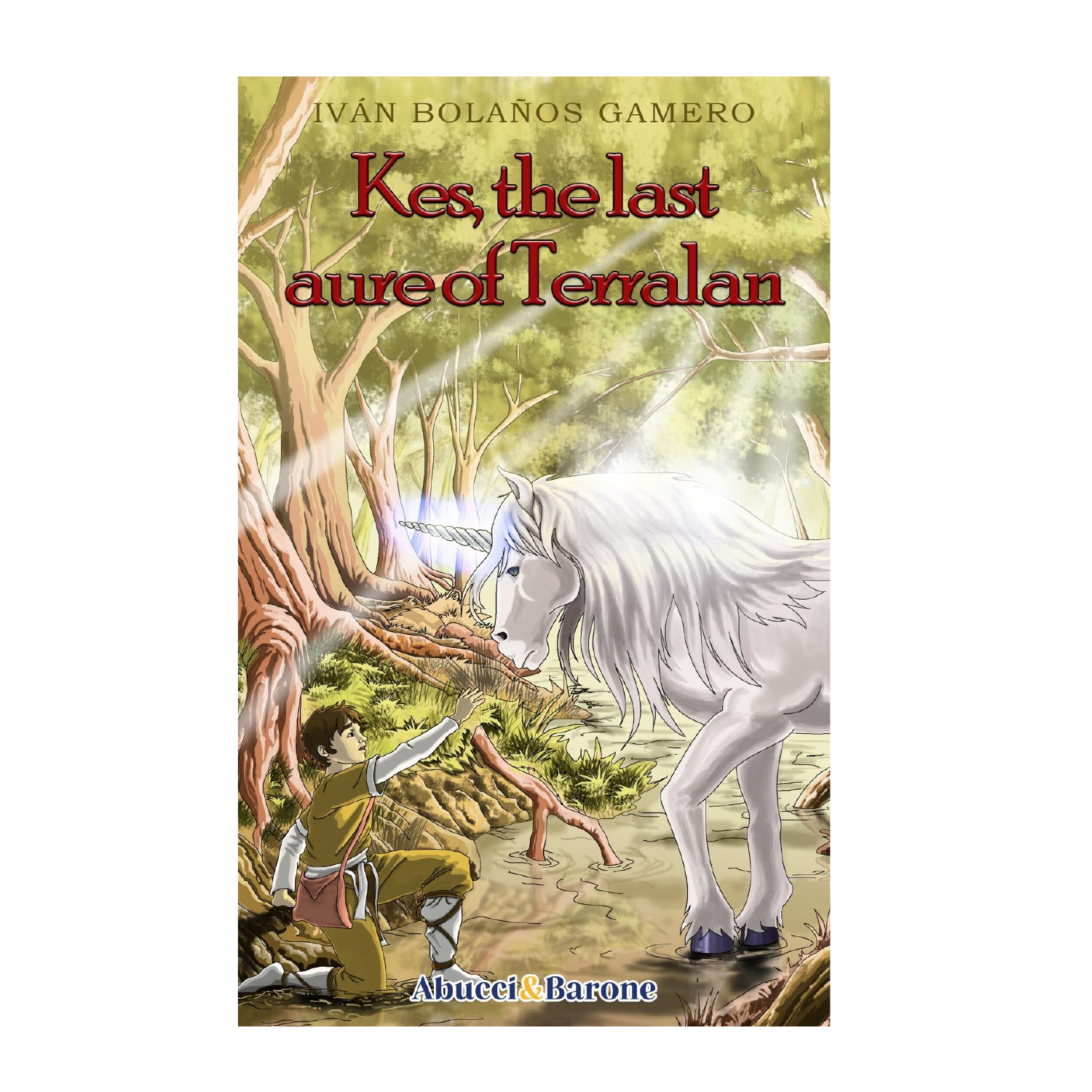IVÁN BOLAÑOS GAMERO

# Kes, the last aure of Terralan

Abucci&Barone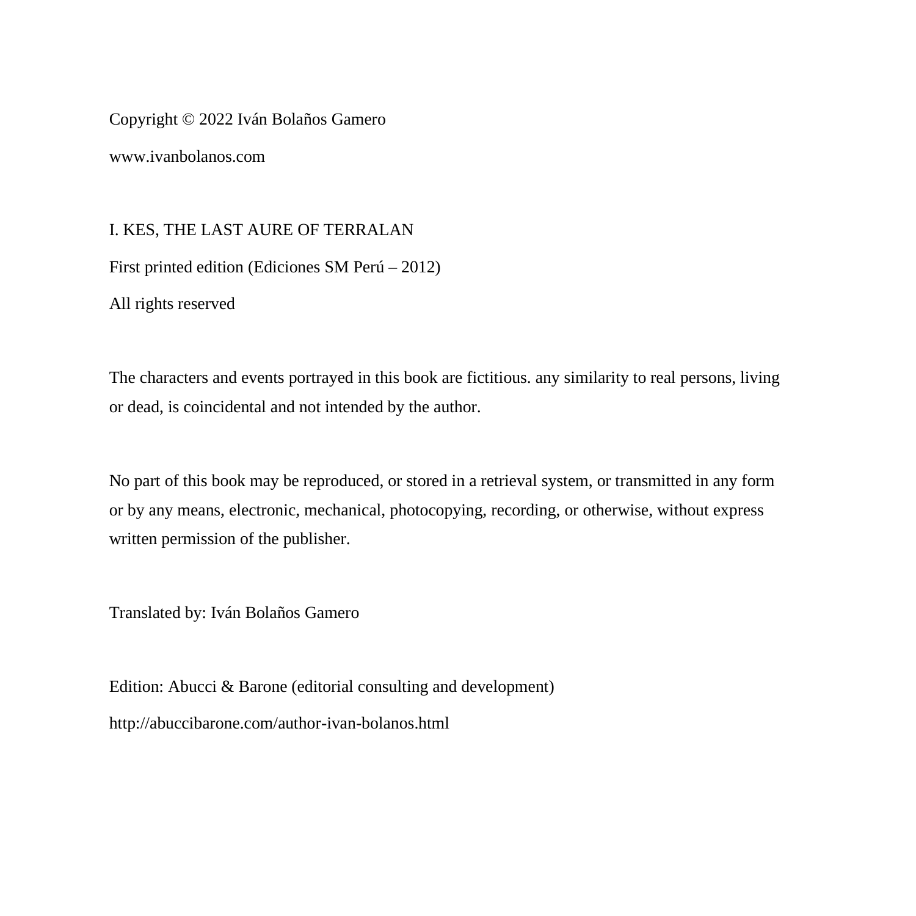Copyright © 2022 Iván Bolaños Gamero

www.ivanbolanos.com

I. KES, THE LAST AURE OF TERRALAN

First printed edition (Ediciones SM Perú – 2012)

All rights reserved

The characters and events portrayed in this book are fictitious. any similarity to real persons, living or dead, is coincidental and not intended by the author.

No part of this book may be reproduced, or stored in a retrieval system, or transmitted in any form or by any means, electronic, mechanical, photocopying, recording, or otherwise, without express written permission of the publisher.

Translated by: Iván Bolaños Gamero

Edition: Abucci & Barone (editorial consulting and development)

http://abuccibarone.com/author-ivan-bolanos.html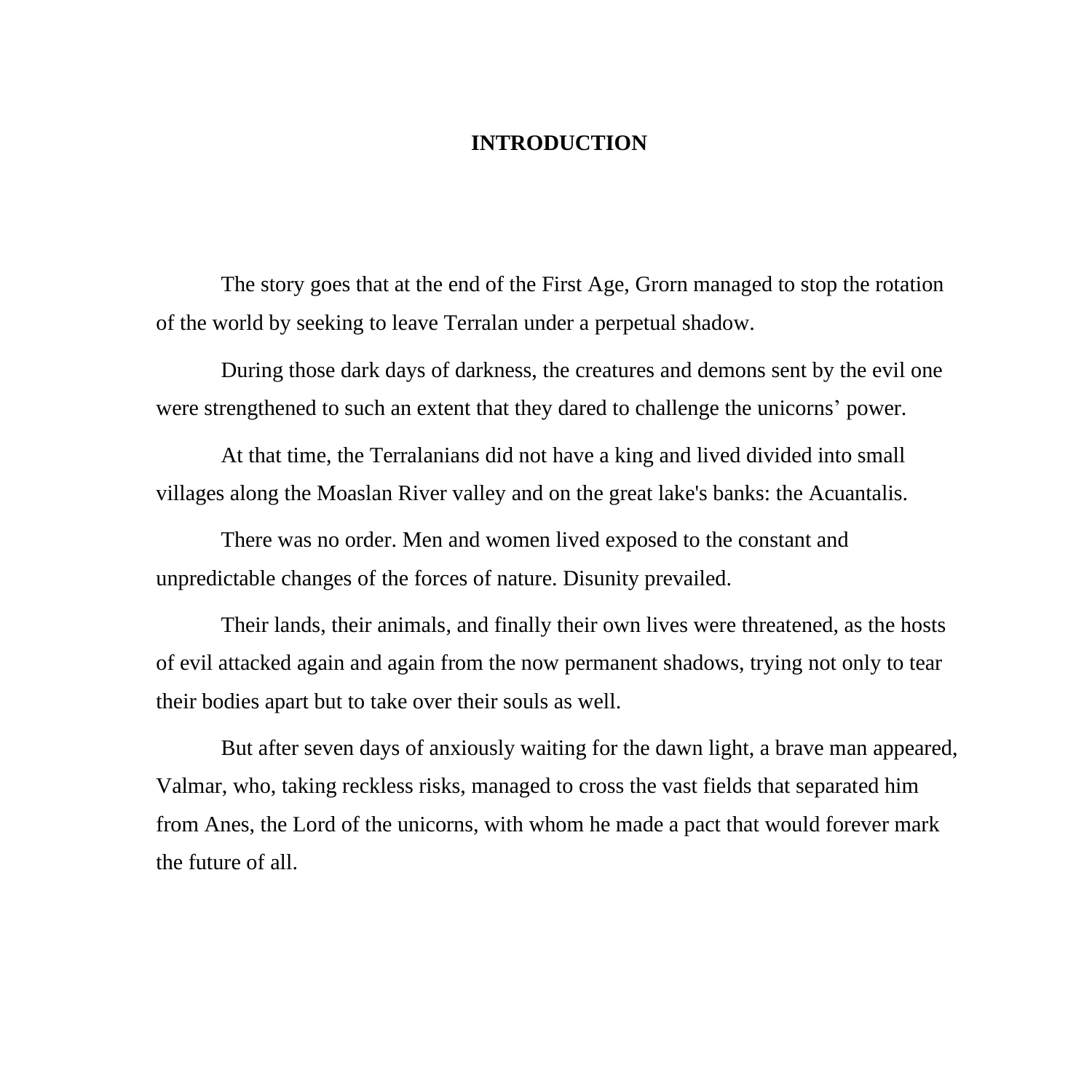# INTRODUCTION

The story goes that at the end of the First Age, Grorn managed to stop the rotation of the world by seeking to leave Terralan under a perpetual shadow.

During those dark days of darkness, the creatures and demons sent by the evil one were strengthened to such an extent that they dared to challenge the unicorns' power.

At that time, the Terralanians did not have a king and lived divided into small villages along the Moaslan River valley and on the great lake's banks: the Acuantalis.

There was no order. Men and women lived exposed to the constant and unpredictable changes of the forces of nature. Disunity prevailed.

Their lands, their animals, and finally their own lives were threatened, as the hosts of evil attacked again and again from the now permanent shadows, trying not only to tear their bodies apart but to take over their souls as well.

But after seven days of anxiously waiting for the dawn light, a brave man appeared, Valmar, who, taking reckless risks, managed to cross the vast fields that separated him from Anes, the Lord of the unicorns, with whom he made a pact that would forever mark the future of all.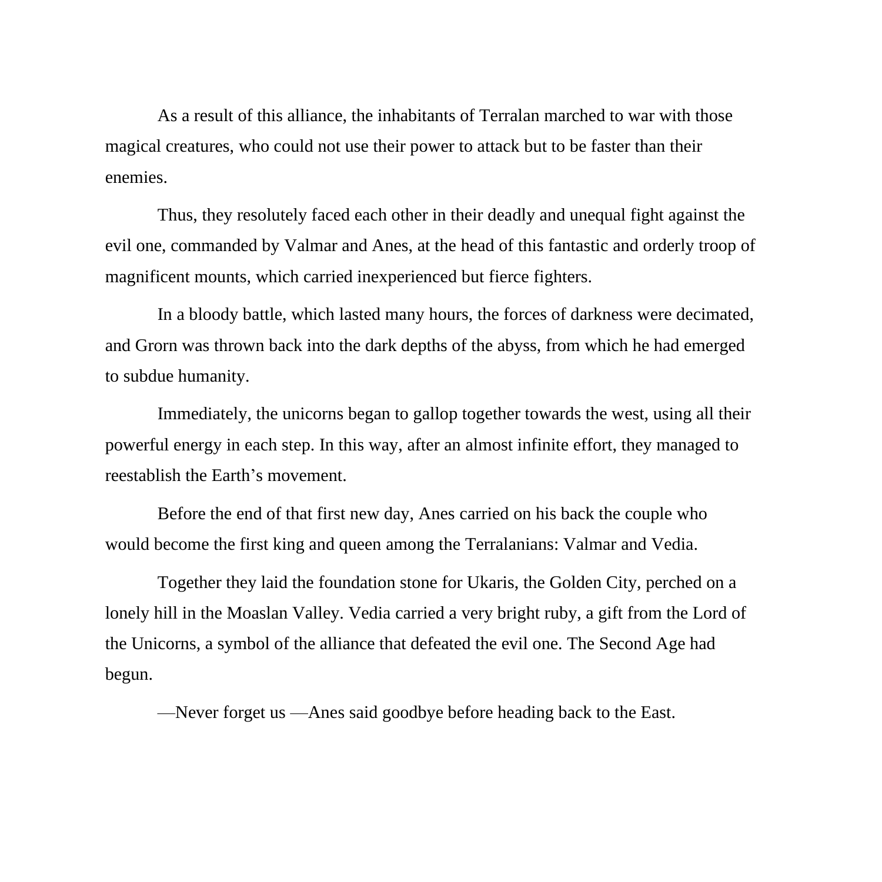As a result of this alliance, the inhabitants of Terralan marched to war with those magical creatures, who could not use their power to attack but to be faster than their enemies.

Thus, they resolutely faced each other in their deadly and unequal fight against the evil one, commanded by Valmar and Anes, at the head of this fantastic and orderly troop of magnificent mounts, which carried inexperienced but fierce fighters.

In a bloody battle, which lasted many hours, the forces of darkness were decimated, and Grorn was thrown back into the dark depths of the abyss, from which he had emerged to subdue humanity.

Immediately, the unicorns began to gallop together towards the west, using all their powerful energy in each step. In this way, after an almost infinite effort, they managed to reestablish the Earth's movement.

Before the end of that first new day, Anes carried on his back the couple who would become the first king and queen among the Terralanians: Valmar and Vedia.

Together they laid the foundation stone for Ukaris, the Golden City, perched on a lonely hill in the Moaslan Valley. Vedia carried a very bright ruby, a gift from the Lord of the Unicorns, a symbol of the alliance that defeated the evil one. The Second Age had begun.

—Never forget us —Anes said goodbye before heading back to the East.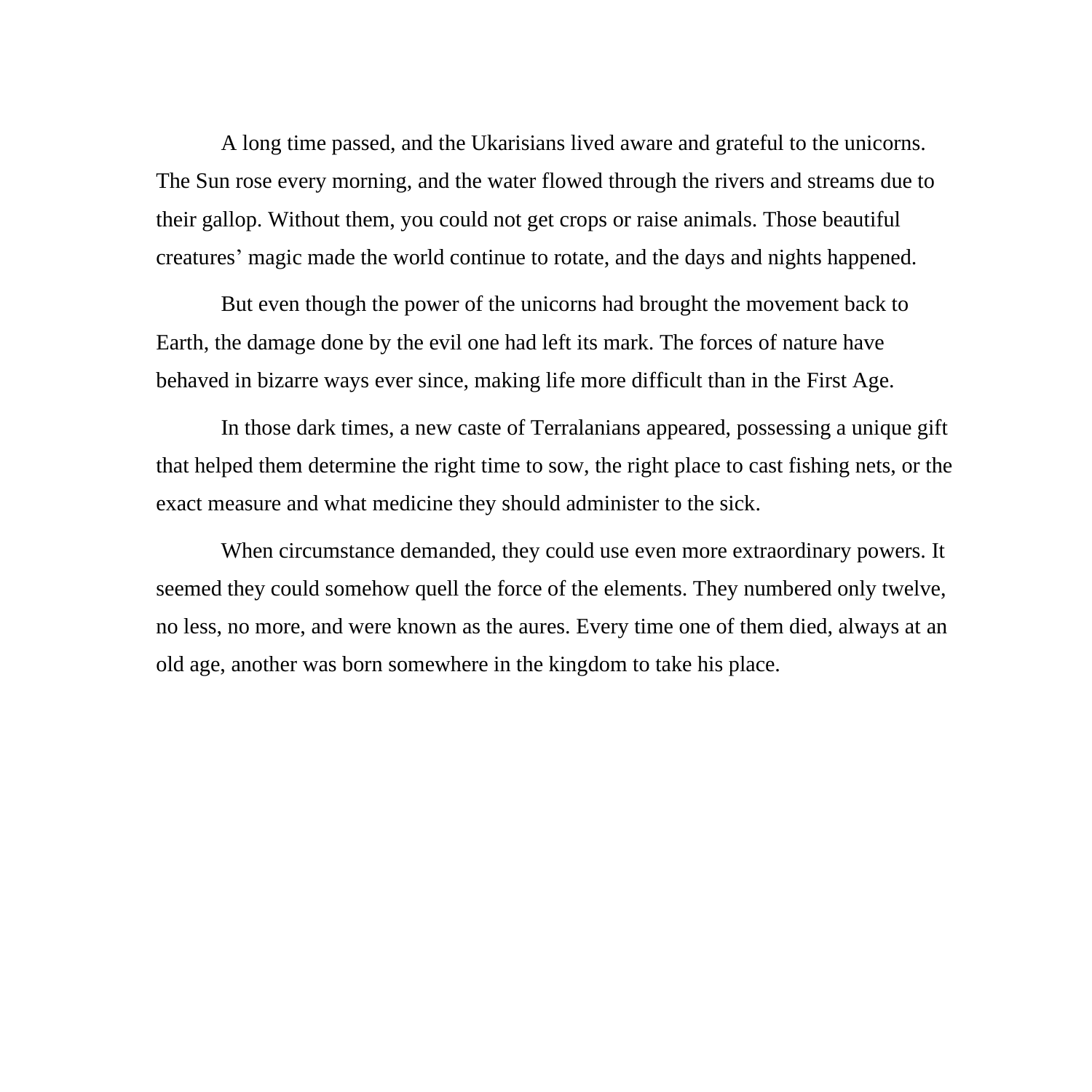A long time passed, and the Ukarisians lived aware and grateful to the unicorns. The Sun rose every morning, and the water flowed through the rivers and streams due to their gallop. Without them, you could not get crops or raise animals. Those beautiful creatures' magic made the world continue to rotate, and the days and nights happened.

But even though the power of the unicorns had brought the movement back to Earth, the damage done by the evil one had left its mark. The forces of nature have behaved in bizarre ways ever since, making life more difficult than in the First Age.

In those dark times, a new caste of Terralanians appeared, possessing a unique gift that helped them determine the right time to sow, the right place to cast fishing nets, or the exact measure and what medicine they should administer to the sick.

When circumstance demanded, they could use even more extraordinary powers. It seemed they could somehow quell the force of the elements. They numbered only twelve, no less, no more, and were known as the aures. Every time one of them died, always at an old age, another was born somewhere in the kingdom to take his place.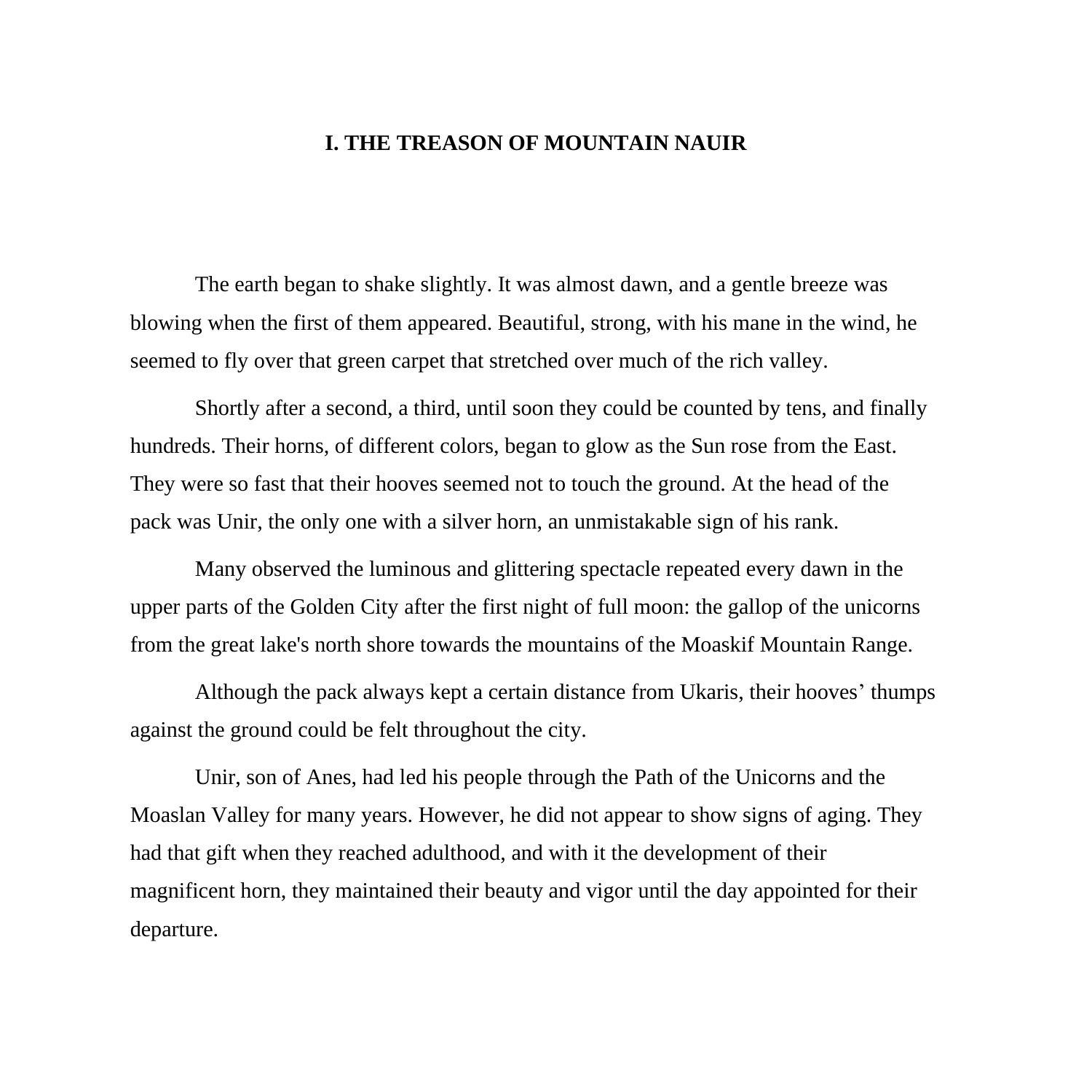# I. THE TREASON OF MOUNTAIN NAUIR

The earth began to shake slightly. It was almost dawn, and a gentle breeze was blowing when the first of them appeared. Beautiful, strong, with his mane in the wind, he seemed to fly over that green carpet that stretched over much of the rich valley.

Shortly after a second, a third, until soon they could be counted by tens, and finally hundreds. Their horns, of different colors, began to glow as the Sun rose from the East. They were so fast that their hooves seemed not to touch the ground. At the head of the pack was Unir, the only one with a silver horn, an unmistakable sign of his rank.

Many observed the luminous and glittering spectacle repeated every dawn in the upper parts of the Golden City after the first night of full moon: the gallop of the unicorns from the great lake's north shore towards the mountains of the Moaskif Mountain Range.

Although the pack always kept a certain distance from Ukaris, their hooves' thumps against the ground could be felt throughout the city.

Unir, son of Anes, had led his people through the Path of the Unicorns and the Moaslan Valley for many years. However, he did not appear to show signs of aging. They had that gift when they reached adulthood, and with it the development of their magnificent horn, they maintained their beauty and vigor until the day appointed for their departure.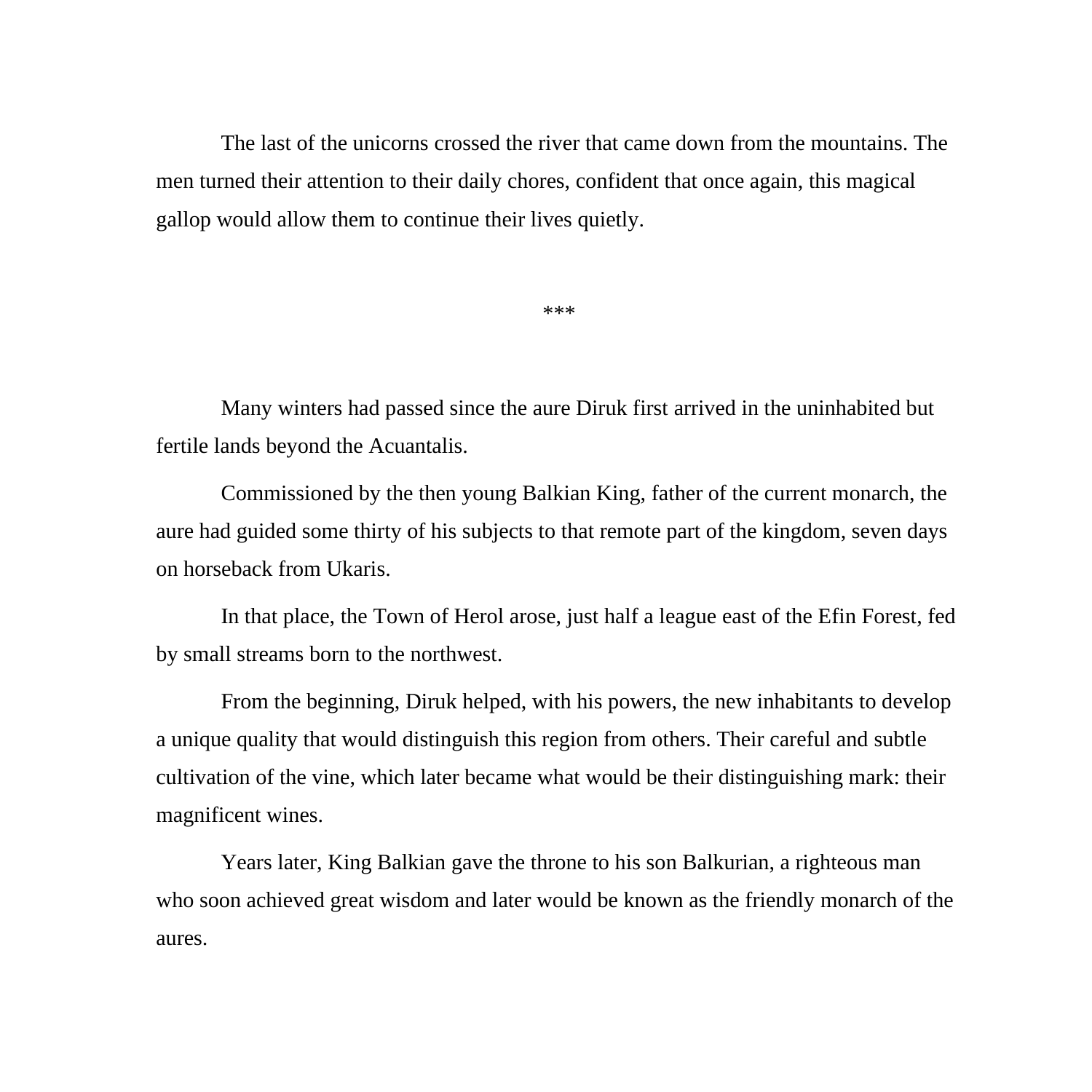The last of the unicorns crossed the river that came down from the mountains. The men turned their attention to their daily chores, confident that once again, this magical gallop would allow them to continue their lives quietly.

***

Many winters had passed since the aure Diruk first arrived in the uninhabited but fertile lands beyond the Acuantalis.

Commissioned by the then young Balkian King, father of the current monarch, the aure had guided some thirty of his subjects to that remote part of the kingdom, seven days on horseback from Ukaris.

In that place, the Town of Herol arose, just half a league east of the Efin Forest, fed by small streams born to the northwest.

From the beginning, Diruk helped, with his powers, the new inhabitants to develop a unique quality that would distinguish this region from others. Their careful and subtle cultivation of the vine, which later became what would be their distinguishing mark: their magnificent wines.

Years later, King Balkian gave the throne to his son Balkurian, a righteous man who soon achieved great wisdom and later would be known as the friendly monarch of the aures.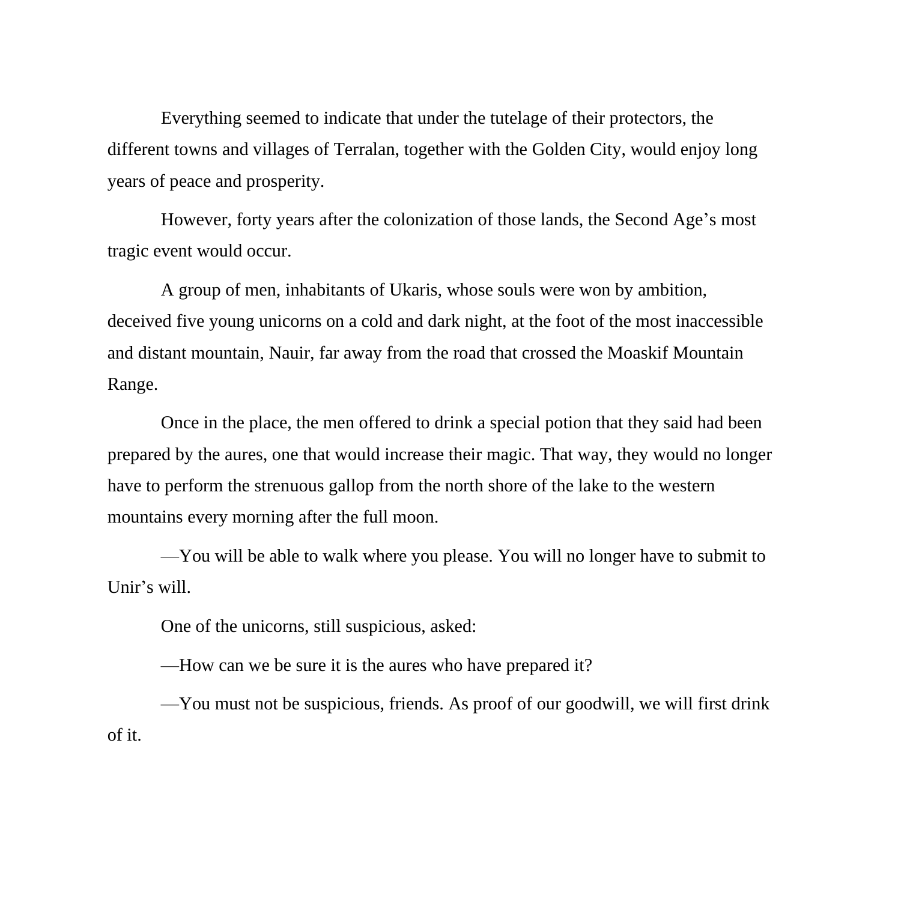Everything seemed to indicate that under the tutelage of their protectors, the different towns and villages of Terralan, together with the Golden City, would enjoy long years of peace and prosperity.

However, forty years after the colonization of those lands, the Second Age's most tragic event would occur.

A group of men, inhabitants of Ukaris, whose souls were won by ambition, deceived five young unicorns on a cold and dark night, at the foot of the most inaccessible and distant mountain, Nauir, far away from the road that crossed the Moaskif Mountain Range.

Once in the place, the men offered to drink a special potion that they said had been prepared by the aures, one that would increase their magic. That way, they would no longer have to perform the strenuous gallop from the north shore of the lake to the western mountains every morning after the full moon.

—You will be able to walk where you please. You will no longer have to submit to Unir's will.

One of the unicorns, still suspicious, asked:

—How can we be sure it is the aures who have prepared it?

—You must not be suspicious, friends. As proof of our goodwill, we will first drink of it.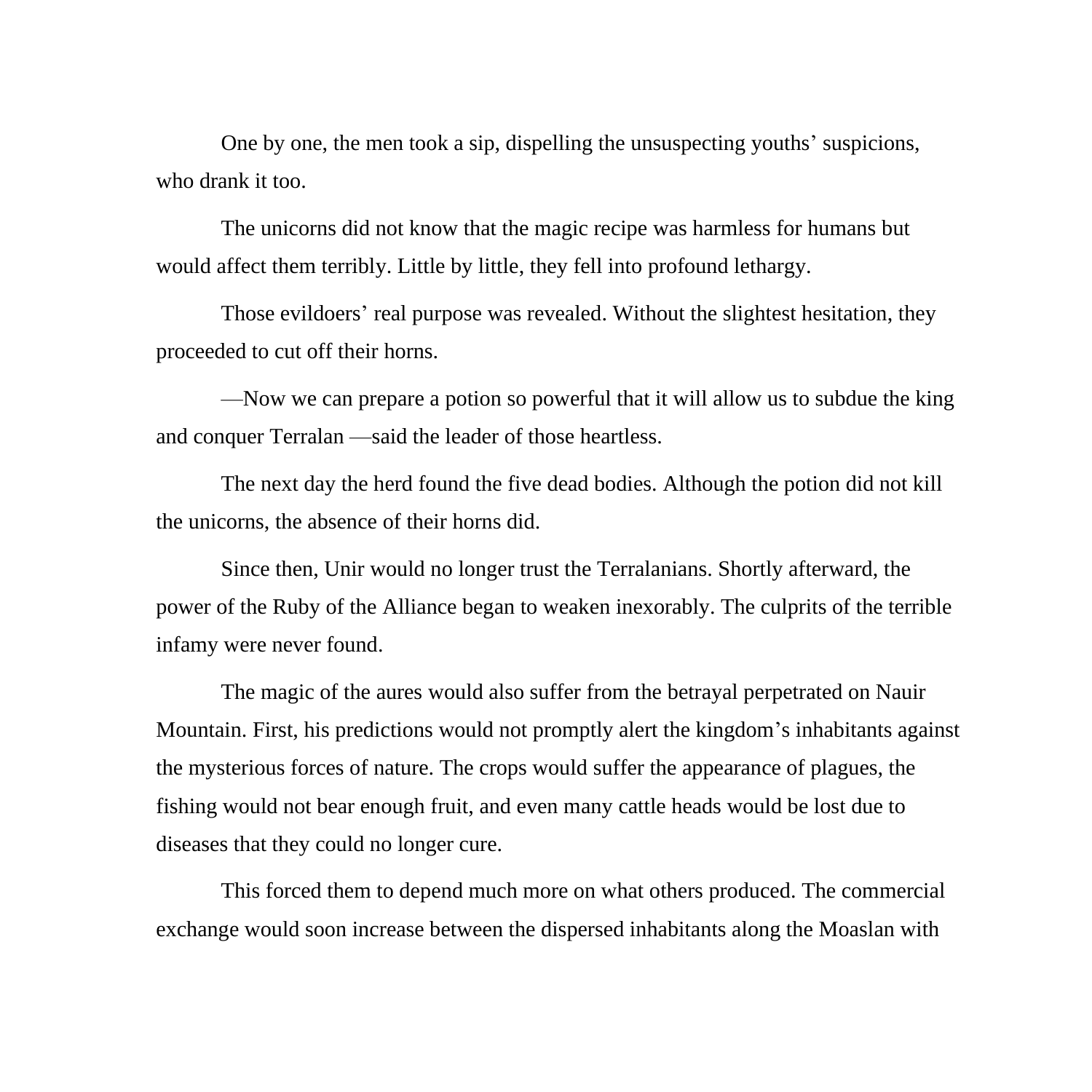One by one, the men took a sip, dispelling the unsuspecting youths' suspicions, who drank it too.

The unicorns did not know that the magic recipe was harmless for humans but would affect them terribly. Little by little, they fell into profound lethargy.

Those evildoers' real purpose was revealed. Without the slightest hesitation, they proceeded to cut off their horns.

—Now we can prepare a potion so powerful that it will allow us to subdue the king and conquer Terralan —said the leader of those heartless.

The next day the herd found the five dead bodies. Although the potion did not kill the unicorns, the absence of their horns did.

Since then, Unir would no longer trust the Terralanians. Shortly afterward, the power of the Ruby of the Alliance began to weaken inexorably. The culprits of the terrible infamy were never found.

The magic of the aures would also suffer from the betrayal perpetrated on Nauir Mountain. First, his predictions would not promptly alert the kingdom's inhabitants against the mysterious forces of nature. The crops would suffer the appearance of plagues, the fishing would not bear enough fruit, and even many cattle heads would be lost due to diseases that they could no longer cure.

This forced them to depend much more on what others produced. The commercial exchange would soon increase between the dispersed inhabitants along the Moaslan with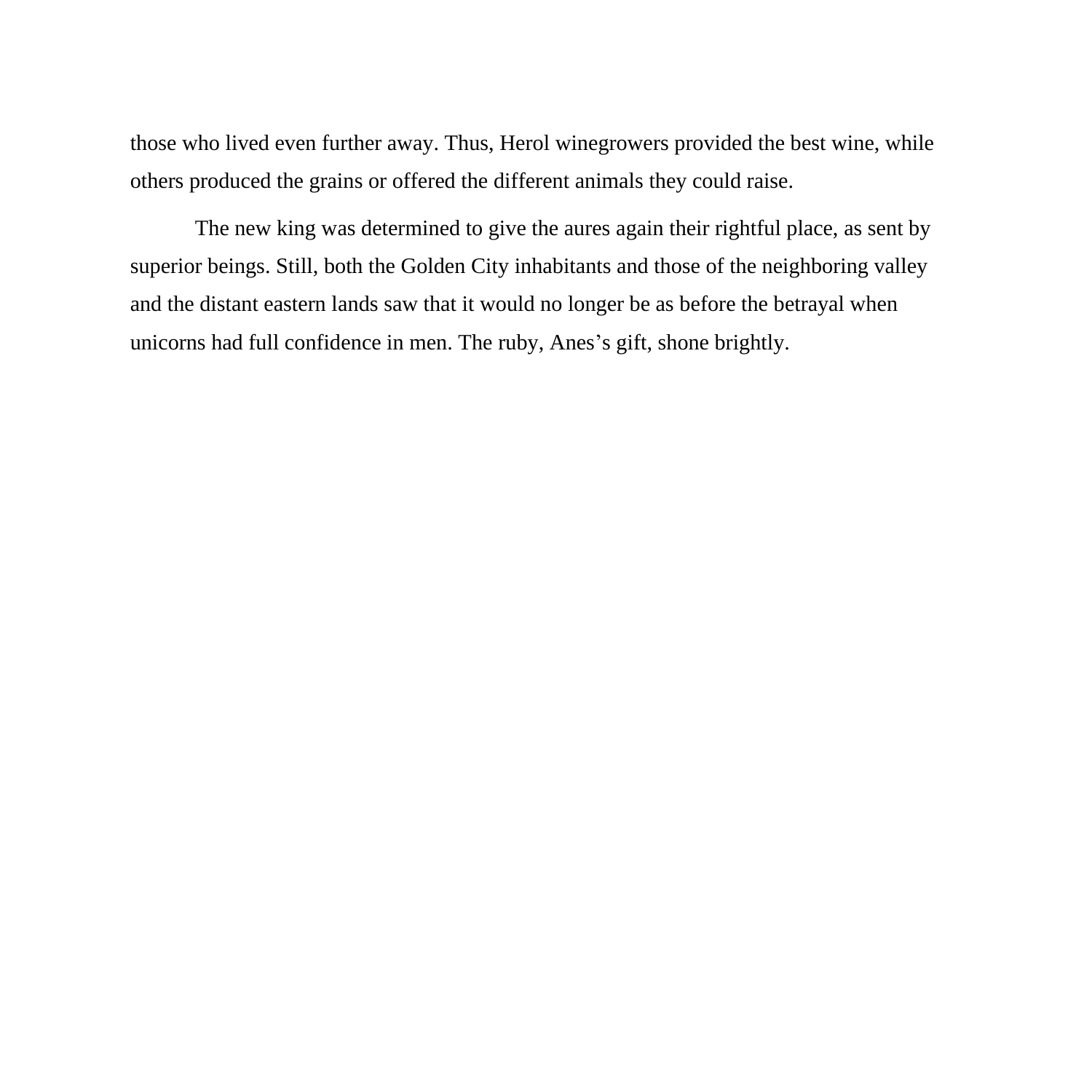those who lived even further away. Thus, Herol winegrowers provided the best wine, while others produced the grains or offered the different animals they could raise.

The new king was determined to give the aures again their rightful place, as sent by superior beings. Still, both the Golden City inhabitants and those of the neighboring valley and the distant eastern lands saw that it would no longer be as before the betrayal when unicorns had full confidence in men. The ruby, Anes's gift, shone brightly.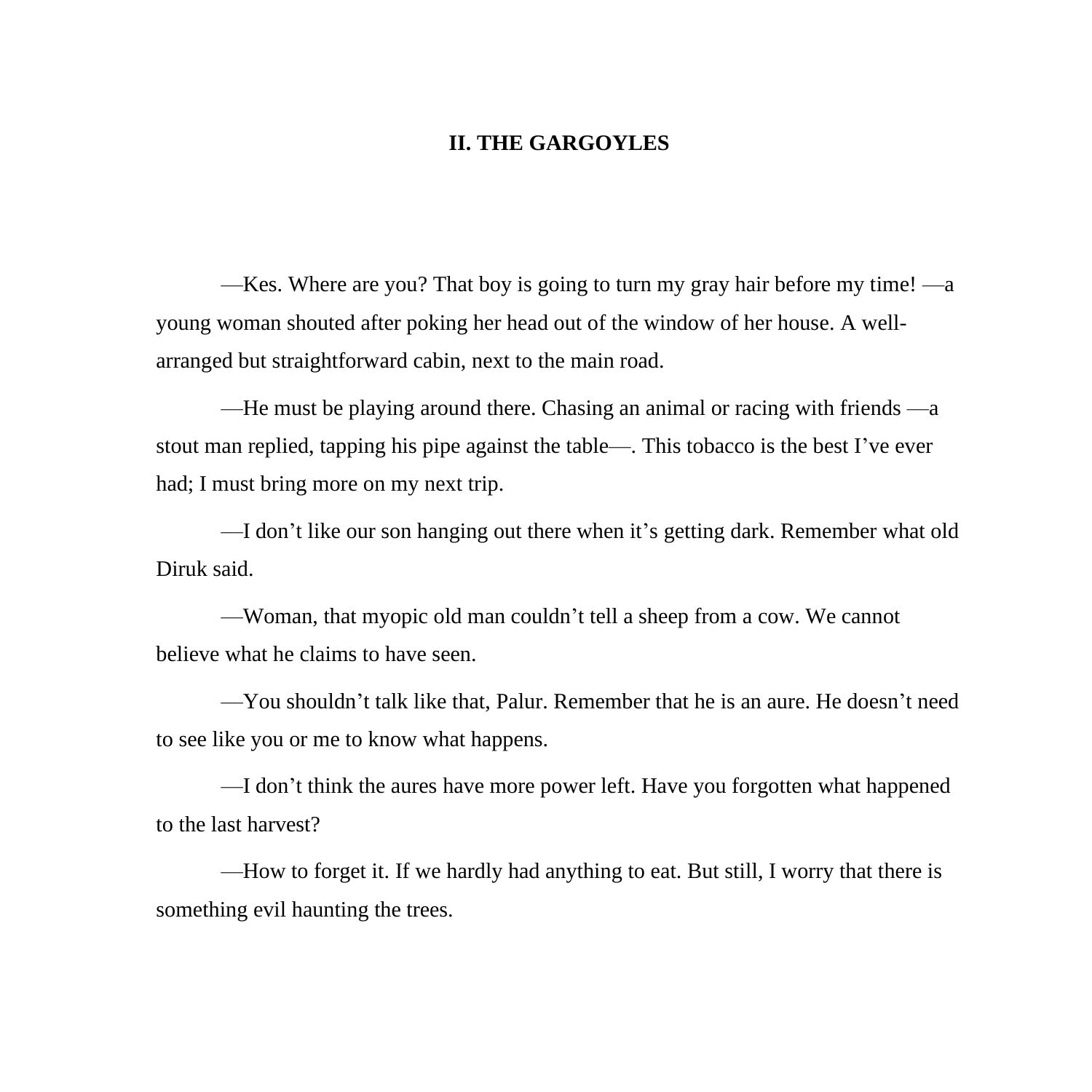## II. THE GARGOYLES

—Kes. Where are you? That boy is going to turn my gray hair before my time! —a young woman shouted after poking her head out of the window of her house. A well-arranged but straightforward cabin, next to the main road.

—He must be playing around there. Chasing an animal or racing with friends —a stout man replied, tapping his pipe against the table—. This tobacco is the best I've ever had; I must bring more on my next trip.

—I don't like our son hanging out there when it's getting dark. Remember what old Diruk said.

—Woman, that myopic old man couldn't tell a sheep from a cow. We cannot believe what he claims to have seen.

—You shouldn't talk like that, Palur. Remember that he is an aure. He doesn't need to see like you or me to know what happens.

—I don't think the aures have more power left. Have you forgotten what happened to the last harvest?

—How to forget it. If we hardly had anything to eat. But still, I worry that there is something evil haunting the trees.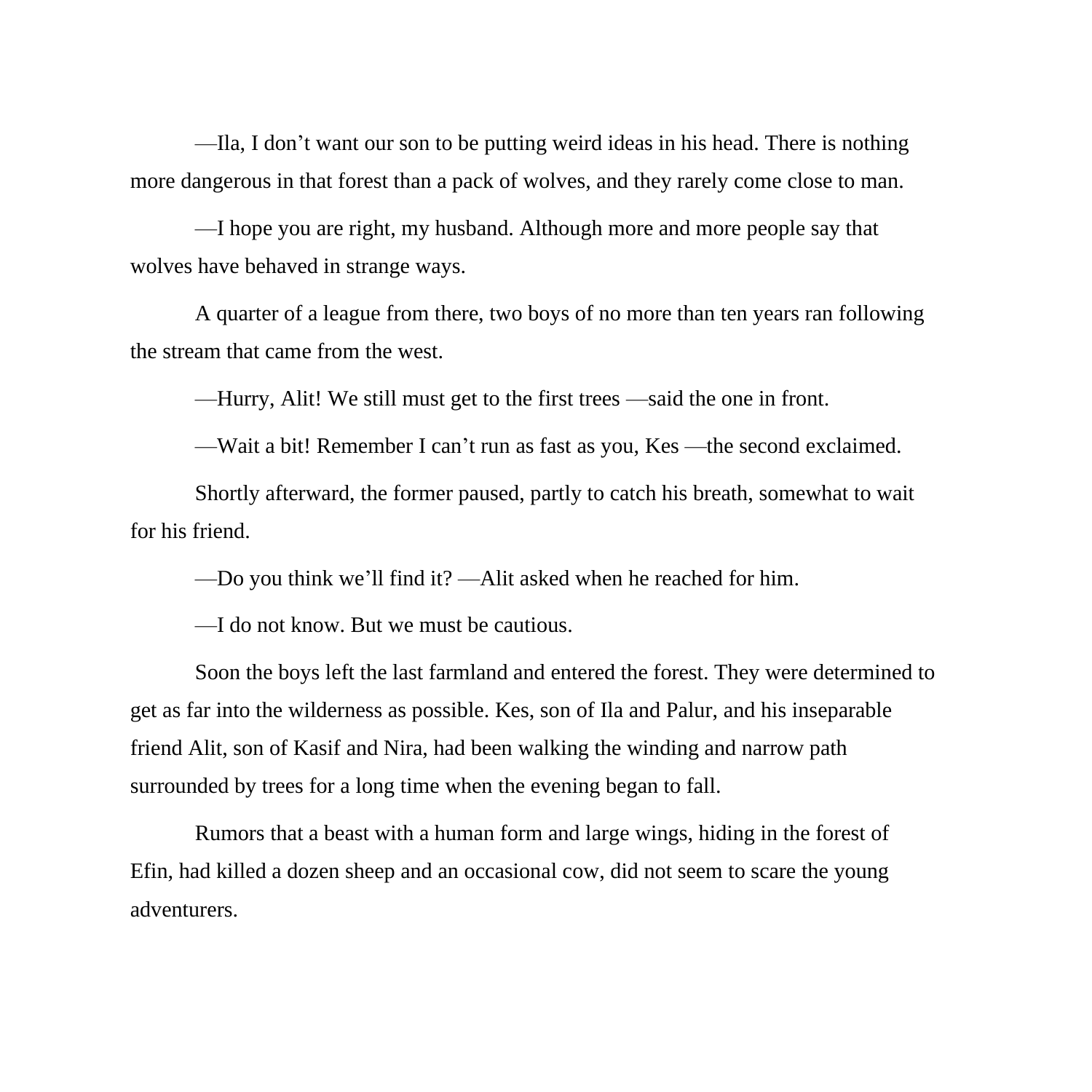—Ila, I don’t want our son to be putting weird ideas in his head. There is nothing more dangerous in that forest than a pack of wolves, and they rarely come close to man.

—I hope you are right, my husband. Although more and more people say that wolves have behaved in strange ways.

A quarter of a league from there, two boys of no more than ten years ran following the stream that came from the west.

—Hurry, Alit! We still must get to the first trees —said the one in front.

—Wait a bit! Remember I can’t run as fast as you, Kes —the second exclaimed.

Shortly afterward, the former paused, partly to catch his breath, somewhat to wait for his friend.

—Do you think we’ll find it? —Alit asked when he reached for him.

—I do not know. But we must be cautious.

Soon the boys left the last farmland and entered the forest. They were determined to get as far into the wilderness as possible. Kes, son of Ila and Palur, and his inseparable friend Alit, son of Kasif and Nira, had been walking the winding and narrow path surrounded by trees for a long time when the evening began to fall.

Rumors that a beast with a human form and large wings, hiding in the forest of Efin, had killed a dozen sheep and an occasional cow, did not seem to scare the young adventurers.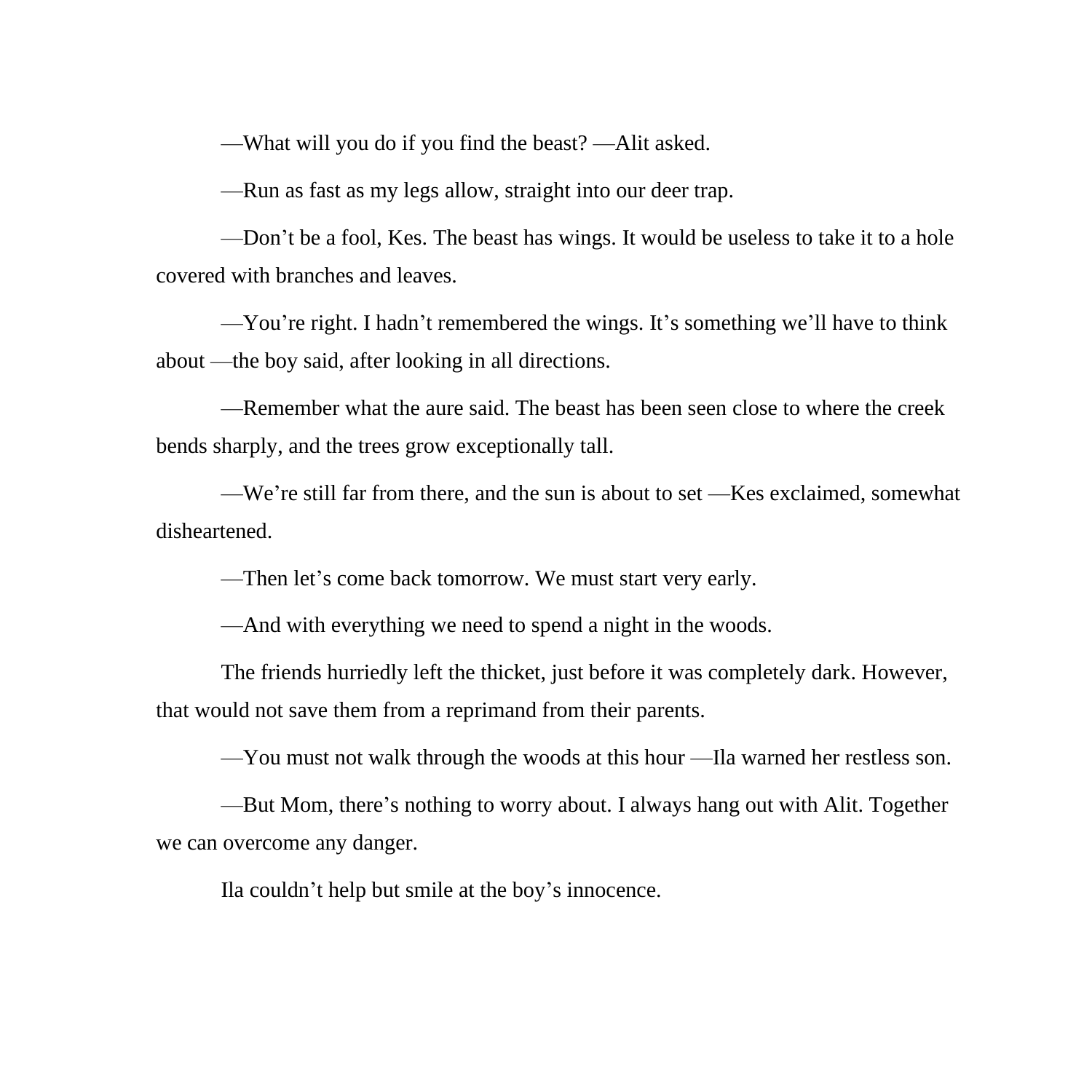—What will you do if you find the beast? —Alit asked.

—Run as fast as my legs allow, straight into our deer trap.

—Don't be a fool, Kes. The beast has wings. It would be useless to take it to a hole covered with branches and leaves.

—You're right. I hadn't remembered the wings. It's something we'll have to think about —the boy said, after looking in all directions.

—Remember what the aure said. The beast has been seen close to where the creek bends sharply, and the trees grow exceptionally tall.

—We're still far from there, and the sun is about to set —Kes exclaimed, somewhat disheartened.

—Then let's come back tomorrow. We must start very early.

—And with everything we need to spend a night in the woods.

The friends hurriedly left the thicket, just before it was completely dark. However, that would not save them from a reprimand from their parents.

—You must not walk through the woods at this hour —Ila warned her restless son.

—But Mom, there's nothing to worry about. I always hang out with Alit. Together we can overcome any danger.

Ila couldn't help but smile at the boy's innocence.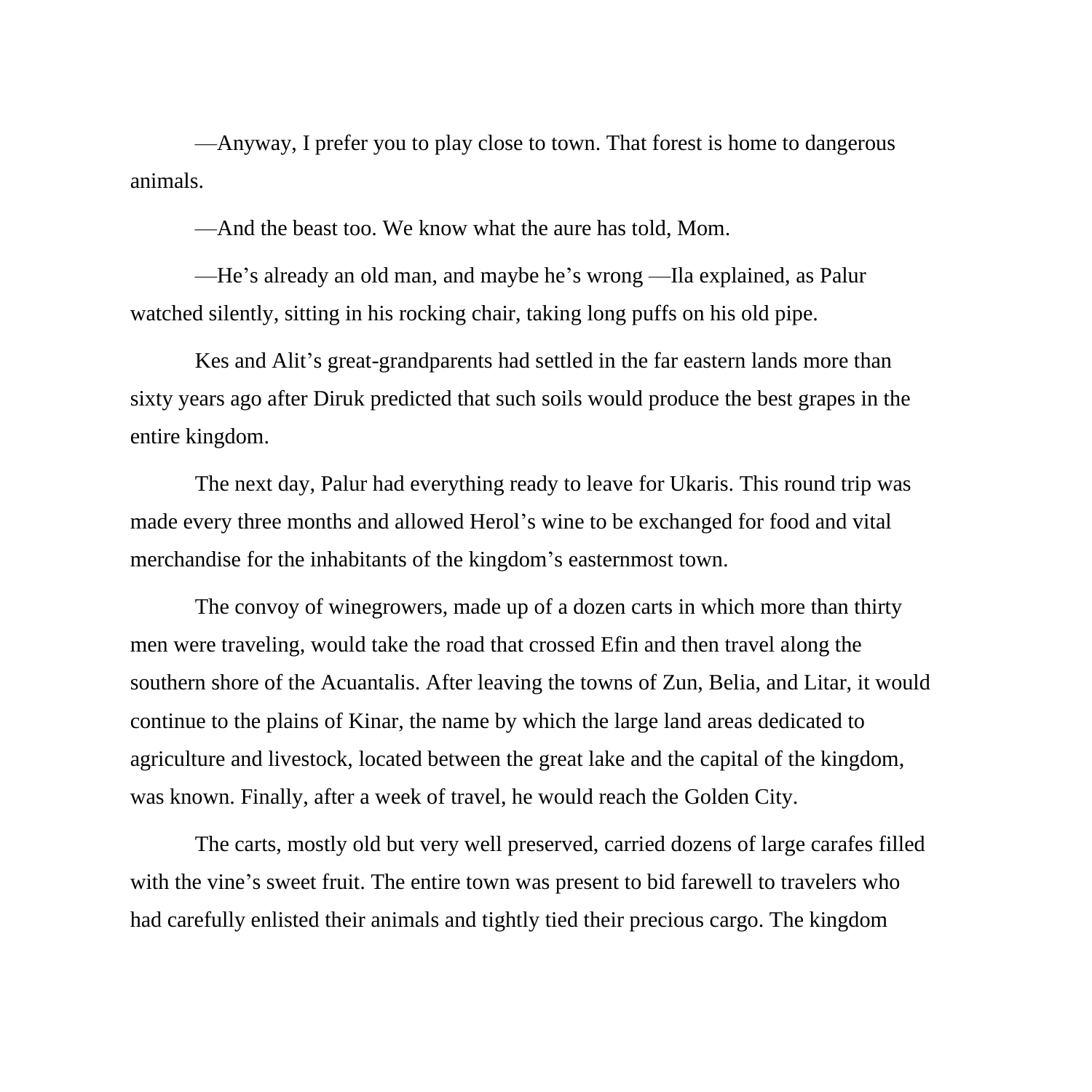—Anyway, I prefer you to play close to town. That forest is home to dangerous animals.

—And the beast too. We know what the aure has told, Mom.

—He's already an old man, and maybe he's wrong —Ila explained, as Palur watched silently, sitting in his rocking chair, taking long puffs on his old pipe.

Kes and Alit's great-grandparents had settled in the far eastern lands more than sixty years ago after Diruk predicted that such soils would produce the best grapes in the entire kingdom.

The next day, Palur had everything ready to leave for Ukaris. This round trip was made every three months and allowed Herol's wine to be exchanged for food and vital merchandise for the inhabitants of the kingdom's easternmost town.

The convoy of winegrowers, made up of a dozen carts in which more than thirty men were traveling, would take the road that crossed Efin and then travel along the southern shore of the Acuantalis. After leaving the towns of Zun, Belia, and Litar, it would continue to the plains of Kinar, the name by which the large land areas dedicated to agriculture and livestock, located between the great lake and the capital of the kingdom, was known. Finally, after a week of travel, he would reach the Golden City.

The carts, mostly old but very well preserved, carried dozens of large carafes filled with the vine's sweet fruit. The entire town was present to bid farewell to travelers who had carefully enlisted their animals and tightly tied their precious cargo. The kingdom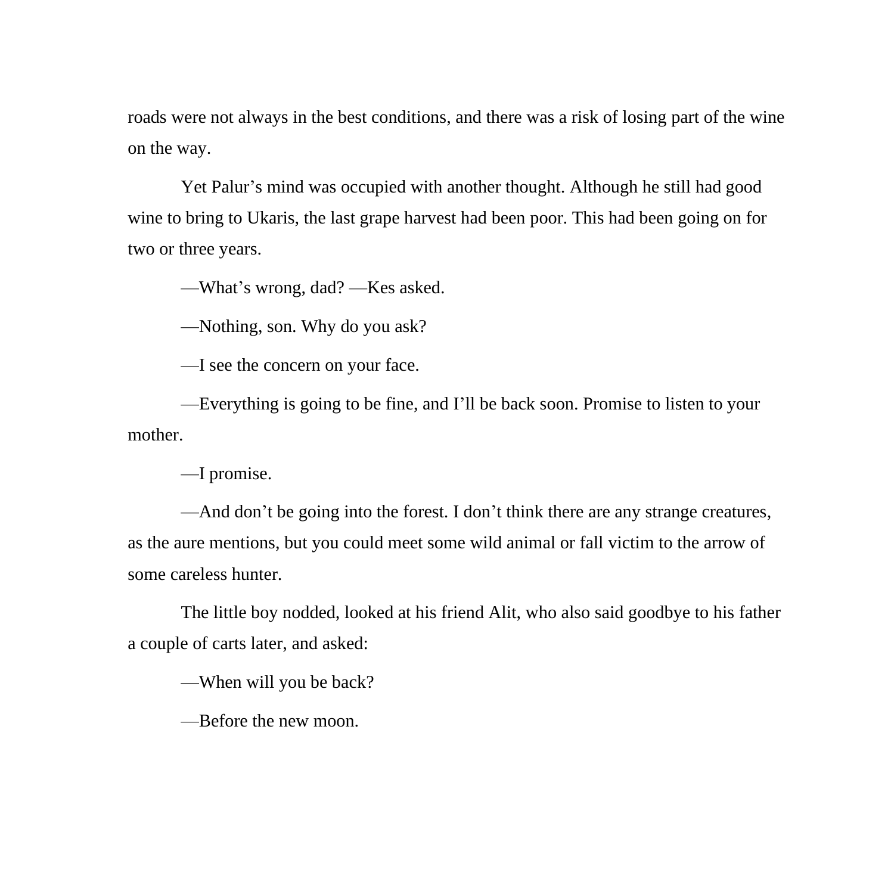roads were not always in the best conditions, and there was a risk of losing part of the wine on the way.

Yet Palur's mind was occupied with another thought. Although he still had good wine to bring to Ukaris, the last grape harvest had been poor. This had been going on for two or three years.

—What's wrong, dad? —Kes asked.

—Nothing, son. Why do you ask?

—I see the concern on your face.

—Everything is going to be fine, and I'll be back soon. Promise to listen to your mother.

—I promise.

—And don't be going into the forest. I don't think there are any strange creatures, as the aure mentions, but you could meet some wild animal or fall victim to the arrow of some careless hunter.

The little boy nodded, looked at his friend Alit, who also said goodbye to his father a couple of carts later, and asked:

—When will you be back?

—Before the new moon.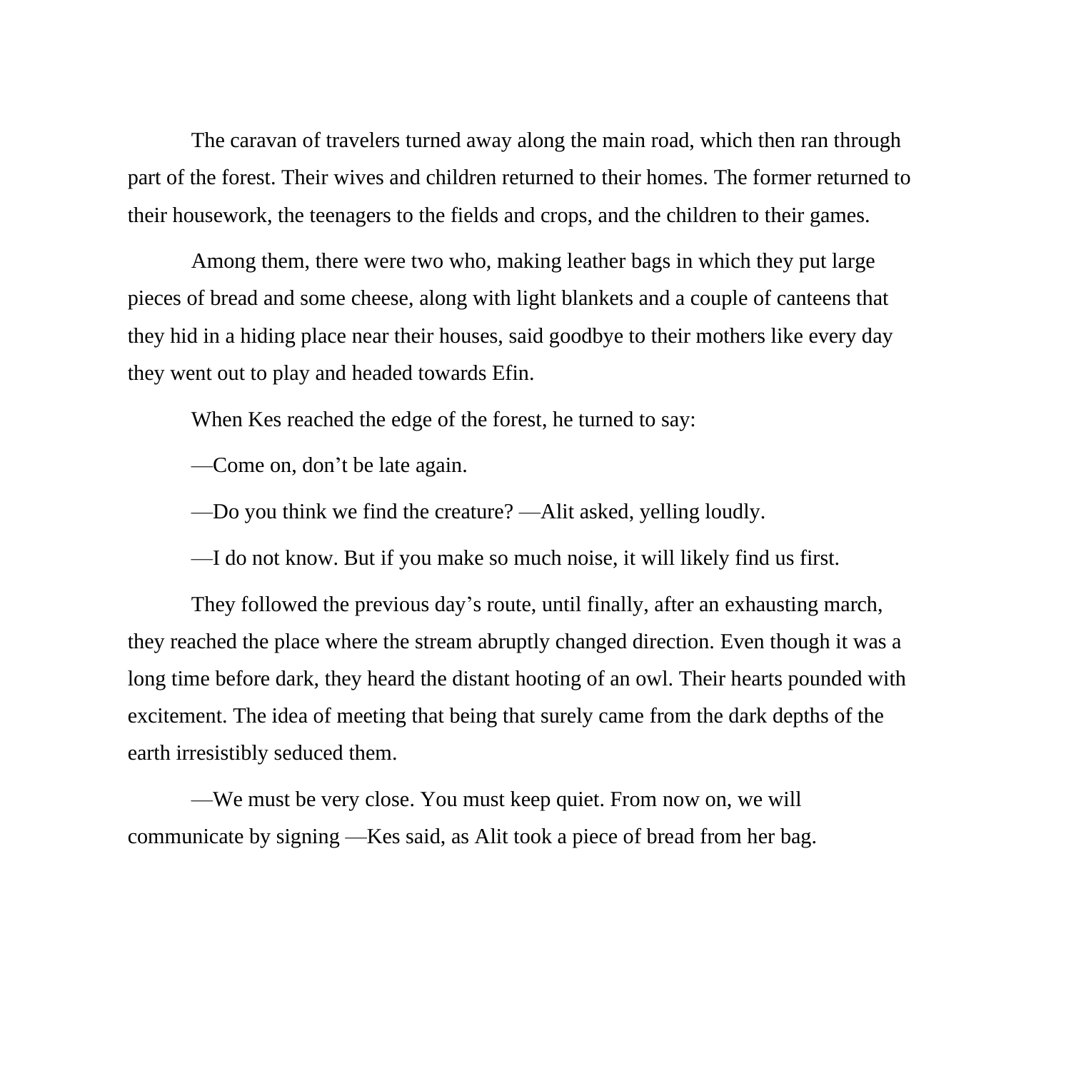The caravan of travelers turned away along the main road, which then ran through part of the forest. Their wives and children returned to their homes. The former returned to their housework, the teenagers to the fields and crops, and the children to their games.

Among them, there were two who, making leather bags in which they put large pieces of bread and some cheese, along with light blankets and a couple of canteens that they hid in a hiding place near their houses, said goodbye to their mothers like every day they went out to play and headed towards Efin.

When Kes reached the edge of the forest, he turned to say:

—Come on, don't be late again.

—Do you think we find the creature? —Alit asked, yelling loudly.

—I do not know. But if you make so much noise, it will likely find us first.

They followed the previous day's route, until finally, after an exhausting march, they reached the place where the stream abruptly changed direction. Even though it was a long time before dark, they heard the distant hooting of an owl. Their hearts pounded with excitement. The idea of meeting that being that surely came from the dark depths of the earth irresistibly seduced them.

—We must be very close. You must keep quiet. From now on, we will communicate by signing —Kes said, as Alit took a piece of bread from her bag.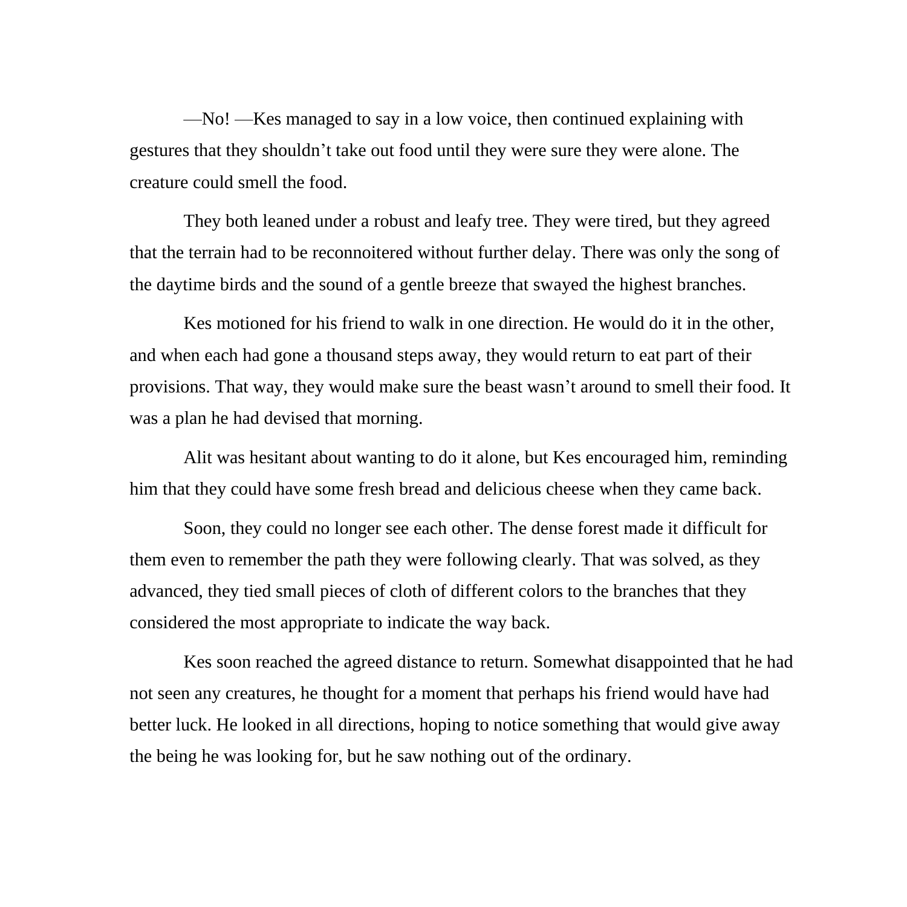—No! —Kes managed to say in a low voice, then continued explaining with gestures that they shouldn't take out food until they were sure they were alone. The creature could smell the food.

They both leaned under a robust and leafy tree. They were tired, but they agreed that the terrain had to be reconnoitered without further delay. There was only the song of the daytime birds and the sound of a gentle breeze that swayed the highest branches.

Kes motioned for his friend to walk in one direction. He would do it in the other, and when each had gone a thousand steps away, they would return to eat part of their provisions. That way, they would make sure the beast wasn't around to smell their food. It was a plan he had devised that morning.

Alit was hesitant about wanting to do it alone, but Kes encouraged him, reminding him that they could have some fresh bread and delicious cheese when they came back.

Soon, they could no longer see each other. The dense forest made it difficult for them even to remember the path they were following clearly. That was solved, as they advanced, they tied small pieces of cloth of different colors to the branches that they considered the most appropriate to indicate the way back.

Kes soon reached the agreed distance to return. Somewhat disappointed that he had not seen any creatures, he thought for a moment that perhaps his friend would have had better luck. He looked in all directions, hoping to notice something that would give away the being he was looking for, but he saw nothing out of the ordinary.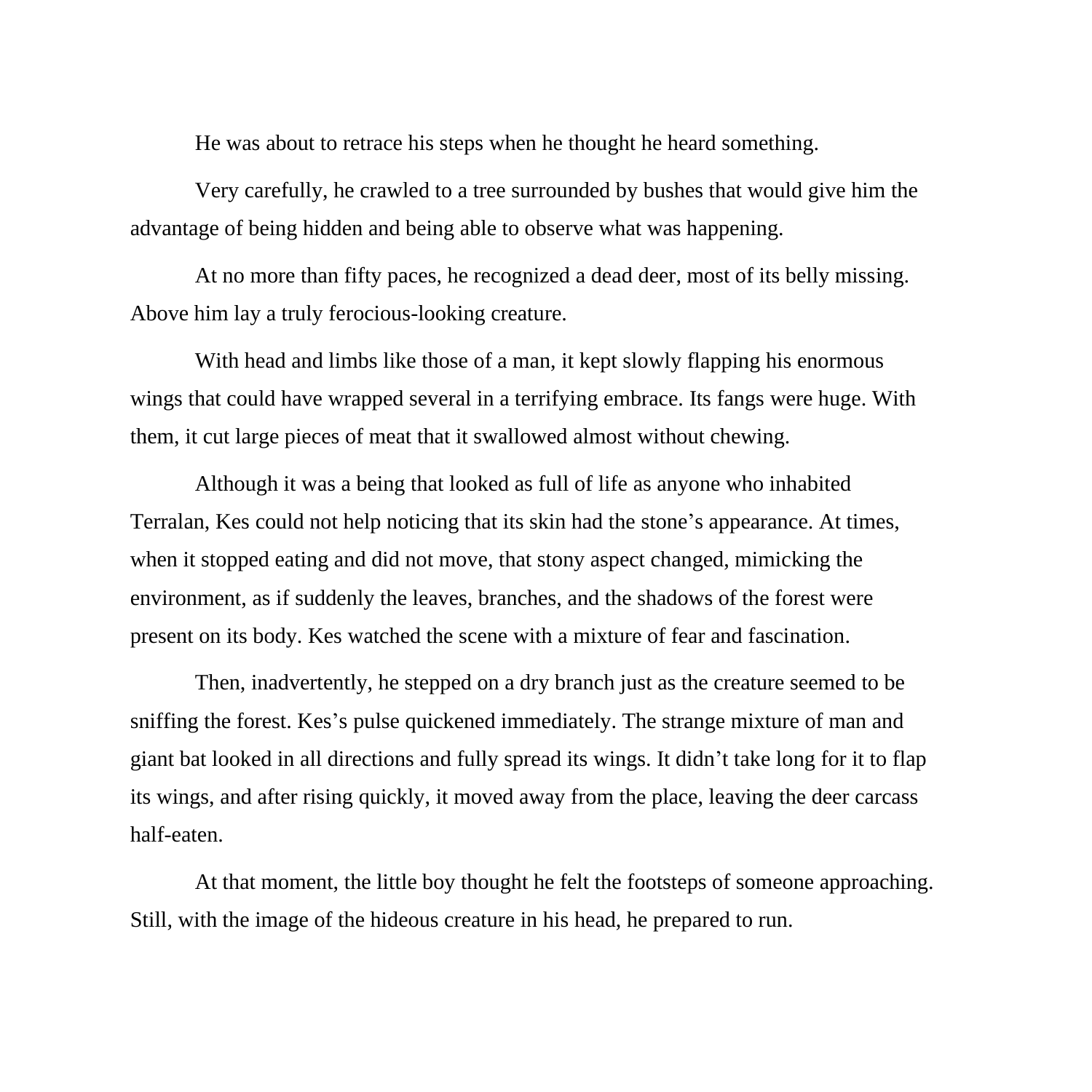He was about to retrace his steps when he thought he heard something.

Very carefully, he crawled to a tree surrounded by bushes that would give him the advantage of being hidden and being able to observe what was happening.

At no more than fifty paces, he recognized a dead deer, most of its belly missing. Above him lay a truly ferocious-looking creature.

With head and limbs like those of a man, it kept slowly flapping his enormous wings that could have wrapped several in a terrifying embrace. Its fangs were huge. With them, it cut large pieces of meat that it swallowed almost without chewing.

Although it was a being that looked as full of life as anyone who inhabited Terralan, Kes could not help noticing that its skin had the stone's appearance. At times, when it stopped eating and did not move, that stony aspect changed, mimicking the environment, as if suddenly the leaves, branches, and the shadows of the forest were present on its body. Kes watched the scene with a mixture of fear and fascination.

Then, inadvertently, he stepped on a dry branch just as the creature seemed to be sniffing the forest. Kes's pulse quickened immediately. The strange mixture of man and giant bat looked in all directions and fully spread its wings. It didn't take long for it to flap its wings, and after rising quickly, it moved away from the place, leaving the deer carcass half-eaten.

At that moment, the little boy thought he felt the footsteps of someone approaching. Still, with the image of the hideous creature in his head, he prepared to run.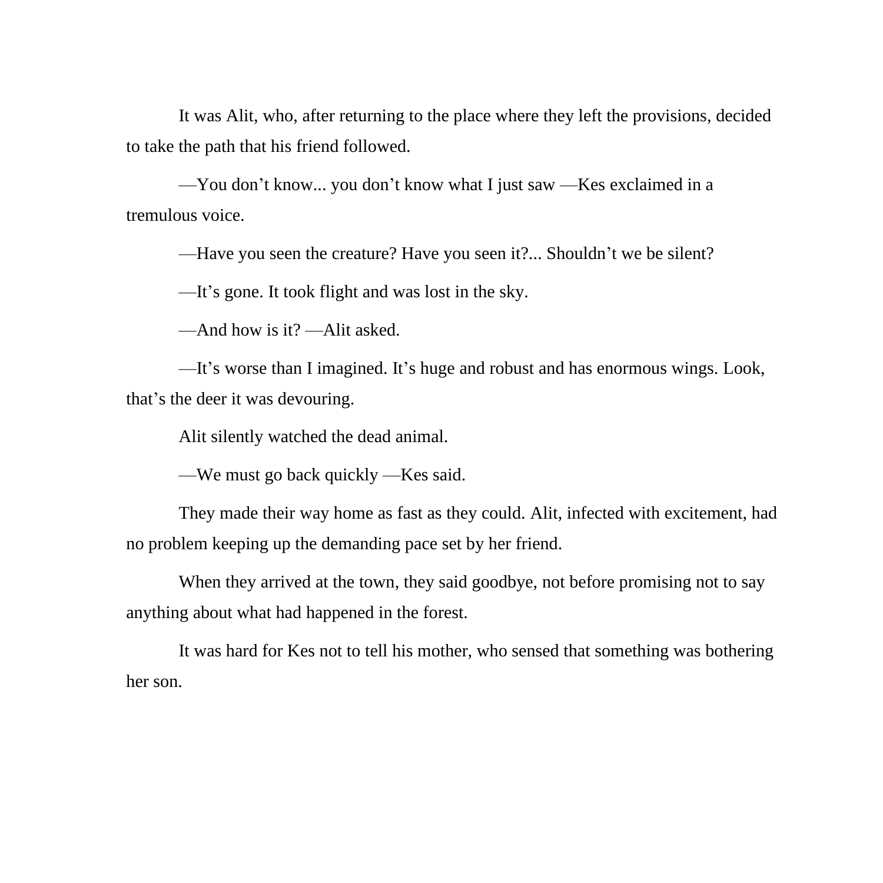It was Alit, who, after returning to the place where they left the provisions, decided to take the path that his friend followed.

—You don’t know... you don’t know what I just saw —Kes exclaimed in a tremulous voice.

—Have you seen the creature? Have you seen it?... Shouldn’t we be silent?

—It’s gone. It took flight and was lost in the sky.

—And how is it? —Alit asked.

—It’s worse than I imagined. It’s huge and robust and has enormous wings. Look, that’s the deer it was devouring.

Alit silently watched the dead animal.

—We must go back quickly —Kes said.

They made their way home as fast as they could. Alit, infected with excitement, had no problem keeping up the demanding pace set by her friend.

When they arrived at the town, they said goodbye, not before promising not to say anything about what had happened in the forest.

It was hard for Kes not to tell his mother, who sensed that something was bothering her son.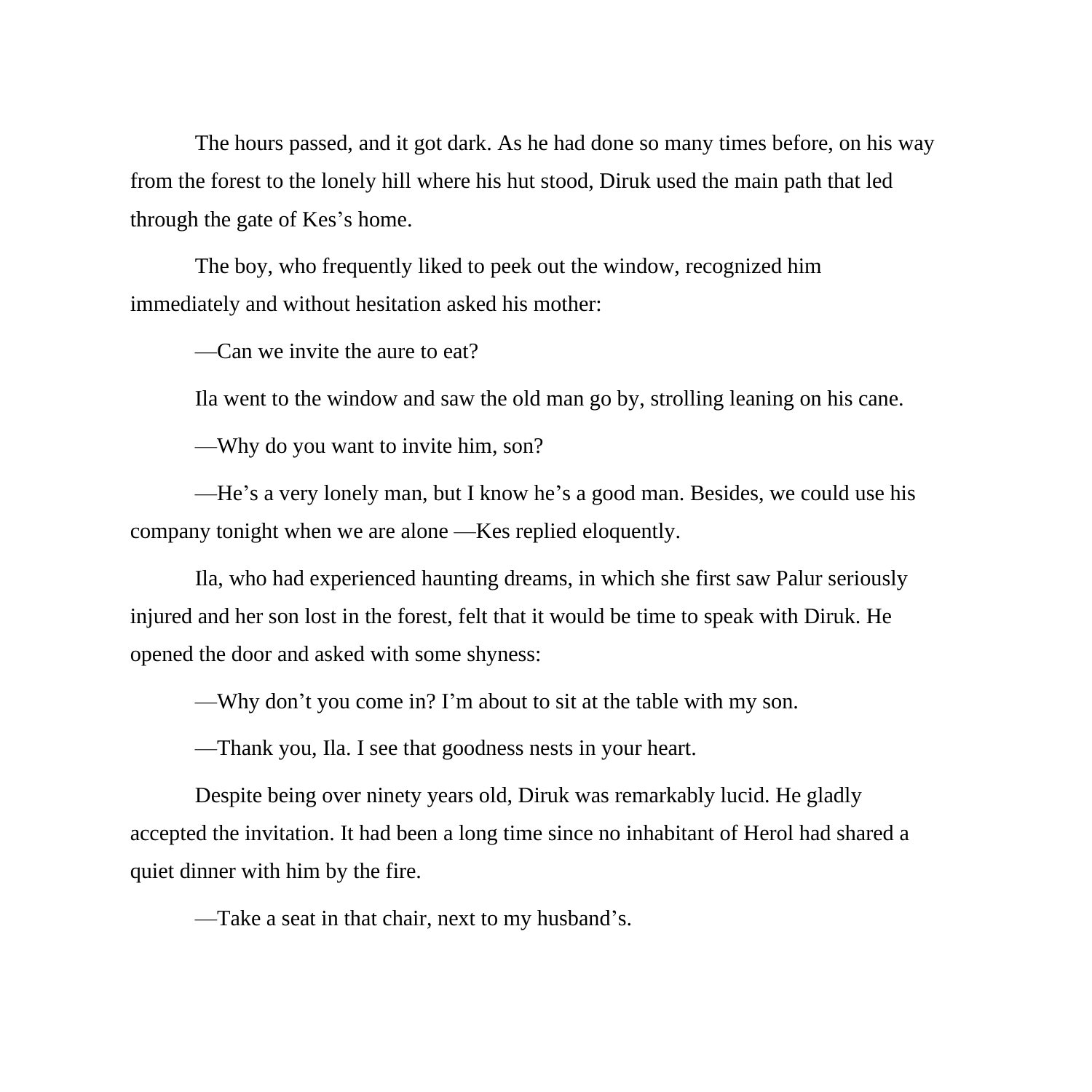The hours passed, and it got dark. As he had done so many times before, on his way from the forest to the lonely hill where his hut stood, Diruk used the main path that led through the gate of Kes's home.

The boy, who frequently liked to peek out the window, recognized him immediately and without hesitation asked his mother:

—Can we invite the aure to eat?

Ila went to the window and saw the old man go by, strolling leaning on his cane.

—Why do you want to invite him, son?

—He's a very lonely man, but I know he's a good man. Besides, we could use his company tonight when we are alone —Kes replied eloquently.

Ila, who had experienced haunting dreams, in which she first saw Palur seriously injured and her son lost in the forest, felt that it would be time to speak with Diruk. He opened the door and asked with some shyness:

—Why don't you come in? I'm about to sit at the table with my son.

—Thank you, Ila. I see that goodness nests in your heart.

Despite being over ninety years old, Diruk was remarkably lucid. He gladly accepted the invitation. It had been a long time since no inhabitant of Herol had shared a quiet dinner with him by the fire.

—Take a seat in that chair, next to my husband's.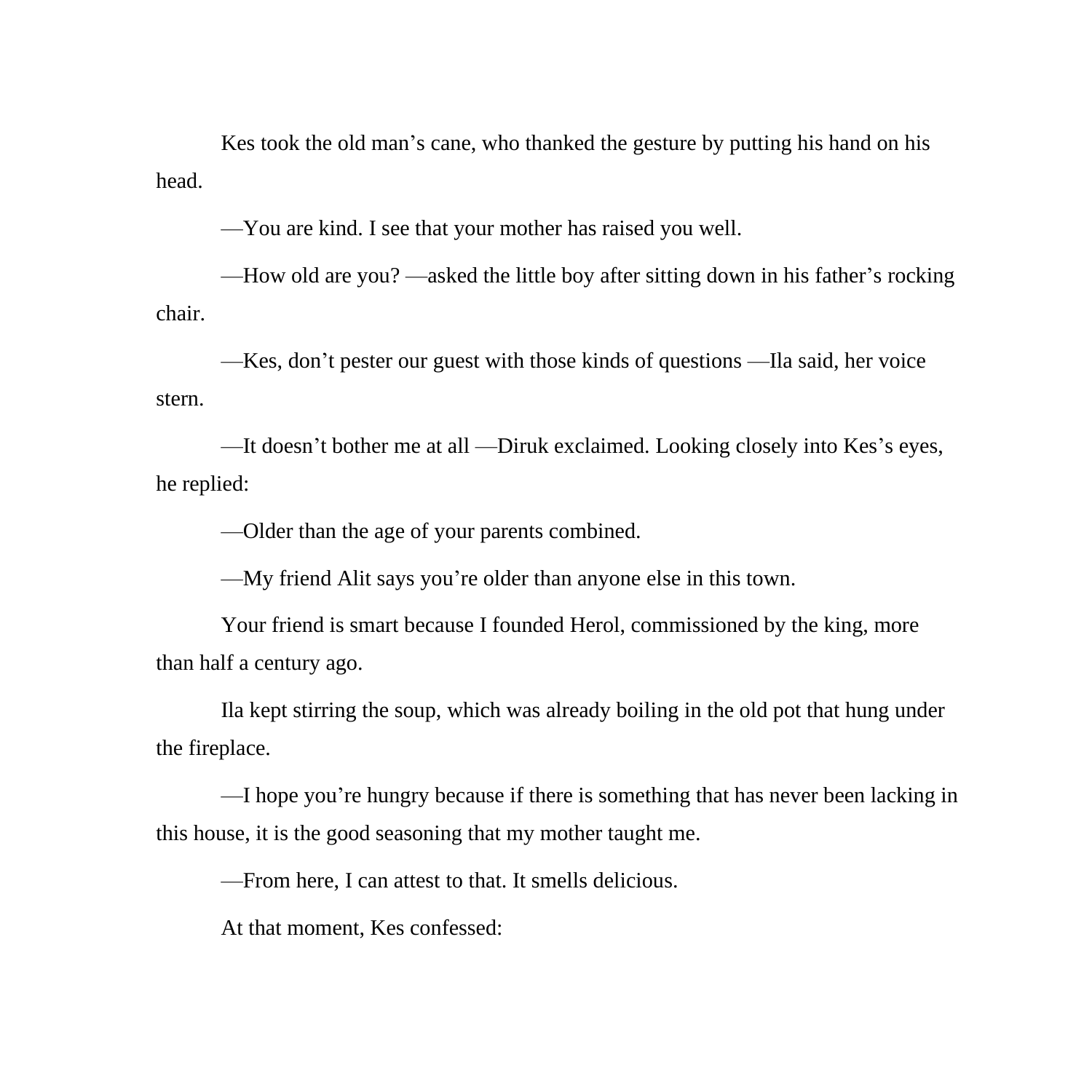Kes took the old man’s cane, who thanked the gesture by putting his hand on his head.

—You are kind. I see that your mother has raised you well.

—How old are you? —asked the little boy after sitting down in his father’s rocking chair.

—Kes, don’t pester our guest with those kinds of questions —Ila said, her voice stern.

—It doesn’t bother me at all —Diruk exclaimed. Looking closely into Kes’s eyes, he replied:

—Older than the age of your parents combined.

—My friend Alit says you’re older than anyone else in this town.

Your friend is smart because I founded Herol, commissioned by the king, more than half a century ago.

Ila kept stirring the soup, which was already boiling in the old pot that hung under the fireplace.

—I hope you’re hungry because if there is something that has never been lacking in this house, it is the good seasoning that my mother taught me.

—From here, I can attest to that. It smells delicious.

At that moment, Kes confessed: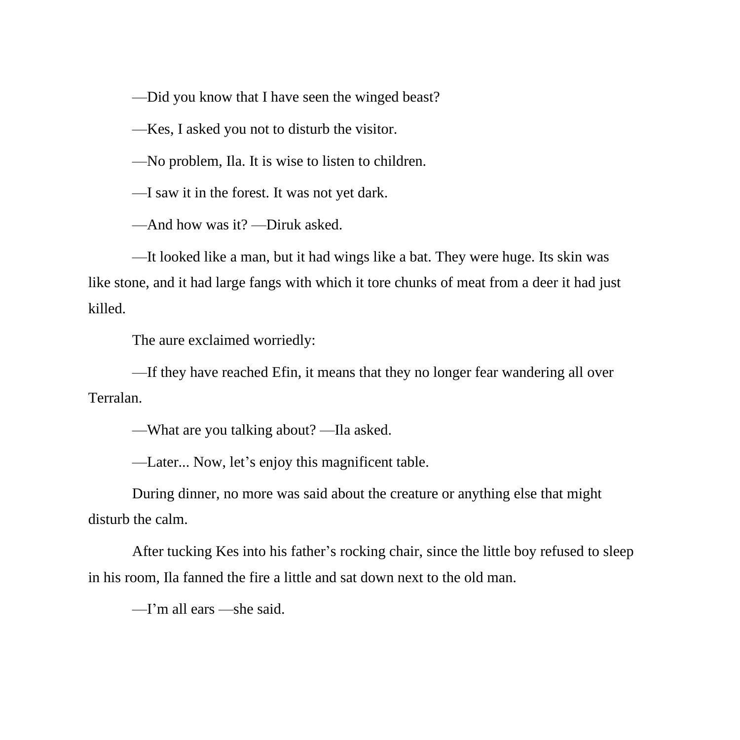—Did you know that I have seen the winged beast?

—Kes, I asked you not to disturb the visitor.

—No problem, Ila. It is wise to listen to children.

—I saw it in the forest. It was not yet dark.

—And how was it? —Diruk asked.

—It looked like a man, but it had wings like a bat. They were huge. Its skin was like stone, and it had large fangs with which it tore chunks of meat from a deer it had just killed.

The aure exclaimed worriedly:

—If they have reached Efin, it means that they no longer fear wandering all over Terralan.

—What are you talking about? —Ila asked.

—Later... Now, let's enjoy this magnificent table.

During dinner, no more was said about the creature or anything else that might disturb the calm.

After tucking Kes into his father's rocking chair, since the little boy refused to sleep in his room, Ila fanned the fire a little and sat down next to the old man.

—I'm all ears —she said.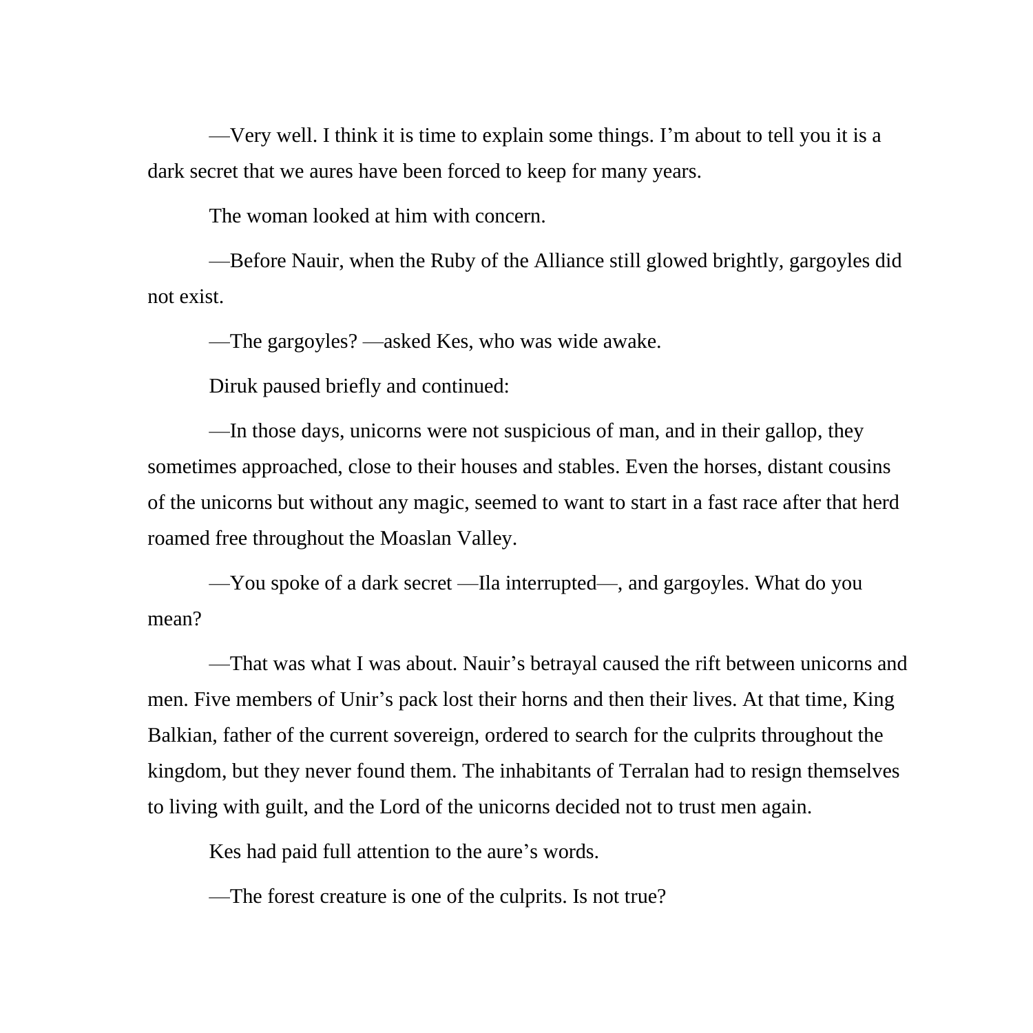—Very well. I think it is time to explain some things. I’m about to tell you it is a dark secret that we aures have been forced to keep for many years.

The woman looked at him with concern.

—Before Nauir, when the Ruby of the Alliance still glowed brightly, gargoyles did not exist.

—The gargoyles? —asked Kes, who was wide awake.

Diruk paused briefly and continued:

—In those days, unicorns were not suspicious of man, and in their gallop, they sometimes approached, close to their houses and stables. Even the horses, distant cousins of the unicorns but without any magic, seemed to want to start in a fast race after that herd roamed free throughout the Moaslan Valley.

—You spoke of a dark secret —Ila interrupted—, and gargoyles. What do you mean?

—That was what I was about. Nauir’s betrayal caused the rift between unicorns and men. Five members of Unir’s pack lost their horns and then their lives. At that time, King Balkian, father of the current sovereign, ordered to search for the culprits throughout the kingdom, but they never found them. The inhabitants of Terralan had to resign themselves to living with guilt, and the Lord of the unicorns decided not to trust men again.

Kes had paid full attention to the aure’s words.

—The forest creature is one of the culprits. Is not true?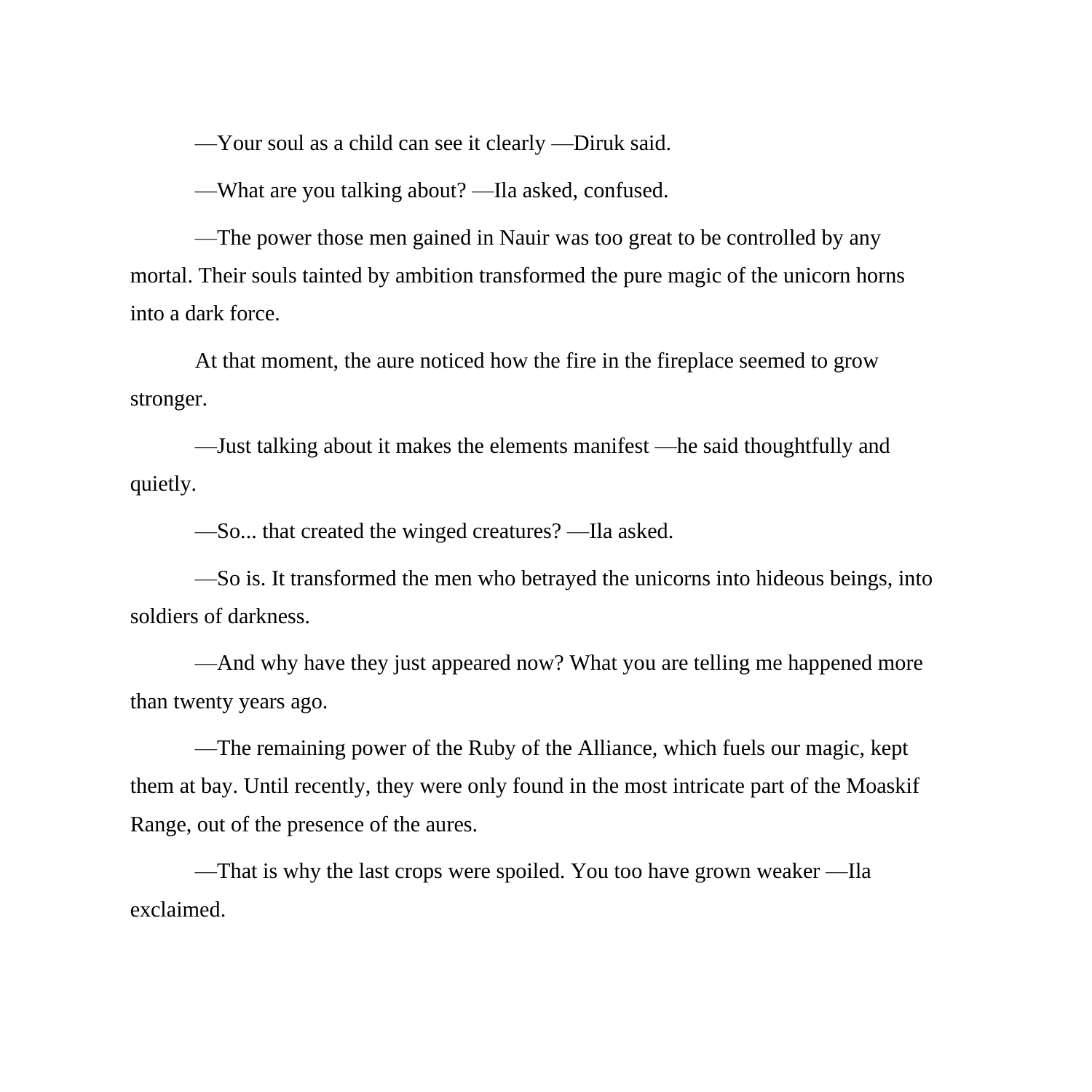—Your soul as a child can see it clearly —Diruk said.

—What are you talking about? —Ila asked, confused.

—The power those men gained in Nauir was too great to be controlled by any mortal. Their souls tainted by ambition transformed the pure magic of the unicorn horns into a dark force.

At that moment, the aure noticed how the fire in the fireplace seemed to grow stronger.

—Just talking about it makes the elements manifest —he said thoughtfully and quietly.

—So... that created the winged creatures? —Ila asked.

—So is. It transformed the men who betrayed the unicorns into hideous beings, into soldiers of darkness.

—And why have they just appeared now? What you are telling me happened more than twenty years ago.

—The remaining power of the Ruby of the Alliance, which fuels our magic, kept them at bay. Until recently, they were only found in the most intricate part of the Moaskif Range, out of the presence of the aures.

—That is why the last crops were spoiled. You too have grown weaker —Ila exclaimed.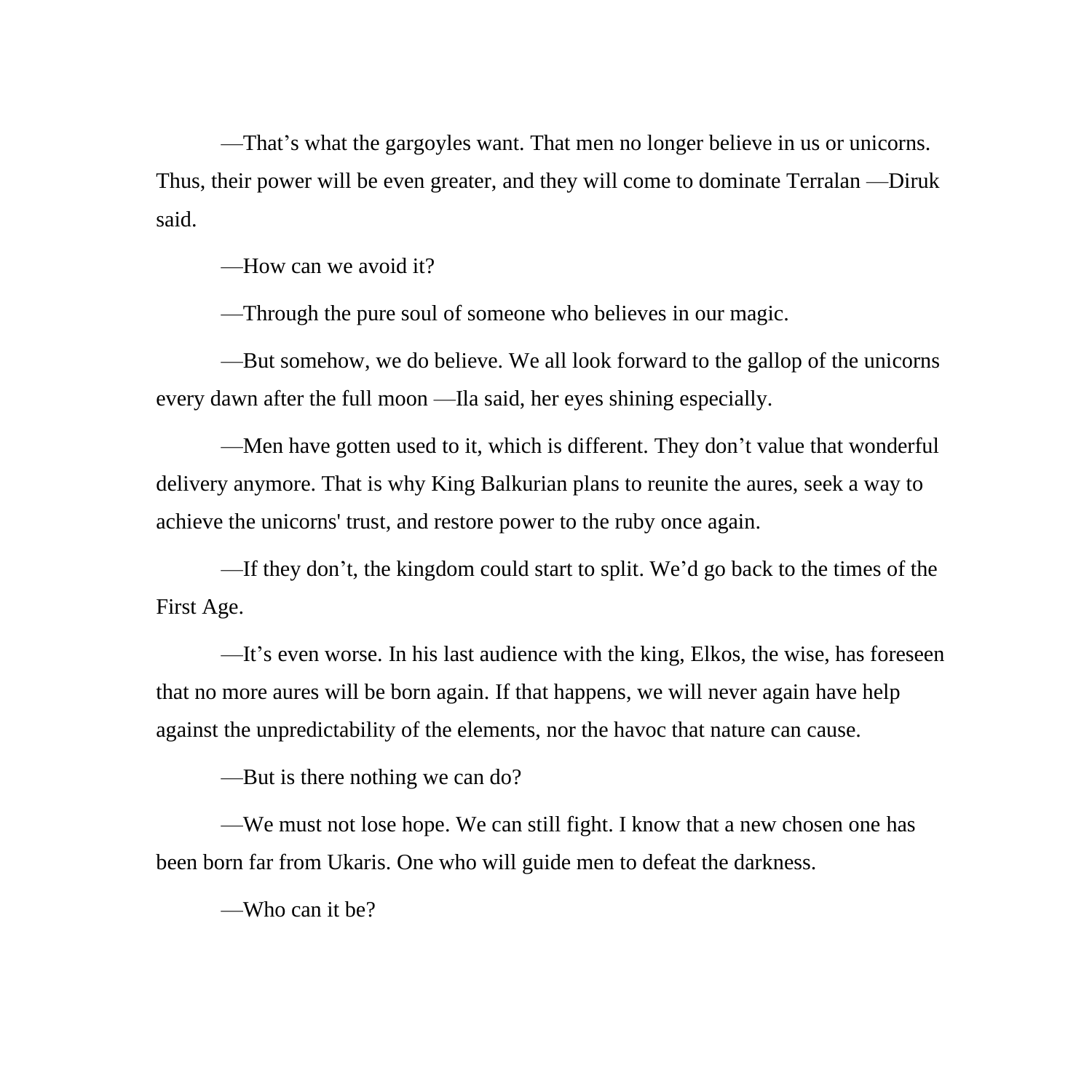—That’s what the gargoyles want. That men no longer believe in us or unicorns. Thus, their power will be even greater, and they will come to dominate Terralan —Diruk said.

—How can we avoid it?

—Through the pure soul of someone who believes in our magic.

—But somehow, we do believe. We all look forward to the gallop of the unicorns every dawn after the full moon —Ila said, her eyes shining especially.

—Men have gotten used to it, which is different. They don’t value that wonderful delivery anymore. That is why King Balkurian plans to reunite the aures, seek a way to achieve the unicorns' trust, and restore power to the ruby once again.

—If they don’t, the kingdom could start to split. We’d go back to the times of the First Age.

—It’s even worse. In his last audience with the king, Elkos, the wise, has foreseen that no more aures will be born again. If that happens, we will never again have help against the unpredictability of the elements, nor the havoc that nature can cause.

—But is there nothing we can do?

—We must not lose hope. We can still fight. I know that a new chosen one has been born far from Ukaris. One who will guide men to defeat the darkness.

—Who can it be?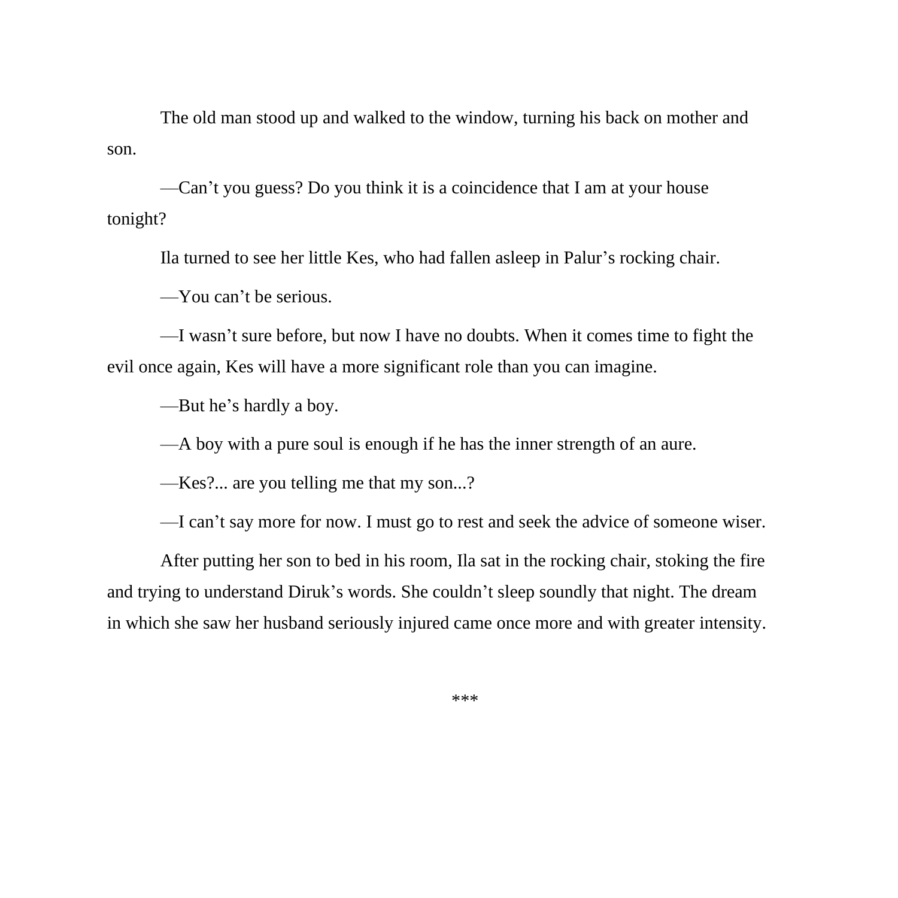The old man stood up and walked to the window, turning his back on mother and son.

—Can’t you guess? Do you think it is a coincidence that I am at your house tonight?

Ila turned to see her little Kes, who had fallen asleep in Palur’s rocking chair.

—You can’t be serious.

—I wasn’t sure before, but now I have no doubts. When it comes time to fight the evil once again, Kes will have a more significant role than you can imagine.

—But he’s hardly a boy.

—A boy with a pure soul is enough if he has the inner strength of an aure.

—Kes?... are you telling me that my son...?

—I can’t say more for now. I must go to rest and seek the advice of someone wiser.

After putting her son to bed in his room, Ila sat in the rocking chair, stoking the fire and trying to understand Diruk’s words. She couldn’t sleep soundly that night. The dream in which she saw her husband seriously injured came once more and with greater intensity.

***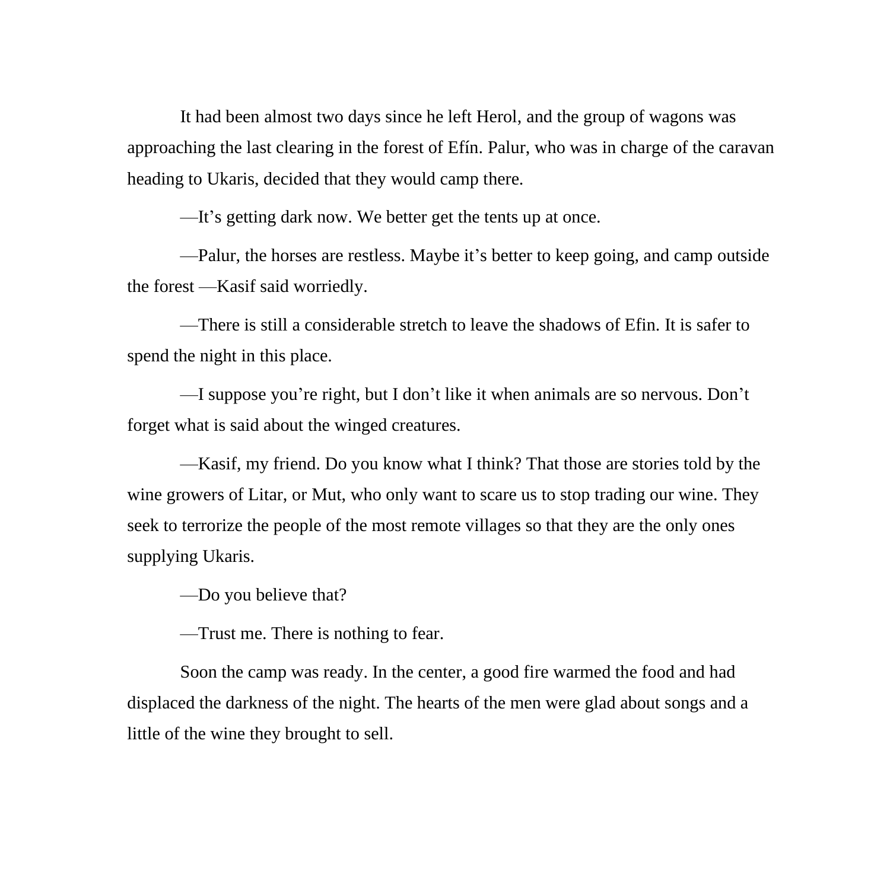It had been almost two days since he left Herol, and the group of wagons was approaching the last clearing in the forest of Efín. Palur, who was in charge of the caravan heading to Ukaris, decided that they would camp there.

—It's getting dark now. We better get the tents up at once.

—Palur, the horses are restless. Maybe it's better to keep going, and camp outside the forest —Kasif said worriedly.

—There is still a considerable stretch to leave the shadows of Efin. It is safer to spend the night in this place.

—I suppose you're right, but I don't like it when animals are so nervous. Don't forget what is said about the winged creatures.

—Kasif, my friend. Do you know what I think? That those are stories told by the wine growers of Litar, or Mut, who only want to scare us to stop trading our wine. They seek to terrorize the people of the most remote villages so that they are the only ones supplying Ukaris.

—Do you believe that?

—Trust me. There is nothing to fear.

Soon the camp was ready. In the center, a good fire warmed the food and had displaced the darkness of the night. The hearts of the men were glad about songs and a little of the wine they brought to sell.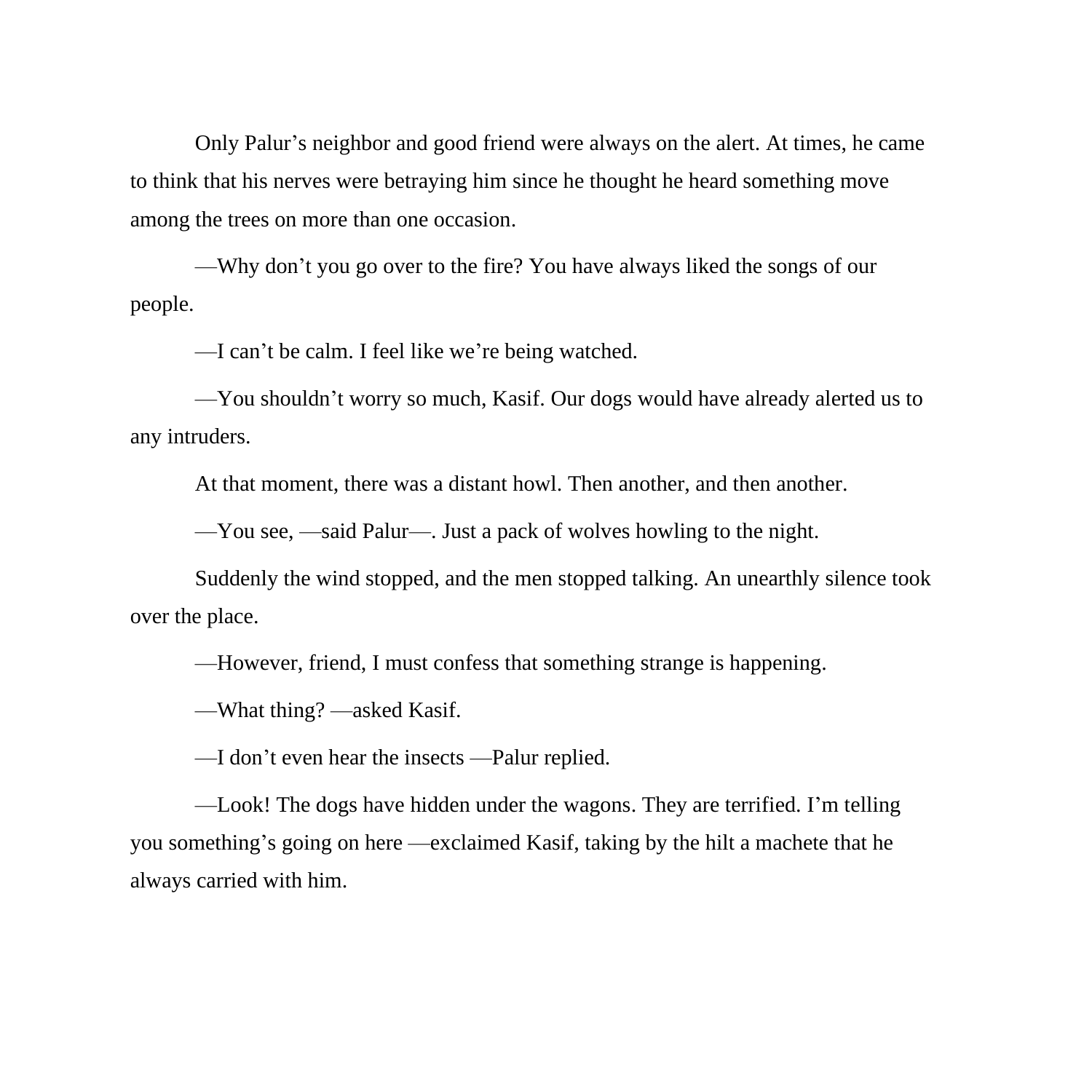Only Palur's neighbor and good friend were always on the alert. At times, he came to think that his nerves were betraying him since he thought he heard something move among the trees on more than one occasion.

—Why don't you go over to the fire? You have always liked the songs of our people.

—I can't be calm. I feel like we're being watched.

—You shouldn't worry so much, Kasif. Our dogs would have already alerted us to any intruders.

At that moment, there was a distant howl. Then another, and then another.

—You see, —said Palur—. Just a pack of wolves howling to the night.

Suddenly the wind stopped, and the men stopped talking. An unearthly silence took over the place.

—However, friend, I must confess that something strange is happening.

—What thing? —asked Kasif.

—I don't even hear the insects —Palur replied.

—Look! The dogs have hidden under the wagons. They are terrified. I'm telling you something's going on here —exclaimed Kasif, taking by the hilt a machete that he always carried with him.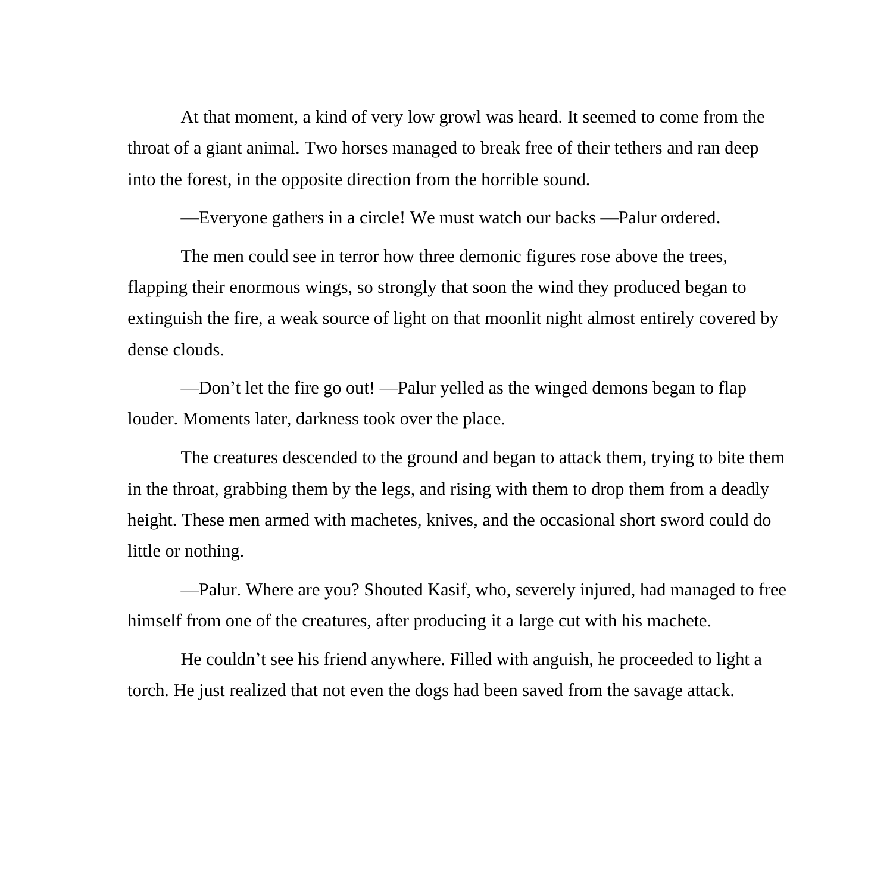At that moment, a kind of very low growl was heard. It seemed to come from the throat of a giant animal. Two horses managed to break free of their tethers and ran deep into the forest, in the opposite direction from the horrible sound.

—Everyone gathers in a circle! We must watch our backs —Palur ordered.

The men could see in terror how three demonic figures rose above the trees, flapping their enormous wings, so strongly that soon the wind they produced began to extinguish the fire, a weak source of light on that moonlit night almost entirely covered by dense clouds.

—Don't let the fire go out! —Palur yelled as the winged demons began to flap louder. Moments later, darkness took over the place.

The creatures descended to the ground and began to attack them, trying to bite them in the throat, grabbing them by the legs, and rising with them to drop them from a deadly height. These men armed with machetes, knives, and the occasional short sword could do little or nothing.

—Palur. Where are you? Shouted Kasif, who, severely injured, had managed to free himself from one of the creatures, after producing it a large cut with his machete.

He couldn't see his friend anywhere. Filled with anguish, he proceeded to light a torch. He just realized that not even the dogs had been saved from the savage attack.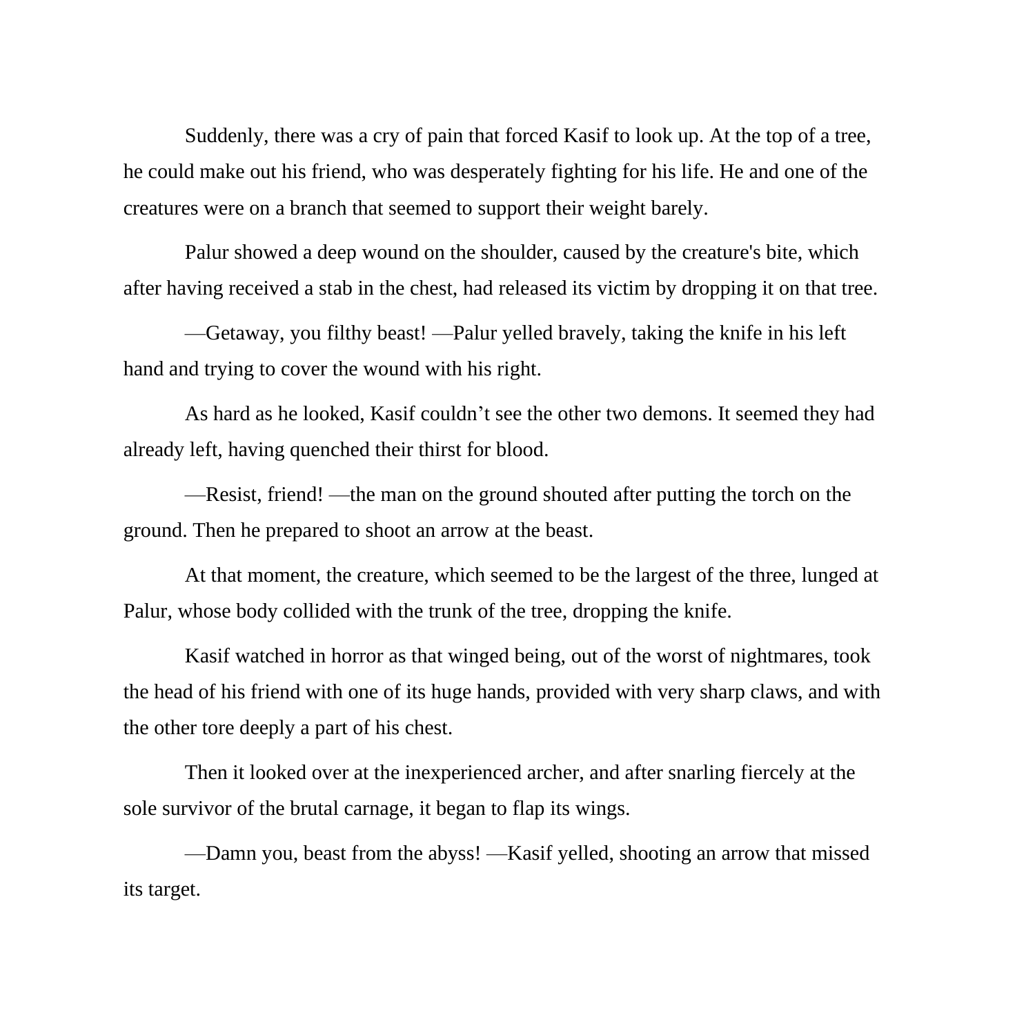Suddenly, there was a cry of pain that forced Kasif to look up. At the top of a tree, he could make out his friend, who was desperately fighting for his life. He and one of the creatures were on a branch that seemed to support their weight barely.

Palur showed a deep wound on the shoulder, caused by the creature's bite, which after having received a stab in the chest, had released its victim by dropping it on that tree.

—Getaway, you filthy beast! —Palur yelled bravely, taking the knife in his left hand and trying to cover the wound with his right.

As hard as he looked, Kasif couldn't see the other two demons. It seemed they had already left, having quenched their thirst for blood.

—Resist, friend! —the man on the ground shouted after putting the torch on the ground. Then he prepared to shoot an arrow at the beast.

At that moment, the creature, which seemed to be the largest of the three, lunged at Palur, whose body collided with the trunk of the tree, dropping the knife.

Kasif watched in horror as that winged being, out of the worst of nightmares, took the head of his friend with one of its huge hands, provided with very sharp claws, and with the other tore deeply a part of his chest.

Then it looked over at the inexperienced archer, and after snarling fiercely at the sole survivor of the brutal carnage, it began to flap its wings.

—Damn you, beast from the abyss! —Kasif yelled, shooting an arrow that missed its target.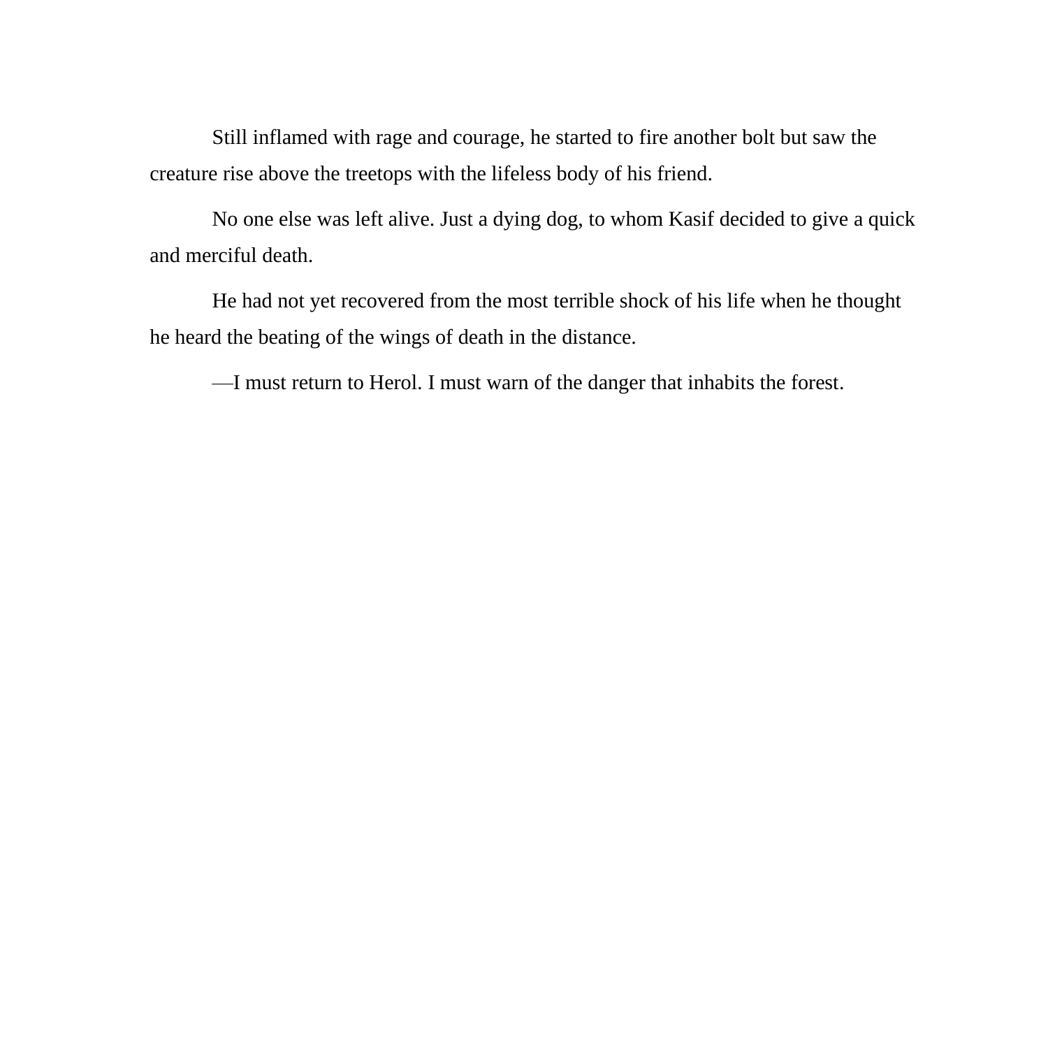Still inflamed with rage and courage, he started to fire another bolt but saw the creature rise above the treetops with the lifeless body of his friend.

No one else was left alive. Just a dying dog, to whom Kasif decided to give a quick and merciful death.

He had not yet recovered from the most terrible shock of his life when he thought he heard the beating of the wings of death in the distance.

—I must return to Herol. I must warn of the danger that inhabits the forest.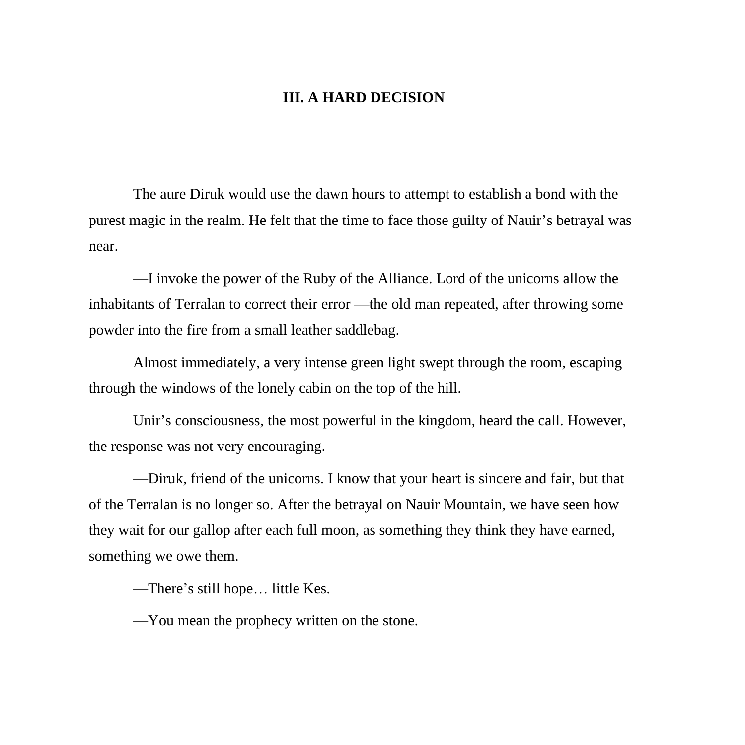## III. A HARD DECISION

The aure Diruk would use the dawn hours to attempt to establish a bond with the purest magic in the realm. He felt that the time to face those guilty of Nauir's betrayal was near.

—I invoke the power of the Ruby of the Alliance. Lord of the unicorns allow the inhabitants of Terralan to correct their error —the old man repeated, after throwing some powder into the fire from a small leather saddlebag.

Almost immediately, a very intense green light swept through the room, escaping through the windows of the lonely cabin on the top of the hill.

Unir's consciousness, the most powerful in the kingdom, heard the call. However, the response was not very encouraging.

—Diruk, friend of the unicorns. I know that your heart is sincere and fair, but that of the Terralan is no longer so. After the betrayal on Nauir Mountain, we have seen how they wait for our gallop after each full moon, as something they think they have earned, something we owe them.

—There's still hope… little Kes.

—You mean the prophecy written on the stone.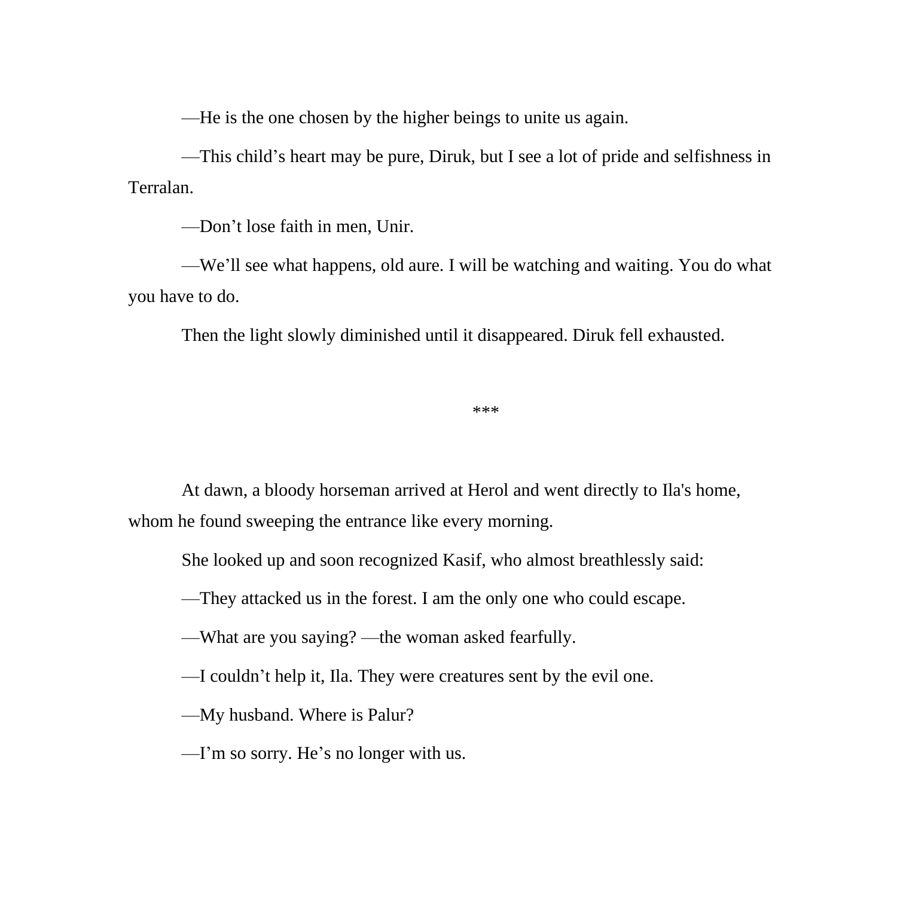—He is the one chosen by the higher beings to unite us again.

—This child's heart may be pure, Diruk, but I see a lot of pride and selfishness in Terralan.

—Don't lose faith in men, Unir.

—We'll see what happens, old aure. I will be watching and waiting. You do what you have to do.

Then the light slowly diminished until it disappeared. Diruk fell exhausted.

***

At dawn, a bloody horseman arrived at Herol and went directly to Ila's home, whom he found sweeping the entrance like every morning.

She looked up and soon recognized Kasif, who almost breathlessly said:

—They attacked us in the forest. I am the only one who could escape.

—What are you saying? —the woman asked fearfully.

—I couldn't help it, Ila. They were creatures sent by the evil one.

—My husband. Where is Palur?

—I'm so sorry. He's no longer with us.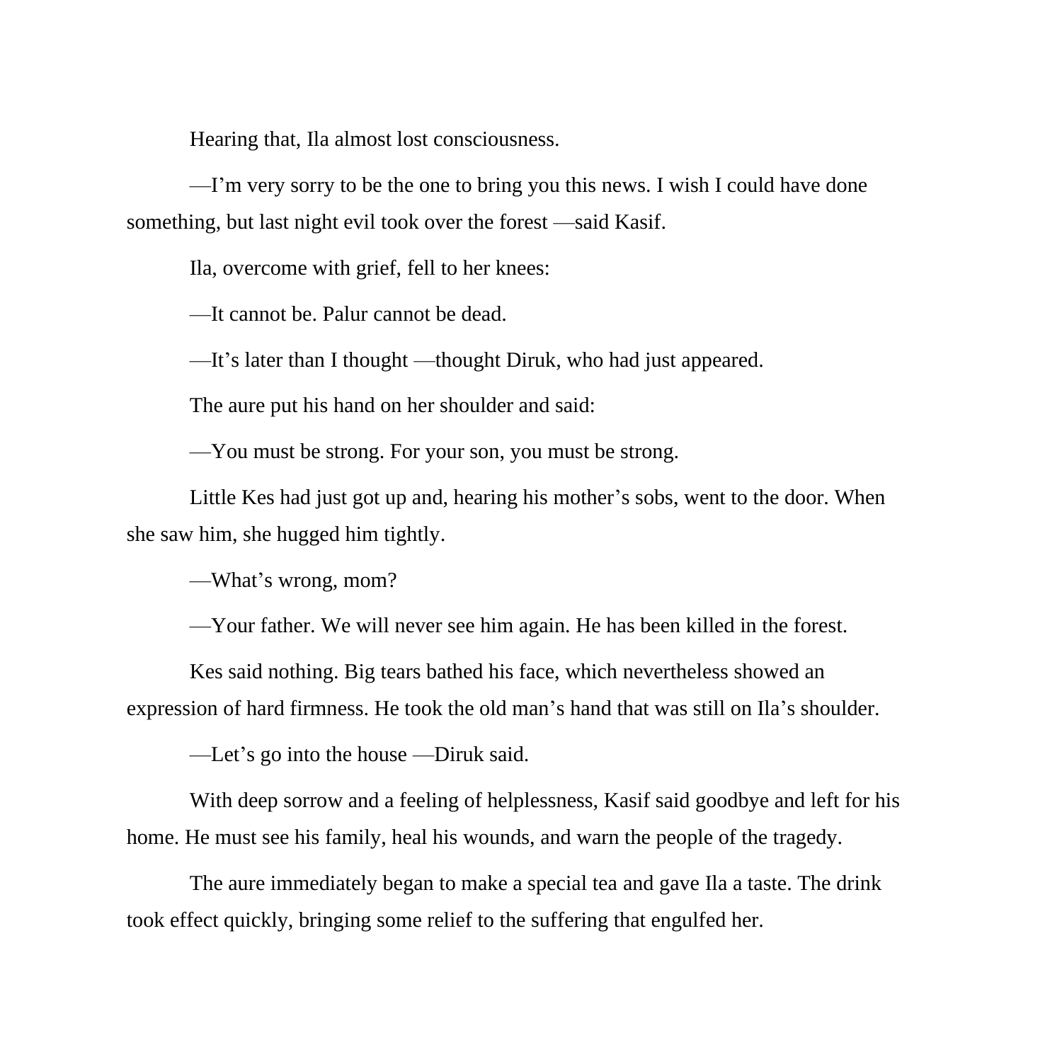Hearing that, Ila almost lost consciousness.

—I’m very sorry to be the one to bring you this news. I wish I could have done something, but last night evil took over the forest —said Kasif.

Ila, overcome with grief, fell to her knees:

—It cannot be. Palur cannot be dead.

—It’s later than I thought —thought Diruk, who had just appeared.

The aure put his hand on her shoulder and said:

—You must be strong. For your son, you must be strong.

Little Kes had just got up and, hearing his mother’s sobs, went to the door. When she saw him, she hugged him tightly.

—What’s wrong, mom?

—Your father. We will never see him again. He has been killed in the forest.

Kes said nothing. Big tears bathed his face, which nevertheless showed an expression of hard firmness. He took the old man’s hand that was still on Ila’s shoulder.

—Let’s go into the house —Diruk said.

With deep sorrow and a feeling of helplessness, Kasif said goodbye and left for his home. He must see his family, heal his wounds, and warn the people of the tragedy.

The aure immediately began to make a special tea and gave Ila a taste. The drink took effect quickly, bringing some relief to the suffering that engulfed her.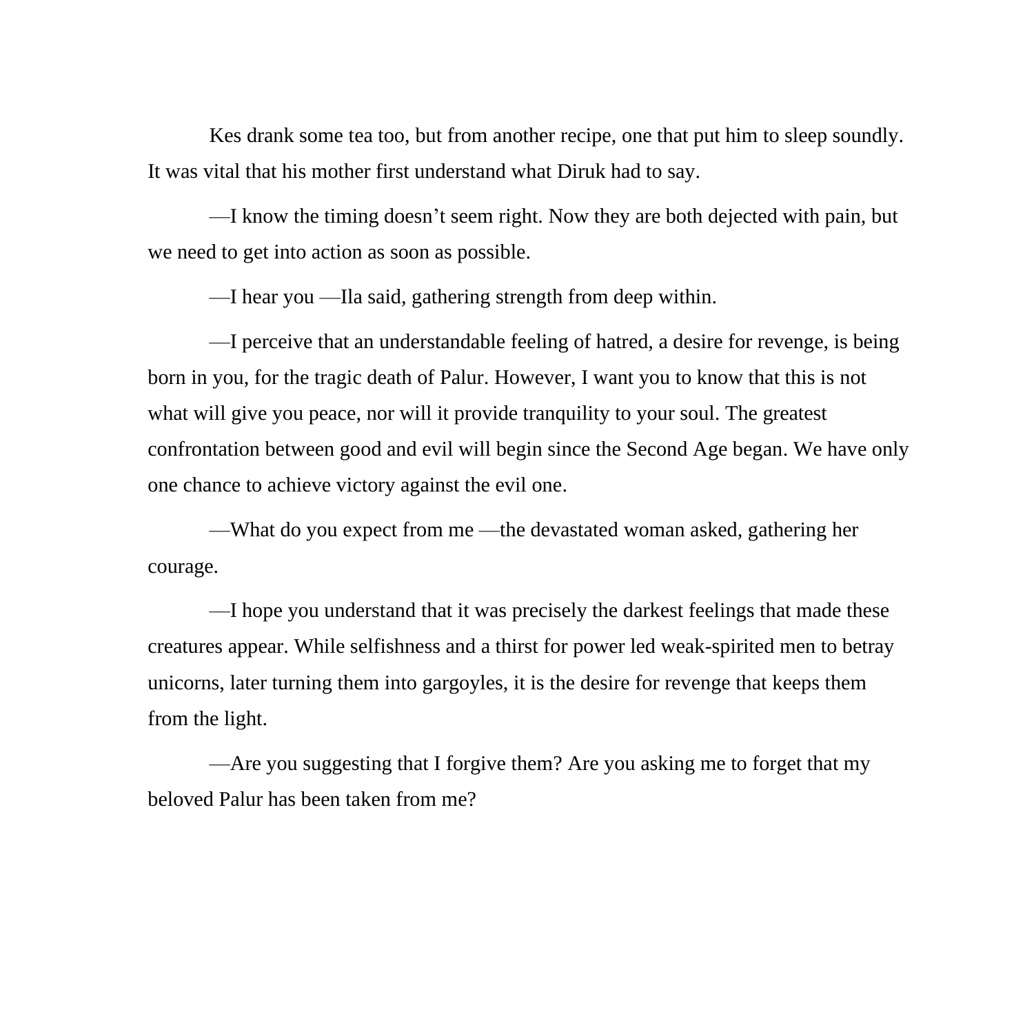Kes drank some tea too, but from another recipe, one that put him to sleep soundly. It was vital that his mother first understand what Diruk had to say.

—I know the timing doesn't seem right. Now they are both dejected with pain, but we need to get into action as soon as possible.

—I hear you —Ila said, gathering strength from deep within.

—I perceive that an understandable feeling of hatred, a desire for revenge, is being born in you, for the tragic death of Palur. However, I want you to know that this is not what will give you peace, nor will it provide tranquility to your soul. The greatest confrontation between good and evil will begin since the Second Age began. We have only one chance to achieve victory against the evil one.

—What do you expect from me —the devastated woman asked, gathering her courage.

—I hope you understand that it was precisely the darkest feelings that made these creatures appear. While selfishness and a thirst for power led weak-spirited men to betray unicorns, later turning them into gargoyles, it is the desire for revenge that keeps them from the light.

—Are you suggesting that I forgive them? Are you asking me to forget that my beloved Palur has been taken from me?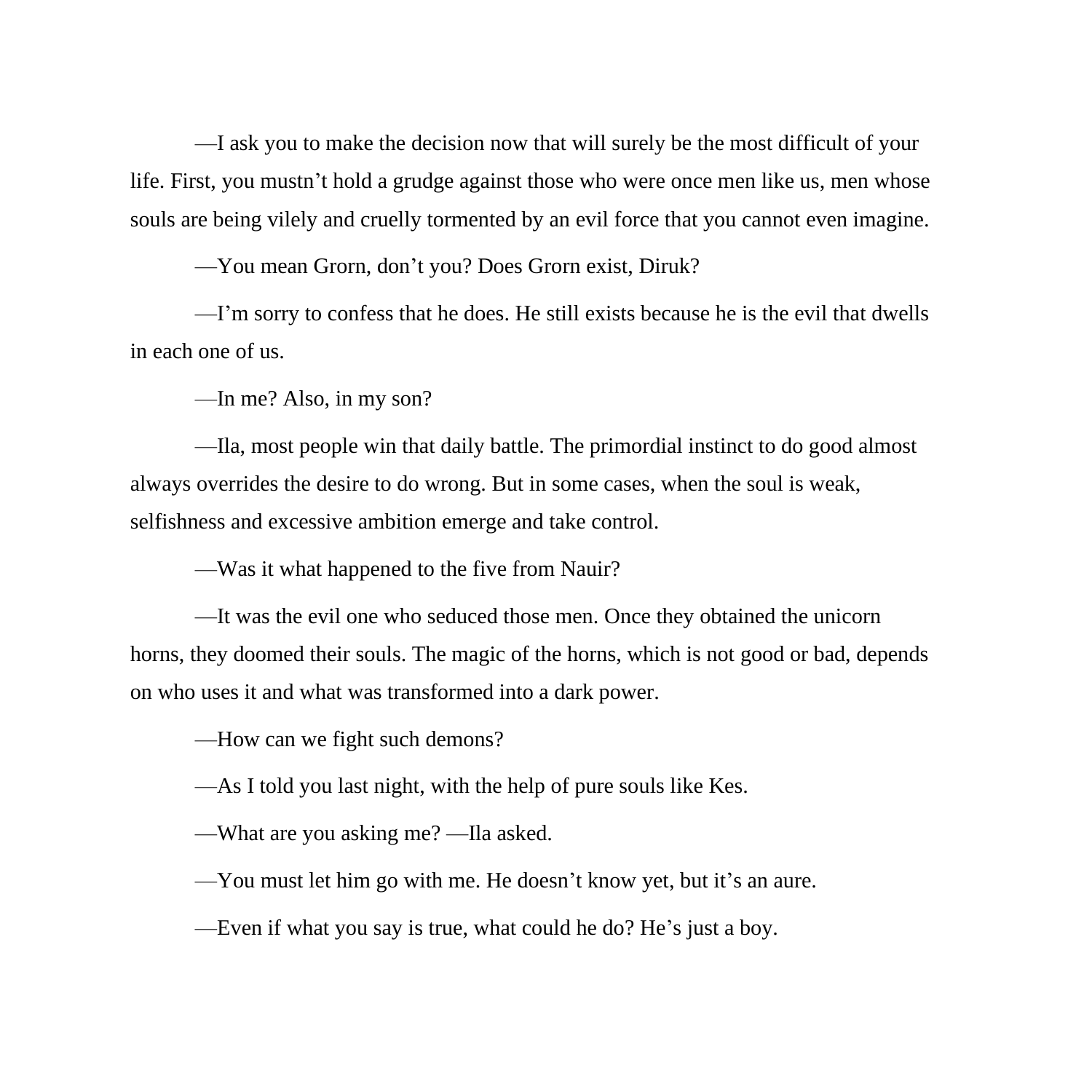—I ask you to make the decision now that will surely be the most difficult of your life. First, you mustn’t hold a grudge against those who were once men like us, men whose souls are being vilely and cruelly tormented by an evil force that you cannot even imagine.

—You mean Grorn, don’t you? Does Grorn exist, Diruk?

—I’m sorry to confess that he does. He still exists because he is the evil that dwells in each one of us.

—In me? Also, in my son?

—Ila, most people win that daily battle. The primordial instinct to do good almost always overrides the desire to do wrong. But in some cases, when the soul is weak, selfishness and excessive ambition emerge and take control.

—Was it what happened to the five from Nauir?

—It was the evil one who seduced those men. Once they obtained the unicorn horns, they doomed their souls. The magic of the horns, which is not good or bad, depends on who uses it and what was transformed into a dark power.

—How can we fight such demons?

—As I told you last night, with the help of pure souls like Kes.

—What are you asking me? —Ila asked.

—You must let him go with me. He doesn’t know yet, but it’s an aure.

—Even if what you say is true, what could he do? He’s just a boy.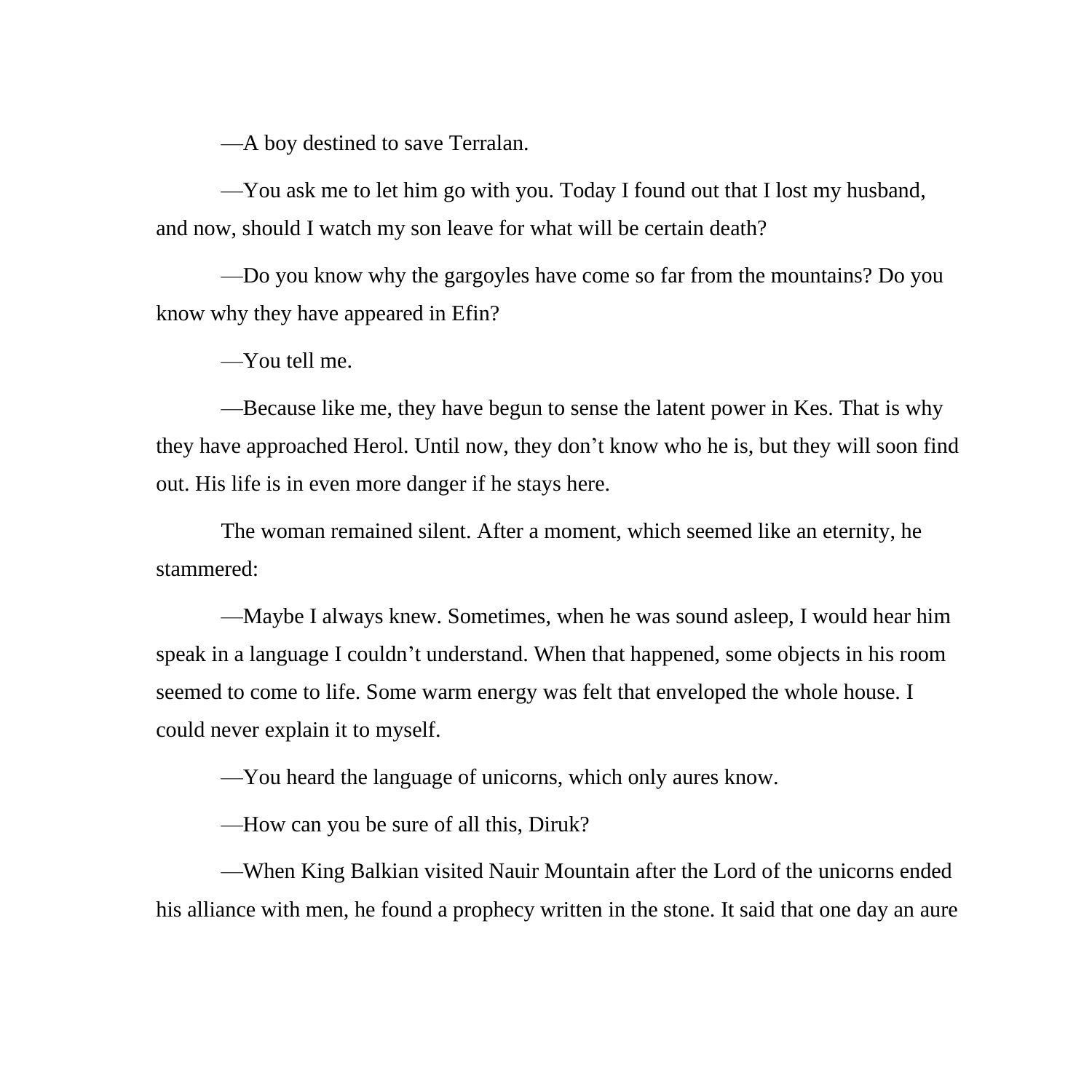—A boy destined to save Terralan.

—You ask me to let him go with you. Today I found out that I lost my husband, and now, should I watch my son leave for what will be certain death?

—Do you know why the gargoyles have come so far from the mountains? Do you know why they have appeared in Efin?

—You tell me.

—Because like me, they have begun to sense the latent power in Kes. That is why they have approached Herol. Until now, they don't know who he is, but they will soon find out. His life is in even more danger if he stays here.

The woman remained silent. After a moment, which seemed like an eternity, he stammered:

—Maybe I always knew. Sometimes, when he was sound asleep, I would hear him speak in a language I couldn't understand. When that happened, some objects in his room seemed to come to life. Some warm energy was felt that enveloped the whole house. I could never explain it to myself.

—You heard the language of unicorns, which only aures know.

—How can you be sure of all this, Diruk?

—When King Balkian visited Nauir Mountain after the Lord of the unicorns ended his alliance with men, he found a prophecy written in the stone. It said that one day an aure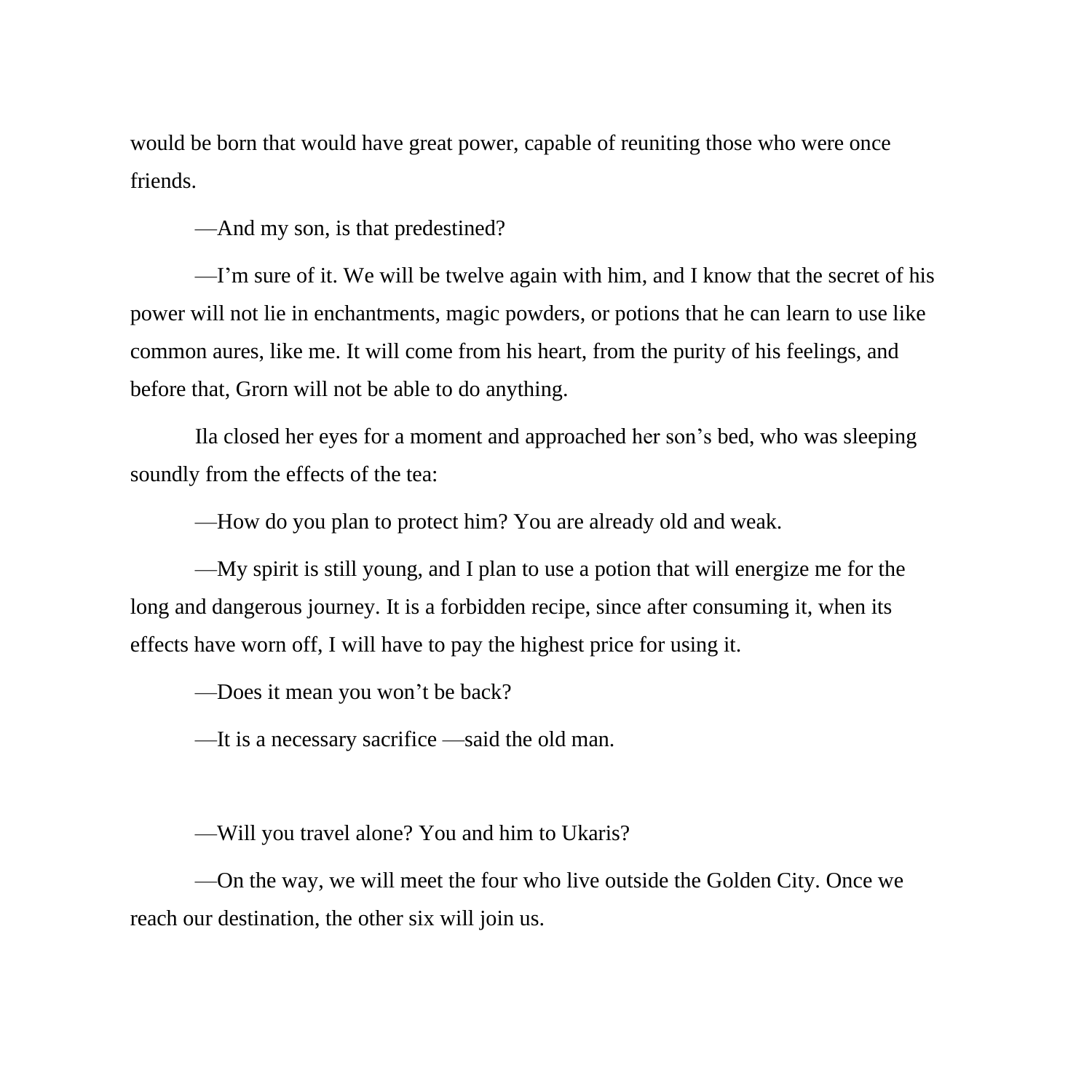would be born that would have great power, capable of reuniting those who were once friends.

—And my son, is that predestined?

—I'm sure of it. We will be twelve again with him, and I know that the secret of his power will not lie in enchantments, magic powders, or potions that he can learn to use like common aures, like me. It will come from his heart, from the purity of his feelings, and before that, Grorn will not be able to do anything.

Ila closed her eyes for a moment and approached her son's bed, who was sleeping soundly from the effects of the tea:

—How do you plan to protect him? You are already old and weak.

—My spirit is still young, and I plan to use a potion that will energize me for the long and dangerous journey. It is a forbidden recipe, since after consuming it, when its effects have worn off, I will have to pay the highest price for using it.

—Does it mean you won't be back?

—It is a necessary sacrifice —said the old man.

—Will you travel alone? You and him to Ukaris?

—On the way, we will meet the four who live outside the Golden City. Once we reach our destination, the other six will join us.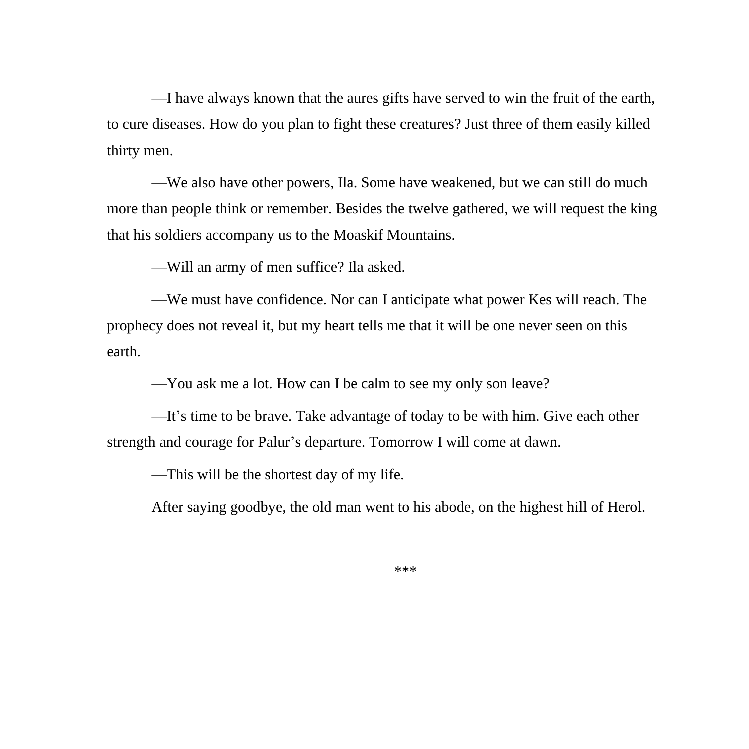—I have always known that the aures gifts have served to win the fruit of the earth, to cure diseases. How do you plan to fight these creatures? Just three of them easily killed thirty men.

—We also have other powers, Ila. Some have weakened, but we can still do much more than people think or remember. Besides the twelve gathered, we will request the king that his soldiers accompany us to the Moaskif Mountains.

—Will an army of men suffice? Ila asked.

—We must have confidence. Nor can I anticipate what power Kes will reach. The prophecy does not reveal it, but my heart tells me that it will be one never seen on this earth.

—You ask me a lot. How can I be calm to see my only son leave?

—It's time to be brave. Take advantage of today to be with him. Give each other strength and courage for Palur's departure. Tomorrow I will come at dawn.

—This will be the shortest day of my life.

After saying goodbye, the old man went to his abode, on the highest hill of Herol.

***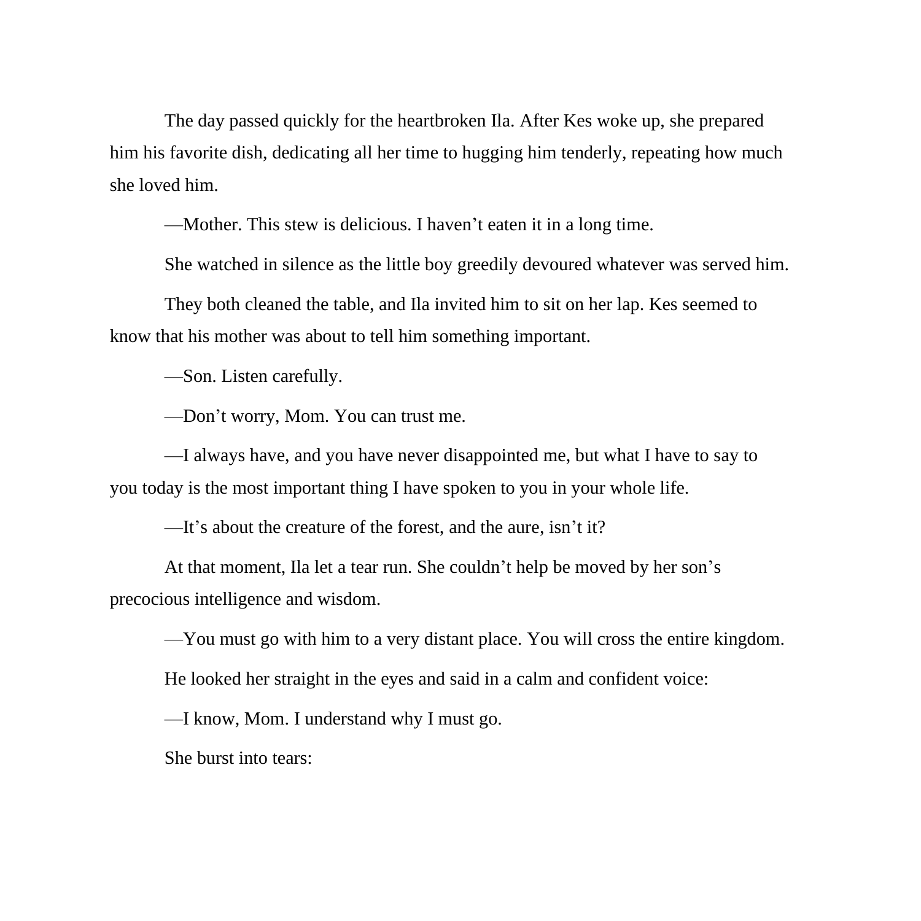The day passed quickly for the heartbroken Ila. After Kes woke up, she prepared him his favorite dish, dedicating all her time to hugging him tenderly, repeating how much she loved him.

—Mother. This stew is delicious. I haven’t eaten it in a long time.

She watched in silence as the little boy greedily devoured whatever was served him.

They both cleaned the table, and Ila invited him to sit on her lap. Kes seemed to know that his mother was about to tell him something important.

—Son. Listen carefully.

—Don’t worry, Mom. You can trust me.

—I always have, and you have never disappointed me, but what I have to say to you today is the most important thing I have spoken to you in your whole life.

—It’s about the creature of the forest, and the aure, isn’t it?

At that moment, Ila let a tear run. She couldn’t help be moved by her son’s precocious intelligence and wisdom.

—You must go with him to a very distant place. You will cross the entire kingdom.

He looked her straight in the eyes and said in a calm and confident voice:

—I know, Mom. I understand why I must go.

She burst into tears: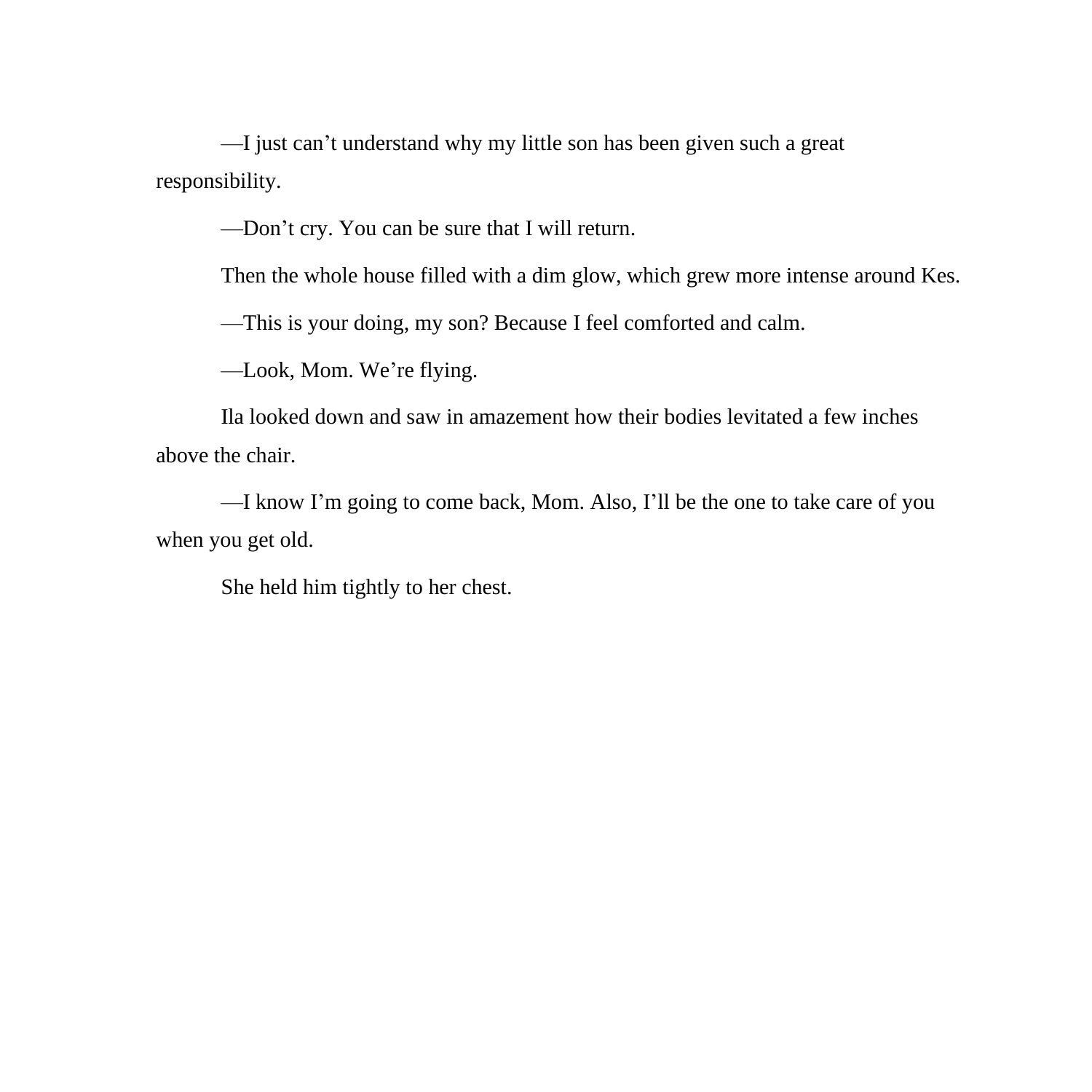—I just can’t understand why my little son has been given such a great responsibility.

—Don’t cry. You can be sure that I will return.

Then the whole house filled with a dim glow, which grew more intense around Kes.

—This is your doing, my son? Because I feel comforted and calm.

—Look, Mom. We’re flying.

Ila looked down and saw in amazement how their bodies levitated a few inches above the chair.

—I know I’m going to come back, Mom. Also, I’ll be the one to take care of you when you get old.

She held him tightly to her chest.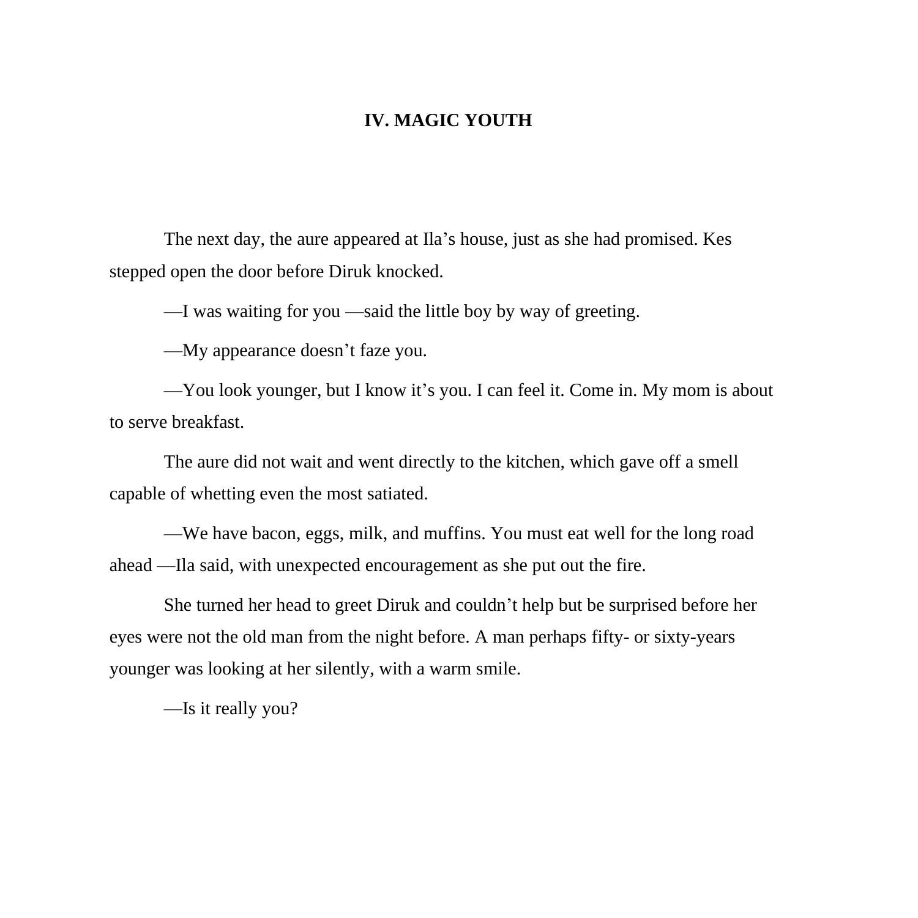# IV. MAGIC YOUTH

The next day, the aure appeared at Ila's house, just as she had promised. Kes stepped open the door before Diruk knocked.

—I was waiting for you —said the little boy by way of greeting.

—My appearance doesn't faze you.

—You look younger, but I know it's you. I can feel it. Come in. My mom is about to serve breakfast.

The aure did not wait and went directly to the kitchen, which gave off a smell capable of whetting even the most satiated.

—We have bacon, eggs, milk, and muffins. You must eat well for the long road ahead —Ila said, with unexpected encouragement as she put out the fire.

She turned her head to greet Diruk and couldn't help but be surprised before her eyes were not the old man from the night before. A man perhaps fifty- or sixty-years younger was looking at her silently, with a warm smile.

—Is it really you?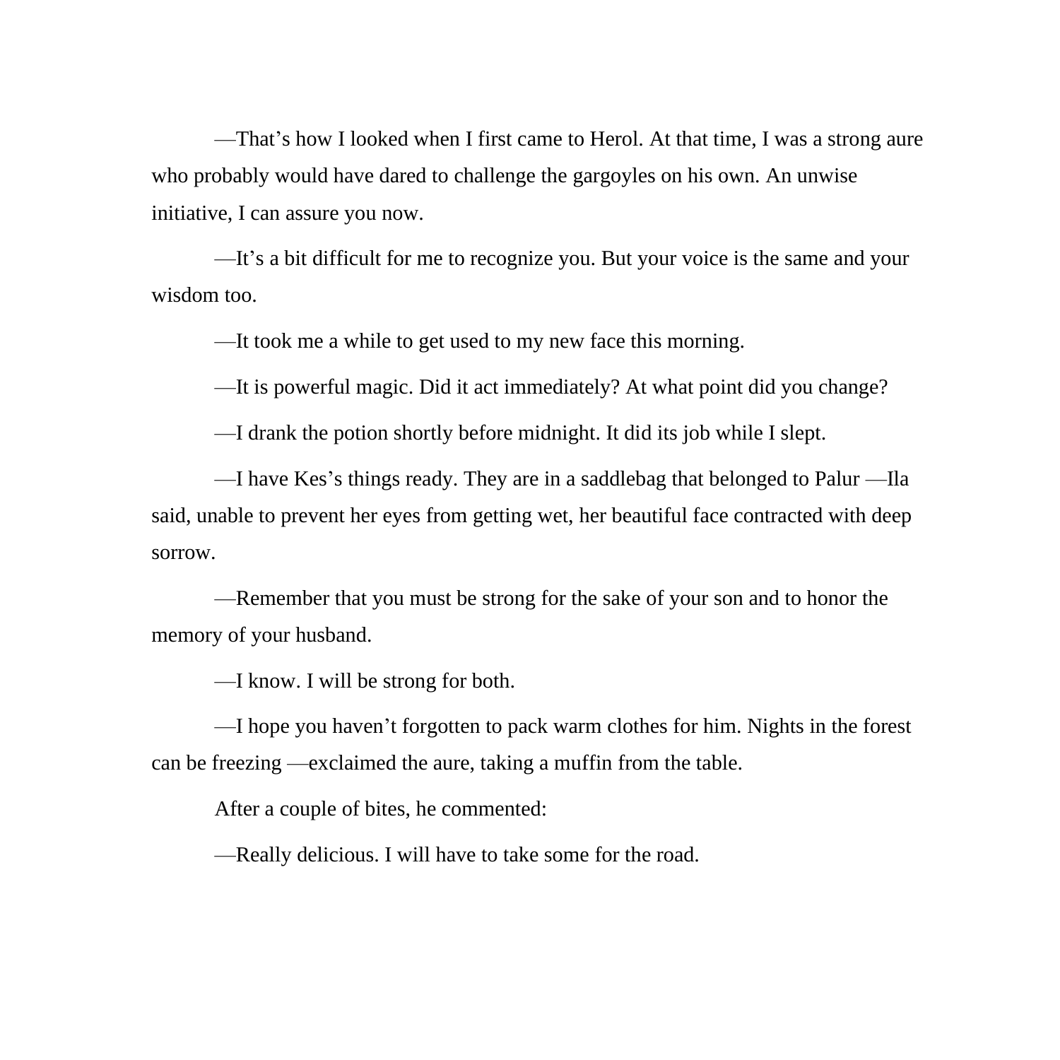—That’s how I looked when I first came to Herol. At that time, I was a strong aure who probably would have dared to challenge the gargoyles on his own. An unwise initiative, I can assure you now.

—It’s a bit difficult for me to recognize you. But your voice is the same and your wisdom too.

—It took me a while to get used to my new face this morning.

—It is powerful magic. Did it act immediately? At what point did you change?

—I drank the potion shortly before midnight. It did its job while I slept.

—I have Kes’s things ready. They are in a saddlebag that belonged to Palur —Ila said, unable to prevent her eyes from getting wet, her beautiful face contracted with deep sorrow.

—Remember that you must be strong for the sake of your son and to honor the memory of your husband.

—I know. I will be strong for both.

—I hope you haven’t forgotten to pack warm clothes for him. Nights in the forest can be freezing —exclaimed the aure, taking a muffin from the table.

After a couple of bites, he commented:

—Really delicious. I will have to take some for the road.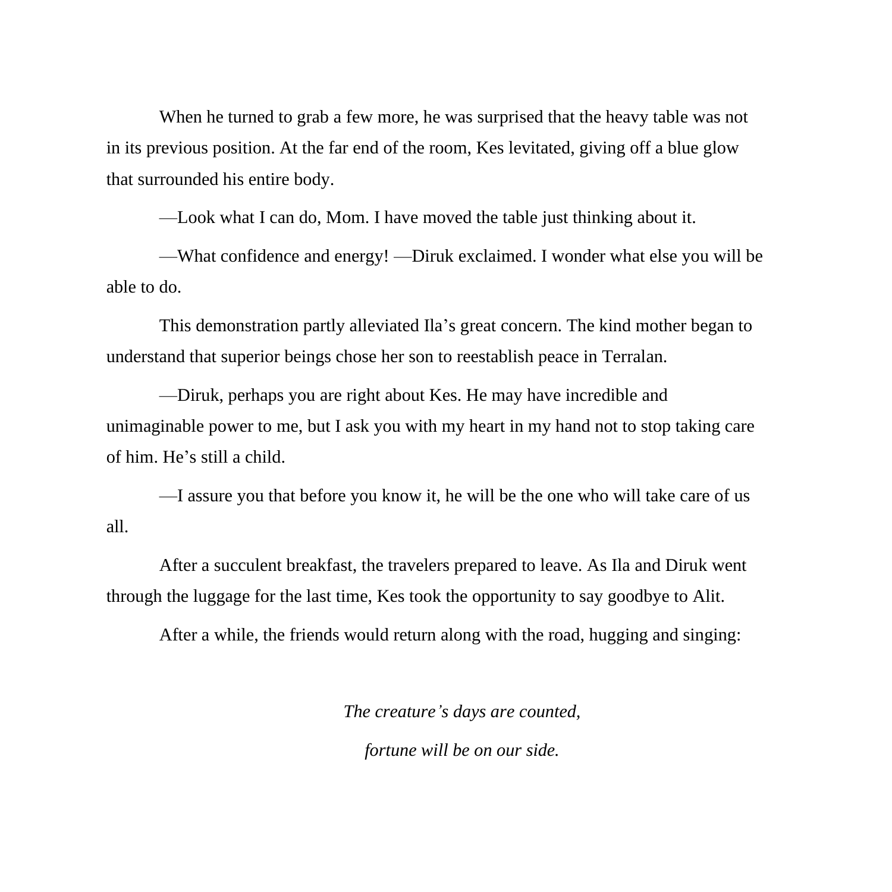When he turned to grab a few more, he was surprised that the heavy table was not in its previous position. At the far end of the room, Kes levitated, giving off a blue glow that surrounded his entire body.

—Look what I can do, Mom. I have moved the table just thinking about it.

—What confidence and energy! —Diruk exclaimed. I wonder what else you will be able to do.

This demonstration partly alleviated Ila’s great concern. The kind mother began to understand that superior beings chose her son to reestablish peace in Terralan.

—Diruk, perhaps you are right about Kes. He may have incredible and unimaginable power to me, but I ask you with my heart in my hand not to stop taking care of him. He’s still a child.

—I assure you that before you know it, he will be the one who will take care of us all.

After a succulent breakfast, the travelers prepared to leave. As Ila and Diruk went through the luggage for the last time, Kes took the opportunity to say goodbye to Alit.

After a while, the friends would return along with the road, hugging and singing:

*The creature’s days are counted,*

*fortune will be on our side.*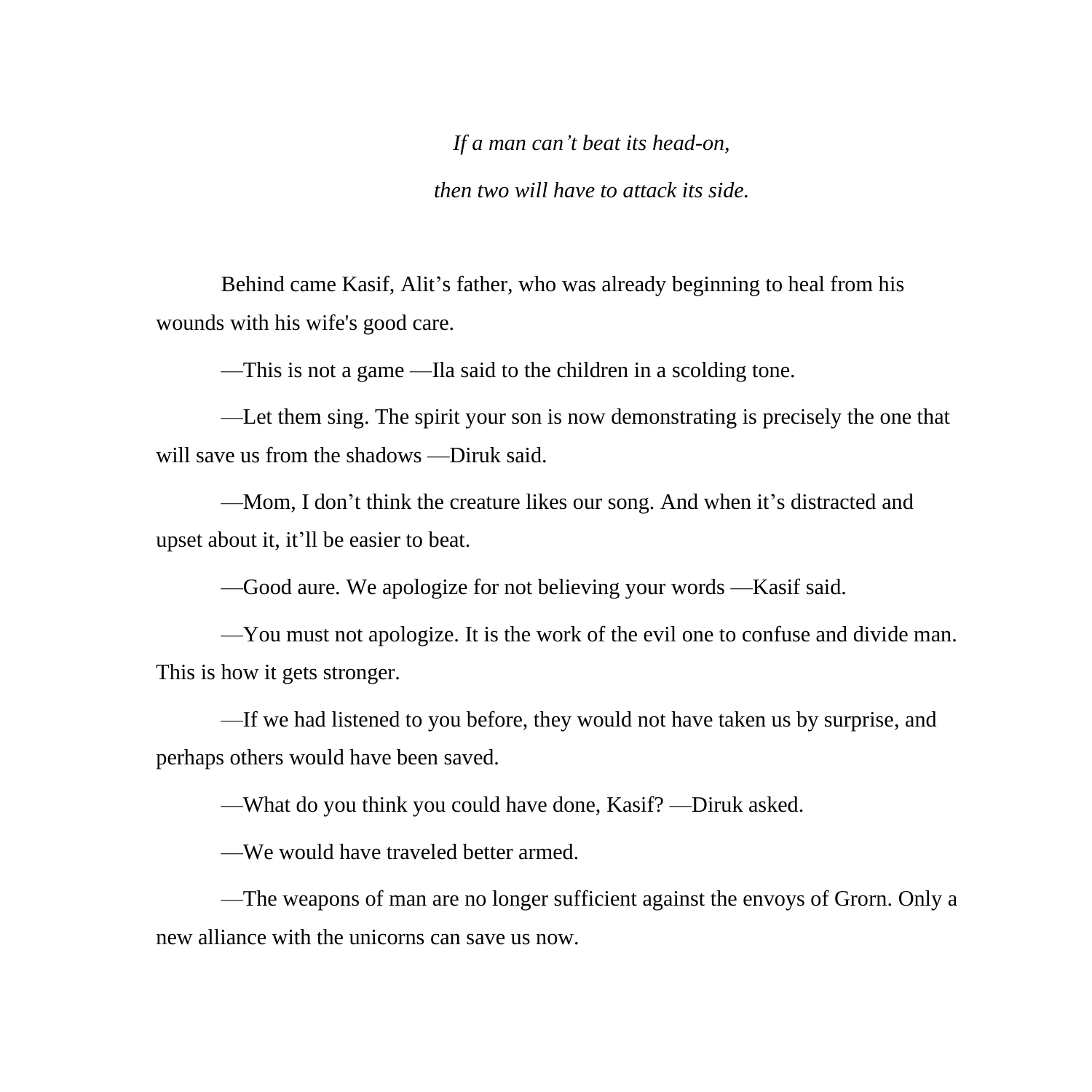*If a man can’t beat its head-on,*

*then two will have to attack its side.*

Behind came Kasif, Alit’s father, who was already beginning to heal from his wounds with his wife's good care.

—This is not a game —Ila said to the children in a scolding tone.

—Let them sing. The spirit your son is now demonstrating is precisely the one that will save us from the shadows —Diruk said.

—Mom, I don’t think the creature likes our song. And when it’s distracted and upset about it, it’ll be easier to beat.

—Good aure. We apologize for not believing your words —Kasif said.

—You must not apologize. It is the work of the evil one to confuse and divide man. This is how it gets stronger.

—If we had listened to you before, they would not have taken us by surprise, and perhaps others would have been saved.

—What do you think you could have done, Kasif? —Diruk asked.

—We would have traveled better armed.

—The weapons of man are no longer sufficient against the envoys of Grorn. Only a new alliance with the unicorns can save us now.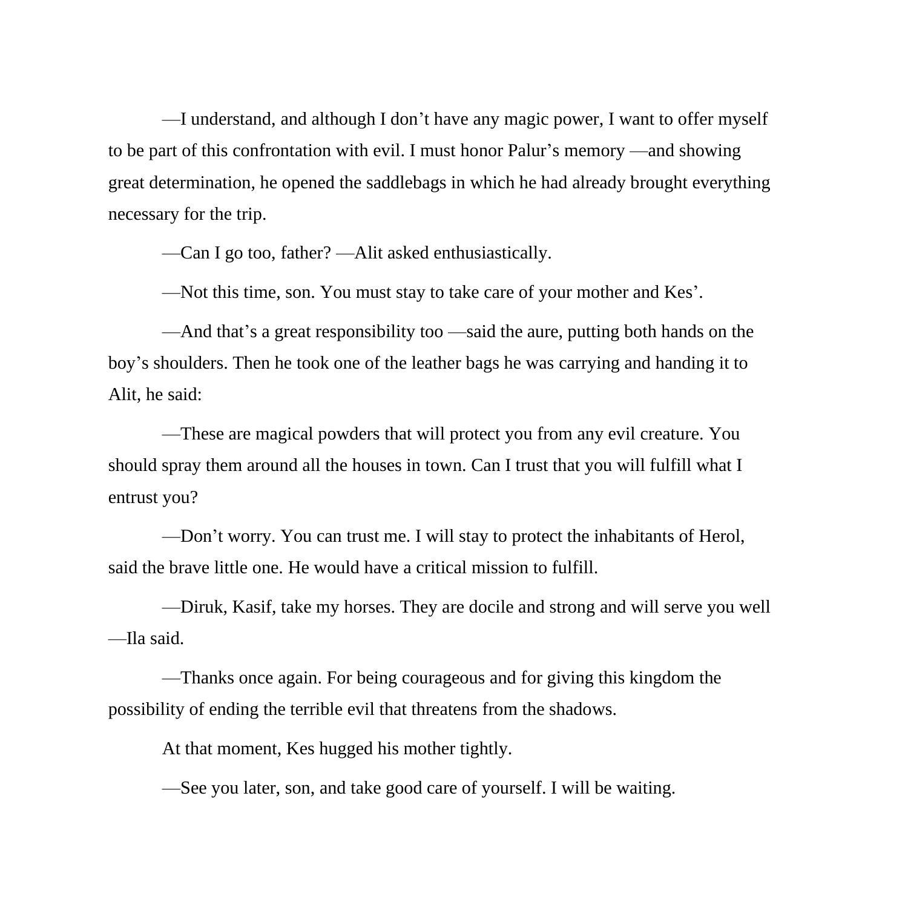—I understand, and although I don’t have any magic power, I want to offer myself to be part of this confrontation with evil. I must honor Palur’s memory —and showing great determination, he opened the saddlebags in which he had already brought everything necessary for the trip.

—Can I go too, father? —Alit asked enthusiastically.

—Not this time, son. You must stay to take care of your mother and Kes’.

—And that’s a great responsibility too —said the aure, putting both hands on the boy’s shoulders. Then he took one of the leather bags he was carrying and handing it to Alit, he said:

—These are magical powders that will protect you from any evil creature. You should spray them around all the houses in town. Can I trust that you will fulfill what I entrust you?

—Don’t worry. You can trust me. I will stay to protect the inhabitants of Herol, said the brave little one. He would have a critical mission to fulfill.

—Diruk, Kasif, take my horses. They are docile and strong and will serve you well —Ila said.

—Thanks once again. For being courageous and for giving this kingdom the possibility of ending the terrible evil that threatens from the shadows.

At that moment, Kes hugged his mother tightly.

—See you later, son, and take good care of yourself. I will be waiting.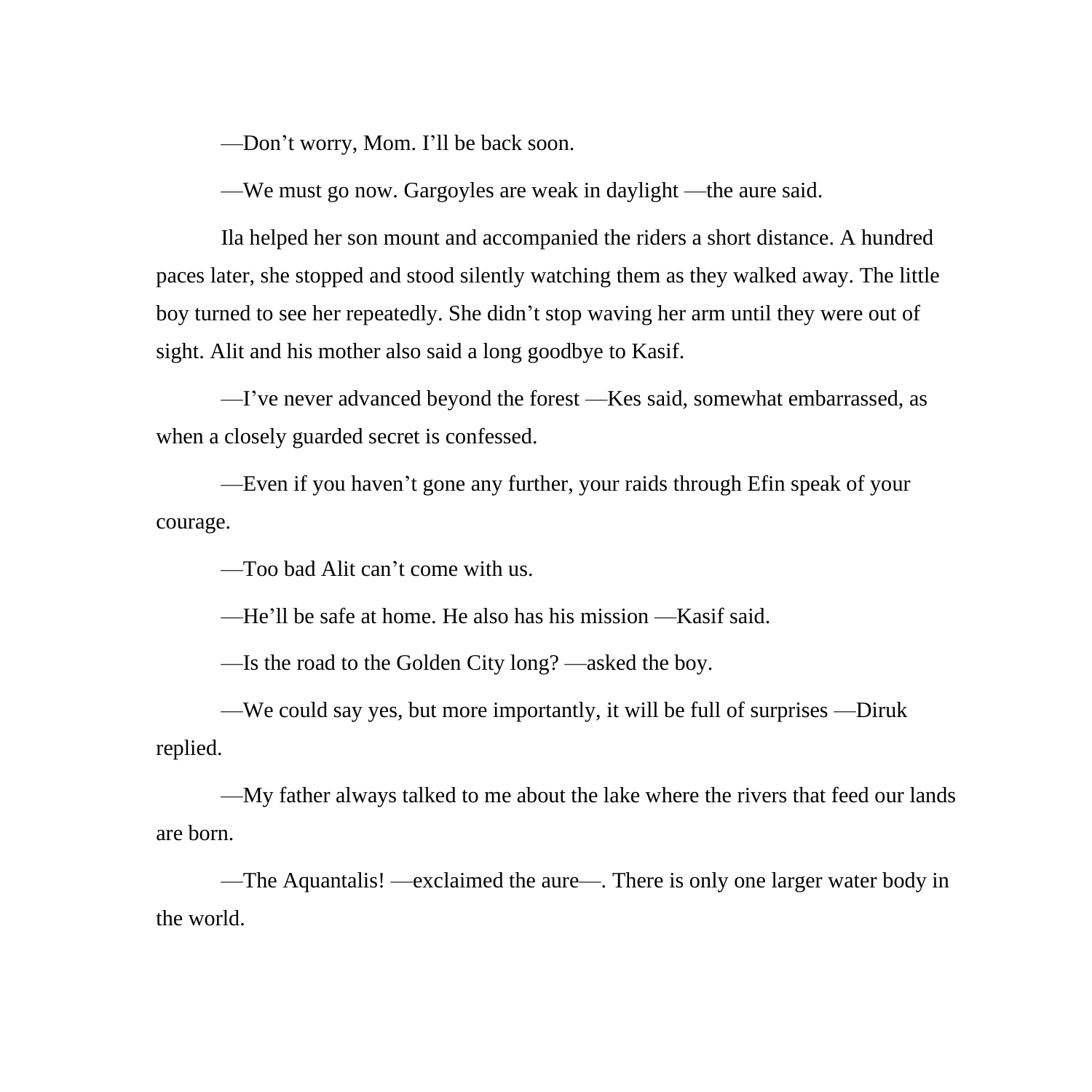—Don't worry, Mom. I'll be back soon.

—We must go now. Gargoyles are weak in daylight —the aure said.

Ila helped her son mount and accompanied the riders a short distance. A hundred paces later, she stopped and stood silently watching them as they walked away. The little boy turned to see her repeatedly. She didn't stop waving her arm until they were out of sight. Alit and his mother also said a long goodbye to Kasif.

—I've never advanced beyond the forest —Kes said, somewhat embarrassed, as when a closely guarded secret is confessed.

—Even if you haven't gone any further, your raids through Efin speak of your courage.

—Too bad Alit can't come with us.

—He'll be safe at home. He also has his mission —Kasif said.

—Is the road to the Golden City long? —asked the boy.

—We could say yes, but more importantly, it will be full of surprises —Diruk replied.

—My father always talked to me about the lake where the rivers that feed our lands are born.

—The Aquantalis! —exclaimed the aure—. There is only one larger water body in the world.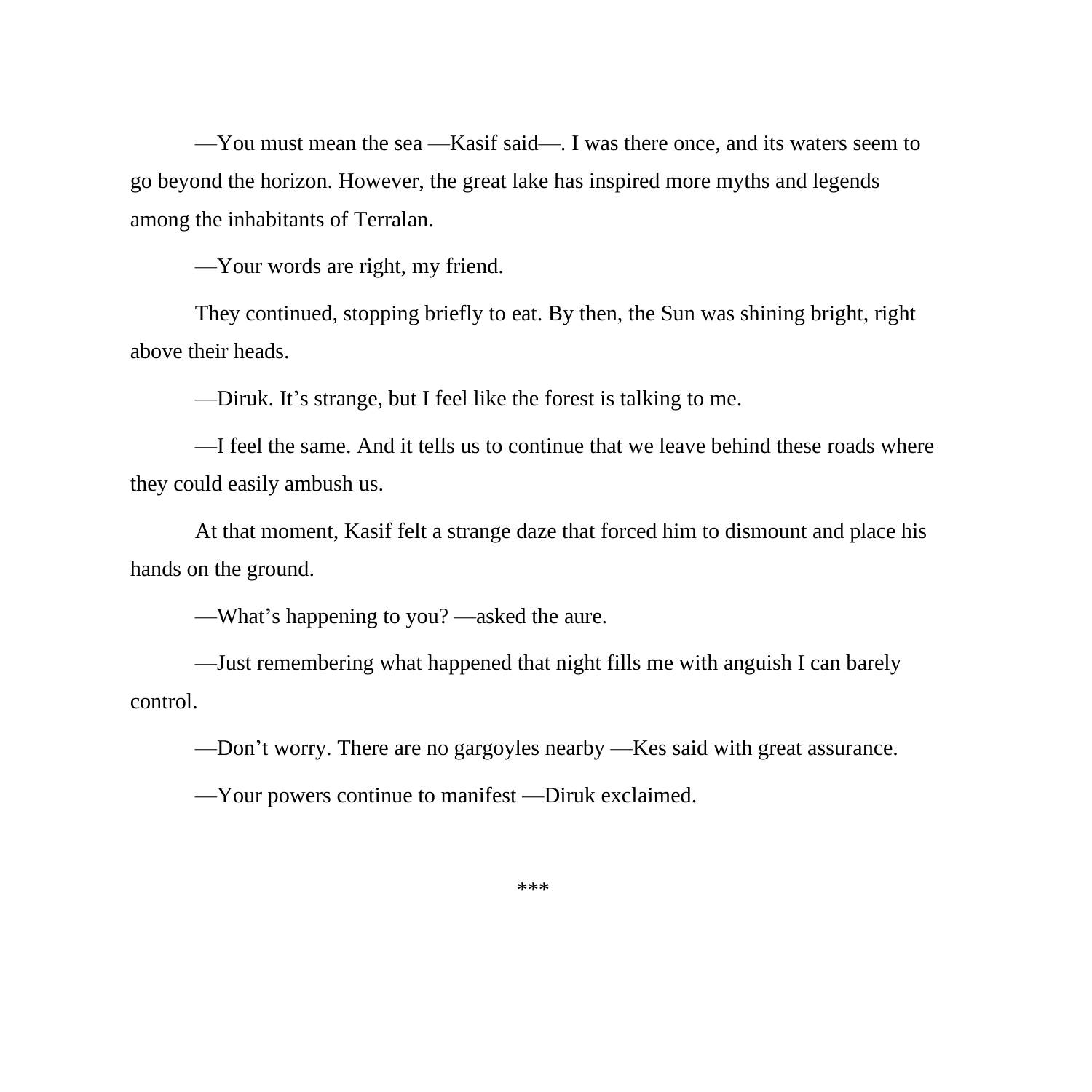—You must mean the sea —Kasif said—. I was there once, and its waters seem to go beyond the horizon. However, the great lake has inspired more myths and legends among the inhabitants of Terralan.

—Your words are right, my friend.

They continued, stopping briefly to eat. By then, the Sun was shining bright, right above their heads.

—Diruk. It's strange, but I feel like the forest is talking to me.

—I feel the same. And it tells us to continue that we leave behind these roads where they could easily ambush us.

At that moment, Kasif felt a strange daze that forced him to dismount and place his hands on the ground.

—What's happening to you? —asked the aure.

—Just remembering what happened that night fills me with anguish I can barely control.

—Don't worry. There are no gargoyles nearby —Kes said with great assurance.

—Your powers continue to manifest —Diruk exclaimed.

***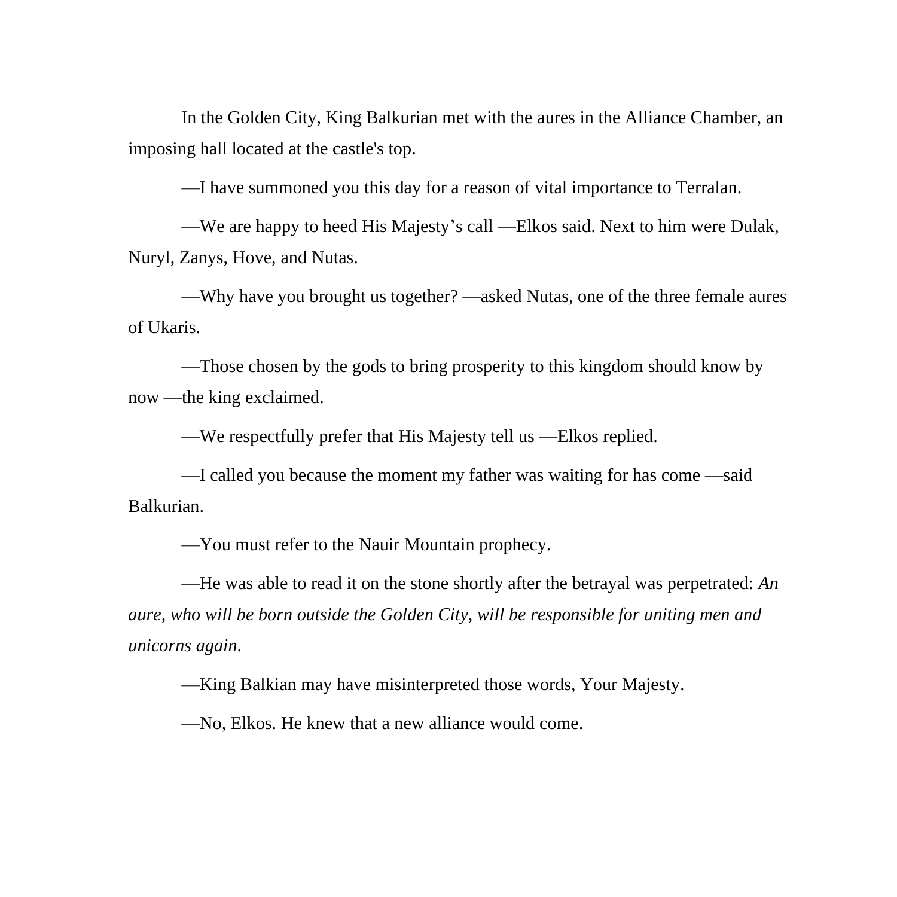In the Golden City, King Balkurian met with the aures in the Alliance Chamber, an imposing hall located at the castle's top.

—I have summoned you this day for a reason of vital importance to Terralan.

—We are happy to heed His Majesty's call —Elkos said. Next to him were Dulak, Nuryl, Zanys, Hove, and Nutas.

—Why have you brought us together? —asked Nutas, one of the three female aures of Ukaris.

—Those chosen by the gods to bring prosperity to this kingdom should know by now —the king exclaimed.

—We respectfully prefer that His Majesty tell us —Elkos replied.

—I called you because the moment my father was waiting for has come —said Balkurian.

—You must refer to the Nauir Mountain prophecy.

—He was able to read it on the stone shortly after the betrayal was perpetrated: *An aure, who will be born outside the Golden City, will be responsible for uniting men and unicorns again*.

—King Balkian may have misinterpreted those words, Your Majesty.

—No, Elkos. He knew that a new alliance would come.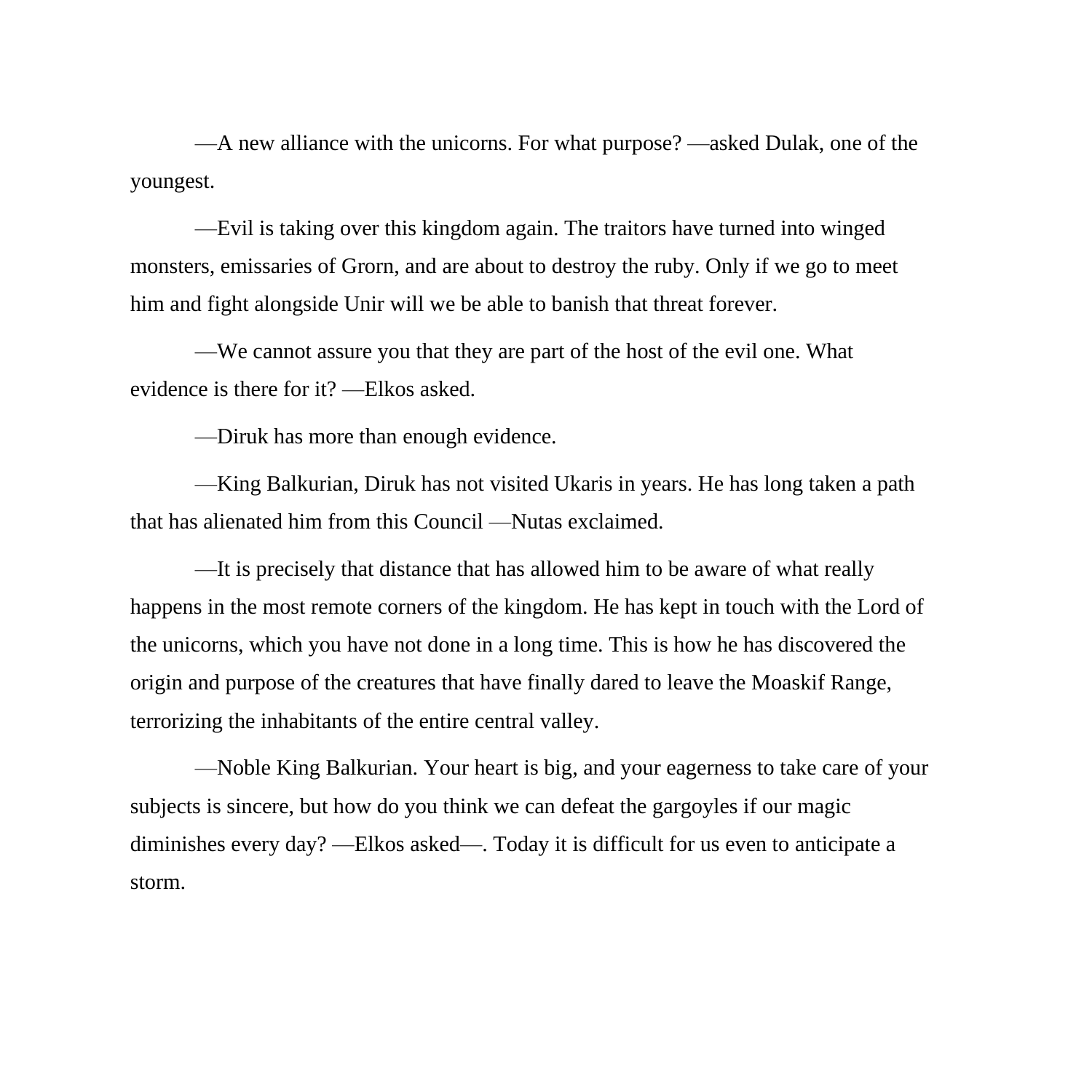—A new alliance with the unicorns. For what purpose? —asked Dulak, one of the youngest.

—Evil is taking over this kingdom again. The traitors have turned into winged monsters, emissaries of Grorn, and are about to destroy the ruby. Only if we go to meet him and fight alongside Unir will we be able to banish that threat forever.

—We cannot assure you that they are part of the host of the evil one. What evidence is there for it? —Elkos asked.

—Diruk has more than enough evidence.

—King Balkurian, Diruk has not visited Ukaris in years. He has long taken a path that has alienated him from this Council —Nutas exclaimed.

—It is precisely that distance that has allowed him to be aware of what really happens in the most remote corners of the kingdom. He has kept in touch with the Lord of the unicorns, which you have not done in a long time. This is how he has discovered the origin and purpose of the creatures that have finally dared to leave the Moaskif Range, terrorizing the inhabitants of the entire central valley.

—Noble King Balkurian. Your heart is big, and your eagerness to take care of your subjects is sincere, but how do you think we can defeat the gargoyles if our magic diminishes every day? —Elkos asked—. Today it is difficult for us even to anticipate a storm.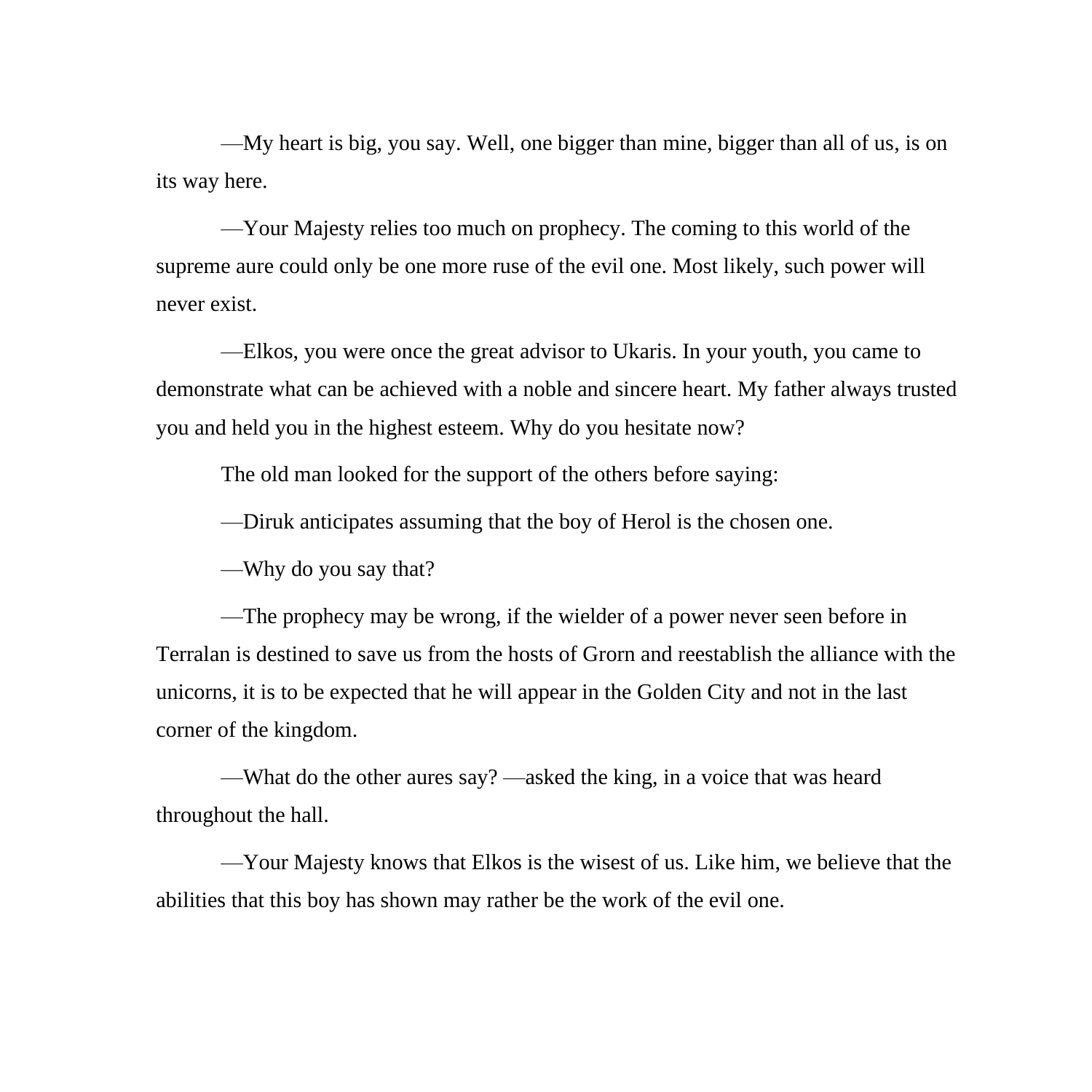—My heart is big, you say. Well, one bigger than mine, bigger than all of us, is on its way here.

—Your Majesty relies too much on prophecy. The coming to this world of the supreme aure could only be one more ruse of the evil one. Most likely, such power will never exist.

—Elkos, you were once the great advisor to Ukaris. In your youth, you came to demonstrate what can be achieved with a noble and sincere heart. My father always trusted you and held you in the highest esteem. Why do you hesitate now?

The old man looked for the support of the others before saying:

—Diruk anticipates assuming that the boy of Herol is the chosen one.

—Why do you say that?

—The prophecy may be wrong, if the wielder of a power never seen before in Terralan is destined to save us from the hosts of Grorn and reestablish the alliance with the unicorns, it is to be expected that he will appear in the Golden City and not in the last corner of the kingdom.

—What do the other aures say? —asked the king, in a voice that was heard throughout the hall.

—Your Majesty knows that Elkos is the wisest of us. Like him, we believe that the abilities that this boy has shown may rather be the work of the evil one.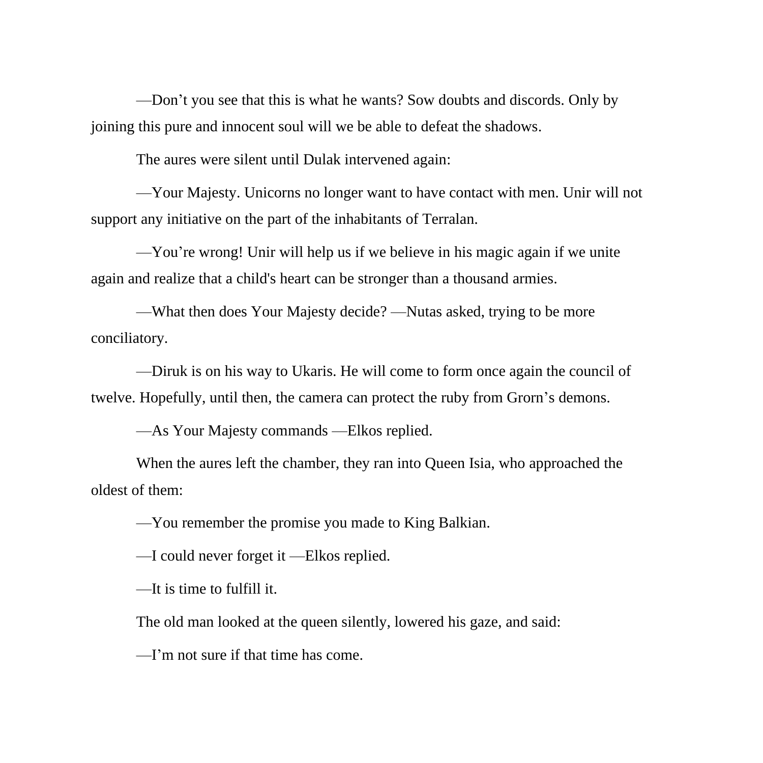—Don’t you see that this is what he wants? Sow doubts and discords. Only by joining this pure and innocent soul will we be able to defeat the shadows.

The aures were silent until Dulak intervened again:

—Your Majesty. Unicorns no longer want to have contact with men. Unir will not support any initiative on the part of the inhabitants of Terralan.

—You’re wrong! Unir will help us if we believe in his magic again if we unite again and realize that a child's heart can be stronger than a thousand armies.

—What then does Your Majesty decide? —Nutas asked, trying to be more conciliatory.

—Diruk is on his way to Ukaris. He will come to form once again the council of twelve. Hopefully, until then, the camera can protect the ruby from Grorn’s demons.

—As Your Majesty commands —Elkos replied.

When the aures left the chamber, they ran into Queen Isia, who approached the oldest of them:

—You remember the promise you made to King Balkian.

—I could never forget it —Elkos replied.

—It is time to fulfill it.

The old man looked at the queen silently, lowered his gaze, and said:

—I’m not sure if that time has come.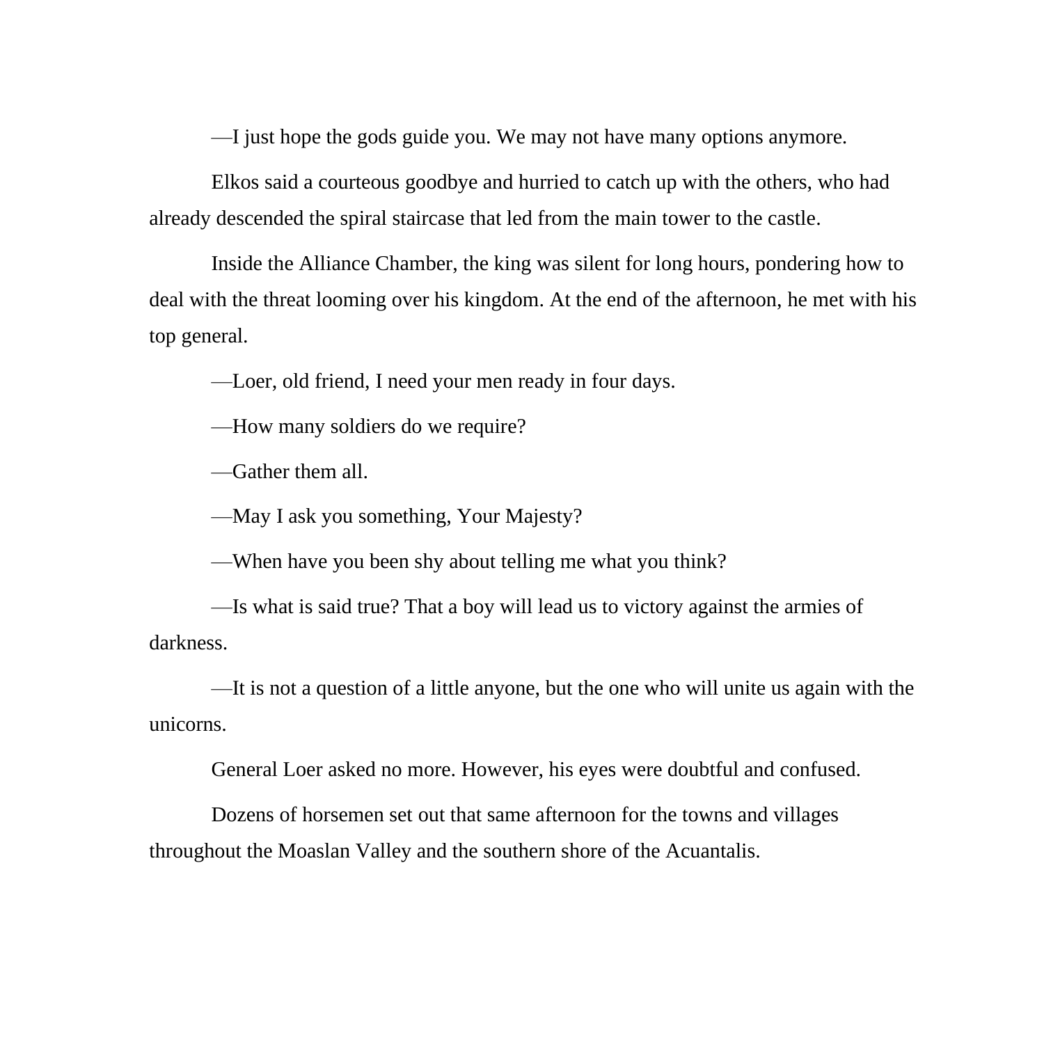—I just hope the gods guide you. We may not have many options anymore.

Elkos said a courteous goodbye and hurried to catch up with the others, who had already descended the spiral staircase that led from the main tower to the castle.

Inside the Alliance Chamber, the king was silent for long hours, pondering how to deal with the threat looming over his kingdom. At the end of the afternoon, he met with his top general.

—Loer, old friend, I need your men ready in four days.

—How many soldiers do we require?

—Gather them all.

—May I ask you something, Your Majesty?

—When have you been shy about telling me what you think?

—Is what is said true? That a boy will lead us to victory against the armies of darkness.

—It is not a question of a little anyone, but the one who will unite us again with the unicorns.

General Loer asked no more. However, his eyes were doubtful and confused.

Dozens of horsemen set out that same afternoon for the towns and villages throughout the Moaslan Valley and the southern shore of the Acuantalis.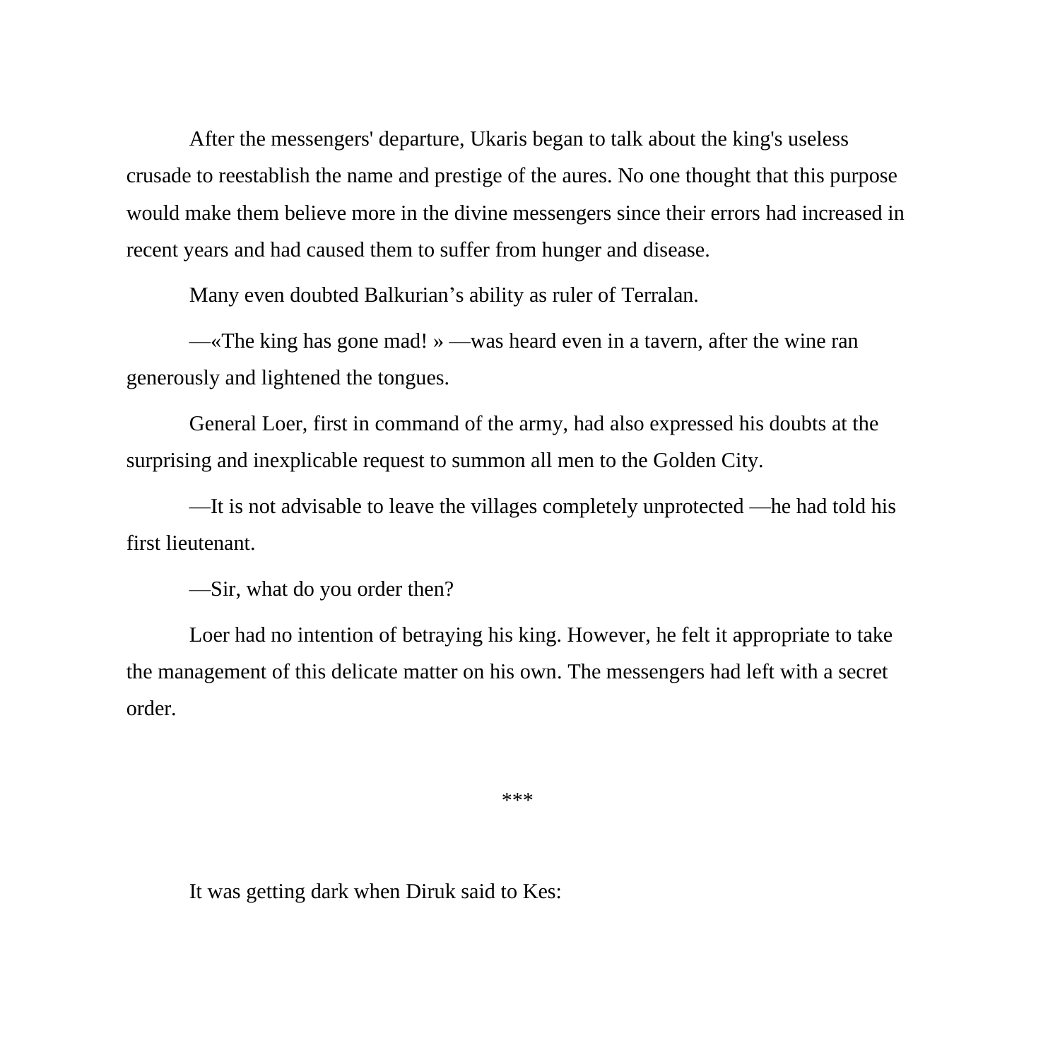After the messengers' departure, Ukaris began to talk about the king's useless crusade to reestablish the name and prestige of the aures. No one thought that this purpose would make them believe more in the divine messengers since their errors had increased in recent years and had caused them to suffer from hunger and disease.

Many even doubted Balkurian's ability as ruler of Terralan.

—«The king has gone mad! » —was heard even in a tavern, after the wine ran generously and lightened the tongues.

General Loer, first in command of the army, had also expressed his doubts at the surprising and inexplicable request to summon all men to the Golden City.

—It is not advisable to leave the villages completely unprotected —he had told his first lieutenant.

—Sir, what do you order then?

Loer had no intention of betraying his king. However, he felt it appropriate to take the management of this delicate matter on his own. The messengers had left with a secret order.

***

It was getting dark when Diruk said to Kes: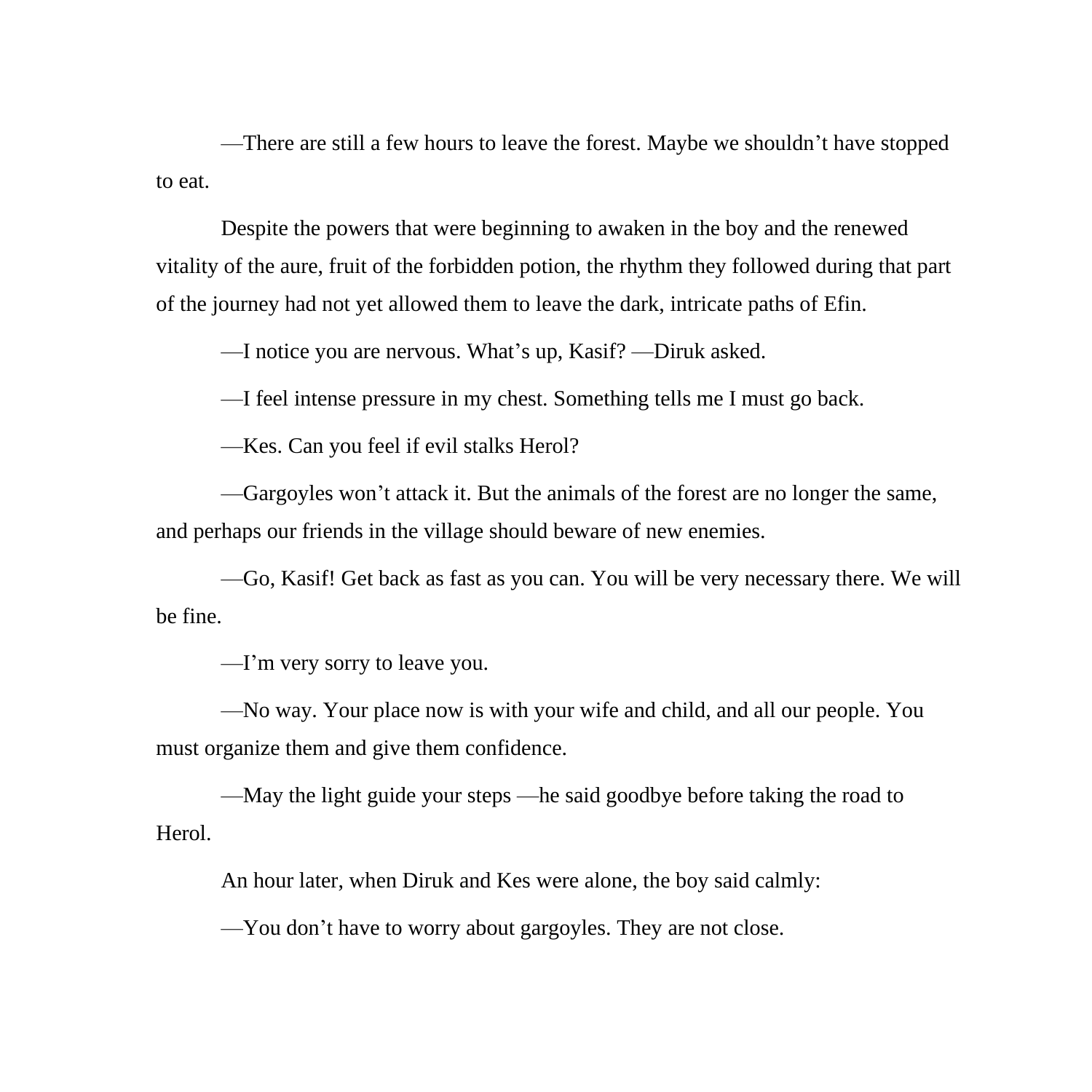—There are still a few hours to leave the forest. Maybe we shouldn't have stopped to eat.

Despite the powers that were beginning to awaken in the boy and the renewed vitality of the aure, fruit of the forbidden potion, the rhythm they followed during that part of the journey had not yet allowed them to leave the dark, intricate paths of Efin.

—I notice you are nervous. What's up, Kasif? —Diruk asked.

—I feel intense pressure in my chest. Something tells me I must go back.

—Kes. Can you feel if evil stalks Herol?

—Gargoyles won't attack it. But the animals of the forest are no longer the same, and perhaps our friends in the village should beware of new enemies.

—Go, Kasif! Get back as fast as you can. You will be very necessary there. We will be fine.

—I'm very sorry to leave you.

—No way. Your place now is with your wife and child, and all our people. You must organize them and give them confidence.

—May the light guide your steps —he said goodbye before taking the road to Herol.

An hour later, when Diruk and Kes were alone, the boy said calmly:

—You don't have to worry about gargoyles. They are not close.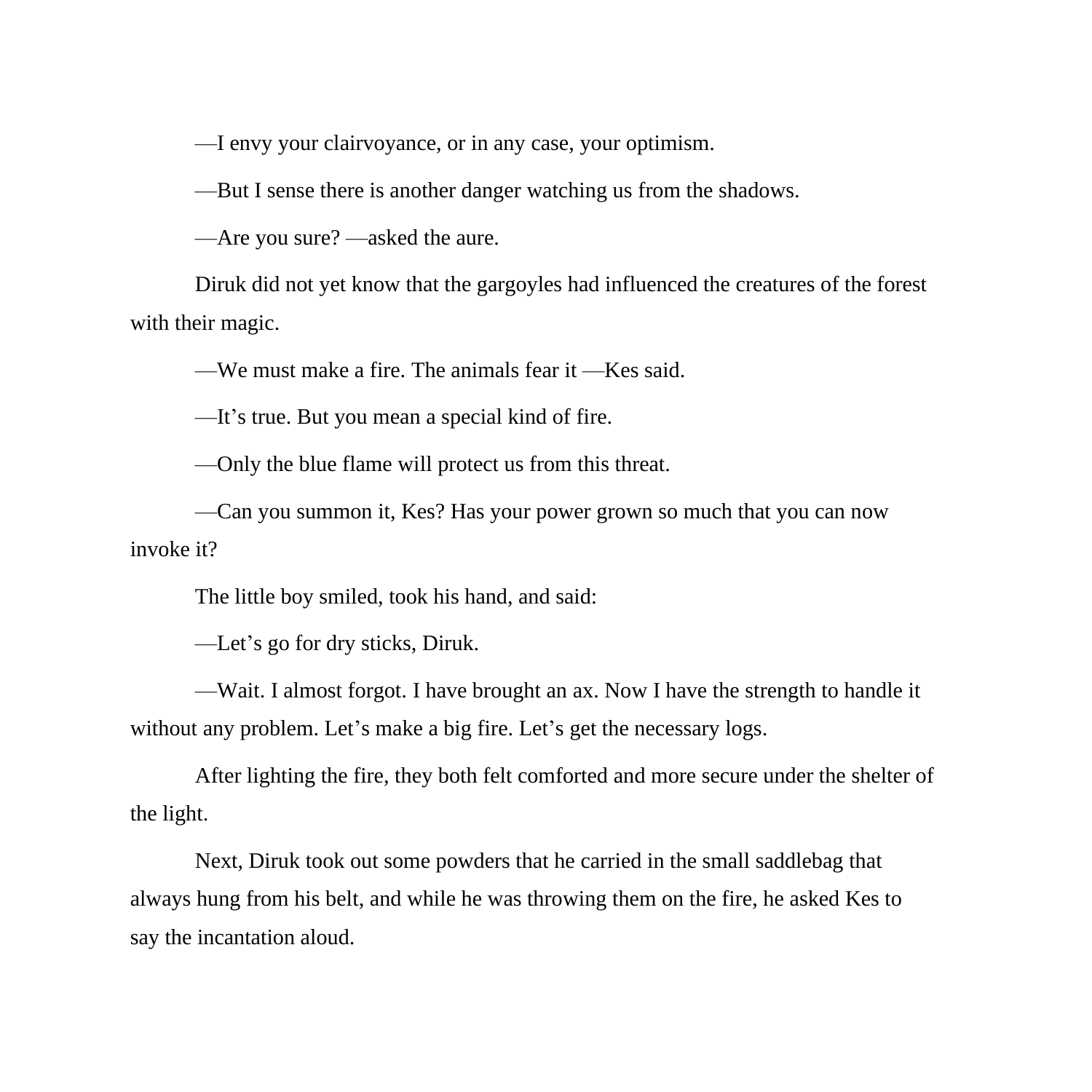—I envy your clairvoyance, or in any case, your optimism.

—But I sense there is another danger watching us from the shadows.

—Are you sure? —asked the aure.

Diruk did not yet know that the gargoyles had influenced the creatures of the forest with their magic.

—We must make a fire. The animals fear it —Kes said.

—It's true. But you mean a special kind of fire.

—Only the blue flame will protect us from this threat.

—Can you summon it, Kes? Has your power grown so much that you can now invoke it?

The little boy smiled, took his hand, and said:

—Let's go for dry sticks, Diruk.

—Wait. I almost forgot. I have brought an ax. Now I have the strength to handle it without any problem. Let's make a big fire. Let's get the necessary logs.

After lighting the fire, they both felt comforted and more secure under the shelter of the light.

Next, Diruk took out some powders that he carried in the small saddlebag that always hung from his belt, and while he was throwing them on the fire, he asked Kes to say the incantation aloud.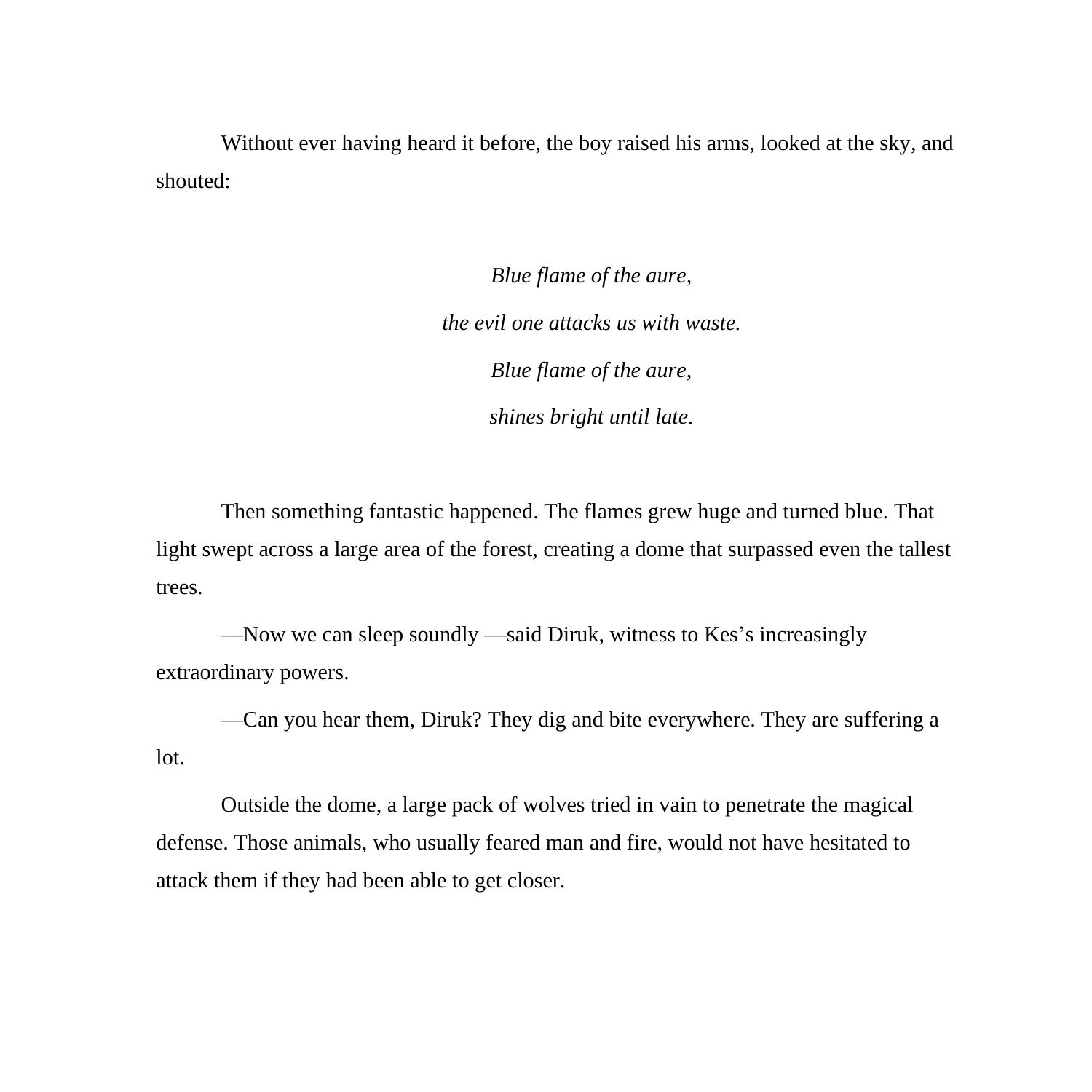Without ever having heard it before, the boy raised his arms, looked at the sky, and shouted:

*Blue flame of the aure,*

*the evil one attacks us with waste.*

*Blue flame of the aure,*

*shines bright until late.*

Then something fantastic happened. The flames grew huge and turned blue. That light swept across a large area of the forest, creating a dome that surpassed even the tallest trees.

—Now we can sleep soundly —said Diruk, witness to Kes's increasingly extraordinary powers.

—Can you hear them, Diruk? They dig and bite everywhere. They are suffering a lot.

Outside the dome, a large pack of wolves tried in vain to penetrate the magical defense. Those animals, who usually feared man and fire, would not have hesitated to attack them if they had been able to get closer.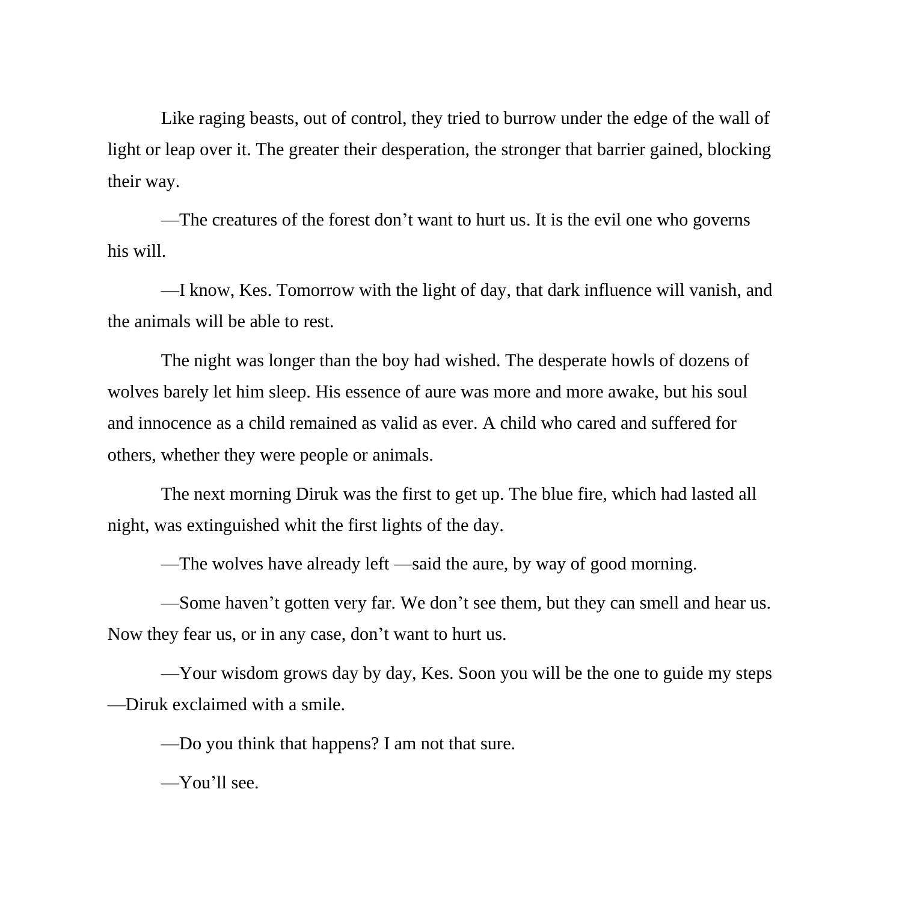Like raging beasts, out of control, they tried to burrow under the edge of the wall of light or leap over it. The greater their desperation, the stronger that barrier gained, blocking their way.

—The creatures of the forest don't want to hurt us. It is the evil one who governs his will.

—I know, Kes. Tomorrow with the light of day, that dark influence will vanish, and the animals will be able to rest.

The night was longer than the boy had wished. The desperate howls of dozens of wolves barely let him sleep. His essence of aure was more and more awake, but his soul and innocence as a child remained as valid as ever. A child who cared and suffered for others, whether they were people or animals.

The next morning Diruk was the first to get up. The blue fire, which had lasted all night, was extinguished whit the first lights of the day.

—The wolves have already left —said the aure, by way of good morning.

—Some haven't gotten very far. We don't see them, but they can smell and hear us. Now they fear us, or in any case, don't want to hurt us.

—Your wisdom grows day by day, Kes. Soon you will be the one to guide my steps —Diruk exclaimed with a smile.

—Do you think that happens? I am not that sure.

—You'll see.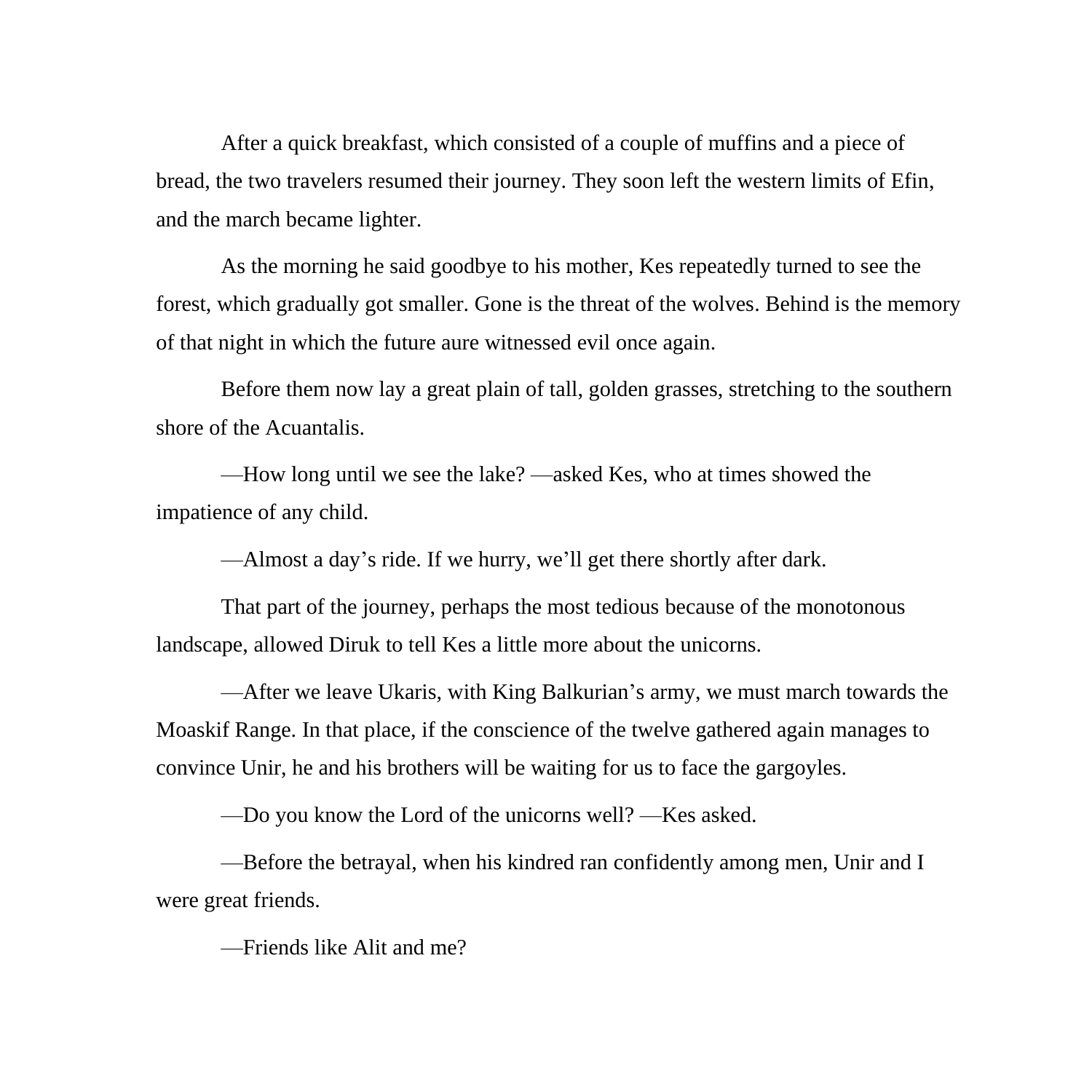After a quick breakfast, which consisted of a couple of muffins and a piece of bread, the two travelers resumed their journey. They soon left the western limits of Efin, and the march became lighter.

As the morning he said goodbye to his mother, Kes repeatedly turned to see the forest, which gradually got smaller. Gone is the threat of the wolves. Behind is the memory of that night in which the future aure witnessed evil once again.

Before them now lay a great plain of tall, golden grasses, stretching to the southern shore of the Acuantalis.

—How long until we see the lake? —asked Kes, who at times showed the impatience of any child.

—Almost a day's ride. If we hurry, we'll get there shortly after dark.

That part of the journey, perhaps the most tedious because of the monotonous landscape, allowed Diruk to tell Kes a little more about the unicorns.

—After we leave Ukaris, with King Balkurian's army, we must march towards the Moaskif Range. In that place, if the conscience of the twelve gathered again manages to convince Unir, he and his brothers will be waiting for us to face the gargoyles.

—Do you know the Lord of the unicorns well? —Kes asked.

—Before the betrayal, when his kindred ran confidently among men, Unir and I were great friends.

—Friends like Alit and me?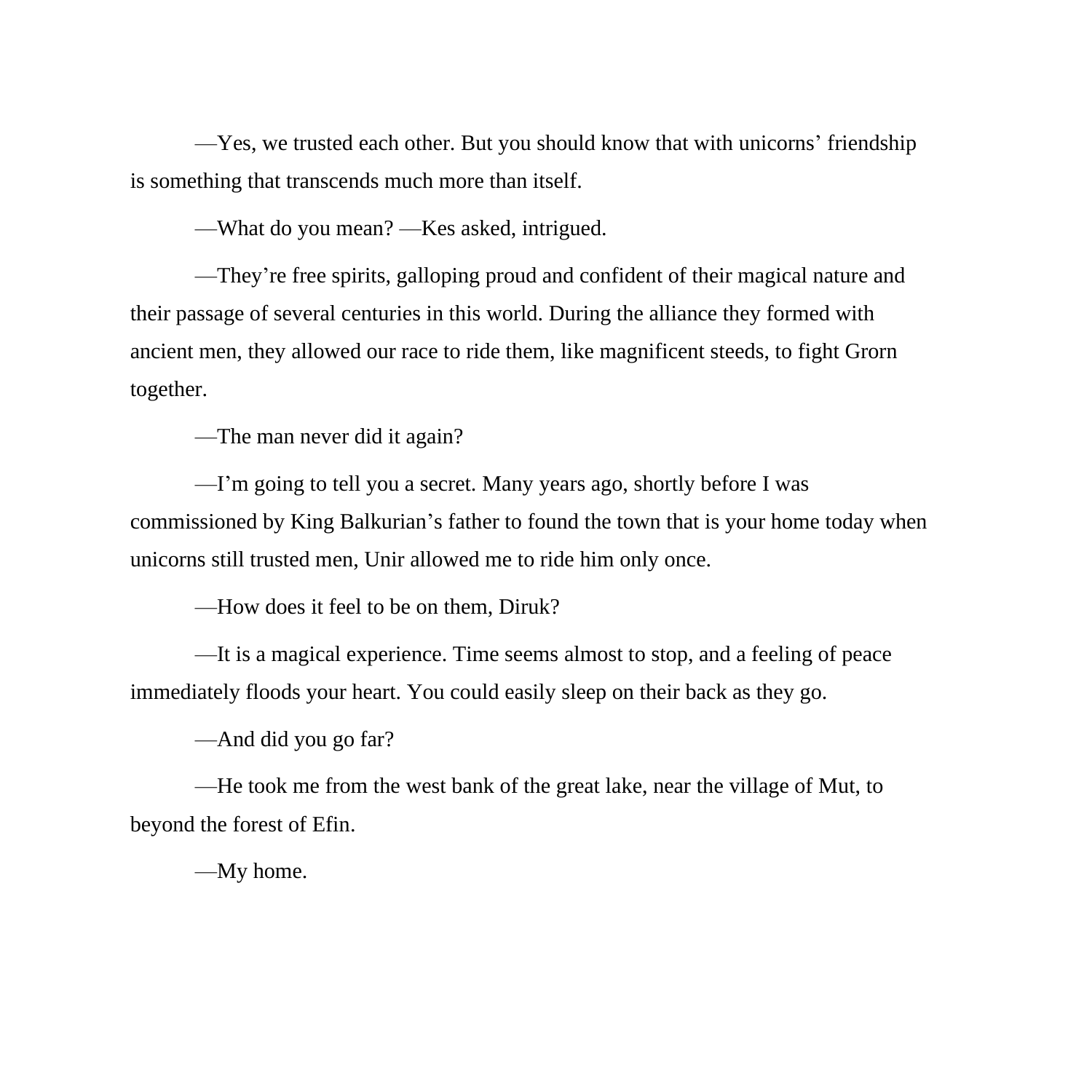—Yes, we trusted each other. But you should know that with unicorns' friendship is something that transcends much more than itself.

—What do you mean? —Kes asked, intrigued.

—They're free spirits, galloping proud and confident of their magical nature and their passage of several centuries in this world. During the alliance they formed with ancient men, they allowed our race to ride them, like magnificent steeds, to fight Grorn together.

—The man never did it again?

—I'm going to tell you a secret. Many years ago, shortly before I was commissioned by King Balkurian's father to found the town that is your home today when unicorns still trusted men, Unir allowed me to ride him only once.

—How does it feel to be on them, Diruk?

—It is a magical experience. Time seems almost to stop, and a feeling of peace immediately floods your heart. You could easily sleep on their back as they go.

—And did you go far?

—He took me from the west bank of the great lake, near the village of Mut, to beyond the forest of Efin.

—My home.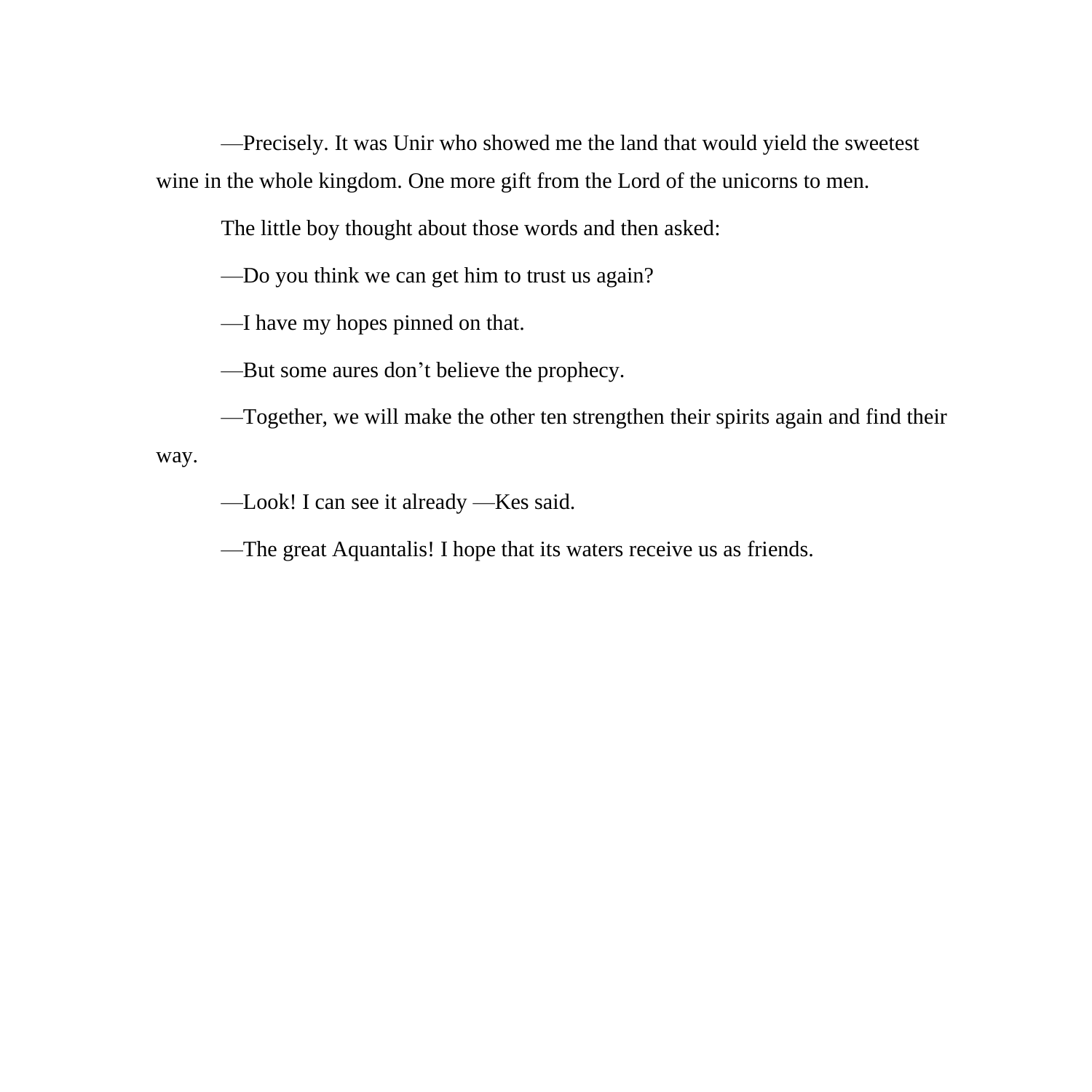—Precisely. It was Unir who showed me the land that would yield the sweetest wine in the whole kingdom. One more gift from the Lord of the unicorns to men.

The little boy thought about those words and then asked:

—Do you think we can get him to trust us again?

—I have my hopes pinned on that.

—But some aures don't believe the prophecy.

—Together, we will make the other ten strengthen their spirits again and find their way.

—Look! I can see it already —Kes said.

—The great Aquantalis! I hope that its waters receive us as friends.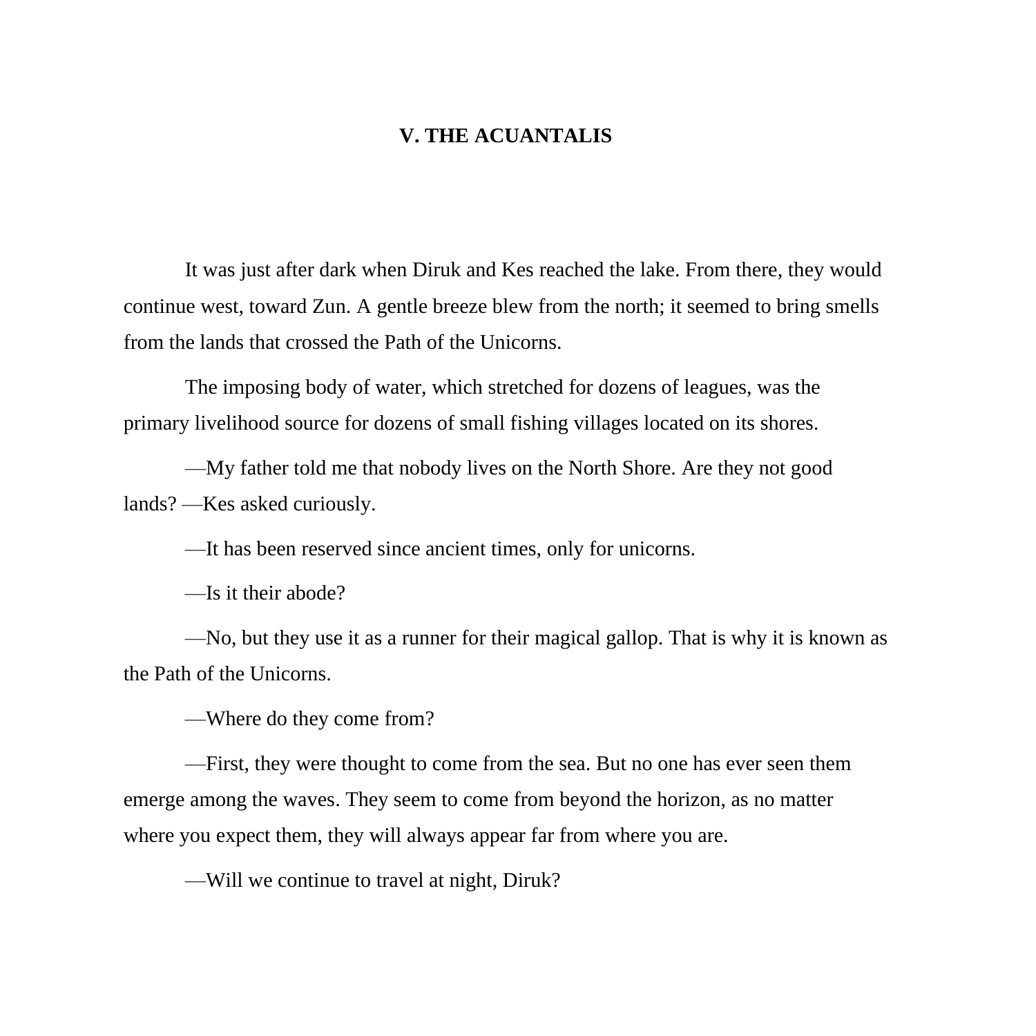## V. THE ACUANTALIS

It was just after dark when Diruk and Kes reached the lake. From there, they would continue west, toward Zun. A gentle breeze blew from the north; it seemed to bring smells from the lands that crossed the Path of the Unicorns.

The imposing body of water, which stretched for dozens of leagues, was the primary livelihood source for dozens of small fishing villages located on its shores.

—My father told me that nobody lives on the North Shore. Are they not good lands? —Kes asked curiously.

—It has been reserved since ancient times, only for unicorns.

—Is it their abode?

—No, but they use it as a runner for their magical gallop. That is why it is known as the Path of the Unicorns.

—Where do they come from?

—First, they were thought to come from the sea. But no one has ever seen them emerge among the waves. They seem to come from beyond the horizon, as no matter where you expect them, they will always appear far from where you are.

—Will we continue to travel at night, Diruk?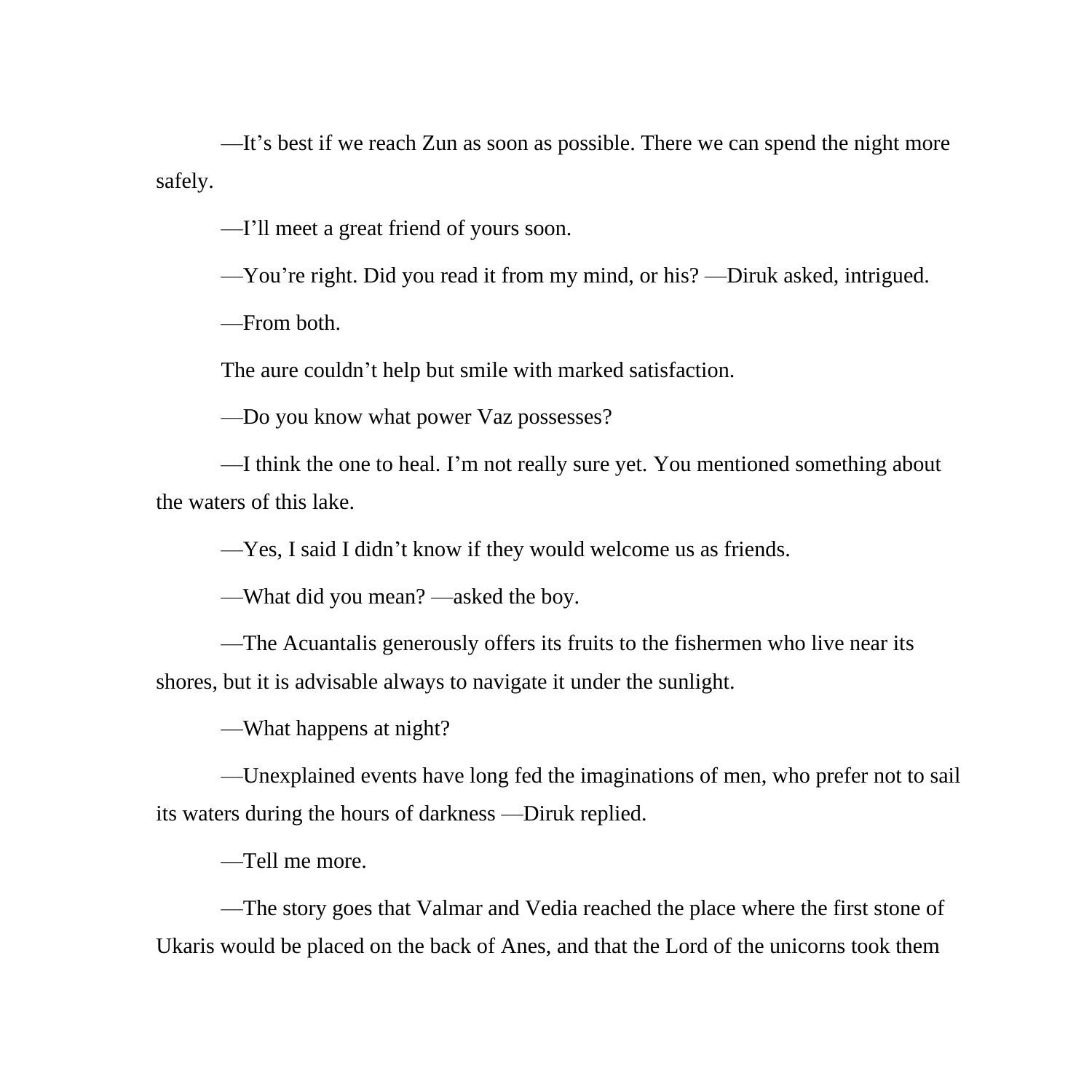—It's best if we reach Zun as soon as possible. There we can spend the night more safely.

—I'll meet a great friend of yours soon.

—You're right. Did you read it from my mind, or his? —Diruk asked, intrigued.

—From both.

The aure couldn't help but smile with marked satisfaction.

—Do you know what power Vaz possesses?

—I think the one to heal. I'm not really sure yet. You mentioned something about the waters of this lake.

—Yes, I said I didn't know if they would welcome us as friends.

—What did you mean? —asked the boy.

—The Acuantalis generously offers its fruits to the fishermen who live near its shores, but it is advisable always to navigate it under the sunlight.

—What happens at night?

—Unexplained events have long fed the imaginations of men, who prefer not to sail its waters during the hours of darkness —Diruk replied.

—Tell me more.

—The story goes that Valmar and Vedia reached the place where the first stone of Ukaris would be placed on the back of Anes, and that the Lord of the unicorns took them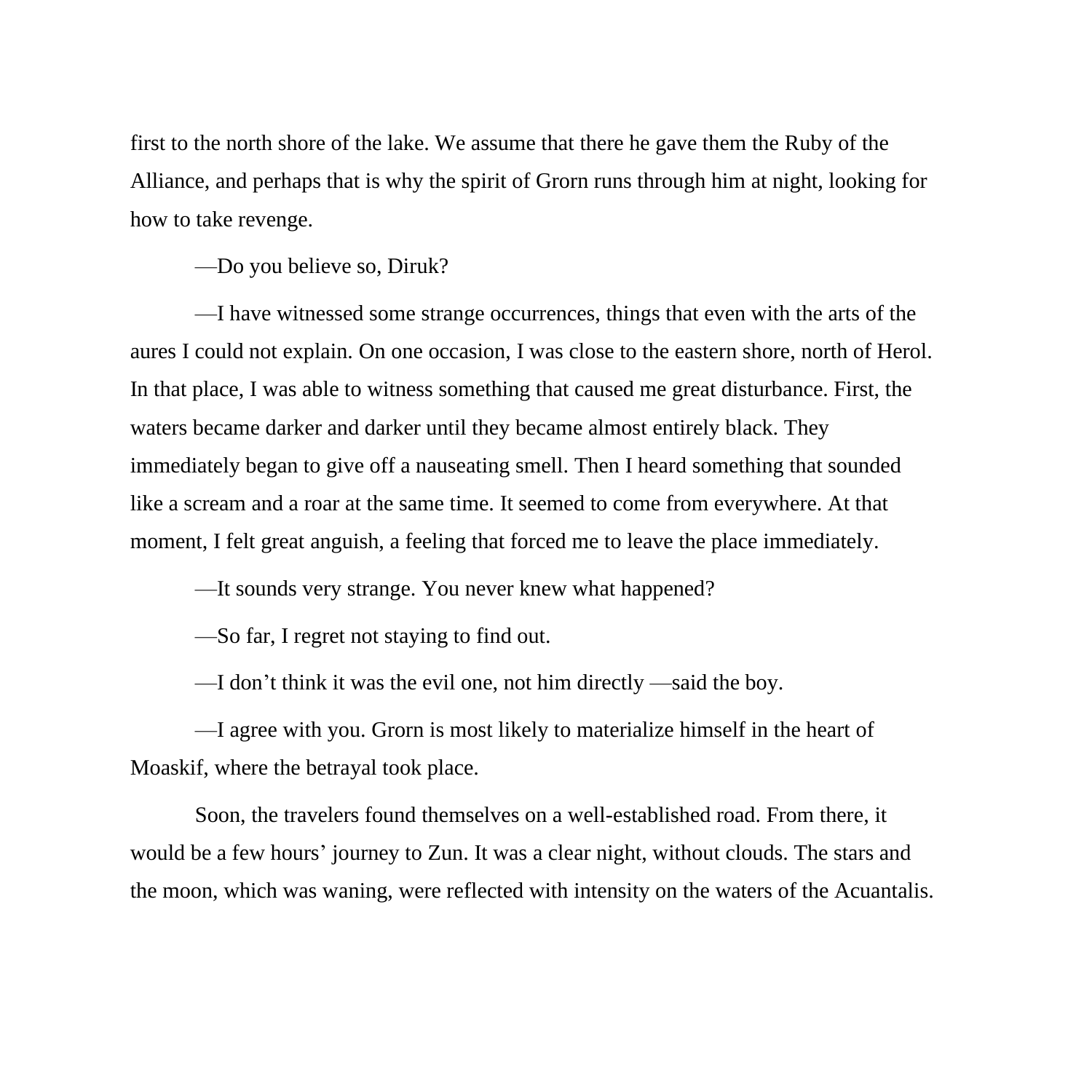first to the north shore of the lake. We assume that there he gave them the Ruby of the Alliance, and perhaps that is why the spirit of Grorn runs through him at night, looking for how to take revenge.

—Do you believe so, Diruk?

—I have witnessed some strange occurrences, things that even with the arts of the aures I could not explain. On one occasion, I was close to the eastern shore, north of Herol. In that place, I was able to witness something that caused me great disturbance. First, the waters became darker and darker until they became almost entirely black. They immediately began to give off a nauseating smell. Then I heard something that sounded like a scream and a roar at the same time. It seemed to come from everywhere. At that moment, I felt great anguish, a feeling that forced me to leave the place immediately.

—It sounds very strange. You never knew what happened?

—So far, I regret not staying to find out.

—I don't think it was the evil one, not him directly —said the boy.

—I agree with you. Grorn is most likely to materialize himself in the heart of Moaskif, where the betrayal took place.

Soon, the travelers found themselves on a well-established road. From there, it would be a few hours' journey to Zun. It was a clear night, without clouds. The stars and the moon, which was waning, were reflected with intensity on the waters of the Acuantalis.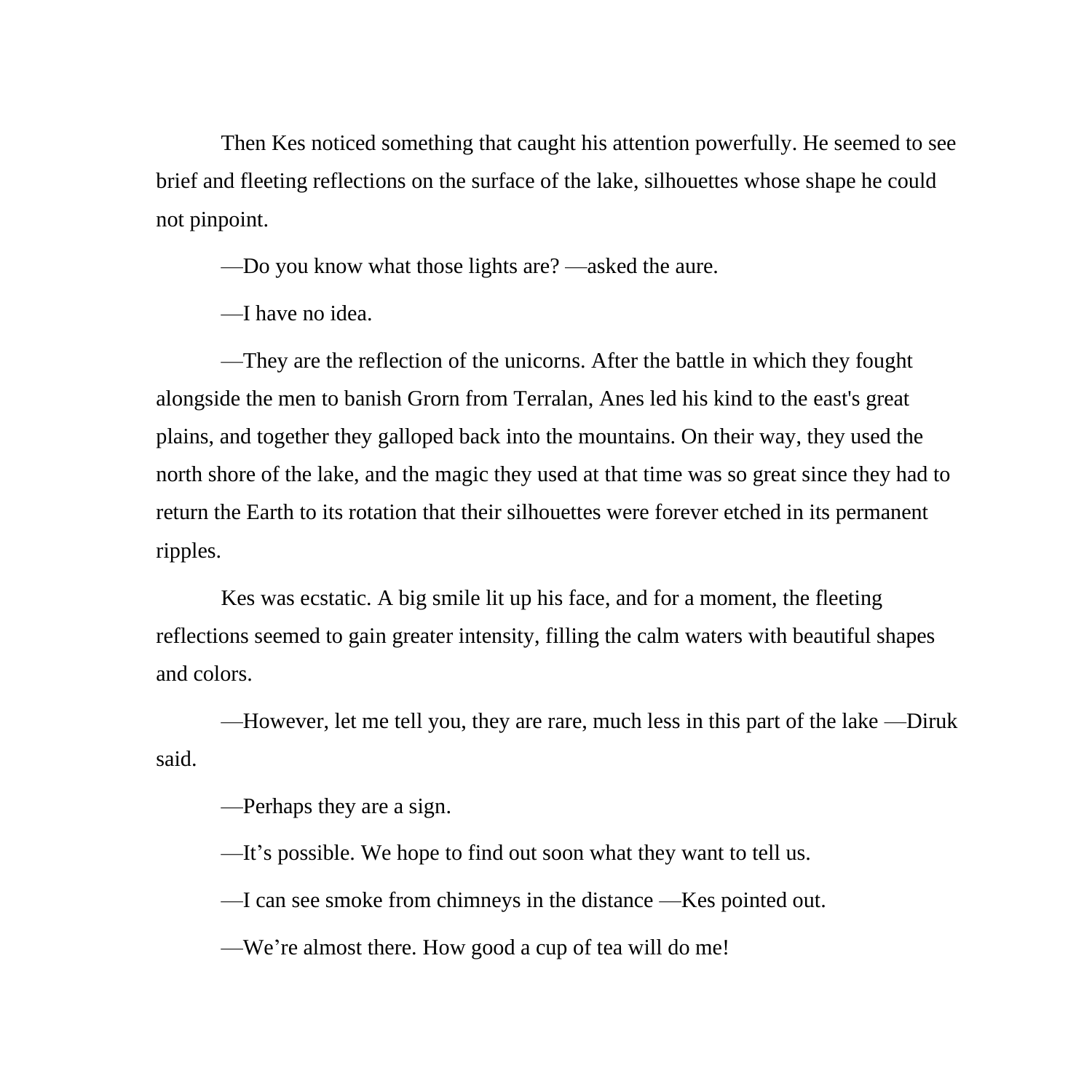Then Kes noticed something that caught his attention powerfully. He seemed to see brief and fleeting reflections on the surface of the lake, silhouettes whose shape he could not pinpoint.

—Do you know what those lights are? —asked the aure.

—I have no idea.

—They are the reflection of the unicorns. After the battle in which they fought alongside the men to banish Grorn from Terralan, Anes led his kind to the east's great plains, and together they galloped back into the mountains. On their way, they used the north shore of the lake, and the magic they used at that time was so great since they had to return the Earth to its rotation that their silhouettes were forever etched in its permanent ripples.

Kes was ecstatic. A big smile lit up his face, and for a moment, the fleeting reflections seemed to gain greater intensity, filling the calm waters with beautiful shapes and colors.

—However, let me tell you, they are rare, much less in this part of the lake —Diruk said.

—Perhaps they are a sign.

—It's possible. We hope to find out soon what they want to tell us.

—I can see smoke from chimneys in the distance —Kes pointed out.

—We're almost there. How good a cup of tea will do me!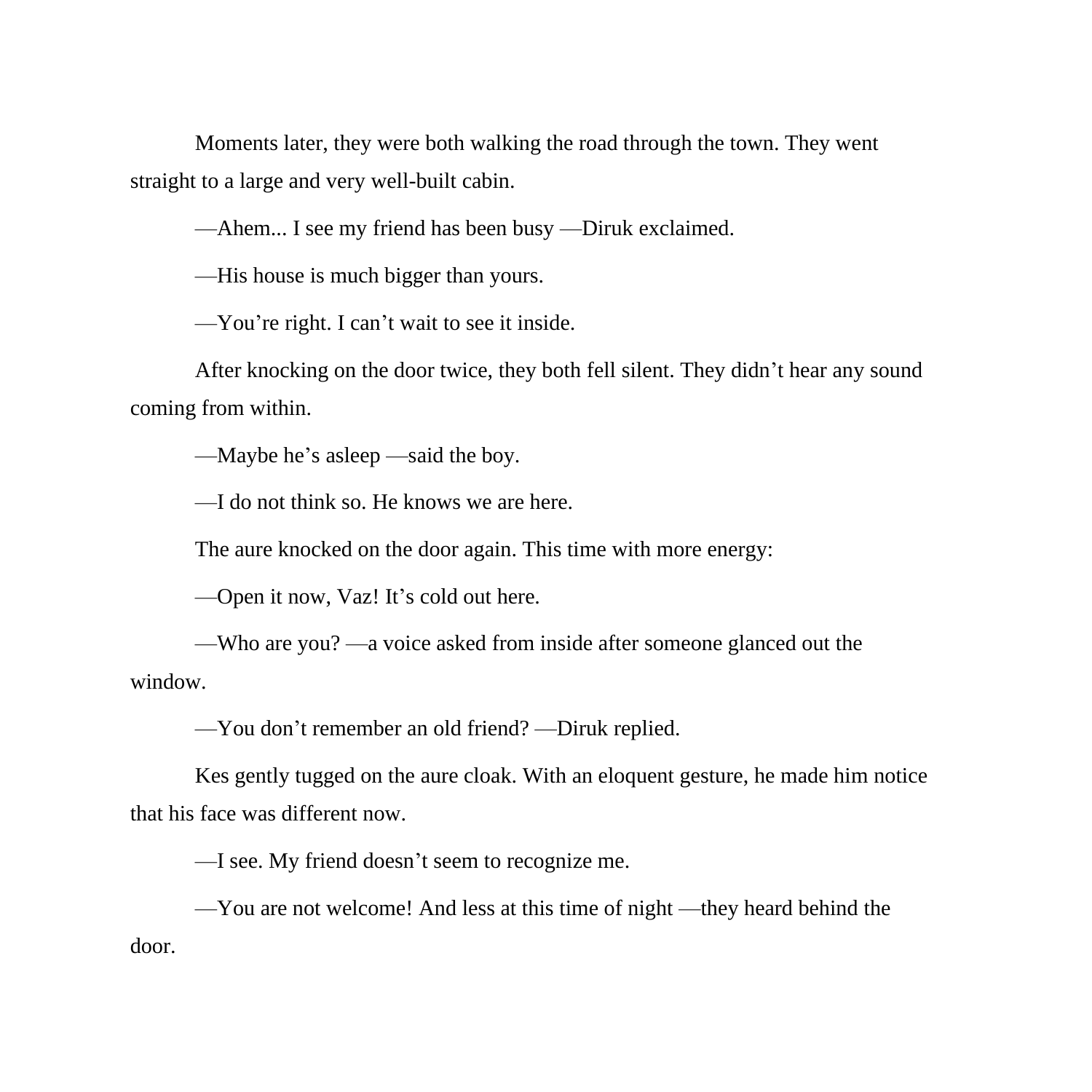Moments later, they were both walking the road through the town. They went straight to a large and very well-built cabin.

—Ahem... I see my friend has been busy —Diruk exclaimed.

—His house is much bigger than yours.

—You're right. I can't wait to see it inside.

After knocking on the door twice, they both fell silent. They didn't hear any sound coming from within.

—Maybe he's asleep —said the boy.

—I do not think so. He knows we are here.

The aure knocked on the door again. This time with more energy:

—Open it now, Vaz! It's cold out here.

—Who are you? —a voice asked from inside after someone glanced out the window.

—You don't remember an old friend? —Diruk replied.

Kes gently tugged on the aure cloak. With an eloquent gesture, he made him notice that his face was different now.

—I see. My friend doesn't seem to recognize me.

—You are not welcome! And less at this time of night —they heard behind the door.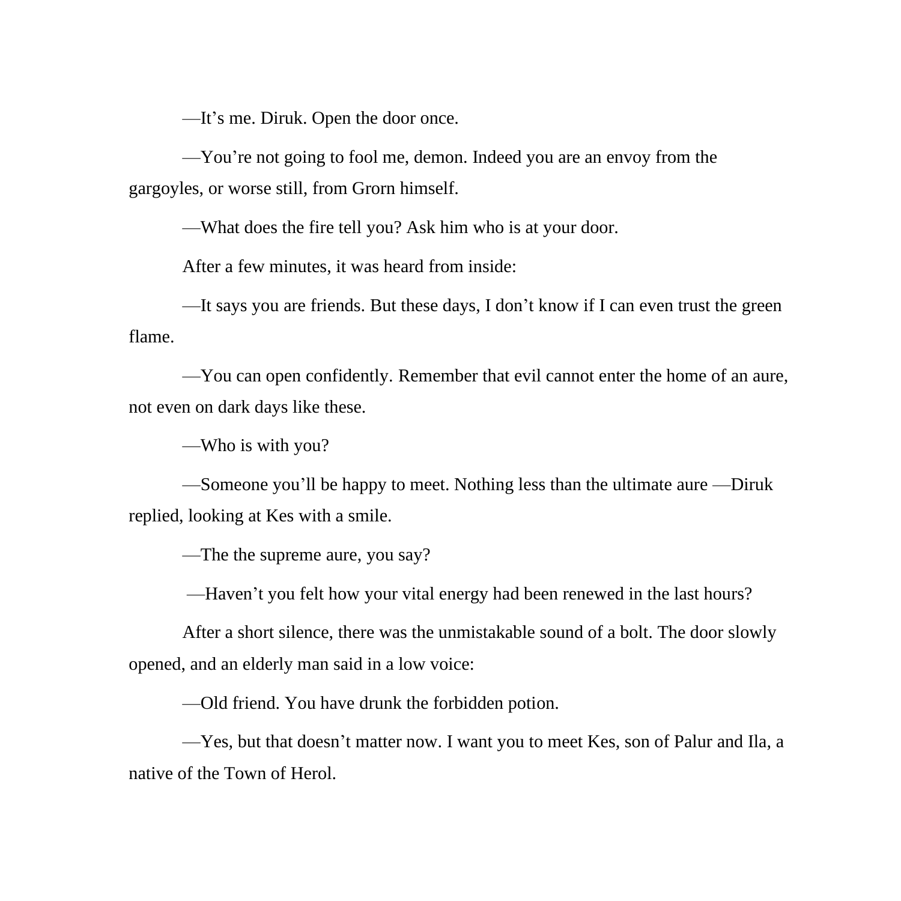—It’s me. Diruk. Open the door once.

—You’re not going to fool me, demon. Indeed you are an envoy from the gargoyles, or worse still, from Grorn himself.

—What does the fire tell you? Ask him who is at your door.

After a few minutes, it was heard from inside:

—It says you are friends. But these days, I don’t know if I can even trust the green flame.

—You can open confidently. Remember that evil cannot enter the home of an aure, not even on dark days like these.

—Who is with you?

—Someone you’ll be happy to meet. Nothing less than the ultimate aure —Diruk replied, looking at Kes with a smile.

—The the supreme aure, you say?

—Haven’t you felt how your vital energy had been renewed in the last hours?

After a short silence, there was the unmistakable sound of a bolt. The door slowly opened, and an elderly man said in a low voice:

—Old friend. You have drunk the forbidden potion.

—Yes, but that doesn’t matter now. I want you to meet Kes, son of Palur and Ila, a native of the Town of Herol.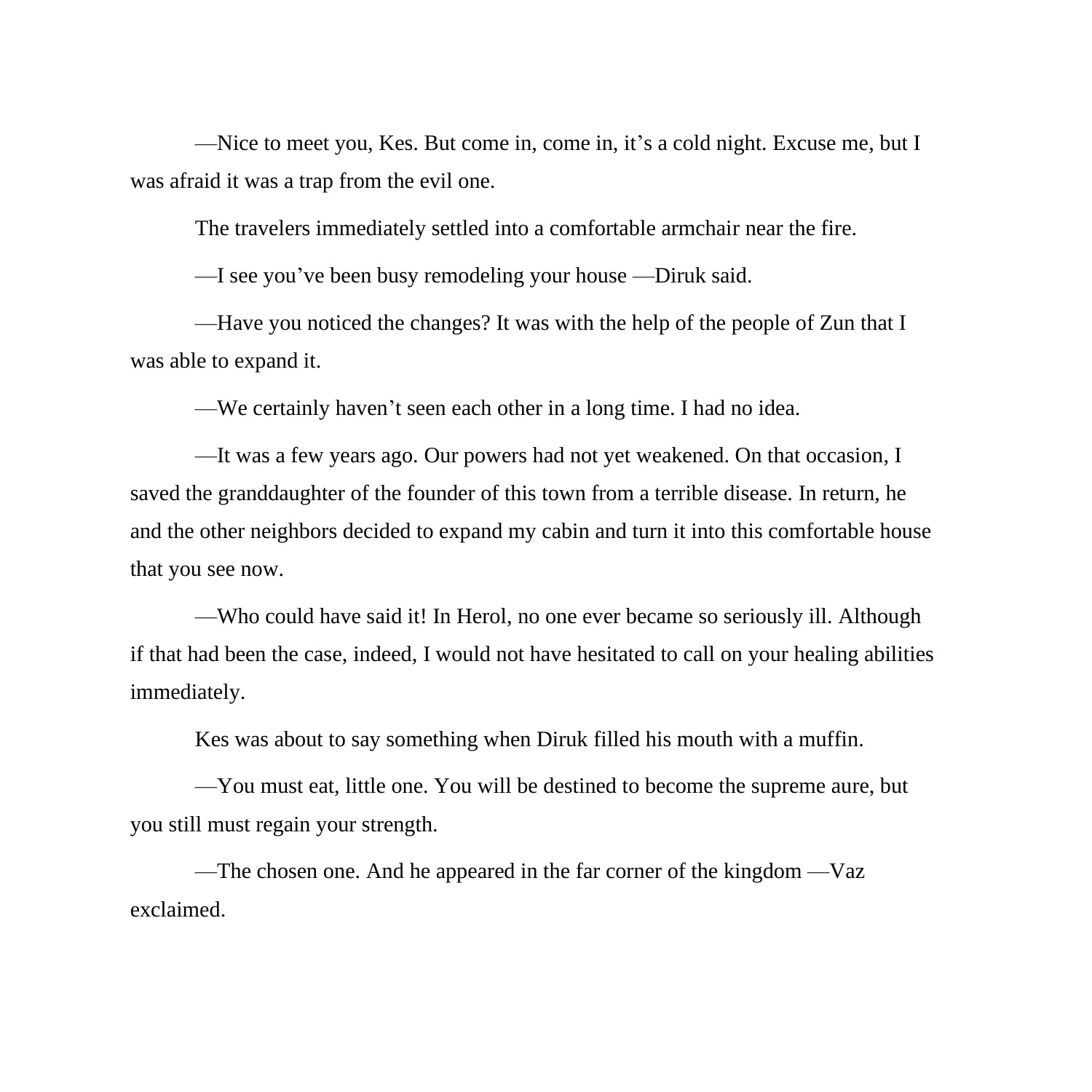—Nice to meet you, Kes. But come in, come in, it's a cold night. Excuse me, but I was afraid it was a trap from the evil one.

The travelers immediately settled into a comfortable armchair near the fire.

—I see you've been busy remodeling your house —Diruk said.

—Have you noticed the changes? It was with the help of the people of Zun that I was able to expand it.

—We certainly haven't seen each other in a long time. I had no idea.

—It was a few years ago. Our powers had not yet weakened. On that occasion, I saved the granddaughter of the founder of this town from a terrible disease. In return, he and the other neighbors decided to expand my cabin and turn it into this comfortable house that you see now.

—Who could have said it! In Herol, no one ever became so seriously ill. Although if that had been the case, indeed, I would not have hesitated to call on your healing abilities immediately.

Kes was about to say something when Diruk filled his mouth with a muffin.

—You must eat, little one. You will be destined to become the supreme aure, but you still must regain your strength.

—The chosen one. And he appeared in the far corner of the kingdom —Vaz exclaimed.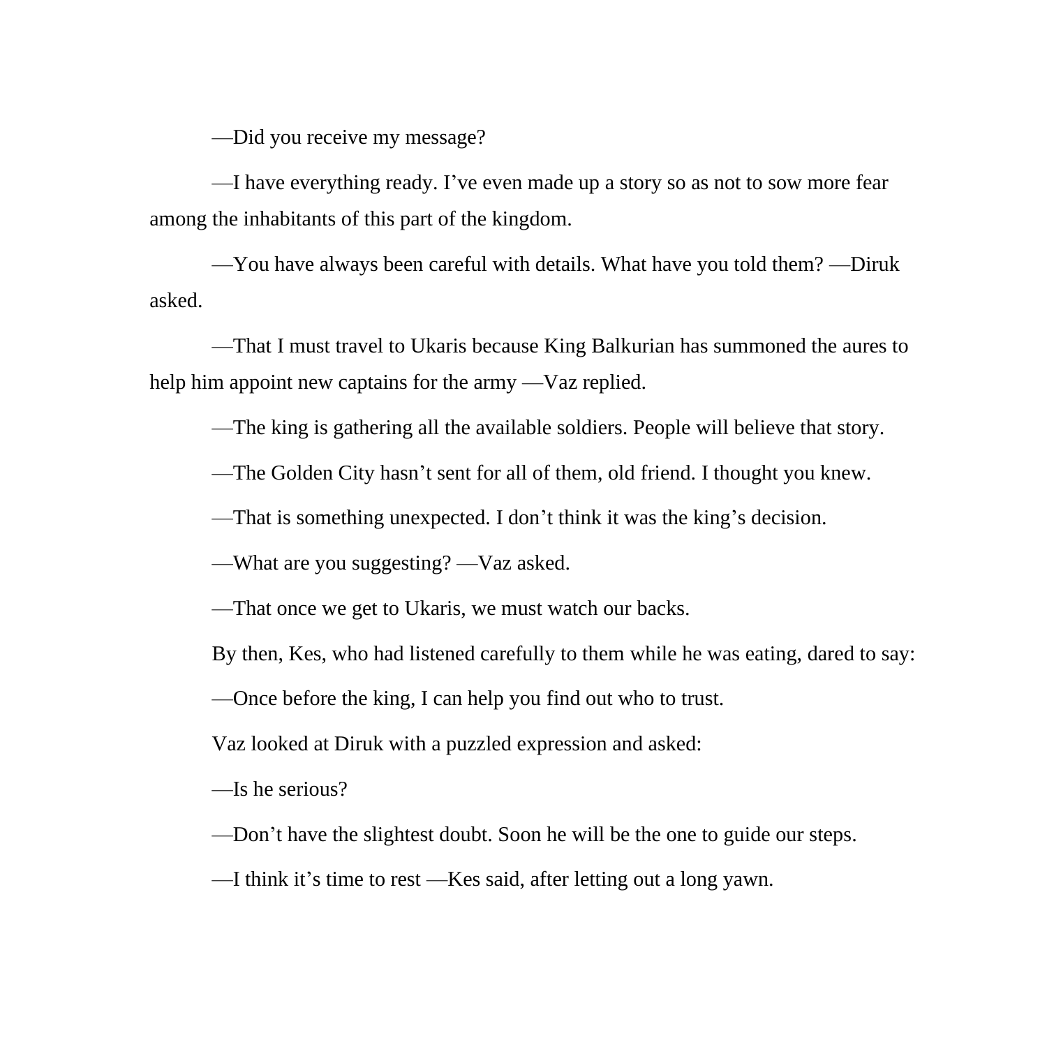—Did you receive my message?

—I have everything ready. I’ve even made up a story so as not to sow more fear among the inhabitants of this part of the kingdom.

—You have always been careful with details. What have you told them? —Diruk asked.

—That I must travel to Ukaris because King Balkurian has summoned the aures to help him appoint new captains for the army —Vaz replied.

—The king is gathering all the available soldiers. People will believe that story.

—The Golden City hasn’t sent for all of them, old friend. I thought you knew.

—That is something unexpected. I don’t think it was the king’s decision.

—What are you suggesting? —Vaz asked.

—That once we get to Ukaris, we must watch our backs.

By then, Kes, who had listened carefully to them while he was eating, dared to say:

—Once before the king, I can help you find out who to trust.

Vaz looked at Diruk with a puzzled expression and asked:

—Is he serious?

—Don’t have the slightest doubt. Soon he will be the one to guide our steps.

—I think it’s time to rest —Kes said, after letting out a long yawn.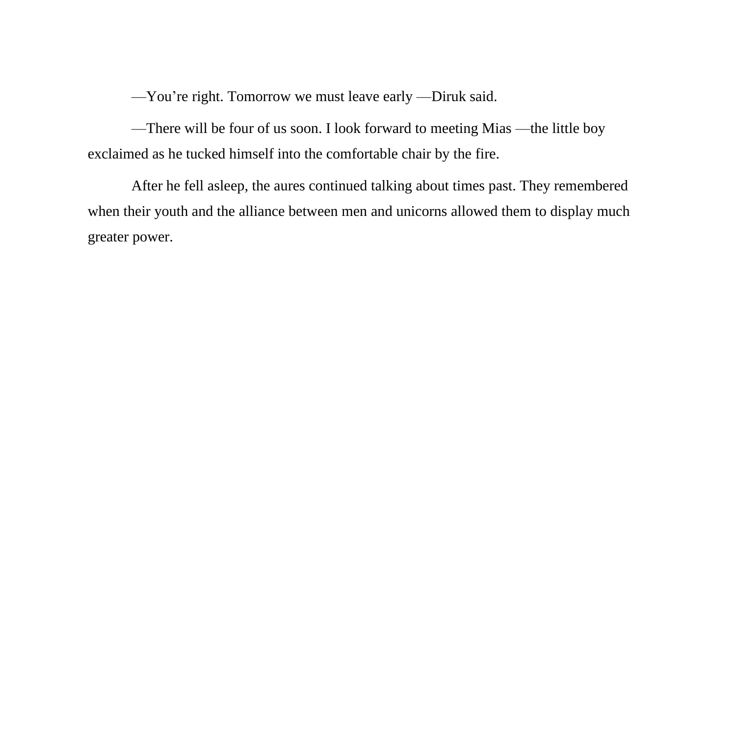—You’re right. Tomorrow we must leave early —Diruk said.

—There will be four of us soon. I look forward to meeting Mias —the little boy exclaimed as he tucked himself into the comfortable chair by the fire.

After he fell asleep, the aures continued talking about times past. They remembered when their youth and the alliance between men and unicorns allowed them to display much greater power.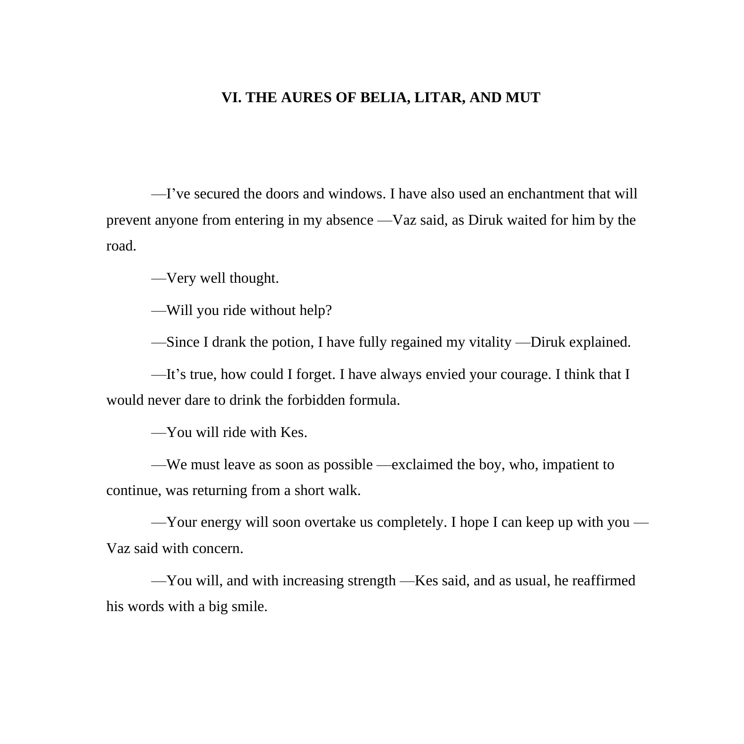## VI. THE AURES OF BELIA, LITAR, AND MUT

—I've secured the doors and windows. I have also used an enchantment that will prevent anyone from entering in my absence —Vaz said, as Diruk waited for him by the road.

—Very well thought.

—Will you ride without help?

—Since I drank the potion, I have fully regained my vitality —Diruk explained.

—It's true, how could I forget. I have always envied your courage. I think that I would never dare to drink the forbidden formula.

—You will ride with Kes.

—We must leave as soon as possible —exclaimed the boy, who, impatient to continue, was returning from a short walk.

—Your energy will soon overtake us completely. I hope I can keep up with you —Vaz said with concern.

—You will, and with increasing strength —Kes said, and as usual, he reaffirmed his words with a big smile.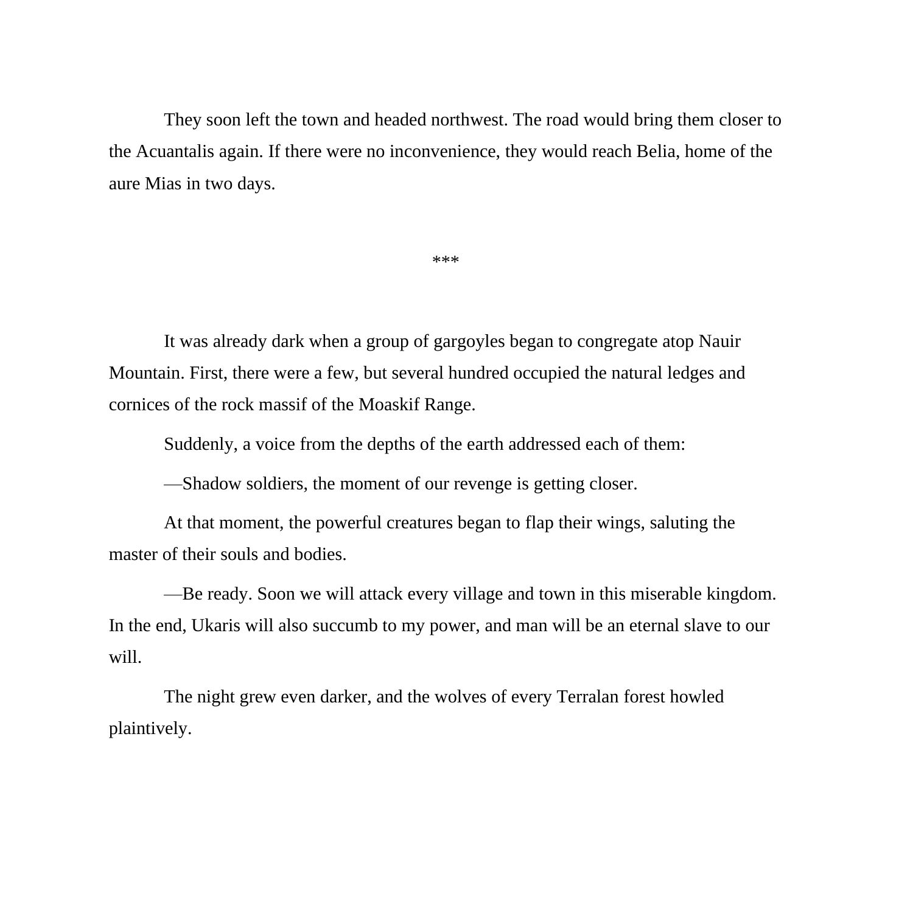They soon left the town and headed northwest. The road would bring them closer to the Acuantalis again. If there were no inconvenience, they would reach Belia, home of the aure Mias in two days.

***

It was already dark when a group of gargoyles began to congregate atop Nauir Mountain. First, there were a few, but several hundred occupied the natural ledges and cornices of the rock massif of the Moaskif Range.

Suddenly, a voice from the depths of the earth addressed each of them:

—Shadow soldiers, the moment of our revenge is getting closer.

At that moment, the powerful creatures began to flap their wings, saluting the master of their souls and bodies.

—Be ready. Soon we will attack every village and town in this miserable kingdom. In the end, Ukaris will also succumb to my power, and man will be an eternal slave to our will.

The night grew even darker, and the wolves of every Terralan forest howled plaintively.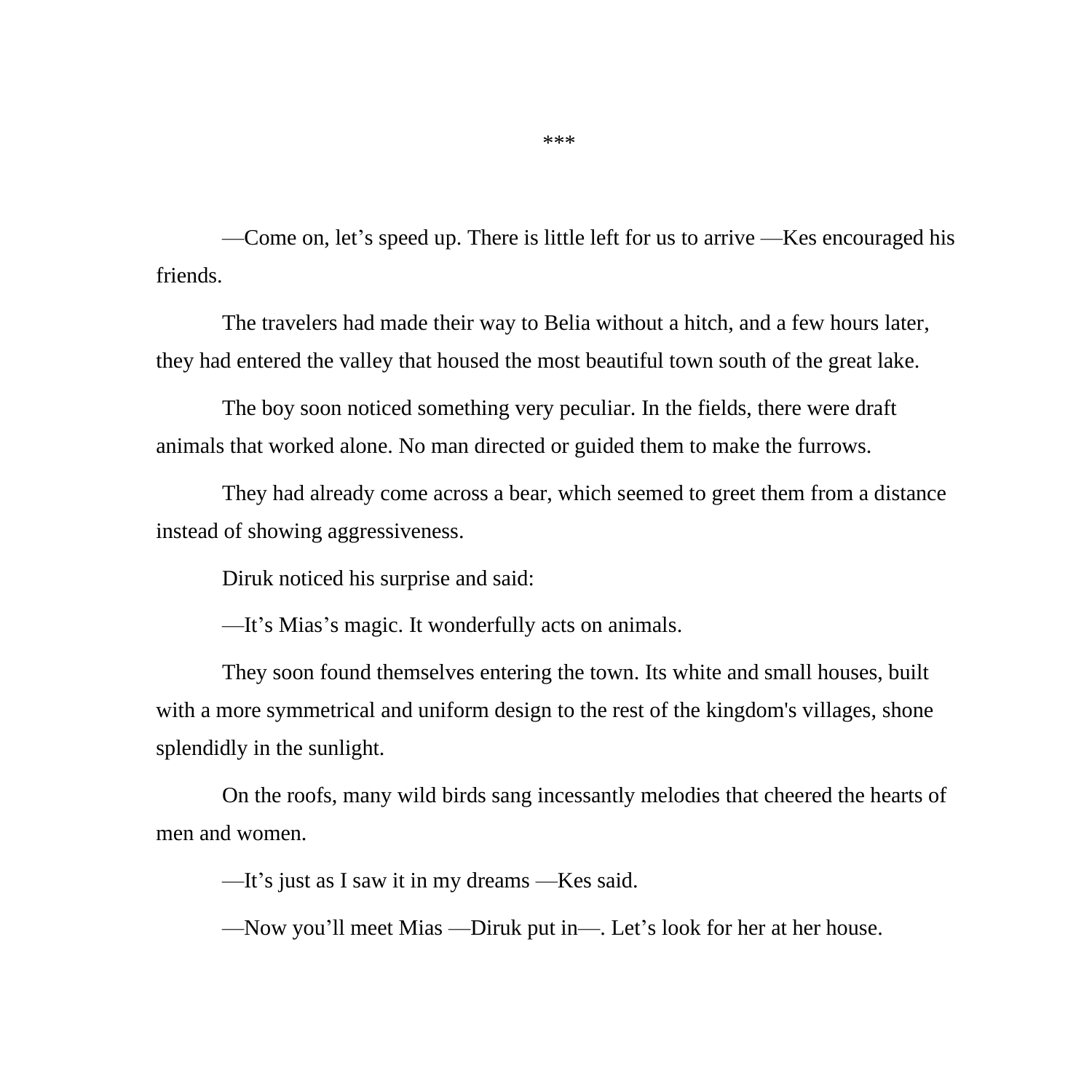\*\*\*

—Come on, let’s speed up. There is little left for us to arrive —Kes encouraged his friends.

The travelers had made their way to Belia without a hitch, and a few hours later, they had entered the valley that housed the most beautiful town south of the great lake.

The boy soon noticed something very peculiar. In the fields, there were draft animals that worked alone. No man directed or guided them to make the furrows.

They had already come across a bear, which seemed to greet them from a distance instead of showing aggressiveness.

Diruk noticed his surprise and said:

—It’s Mias’s magic. It wonderfully acts on animals.

They soon found themselves entering the town. Its white and small houses, built with a more symmetrical and uniform design to the rest of the kingdom's villages, shone splendidly in the sunlight.

On the roofs, many wild birds sang incessantly melodies that cheered the hearts of men and women.

—It’s just as I saw it in my dreams —Kes said.

—Now you’ll meet Mias —Diruk put in—. Let’s look for her at her house.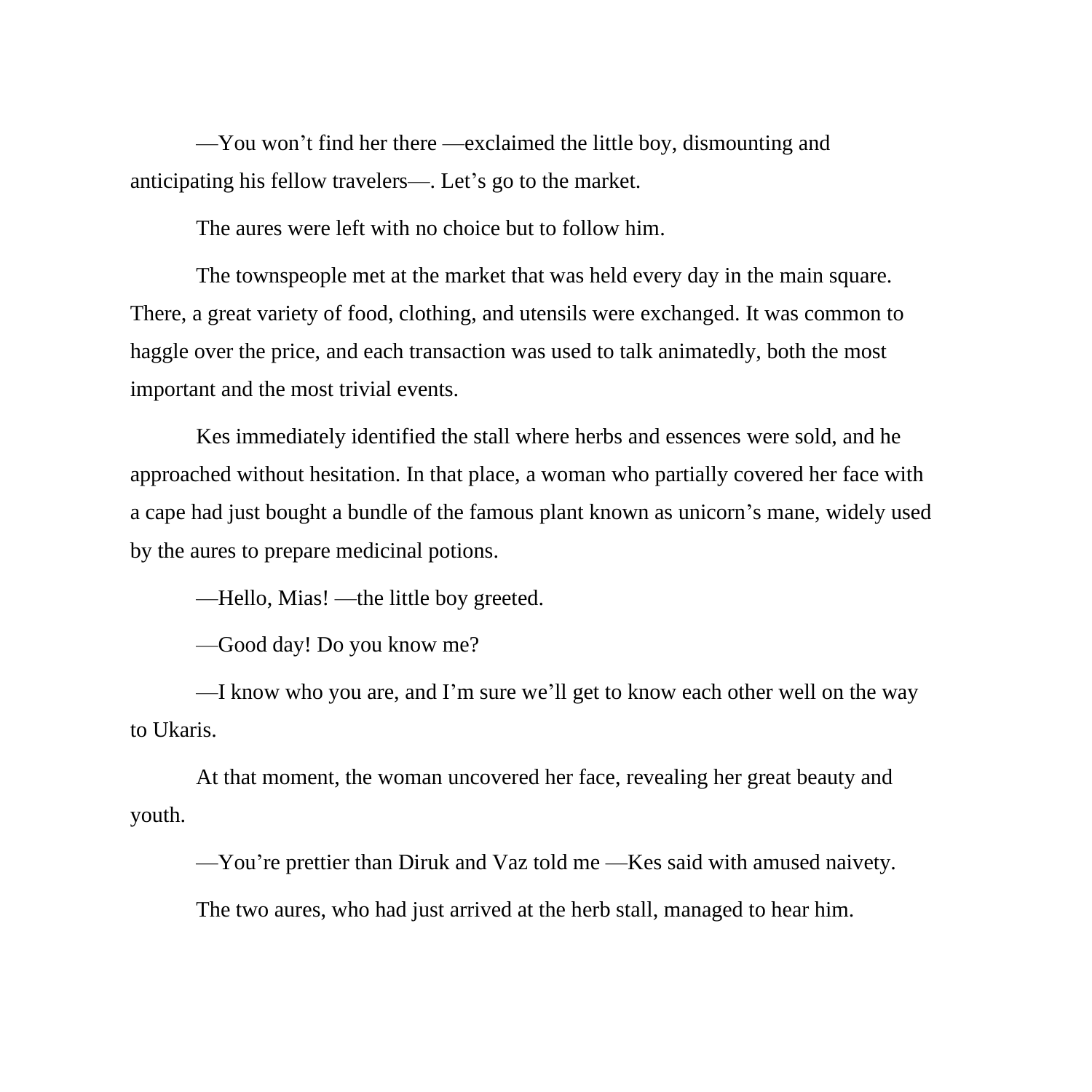—You won’t find her there —exclaimed the little boy, dismounting and anticipating his fellow travelers—. Let’s go to the market.

The aures were left with no choice but to follow him.

The townspeople met at the market that was held every day in the main square. There, a great variety of food, clothing, and utensils were exchanged. It was common to haggle over the price, and each transaction was used to talk animatedly, both the most important and the most trivial events.

Kes immediately identified the stall where herbs and essences were sold, and he approached without hesitation. In that place, a woman who partially covered her face with a cape had just bought a bundle of the famous plant known as unicorn’s mane, widely used by the aures to prepare medicinal potions.

—Hello, Mias! —the little boy greeted.

—Good day! Do you know me?

—I know who you are, and I’m sure we’ll get to know each other well on the way to Ukaris.

At that moment, the woman uncovered her face, revealing her great beauty and youth.

—You’re prettier than Diruk and Vaz told me —Kes said with amused naivety.

The two aures, who had just arrived at the herb stall, managed to hear him.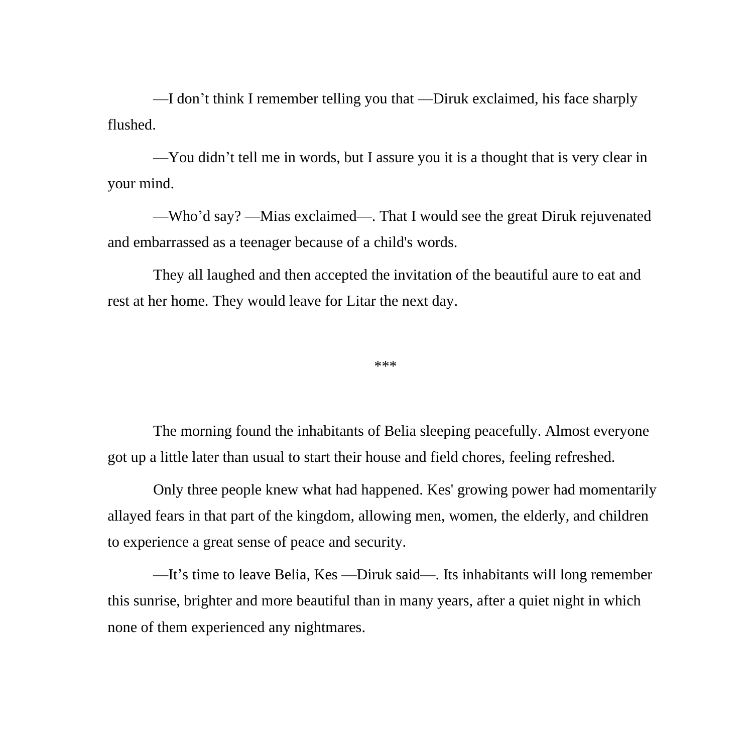—I don’t think I remember telling you that —Diruk exclaimed, his face sharply flushed.

—You didn’t tell me in words, but I assure you it is a thought that is very clear in your mind.

—Who’d say? —Mias exclaimed—. That I would see the great Diruk rejuvenated and embarrassed as a teenager because of a child's words.

They all laughed and then accepted the invitation of the beautiful aure to eat and rest at her home. They would leave for Litar the next day.

***

The morning found the inhabitants of Belia sleeping peacefully. Almost everyone got up a little later than usual to start their house and field chores, feeling refreshed.

Only three people knew what had happened. Kes' growing power had momentarily allayed fears in that part of the kingdom, allowing men, women, the elderly, and children to experience a great sense of peace and security.

—It’s time to leave Belia, Kes —Diruk said—. Its inhabitants will long remember this sunrise, brighter and more beautiful than in many years, after a quiet night in which none of them experienced any nightmares.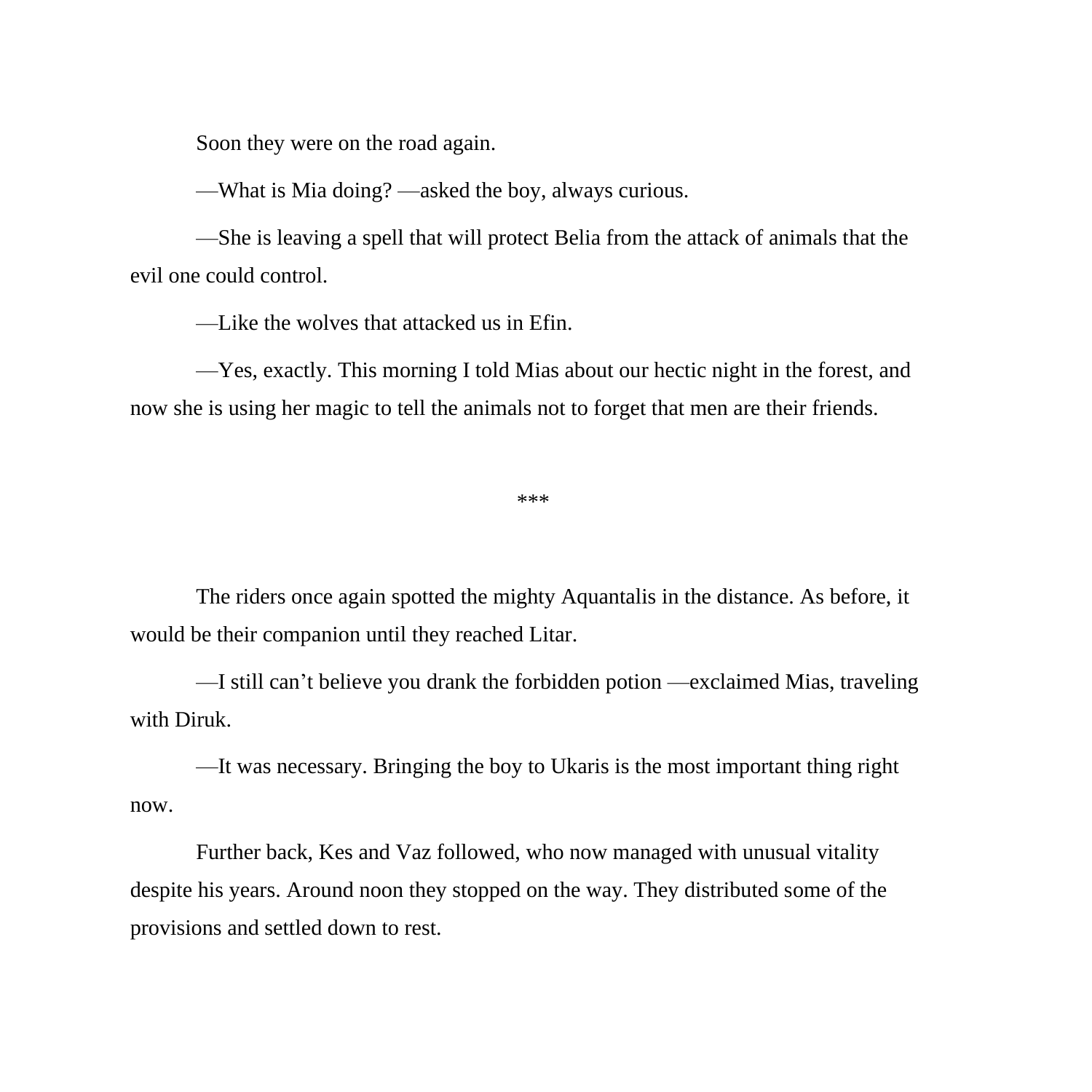Soon they were on the road again.

—What is Mia doing? —asked the boy, always curious.

—She is leaving a spell that will protect Belia from the attack of animals that the evil one could control.

—Like the wolves that attacked us in Efin.

—Yes, exactly. This morning I told Mias about our hectic night in the forest, and now she is using her magic to tell the animals not to forget that men are their friends.

***

The riders once again spotted the mighty Aquantalis in the distance. As before, it would be their companion until they reached Litar.

—I still can't believe you drank the forbidden potion —exclaimed Mias, traveling with Diruk.

—It was necessary. Bringing the boy to Ukaris is the most important thing right now.

Further back, Kes and Vaz followed, who now managed with unusual vitality despite his years. Around noon they stopped on the way. They distributed some of the provisions and settled down to rest.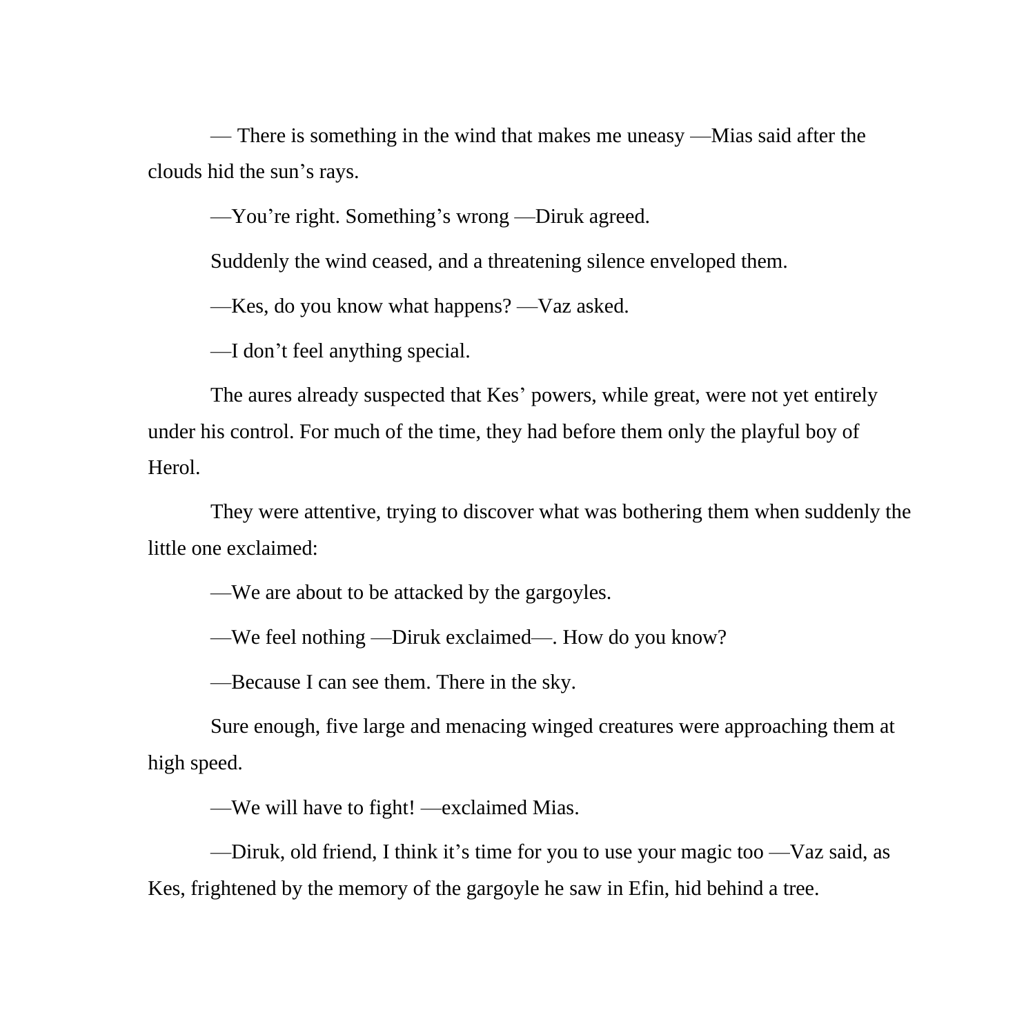— There is something in the wind that makes me uneasy —Mias said after the clouds hid the sun's rays.

—You're right. Something's wrong —Diruk agreed.

Suddenly the wind ceased, and a threatening silence enveloped them.

—Kes, do you know what happens? —Vaz asked.

—I don't feel anything special.

The aures already suspected that Kes' powers, while great, were not yet entirely under his control. For much of the time, they had before them only the playful boy of Herol.

They were attentive, trying to discover what was bothering them when suddenly the little one exclaimed:

—We are about to be attacked by the gargoyles.

—We feel nothing —Diruk exclaimed—. How do you know?

—Because I can see them. There in the sky.

Sure enough, five large and menacing winged creatures were approaching them at high speed.

—We will have to fight! —exclaimed Mias.

—Diruk, old friend, I think it's time for you to use your magic too —Vaz said, as Kes, frightened by the memory of the gargoyle he saw in Efin, hid behind a tree.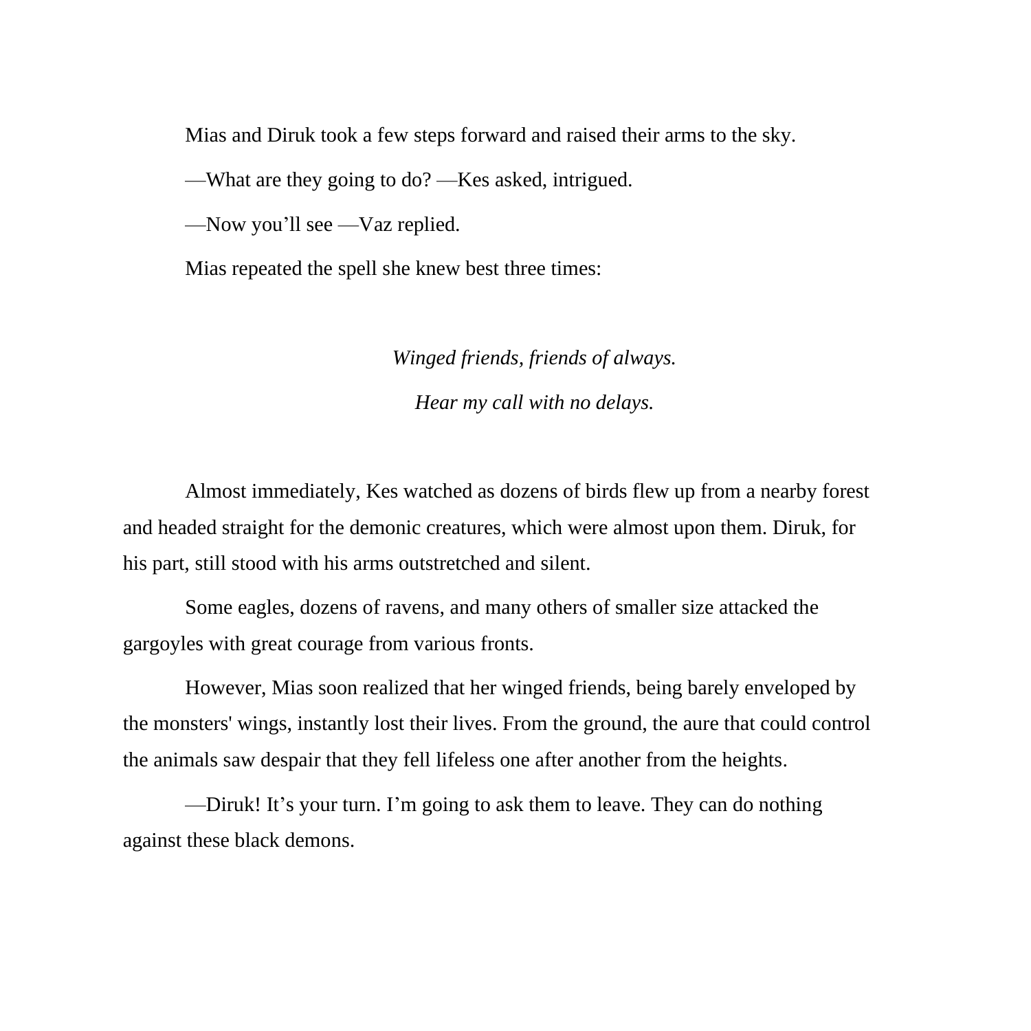Mias and Diruk took a few steps forward and raised their arms to the sky.

—What are they going to do? —Kes asked, intrigued.

—Now you’ll see —Vaz replied.

Mias repeated the spell she knew best three times:

*Winged friends, friends of always.*

*Hear my call with no delays.*

Almost immediately, Kes watched as dozens of birds flew up from a nearby forest and headed straight for the demonic creatures, which were almost upon them. Diruk, for his part, still stood with his arms outstretched and silent.

Some eagles, dozens of ravens, and many others of smaller size attacked the gargoyles with great courage from various fronts.

However, Mias soon realized that her winged friends, being barely enveloped by the monsters' wings, instantly lost their lives. From the ground, the aure that could control the animals saw despair that they fell lifeless one after another from the heights.

—Diruk! It’s your turn. I’m going to ask them to leave. They can do nothing against these black demons.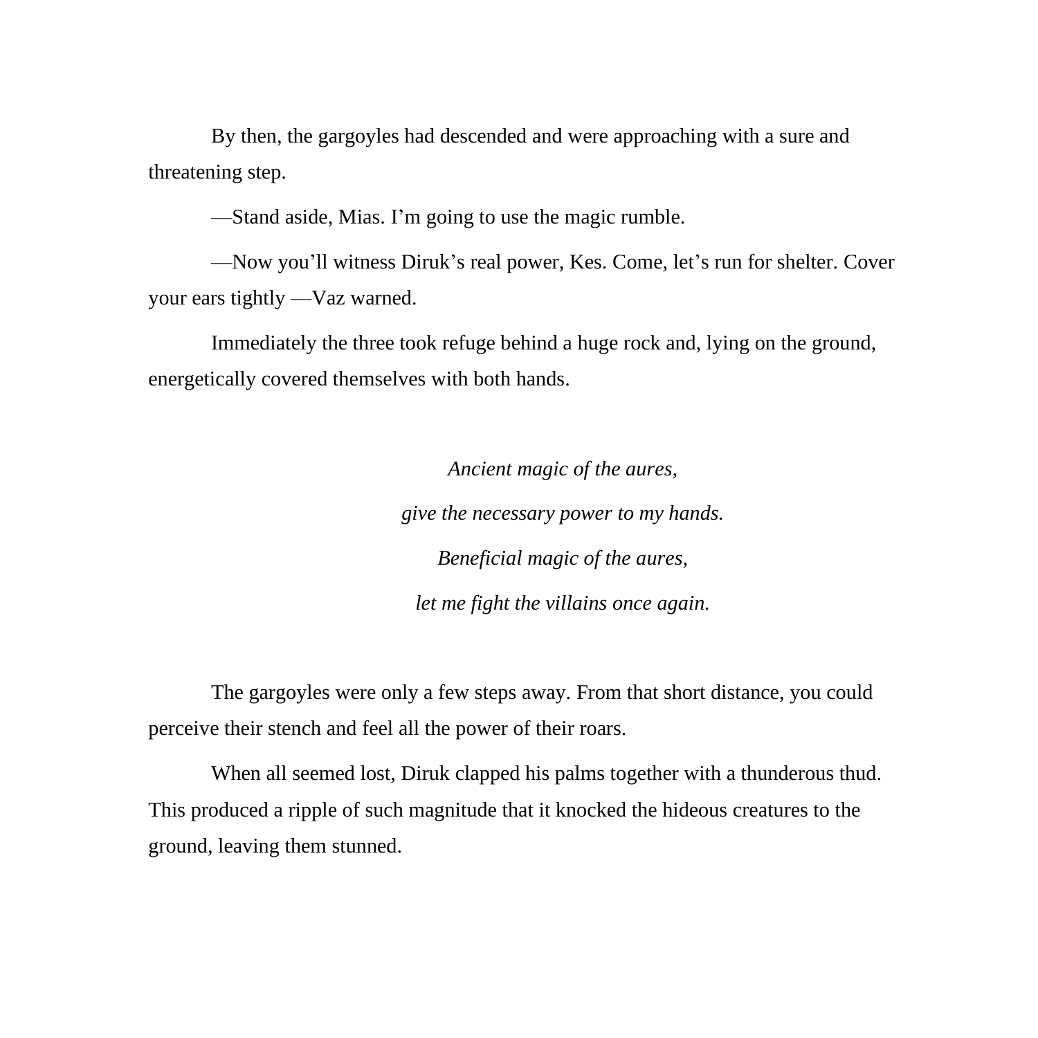By then, the gargoyles had descended and were approaching with a sure and threatening step.

—Stand aside, Mias. I'm going to use the magic rumble.

—Now you'll witness Diruk's real power, Kes. Come, let's run for shelter. Cover your ears tightly —Vaz warned.

Immediately the three took refuge behind a huge rock and, lying on the ground, energetically covered themselves with both hands.

*Ancient magic of the aures,*

*give the necessary power to my hands.*

*Beneficial magic of the aures,*

*let me fight the villains once again.*

The gargoyles were only a few steps away. From that short distance, you could perceive their stench and feel all the power of their roars.

When all seemed lost, Diruk clapped his palms together with a thunderous thud. This produced a ripple of such magnitude that it knocked the hideous creatures to the ground, leaving them stunned.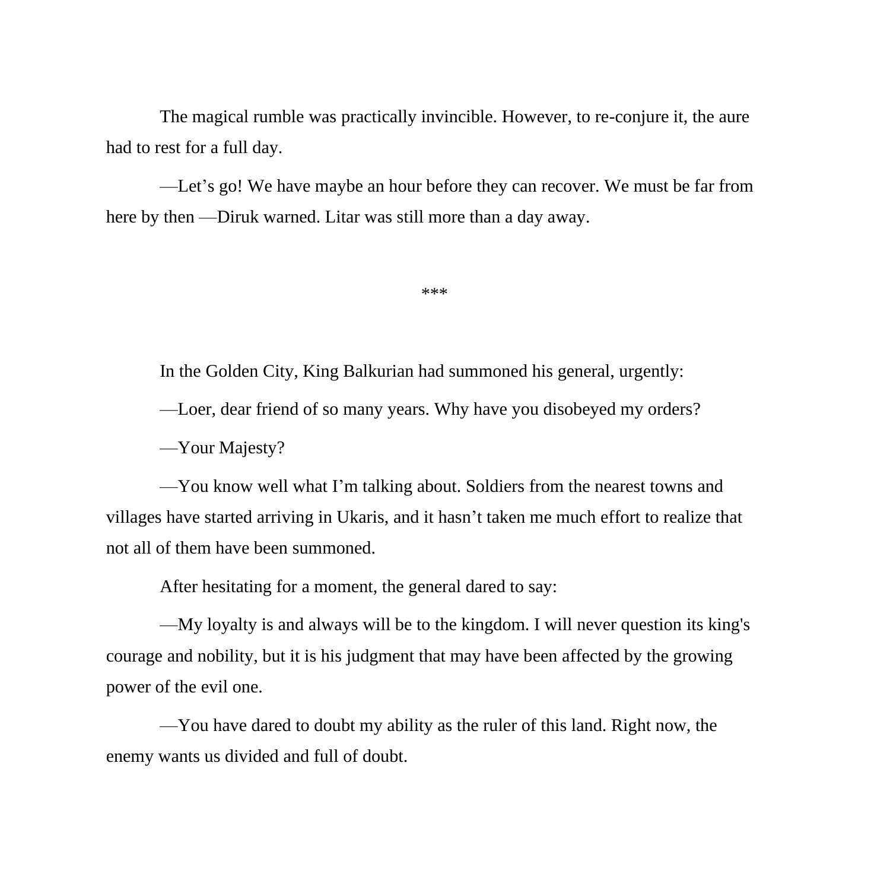The magical rumble was practically invincible. However, to re-conjure it, the aure had to rest for a full day.

—Let’s go! We have maybe an hour before they can recover. We must be far from here by then —Diruk warned. Litar was still more than a day away.

***

In the Golden City, King Balkurian had summoned his general, urgently:

—Loer, dear friend of so many years. Why have you disobeyed my orders?

—Your Majesty?

—You know well what I’m talking about. Soldiers from the nearest towns and villages have started arriving in Ukaris, and it hasn’t taken me much effort to realize that not all of them have been summoned.

After hesitating for a moment, the general dared to say:

—My loyalty is and always will be to the kingdom. I will never question its king's courage and nobility, but it is his judgment that may have been affected by the growing power of the evil one.

—You have dared to doubt my ability as the ruler of this land. Right now, the enemy wants us divided and full of doubt.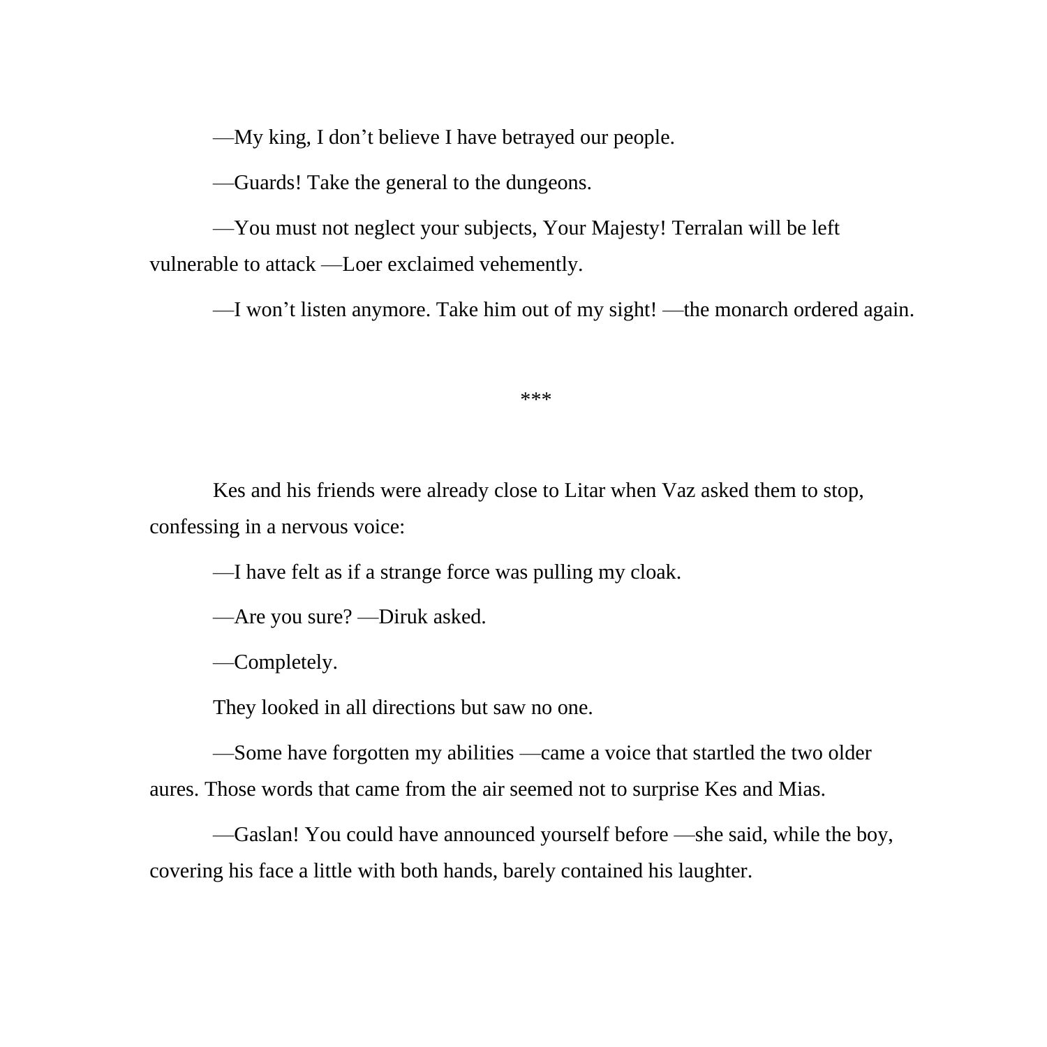—My king, I don’t believe I have betrayed our people.

—Guards! Take the general to the dungeons.

—You must not neglect your subjects, Your Majesty! Terralan will be left vulnerable to attack —Loer exclaimed vehemently.

—I won’t listen anymore. Take him out of my sight! —the monarch ordered again.

***

Kes and his friends were already close to Litar when Vaz asked them to stop, confessing in a nervous voice:

—I have felt as if a strange force was pulling my cloak.

—Are you sure? —Diruk asked.

—Completely.

They looked in all directions but saw no one.

—Some have forgotten my abilities —came a voice that startled the two older aures. Those words that came from the air seemed not to surprise Kes and Mias.

—Gaslan! You could have announced yourself before —she said, while the boy, covering his face a little with both hands, barely contained his laughter.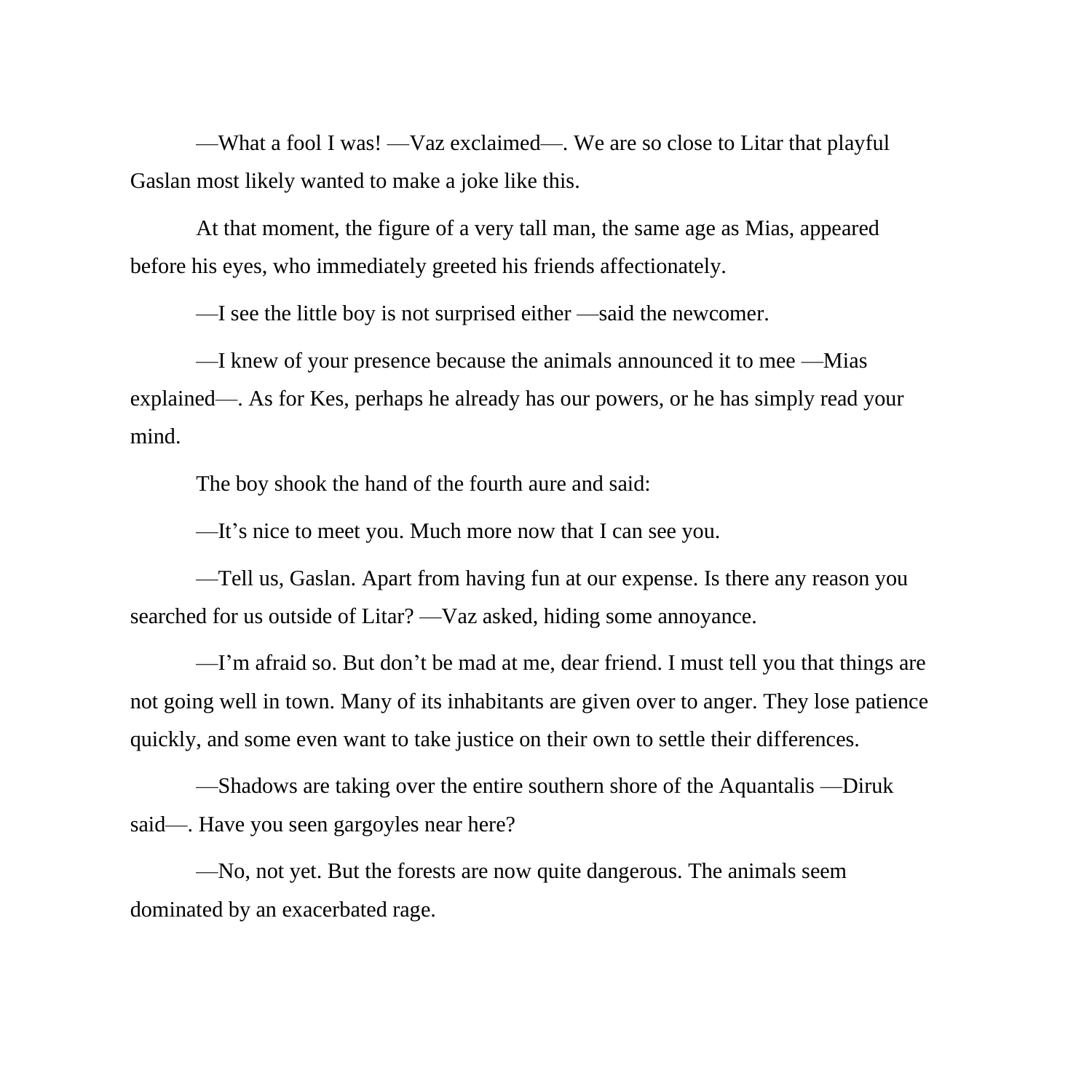—What a fool I was! —Vaz exclaimed—. We are so close to Litar that playful Gaslan most likely wanted to make a joke like this.

At that moment, the figure of a very tall man, the same age as Mias, appeared before his eyes, who immediately greeted his friends affectionately.

—I see the little boy is not surprised either —said the newcomer.

—I knew of your presence because the animals announced it to mee —Mias explained—. As for Kes, perhaps he already has our powers, or he has simply read your mind.

The boy shook the hand of the fourth aure and said:

—It's nice to meet you. Much more now that I can see you.

—Tell us, Gaslan. Apart from having fun at our expense. Is there any reason you searched for us outside of Litar? —Vaz asked, hiding some annoyance.

—I'm afraid so. But don't be mad at me, dear friend. I must tell you that things are not going well in town. Many of its inhabitants are given over to anger. They lose patience quickly, and some even want to take justice on their own to settle their differences.

—Shadows are taking over the entire southern shore of the Aquantalis —Diruk said—. Have you seen gargoyles near here?

—No, not yet. But the forests are now quite dangerous. The animals seem dominated by an exacerbated rage.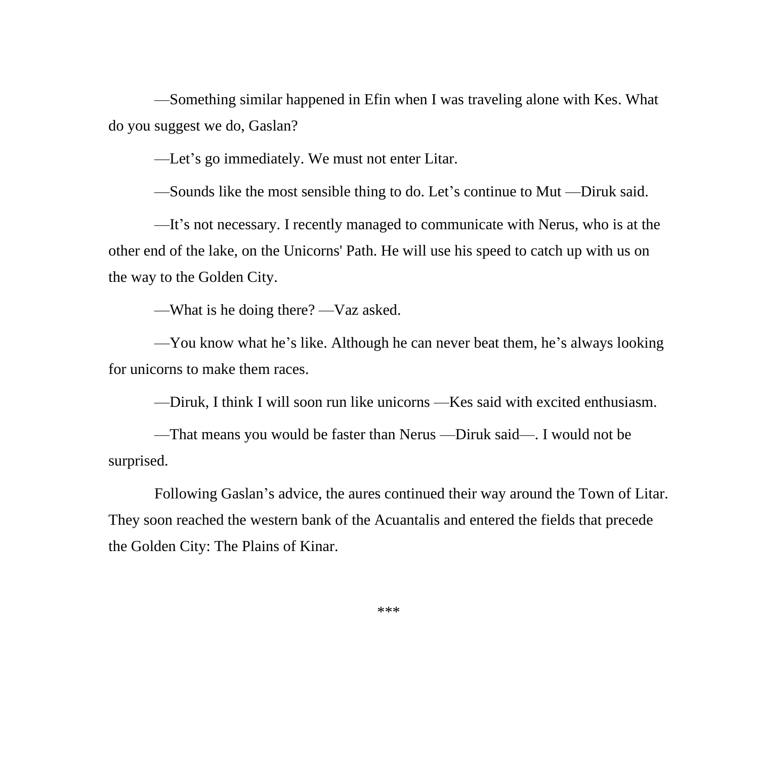—Something similar happened in Efin when I was traveling alone with Kes. What do you suggest we do, Gaslan?

—Let’s go immediately. We must not enter Litar.

—Sounds like the most sensible thing to do. Let’s continue to Mut —Diruk said.

—It’s not necessary. I recently managed to communicate with Nerus, who is at the other end of the lake, on the Unicorns' Path. He will use his speed to catch up with us on the way to the Golden City.

—What is he doing there? —Vaz asked.

—You know what he’s like. Although he can never beat them, he’s always looking for unicorns to make them races.

—Diruk, I think I will soon run like unicorns —Kes said with excited enthusiasm.

—That means you would be faster than Nerus —Diruk said—. I would not be surprised.

Following Gaslan’s advice, the aures continued their way around the Town of Litar. They soon reached the western bank of the Acuantalis and entered the fields that precede the Golden City: The Plains of Kinar.

***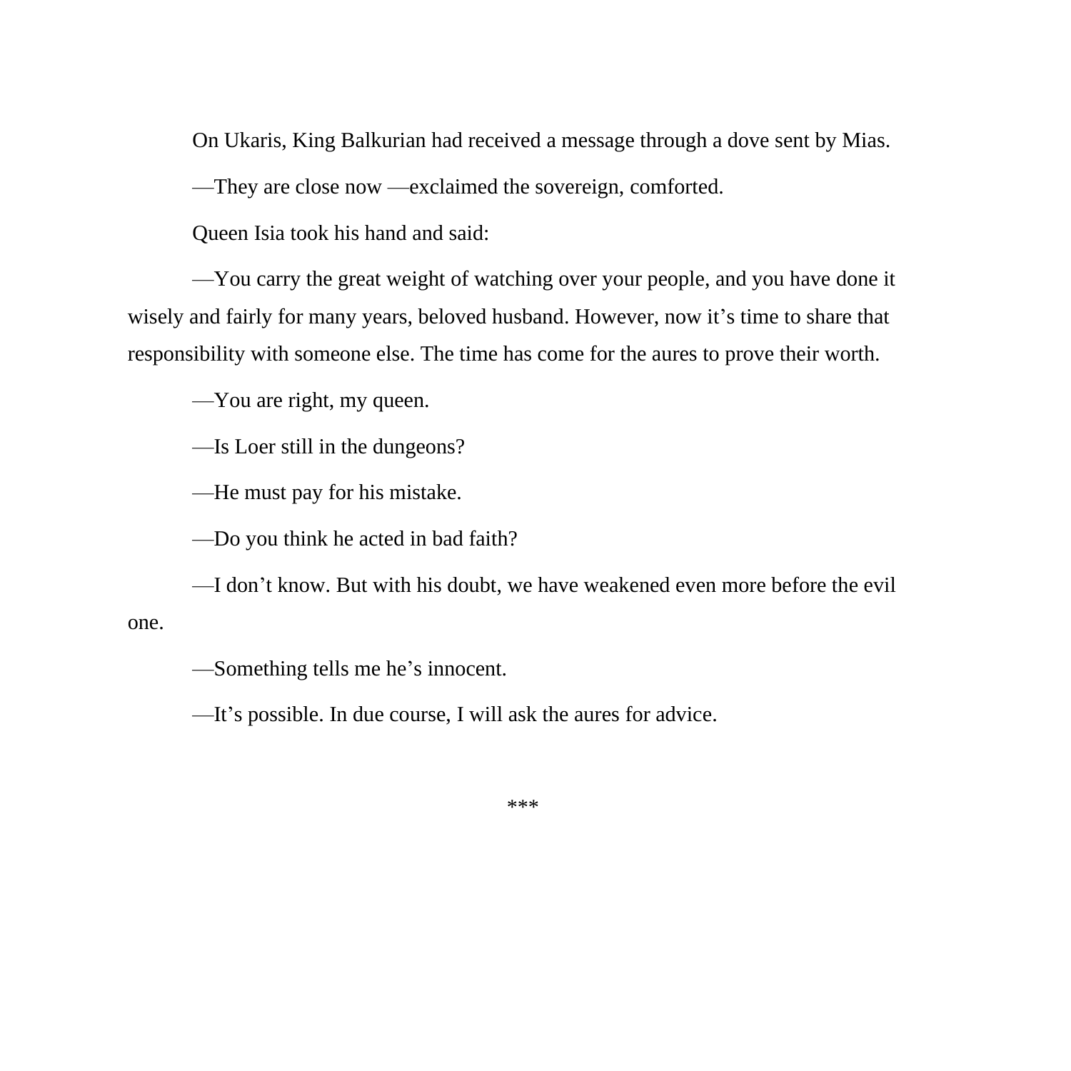On Ukaris, King Balkurian had received a message through a dove sent by Mias.

—They are close now —exclaimed the sovereign, comforted.

Queen Isia took his hand and said:

—You carry the great weight of watching over your people, and you have done it wisely and fairly for many years, beloved husband. However, now it's time to share that responsibility with someone else. The time has come for the aures to prove their worth.

—You are right, my queen.

—Is Loer still in the dungeons?

—He must pay for his mistake.

—Do you think he acted in bad faith?

—I don't know. But with his doubt, we have weakened even more before the evil one.

—Something tells me he's innocent.

—It's possible. In due course, I will ask the aures for advice.

***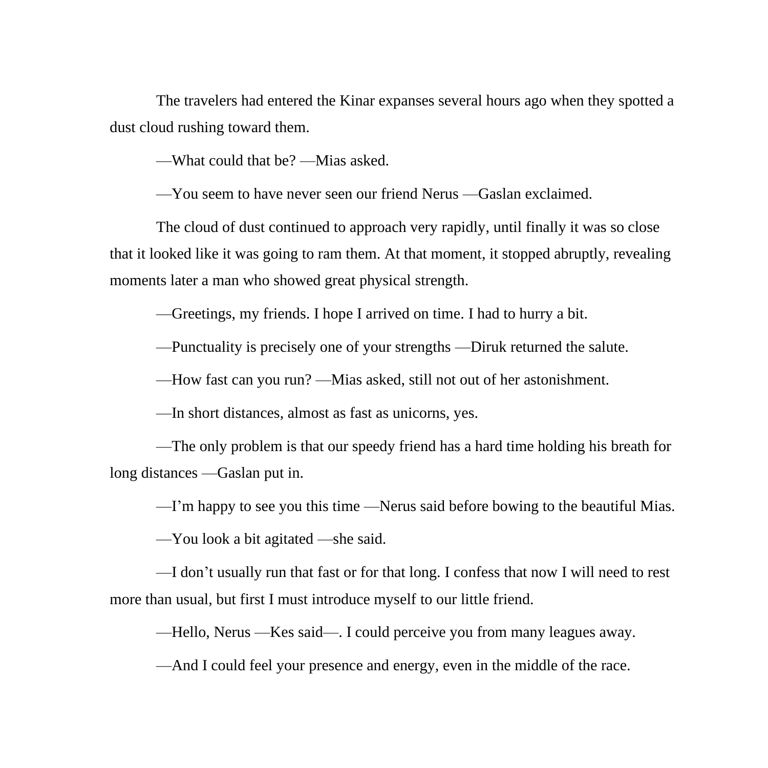The travelers had entered the Kinar expanses several hours ago when they spotted a dust cloud rushing toward them.

—What could that be? —Mias asked.

—You seem to have never seen our friend Nerus —Gaslan exclaimed.

The cloud of dust continued to approach very rapidly, until finally it was so close that it looked like it was going to ram them. At that moment, it stopped abruptly, revealing moments later a man who showed great physical strength.

—Greetings, my friends. I hope I arrived on time. I had to hurry a bit.

—Punctuality is precisely one of your strengths —Diruk returned the salute.

—How fast can you run? —Mias asked, still not out of her astonishment.

—In short distances, almost as fast as unicorns, yes.

—The only problem is that our speedy friend has a hard time holding his breath for long distances —Gaslan put in.

—I'm happy to see you this time —Nerus said before bowing to the beautiful Mias.

—You look a bit agitated —she said.

—I don't usually run that fast or for that long. I confess that now I will need to rest more than usual, but first I must introduce myself to our little friend.

—Hello, Nerus —Kes said—. I could perceive you from many leagues away.

—And I could feel your presence and energy, even in the middle of the race.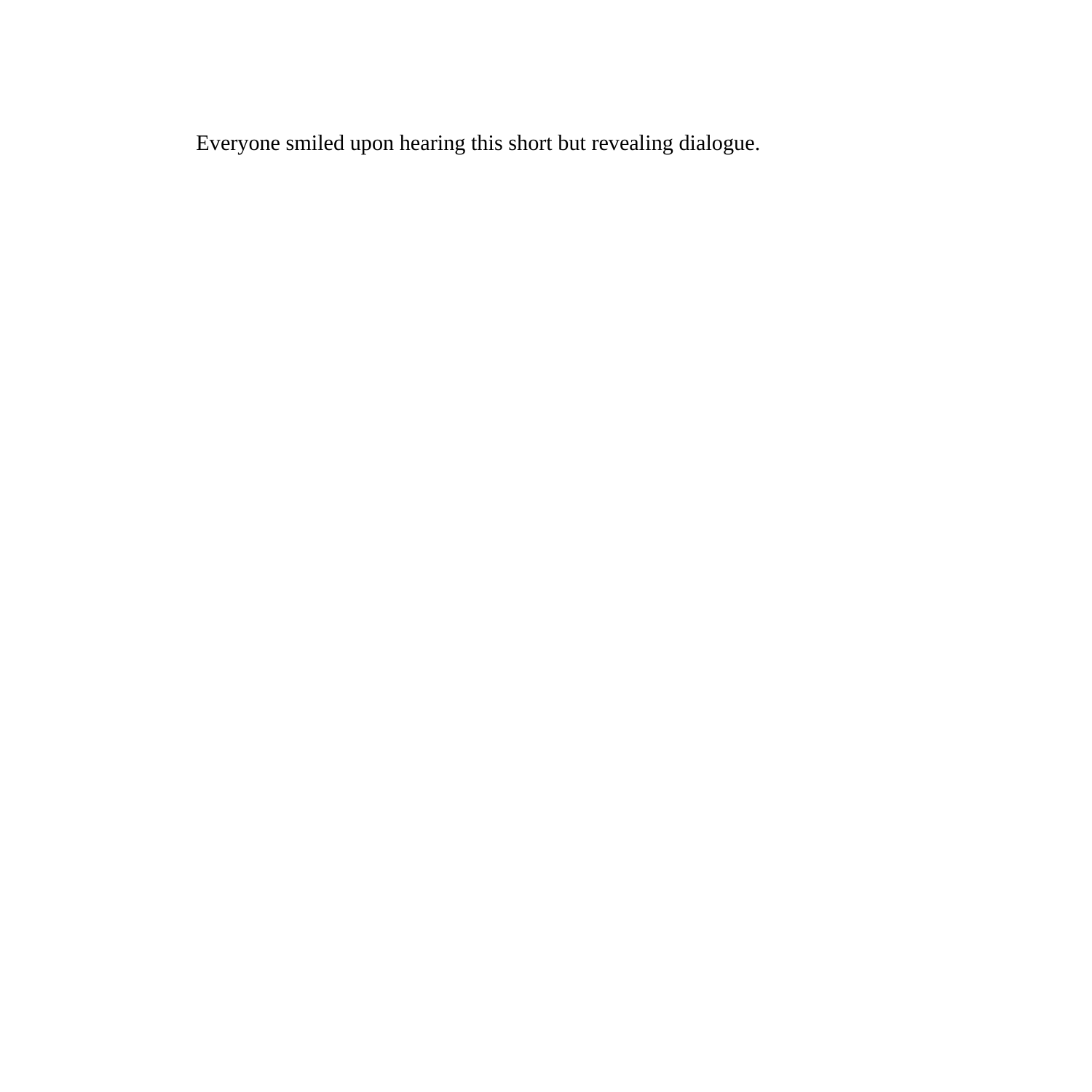Everyone smiled upon hearing this short but revealing dialogue.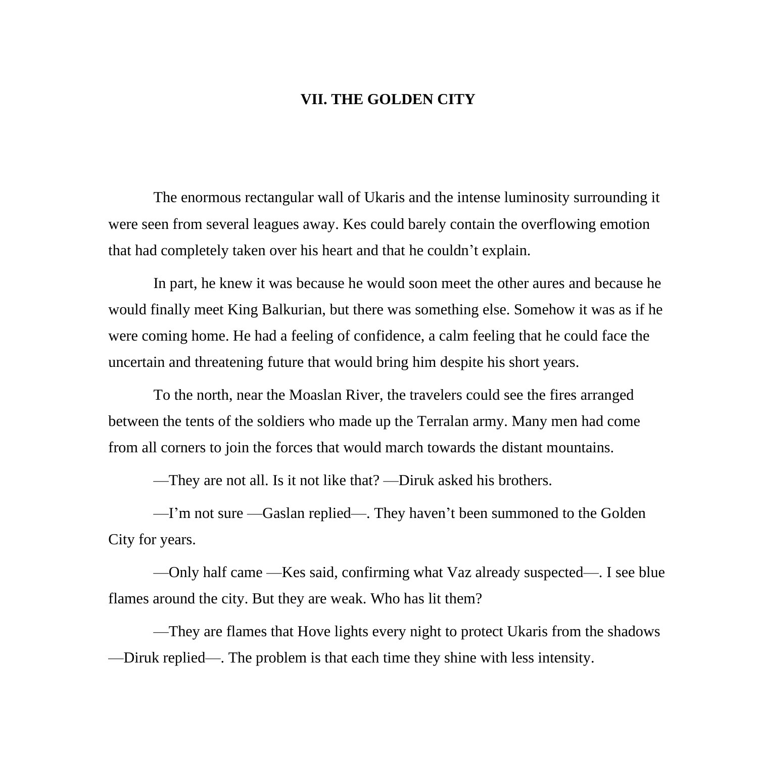## VII. THE GOLDEN CITY

The enormous rectangular wall of Ukaris and the intense luminosity surrounding it were seen from several leagues away. Kes could barely contain the overflowing emotion that had completely taken over his heart and that he couldn't explain.

In part, he knew it was because he would soon meet the other aures and because he would finally meet King Balkurian, but there was something else. Somehow it was as if he were coming home. He had a feeling of confidence, a calm feeling that he could face the uncertain and threatening future that would bring him despite his short years.

To the north, near the Moaslan River, the travelers could see the fires arranged between the tents of the soldiers who made up the Terralan army. Many men had come from all corners to join the forces that would march towards the distant mountains.

—They are not all. Is it not like that? —Diruk asked his brothers.

—I'm not sure —Gaslan replied—. They haven't been summoned to the Golden City for years.

—Only half came —Kes said, confirming what Vaz already suspected—. I see blue flames around the city. But they are weak. Who has lit them?

—They are flames that Hove lights every night to protect Ukaris from the shadows —Diruk replied—. The problem is that each time they shine with less intensity.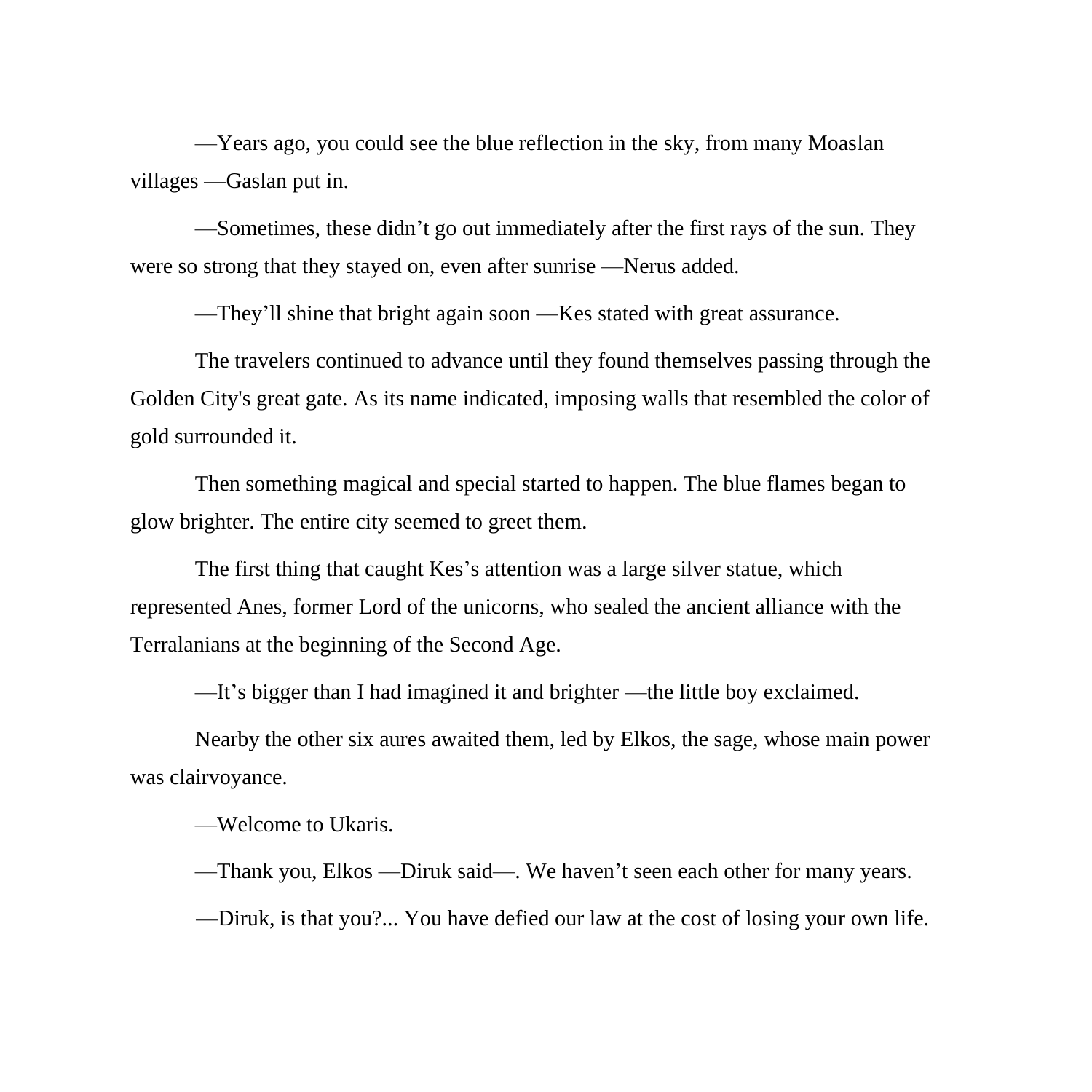—Years ago, you could see the blue reflection in the sky, from many Moaslan villages —Gaslan put in.

—Sometimes, these didn't go out immediately after the first rays of the sun. They were so strong that they stayed on, even after sunrise —Nerus added.

—They'll shine that bright again soon —Kes stated with great assurance.

The travelers continued to advance until they found themselves passing through the Golden City's great gate. As its name indicated, imposing walls that resembled the color of gold surrounded it.

Then something magical and special started to happen. The blue flames began to glow brighter. The entire city seemed to greet them.

The first thing that caught Kes's attention was a large silver statue, which represented Anes, former Lord of the unicorns, who sealed the ancient alliance with the Terralanians at the beginning of the Second Age.

—It's bigger than I had imagined it and brighter —the little boy exclaimed.

Nearby the other six aures awaited them, led by Elkos, the sage, whose main power was clairvoyance.

—Welcome to Ukaris.

—Thank you, Elkos —Diruk said—. We haven't seen each other for many years.

—Diruk, is that you?... You have defied our law at the cost of losing your own life.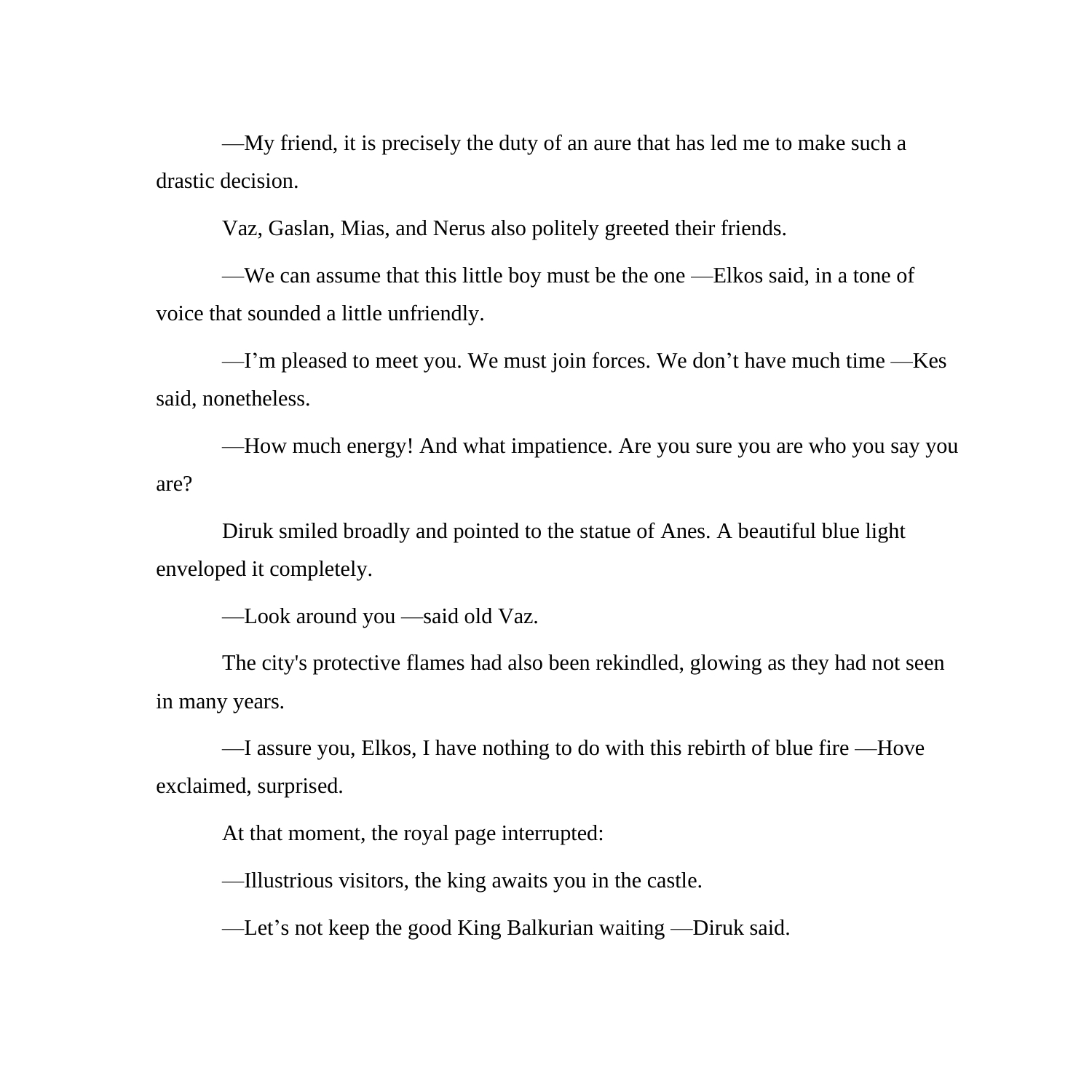—My friend, it is precisely the duty of an aure that has led me to make such a drastic decision.

Vaz, Gaslan, Mias, and Nerus also politely greeted their friends.

—We can assume that this little boy must be the one —Elkos said, in a tone of voice that sounded a little unfriendly.

—I'm pleased to meet you. We must join forces. We don't have much time —Kes said, nonetheless.

—How much energy! And what impatience. Are you sure you are who you say you are?

Diruk smiled broadly and pointed to the statue of Anes. A beautiful blue light enveloped it completely.

—Look around you —said old Vaz.

The city's protective flames had also been rekindled, glowing as they had not seen in many years.

—I assure you, Elkos, I have nothing to do with this rebirth of blue fire —Hove exclaimed, surprised.

At that moment, the royal page interrupted:

—Illustrious visitors, the king awaits you in the castle.

—Let's not keep the good King Balkurian waiting —Diruk said.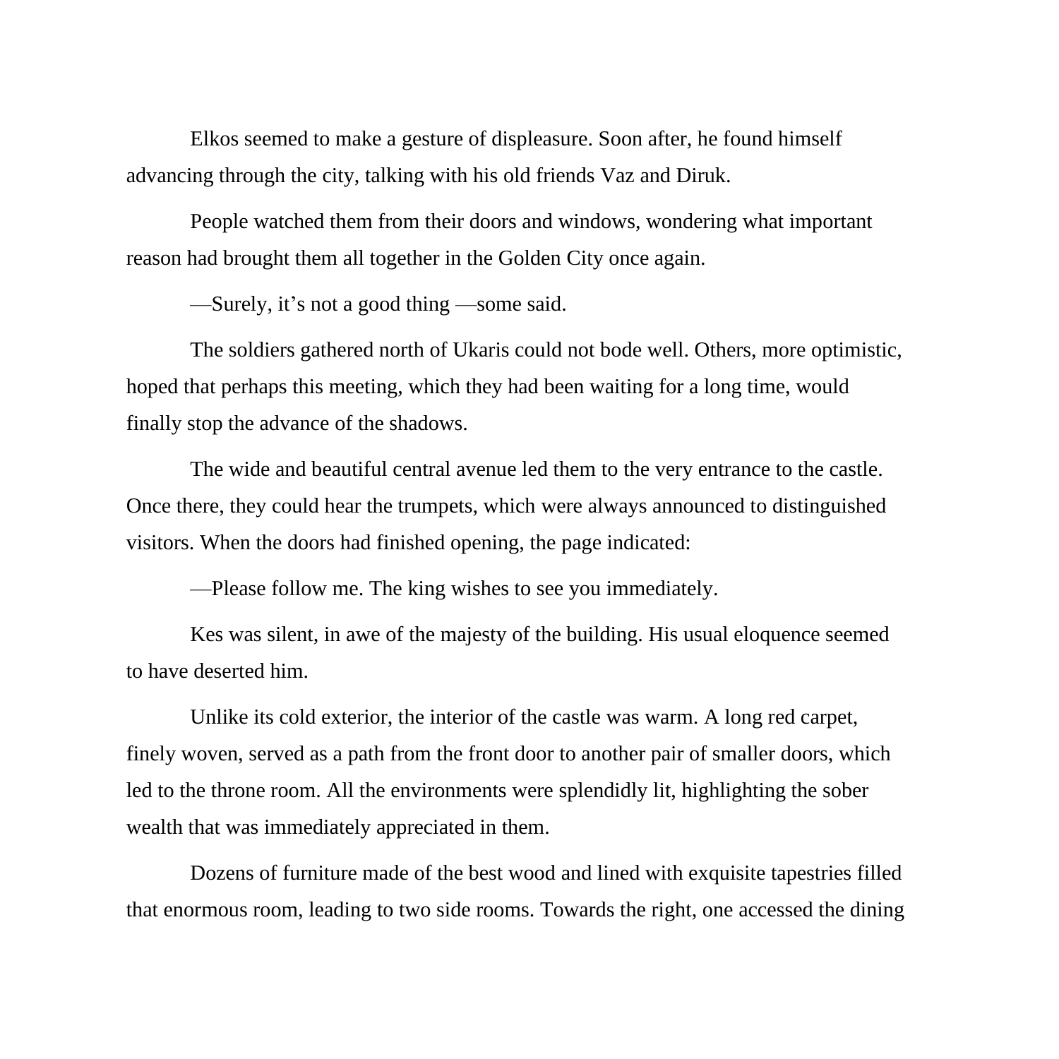Elkos seemed to make a gesture of displeasure. Soon after, he found himself advancing through the city, talking with his old friends Vaz and Diruk.

People watched them from their doors and windows, wondering what important reason had brought them all together in the Golden City once again.

—Surely, it's not a good thing —some said.

The soldiers gathered north of Ukaris could not bode well. Others, more optimistic, hoped that perhaps this meeting, which they had been waiting for a long time, would finally stop the advance of the shadows.

The wide and beautiful central avenue led them to the very entrance to the castle. Once there, they could hear the trumpets, which were always announced to distinguished visitors. When the doors had finished opening, the page indicated:

—Please follow me. The king wishes to see you immediately.

Kes was silent, in awe of the majesty of the building. His usual eloquence seemed to have deserted him.

Unlike its cold exterior, the interior of the castle was warm. A long red carpet, finely woven, served as a path from the front door to another pair of smaller doors, which led to the throne room. All the environments were splendidly lit, highlighting the sober wealth that was immediately appreciated in them.

Dozens of furniture made of the best wood and lined with exquisite tapestries filled that enormous room, leading to two side rooms. Towards the right, one accessed the dining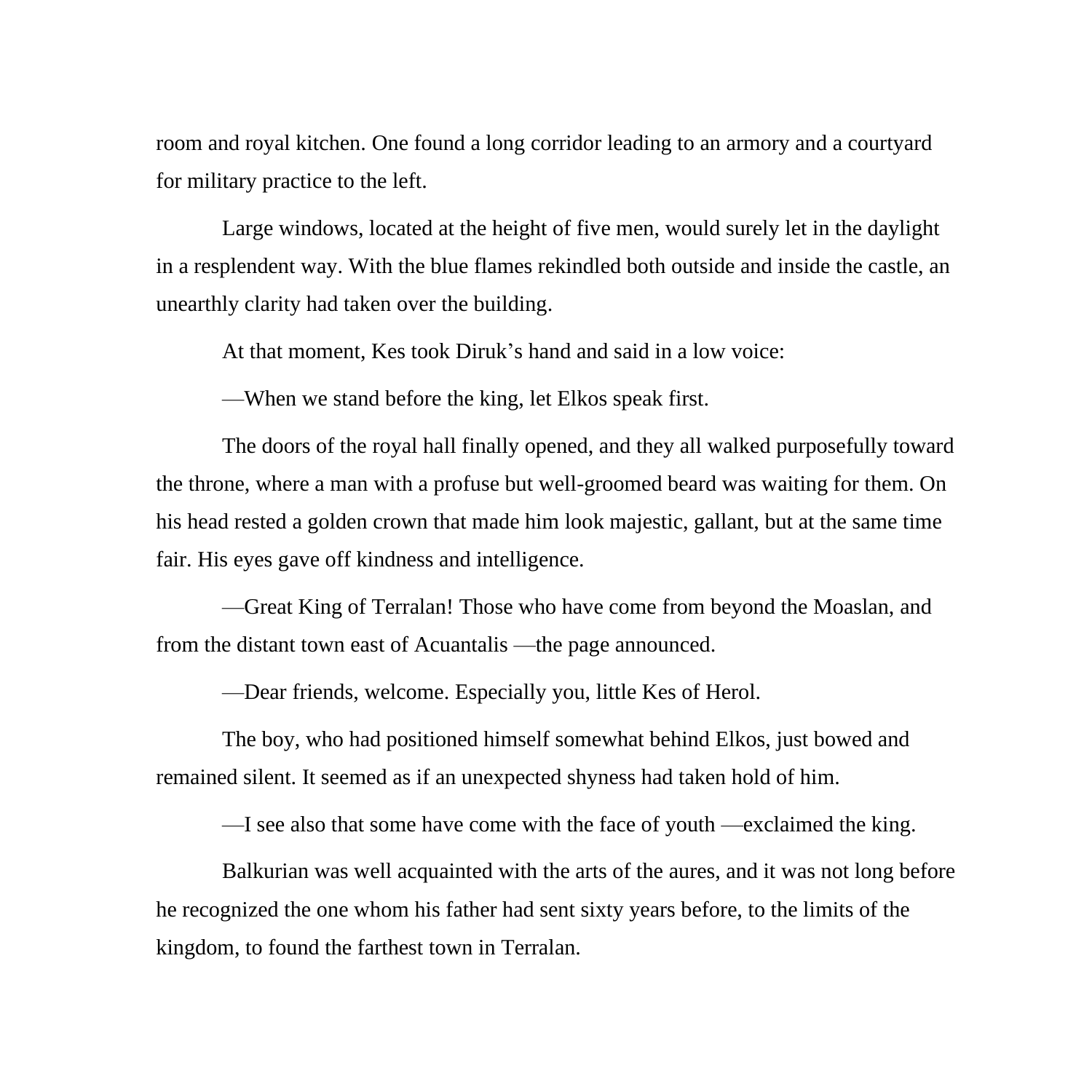room and royal kitchen. One found a long corridor leading to an armory and a courtyard for military practice to the left.

Large windows, located at the height of five men, would surely let in the daylight in a resplendent way. With the blue flames rekindled both outside and inside the castle, an unearthly clarity had taken over the building.

At that moment, Kes took Diruk's hand and said in a low voice:

—When we stand before the king, let Elkos speak first.

The doors of the royal hall finally opened, and they all walked purposefully toward the throne, where a man with a profuse but well-groomed beard was waiting for them. On his head rested a golden crown that made him look majestic, gallant, but at the same time fair. His eyes gave off kindness and intelligence.

—Great King of Terralan! Those who have come from beyond the Moaslan, and from the distant town east of Acuantalis —the page announced.

—Dear friends, welcome. Especially you, little Kes of Herol.

The boy, who had positioned himself somewhat behind Elkos, just bowed and remained silent. It seemed as if an unexpected shyness had taken hold of him.

—I see also that some have come with the face of youth —exclaimed the king.

Balkurian was well acquainted with the arts of the aures, and it was not long before he recognized the one whom his father had sent sixty years before, to the limits of the kingdom, to found the farthest town in Terralan.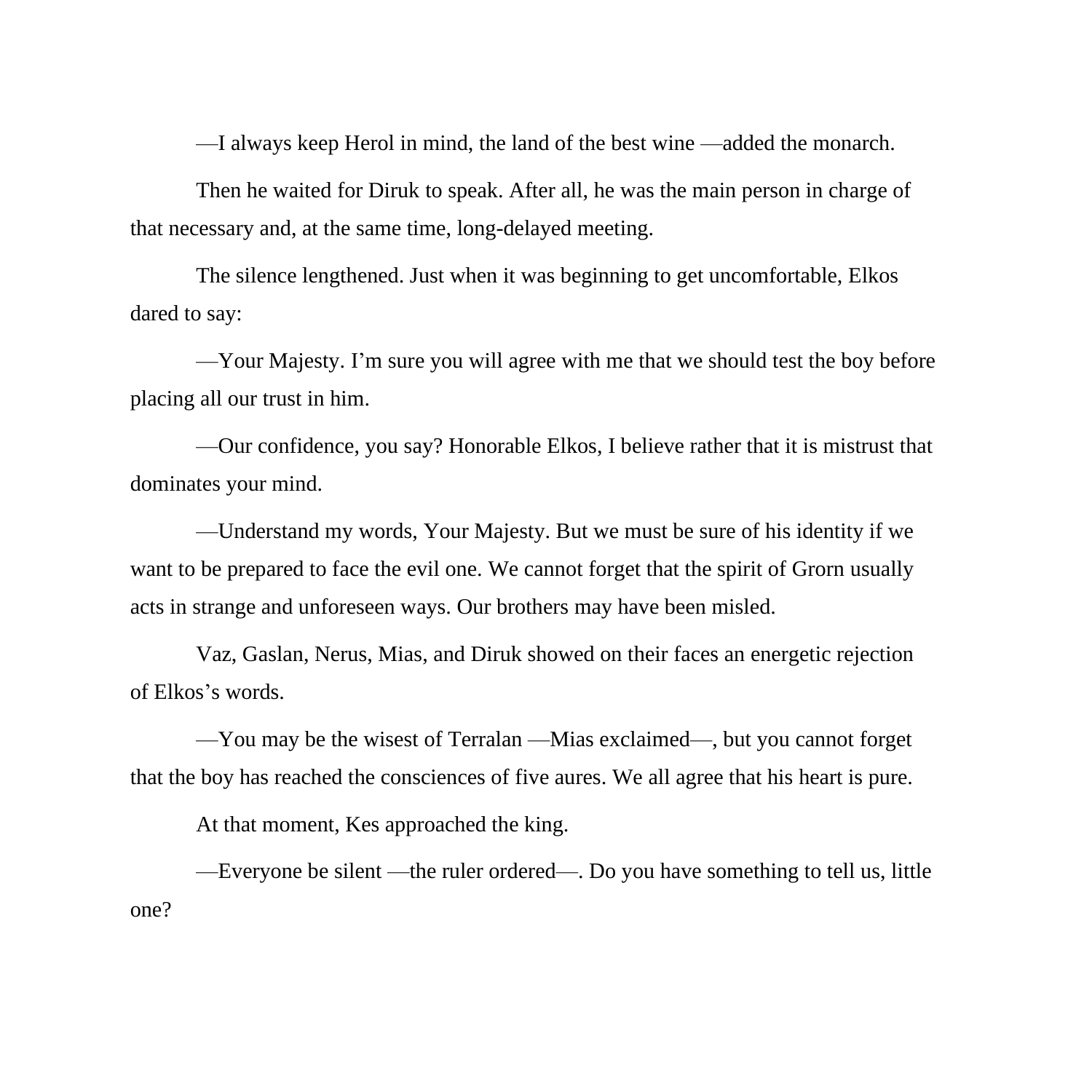—I always keep Herol in mind, the land of the best wine —added the monarch.

Then he waited for Diruk to speak. After all, he was the main person in charge of that necessary and, at the same time, long-delayed meeting.

The silence lengthened. Just when it was beginning to get uncomfortable, Elkos dared to say:

—Your Majesty. I'm sure you will agree with me that we should test the boy before placing all our trust in him.

—Our confidence, you say? Honorable Elkos, I believe rather that it is mistrust that dominates your mind.

—Understand my words, Your Majesty. But we must be sure of his identity if we want to be prepared to face the evil one. We cannot forget that the spirit of Grorn usually acts in strange and unforeseen ways. Our brothers may have been misled.

Vaz, Gaslan, Nerus, Mias, and Diruk showed on their faces an energetic rejection of Elkos's words.

—You may be the wisest of Terralan —Mias exclaimed—, but you cannot forget that the boy has reached the consciences of five aures. We all agree that his heart is pure.

At that moment, Kes approached the king.

—Everyone be silent —the ruler ordered—. Do you have something to tell us, little one?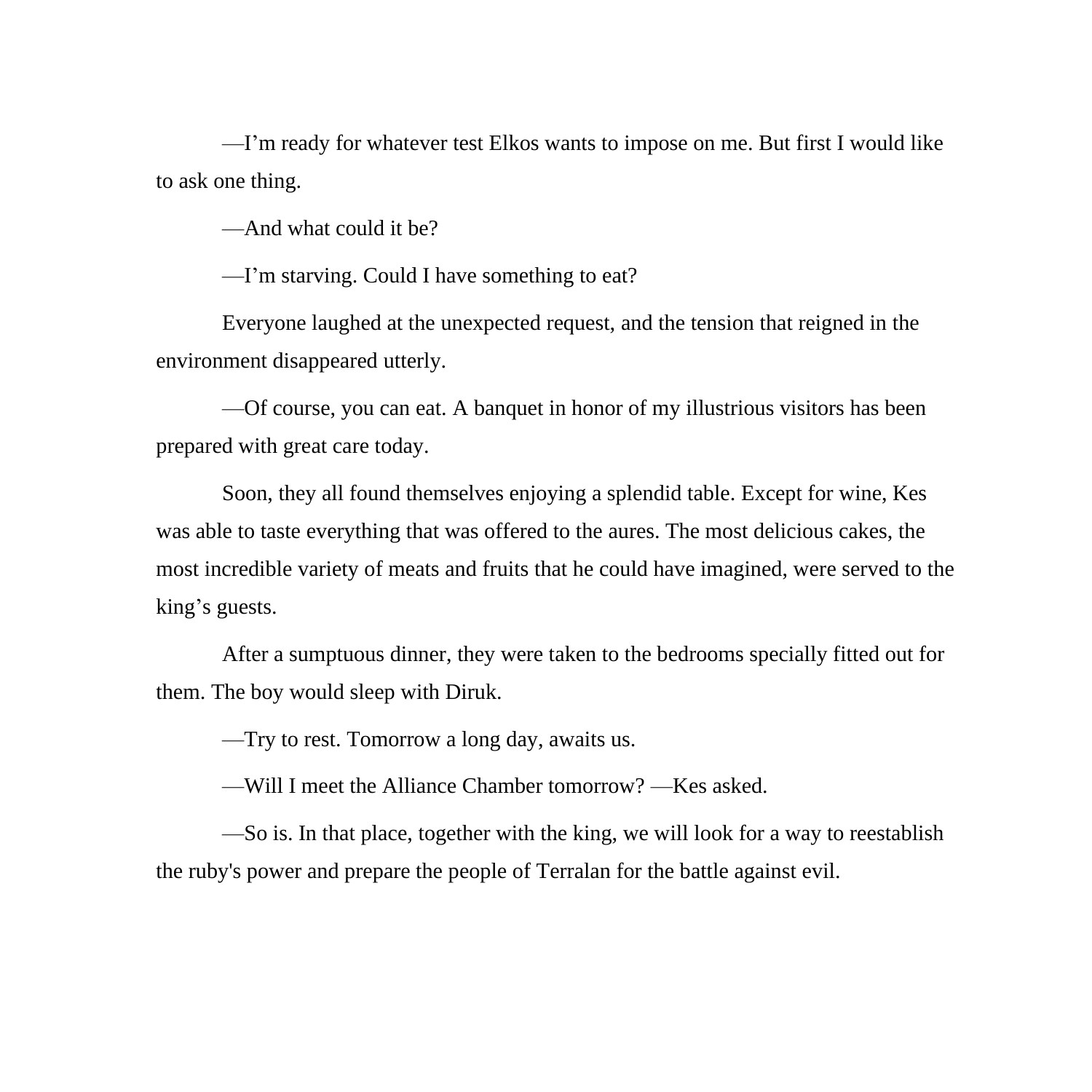—I'm ready for whatever test Elkos wants to impose on me. But first I would like to ask one thing.

—And what could it be?

—I'm starving. Could I have something to eat?

Everyone laughed at the unexpected request, and the tension that reigned in the environment disappeared utterly.

—Of course, you can eat. A banquet in honor of my illustrious visitors has been prepared with great care today.

Soon, they all found themselves enjoying a splendid table. Except for wine, Kes was able to taste everything that was offered to the aures. The most delicious cakes, the most incredible variety of meats and fruits that he could have imagined, were served to the king's guests.

After a sumptuous dinner, they were taken to the bedrooms specially fitted out for them. The boy would sleep with Diruk.

—Try to rest. Tomorrow a long day, awaits us.

—Will I meet the Alliance Chamber tomorrow? —Kes asked.

—So is. In that place, together with the king, we will look for a way to reestablish the ruby's power and prepare the people of Terralan for the battle against evil.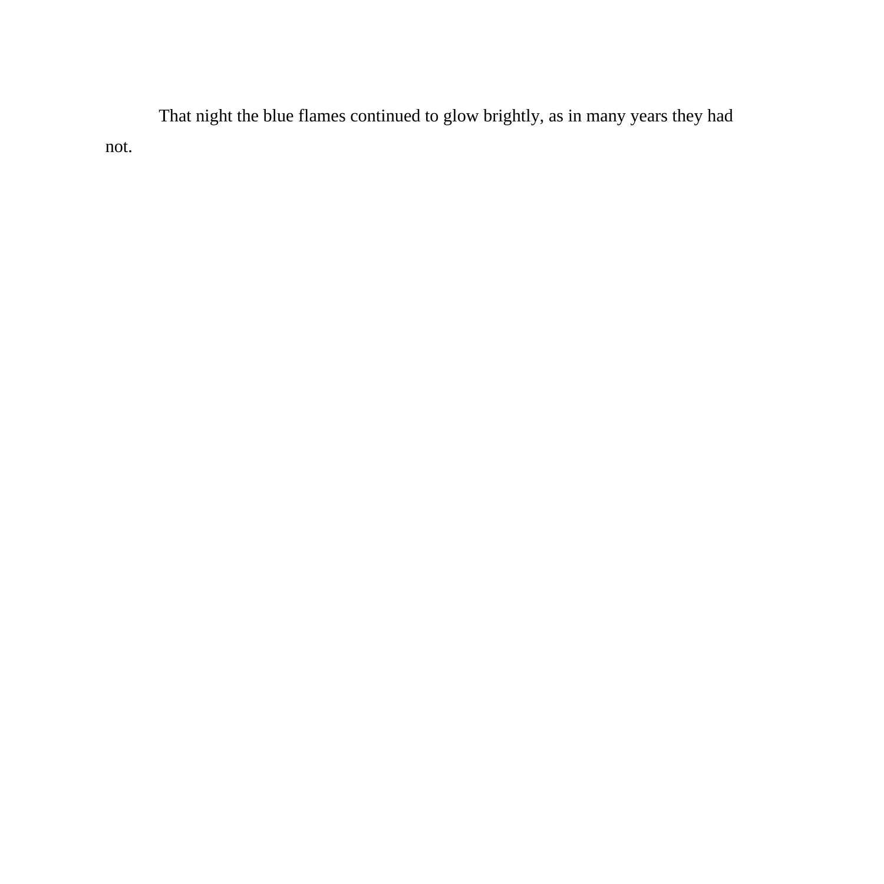That night the blue flames continued to glow brightly, as in many years they had not.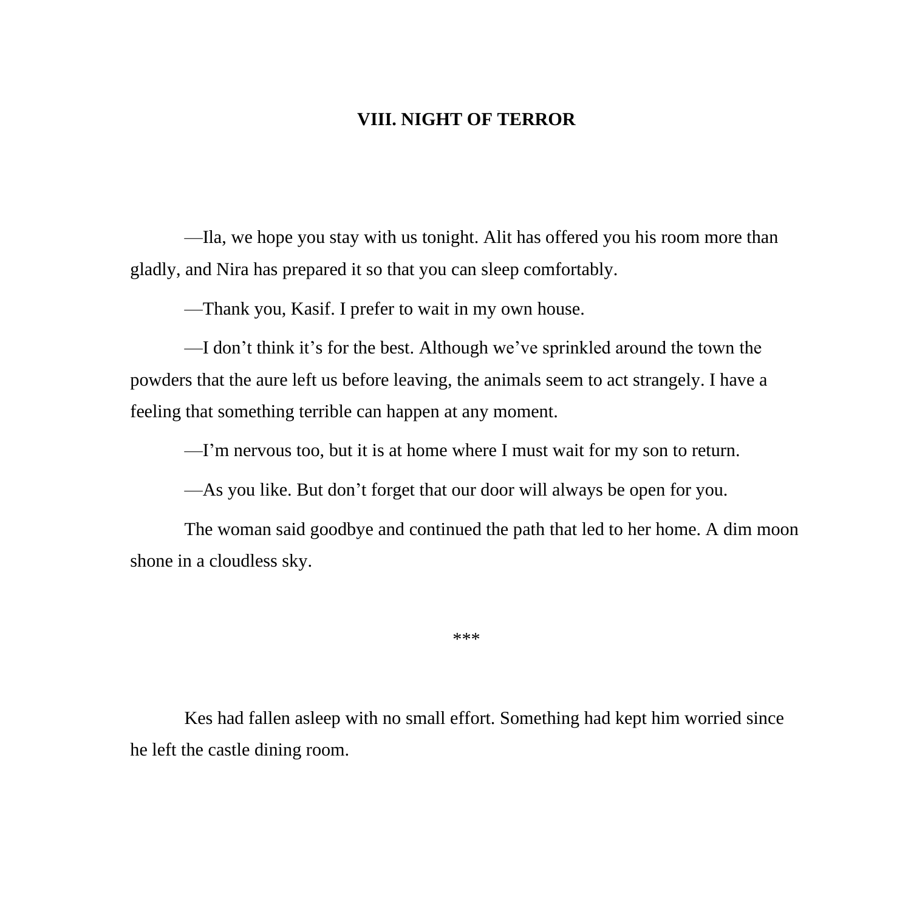## VIII. NIGHT OF TERROR

—Ila, we hope you stay with us tonight. Alit has offered you his room more than gladly, and Nira has prepared it so that you can sleep comfortably.

—Thank you, Kasif. I prefer to wait in my own house.

—I don't think it's for the best. Although we've sprinkled around the town the powders that the aure left us before leaving, the animals seem to act strangely. I have a feeling that something terrible can happen at any moment.

—I'm nervous too, but it is at home where I must wait for my son to return.

—As you like. But don't forget that our door will always be open for you.

The woman said goodbye and continued the path that led to her home. A dim moon shone in a cloudless sky.

***

Kes had fallen asleep with no small effort. Something had kept him worried since he left the castle dining room.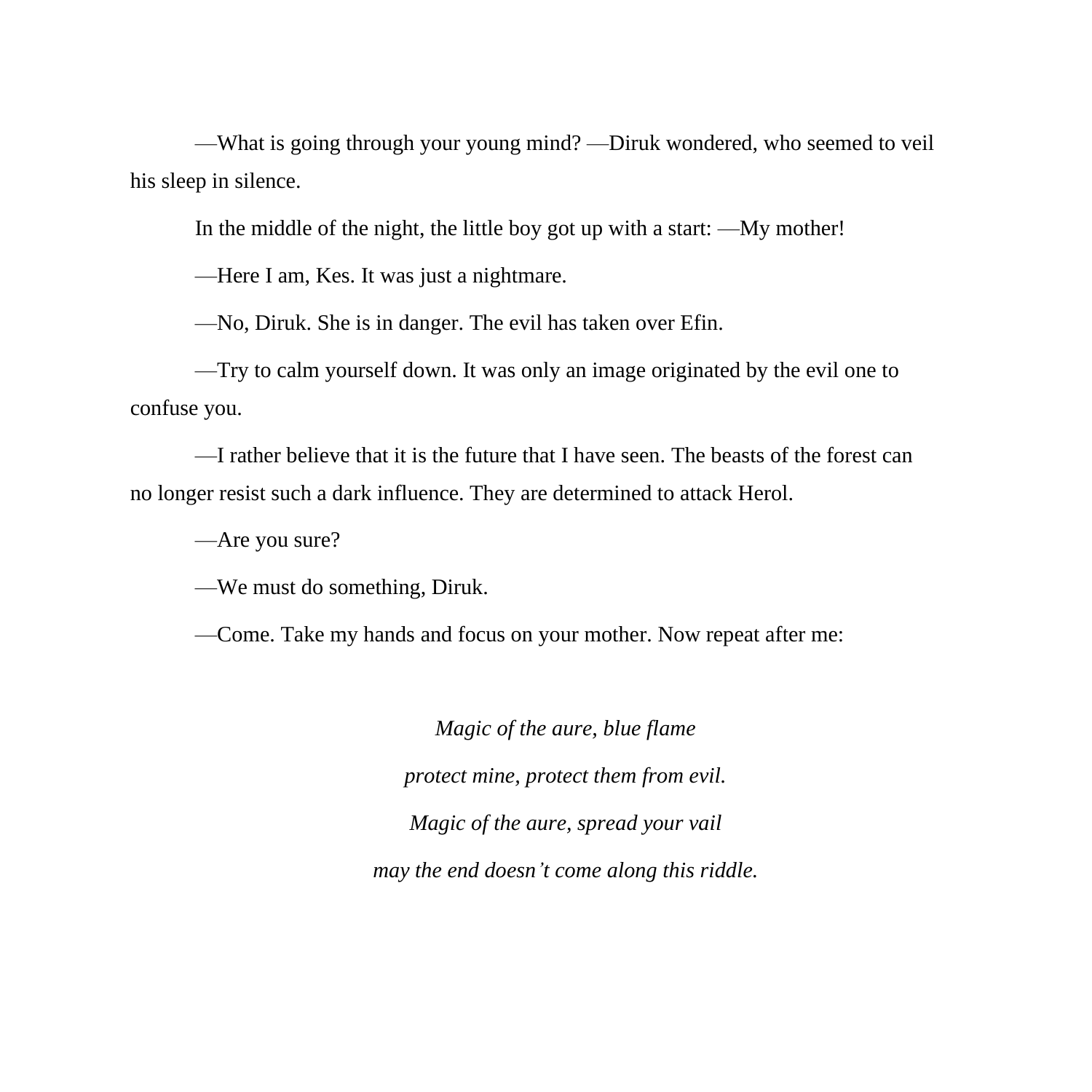—What is going through your young mind? —Diruk wondered, who seemed to veil his sleep in silence.

In the middle of the night, the little boy got up with a start: —My mother!

—Here I am, Kes. It was just a nightmare.

—No, Diruk. She is in danger. The evil has taken over Efin.

—Try to calm yourself down. It was only an image originated by the evil one to confuse you.

—I rather believe that it is the future that I have seen. The beasts of the forest can no longer resist such a dark influence. They are determined to attack Herol.

—Are you sure?

—We must do something, Diruk.

—Come. Take my hands and focus on your mother. Now repeat after me:

*Magic of the aure, blue flame*

*protect mine, protect them from evil.*

*Magic of the aure, spread your vail*

*may the end doesn't come along this riddle.*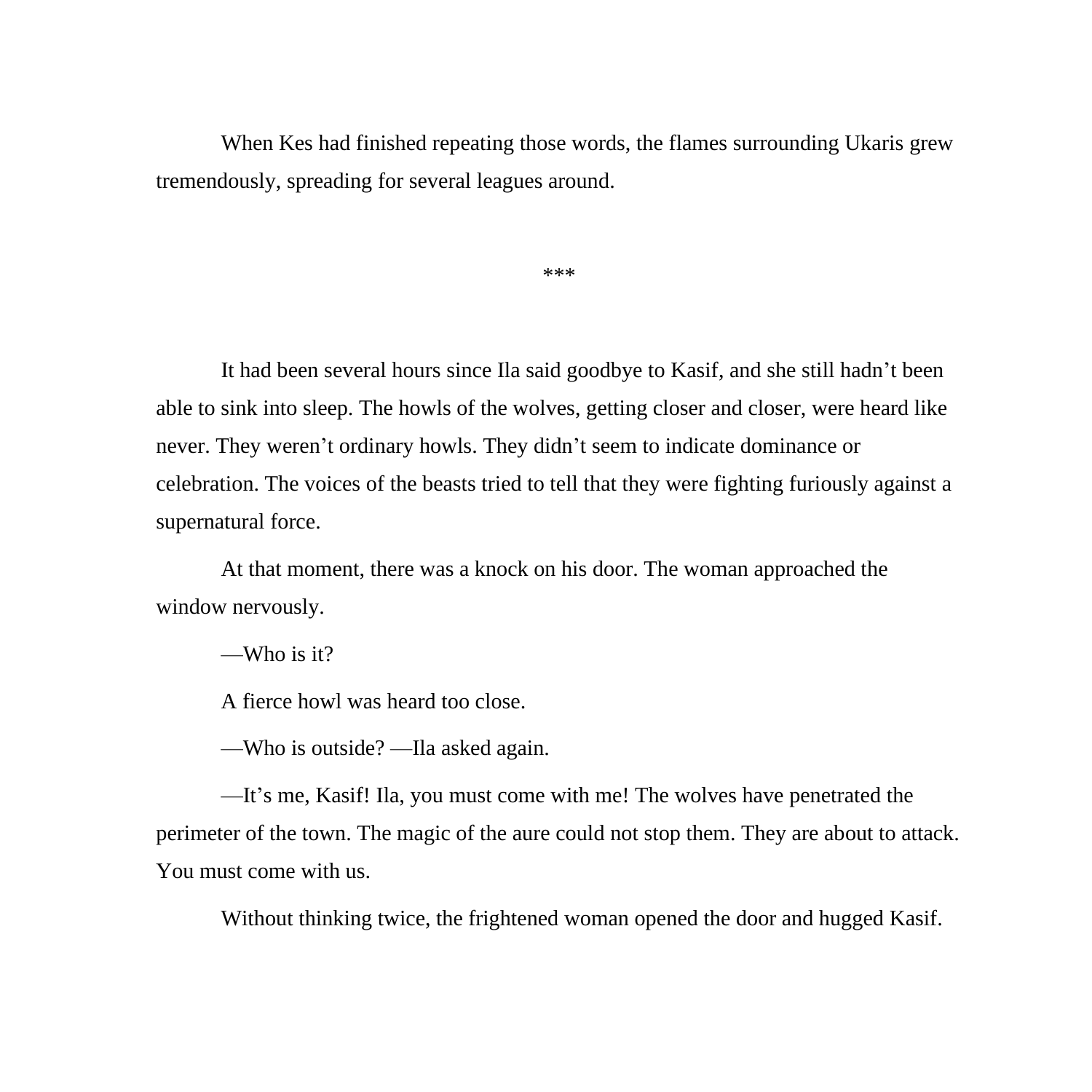When Kes had finished repeating those words, the flames surrounding Ukaris grew tremendously, spreading for several leagues around.

***

It had been several hours since Ila said goodbye to Kasif, and she still hadn't been able to sink into sleep. The howls of the wolves, getting closer and closer, were heard like never. They weren't ordinary howls. They didn't seem to indicate dominance or celebration. The voices of the beasts tried to tell that they were fighting furiously against a supernatural force.

At that moment, there was a knock on his door. The woman approached the window nervously.

—Who is it?

A fierce howl was heard too close.

—Who is outside? —Ila asked again.

—It's me, Kasif! Ila, you must come with me! The wolves have penetrated the perimeter of the town. The magic of the aure could not stop them. They are about to attack. You must come with us.

Without thinking twice, the frightened woman opened the door and hugged Kasif.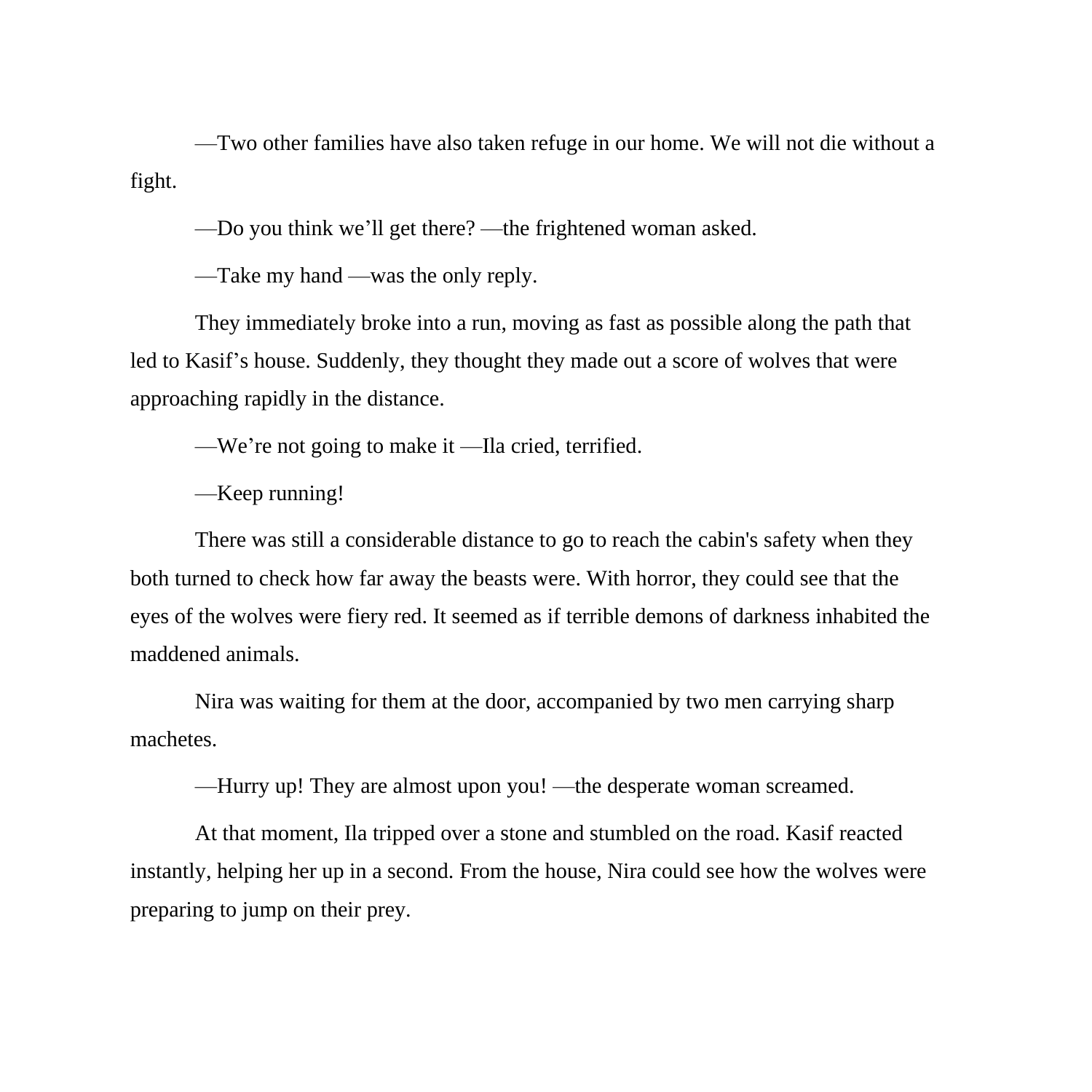—Two other families have also taken refuge in our home. We will not die without a fight.

—Do you think we'll get there? —the frightened woman asked.

—Take my hand —was the only reply.

They immediately broke into a run, moving as fast as possible along the path that led to Kasif's house. Suddenly, they thought they made out a score of wolves that were approaching rapidly in the distance.

—We're not going to make it —Ila cried, terrified.

—Keep running!

There was still a considerable distance to go to reach the cabin's safety when they both turned to check how far away the beasts were. With horror, they could see that the eyes of the wolves were fiery red. It seemed as if terrible demons of darkness inhabited the maddened animals.

Nira was waiting for them at the door, accompanied by two men carrying sharp machetes.

—Hurry up! They are almost upon you! —the desperate woman screamed.

At that moment, Ila tripped over a stone and stumbled on the road. Kasif reacted instantly, helping her up in a second. From the house, Nira could see how the wolves were preparing to jump on their prey.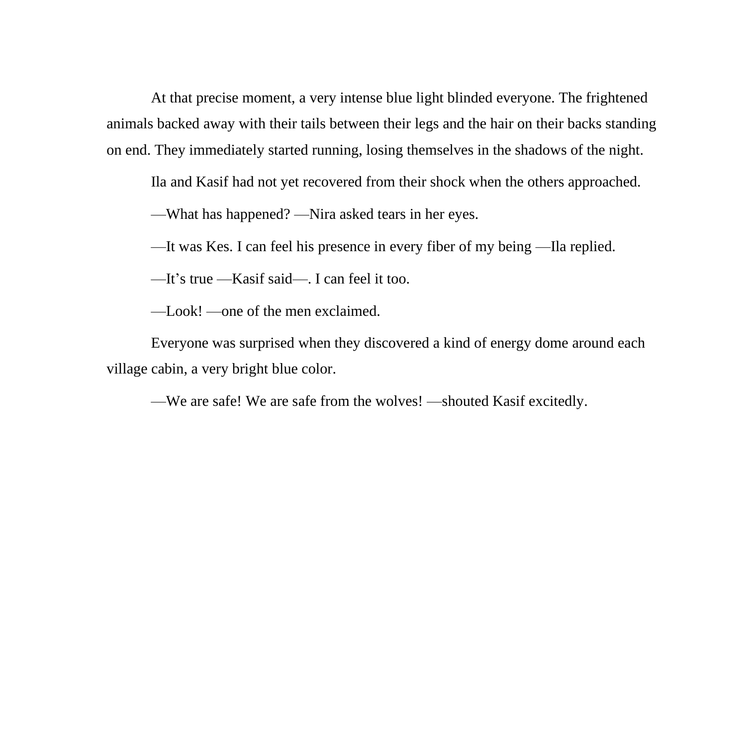At that precise moment, a very intense blue light blinded everyone. The frightened animals backed away with their tails between their legs and the hair on their backs standing on end. They immediately started running, losing themselves in the shadows of the night.

Ila and Kasif had not yet recovered from their shock when the others approached.

—What has happened? —Nira asked tears in her eyes.

—It was Kes. I can feel his presence in every fiber of my being —Ila replied.

—It's true —Kasif said—. I can feel it too.

—Look! —one of the men exclaimed.

Everyone was surprised when they discovered a kind of energy dome around each village cabin, a very bright blue color.

—We are safe! We are safe from the wolves! —shouted Kasif excitedly.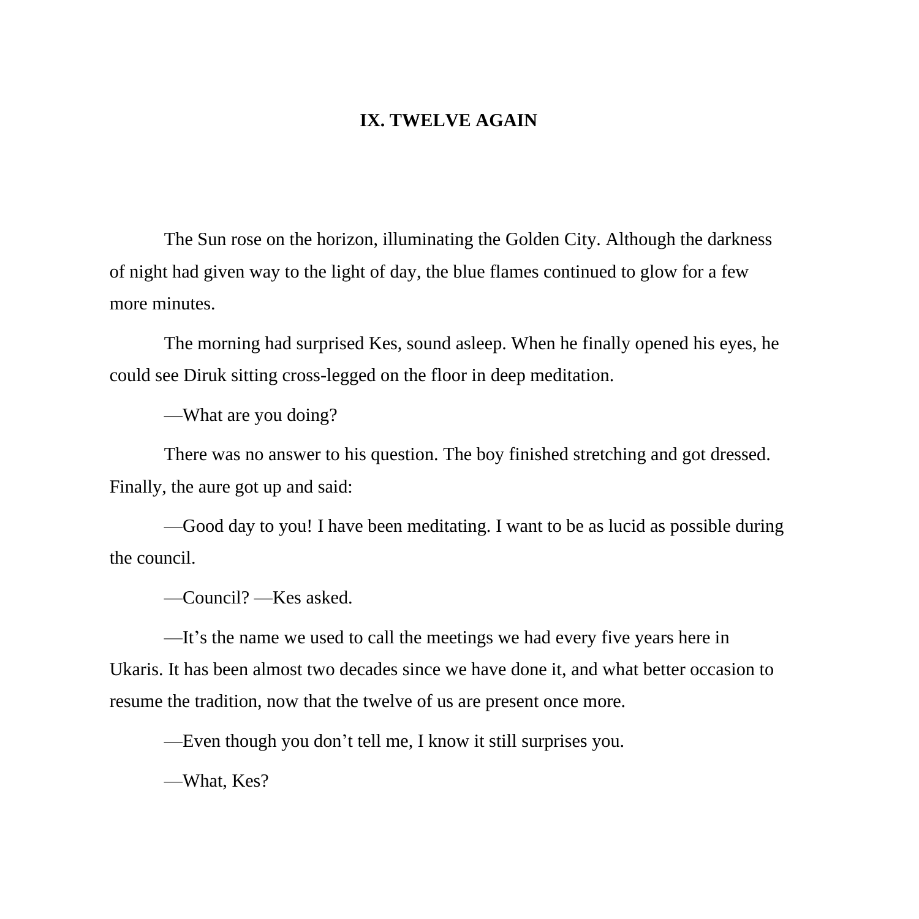# IX. TWELVE AGAIN

The Sun rose on the horizon, illuminating the Golden City. Although the darkness of night had given way to the light of day, the blue flames continued to glow for a few more minutes.

The morning had surprised Kes, sound asleep. When he finally opened his eyes, he could see Diruk sitting cross-legged on the floor in deep meditation.

—What are you doing?

There was no answer to his question. The boy finished stretching and got dressed. Finally, the aure got up and said:

—Good day to you! I have been meditating. I want to be as lucid as possible during the council.

—Council? —Kes asked.

—It's the name we used to call the meetings we had every five years here in Ukaris. It has been almost two decades since we have done it, and what better occasion to resume the tradition, now that the twelve of us are present once more.

—Even though you don't tell me, I know it still surprises you.

—What, Kes?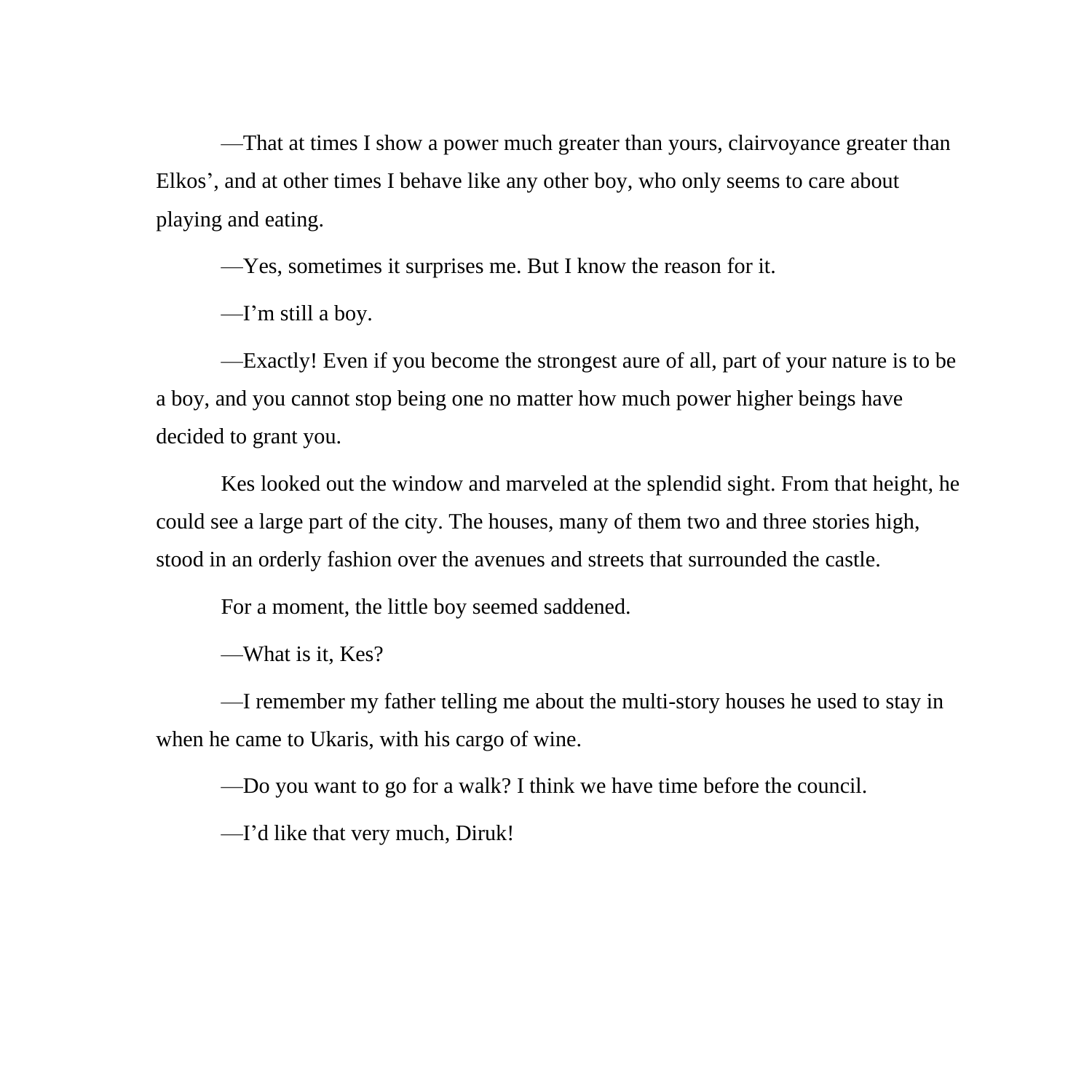—That at times I show a power much greater than yours, clairvoyance greater than Elkos', and at other times I behave like any other boy, who only seems to care about playing and eating.

—Yes, sometimes it surprises me. But I know the reason for it.

—I'm still a boy.

—Exactly! Even if you become the strongest aure of all, part of your nature is to be a boy, and you cannot stop being one no matter how much power higher beings have decided to grant you.

Kes looked out the window and marveled at the splendid sight. From that height, he could see a large part of the city. The houses, many of them two and three stories high, stood in an orderly fashion over the avenues and streets that surrounded the castle.

For a moment, the little boy seemed saddened.

—What is it, Kes?

—I remember my father telling me about the multi-story houses he used to stay in when he came to Ukaris, with his cargo of wine.

—Do you want to go for a walk? I think we have time before the council.

—I'd like that very much, Diruk!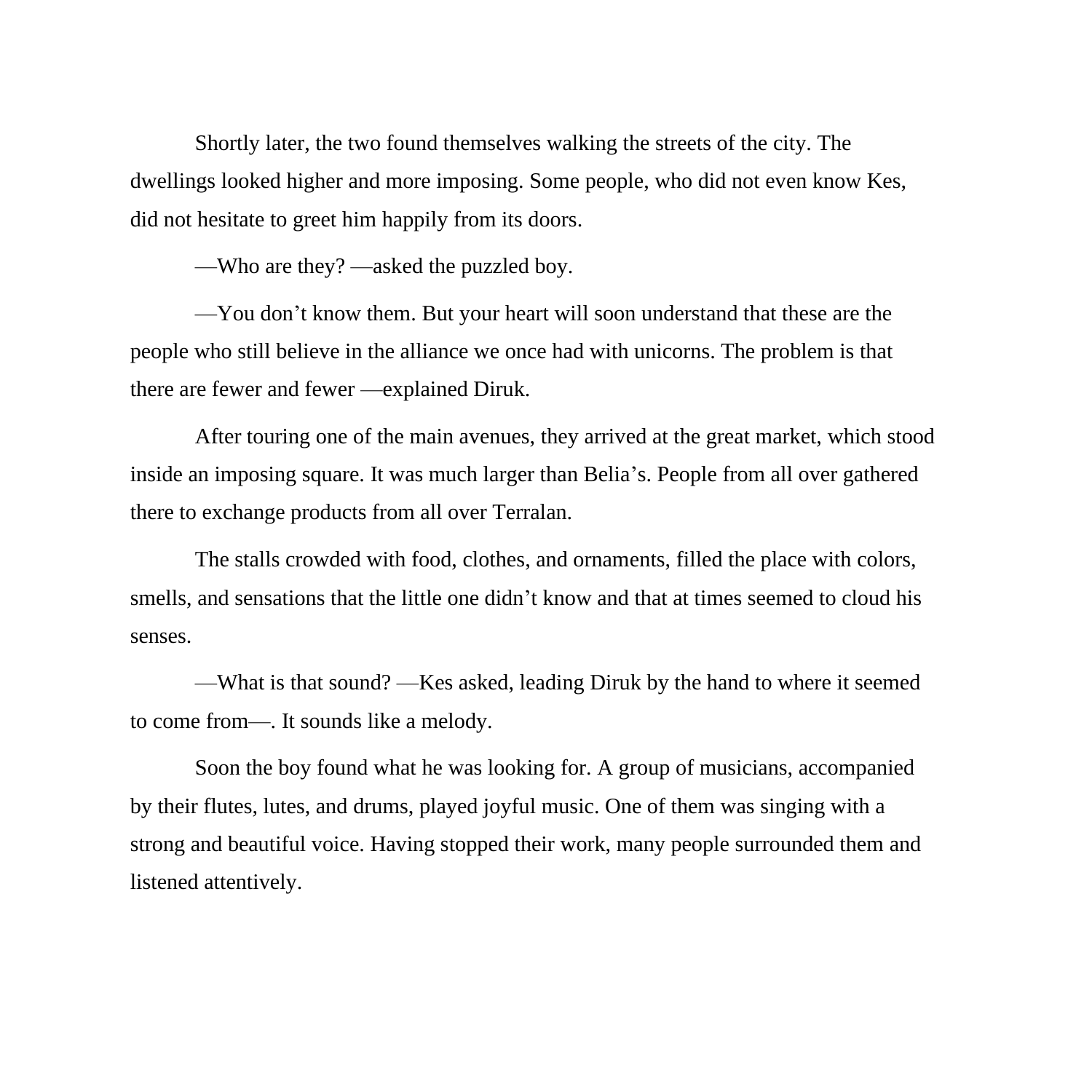Shortly later, the two found themselves walking the streets of the city. The dwellings looked higher and more imposing. Some people, who did not even know Kes, did not hesitate to greet him happily from its doors.

—Who are they? —asked the puzzled boy.

—You don’t know them. But your heart will soon understand that these are the people who still believe in the alliance we once had with unicorns. The problem is that there are fewer and fewer —explained Diruk.

After touring one of the main avenues, they arrived at the great market, which stood inside an imposing square. It was much larger than Belia’s. People from all over gathered there to exchange products from all over Terralan.

The stalls crowded with food, clothes, and ornaments, filled the place with colors, smells, and sensations that the little one didn’t know and that at times seemed to cloud his senses.

—What is that sound? —Kes asked, leading Diruk by the hand to where it seemed to come from—. It sounds like a melody.

Soon the boy found what he was looking for. A group of musicians, accompanied by their flutes, lutes, and drums, played joyful music. One of them was singing with a strong and beautiful voice. Having stopped their work, many people surrounded them and listened attentively.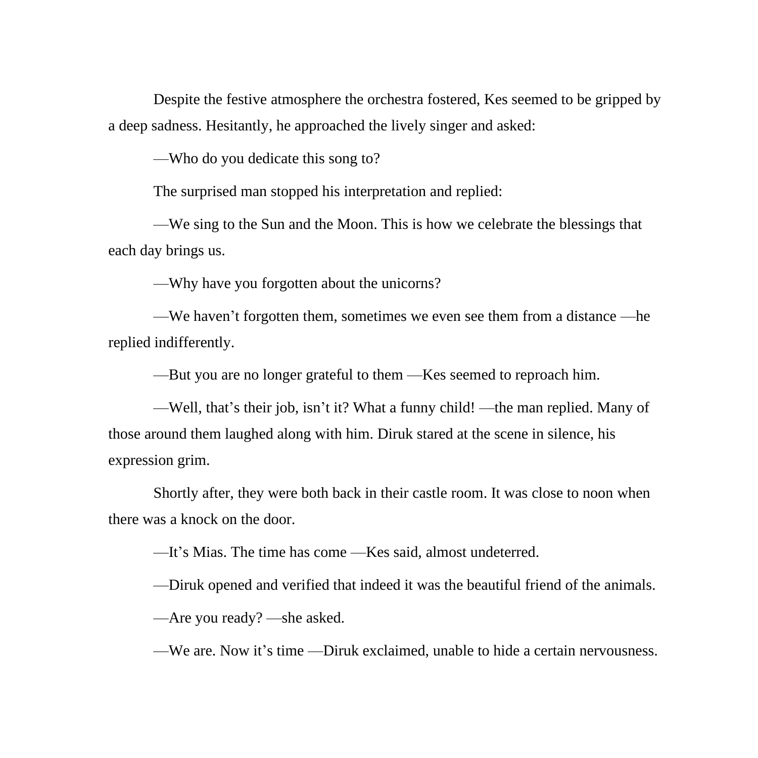Despite the festive atmosphere the orchestra fostered, Kes seemed to be gripped by a deep sadness. Hesitantly, he approached the lively singer and asked:

—Who do you dedicate this song to?

The surprised man stopped his interpretation and replied:

—We sing to the Sun and the Moon. This is how we celebrate the blessings that each day brings us.

—Why have you forgotten about the unicorns?

—We haven't forgotten them, sometimes we even see them from a distance —he replied indifferently.

—But you are no longer grateful to them —Kes seemed to reproach him.

—Well, that's their job, isn't it? What a funny child! —the man replied. Many of those around them laughed along with him. Diruk stared at the scene in silence, his expression grim.

Shortly after, they were both back in their castle room. It was close to noon when there was a knock on the door.

—It's Mias. The time has come —Kes said, almost undeterred.

—Diruk opened and verified that indeed it was the beautiful friend of the animals.

—Are you ready? —she asked.

—We are. Now it's time —Diruk exclaimed, unable to hide a certain nervousness.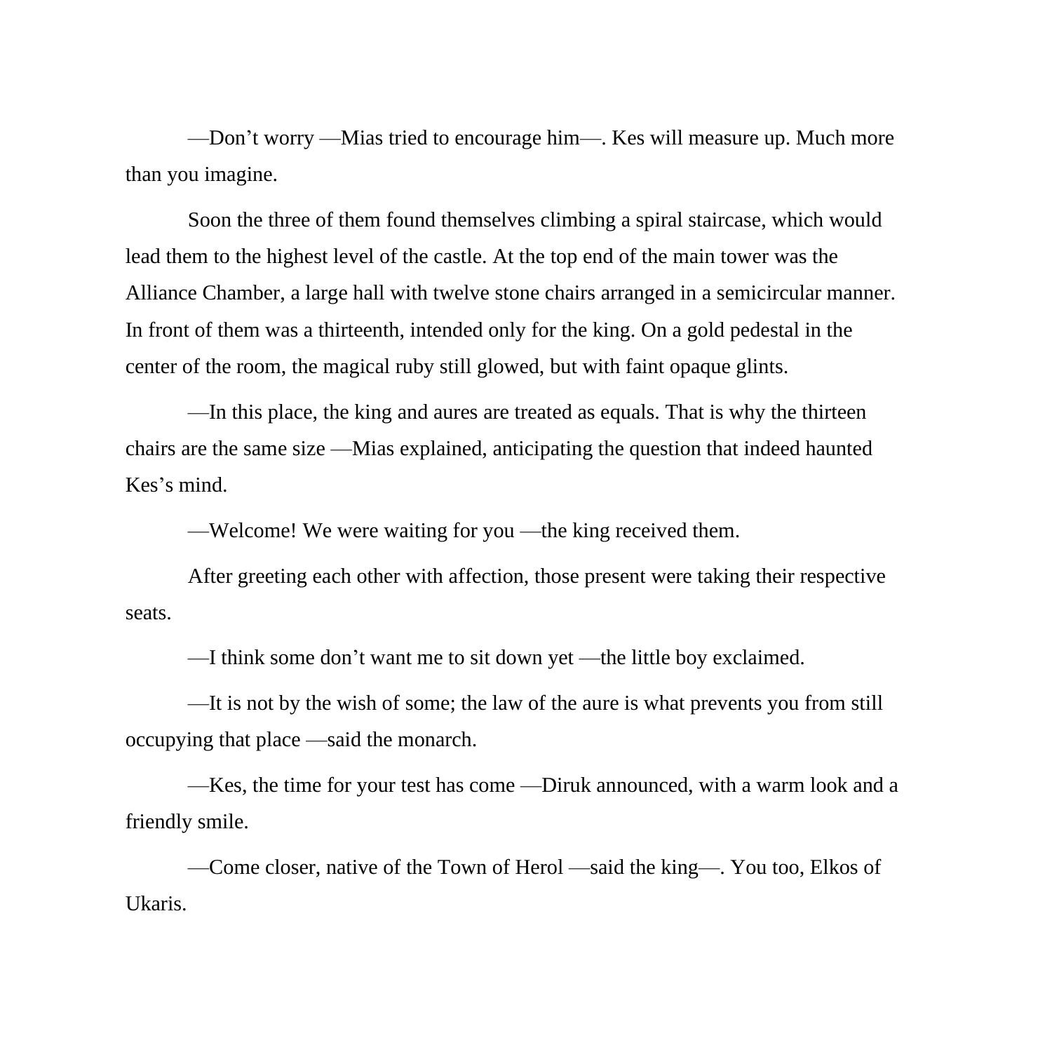—Don't worry —Mias tried to encourage him—. Kes will measure up. Much more than you imagine.

Soon the three of them found themselves climbing a spiral staircase, which would lead them to the highest level of the castle. At the top end of the main tower was the Alliance Chamber, a large hall with twelve stone chairs arranged in a semicircular manner. In front of them was a thirteenth, intended only for the king. On a gold pedestal in the center of the room, the magical ruby still glowed, but with faint opaque glints.

—In this place, the king and aures are treated as equals. That is why the thirteen chairs are the same size —Mias explained, anticipating the question that indeed haunted Kes's mind.

—Welcome! We were waiting for you —the king received them.

After greeting each other with affection, those present were taking their respective seats.

—I think some don't want me to sit down yet —the little boy exclaimed.

—It is not by the wish of some; the law of the aure is what prevents you from still occupying that place —said the monarch.

—Kes, the time for your test has come —Diruk announced, with a warm look and a friendly smile.

—Come closer, native of the Town of Herol —said the king—. You too, Elkos of Ukaris.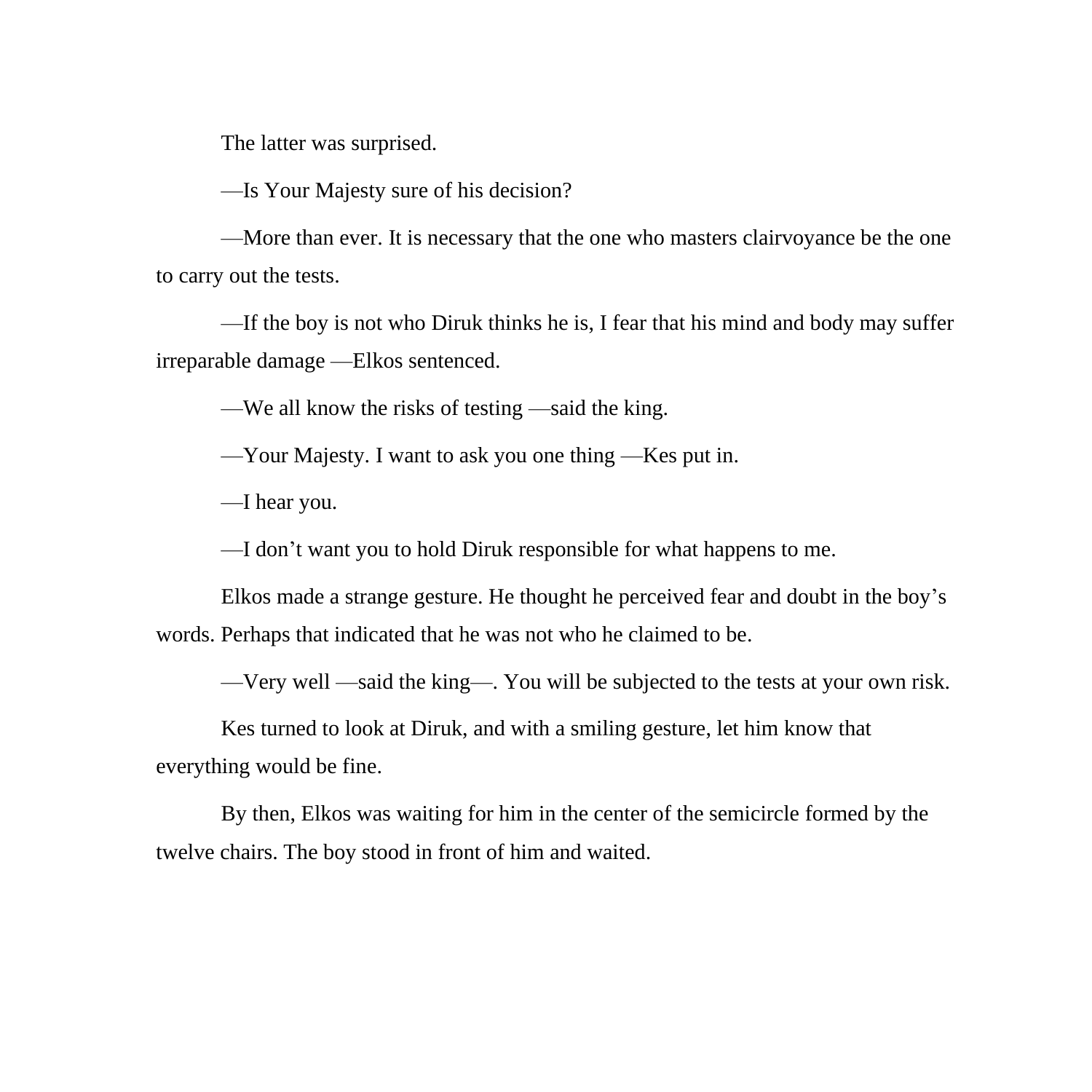The latter was surprised.

—Is Your Majesty sure of his decision?

—More than ever. It is necessary that the one who masters clairvoyance be the one to carry out the tests.

—If the boy is not who Diruk thinks he is, I fear that his mind and body may suffer irreparable damage —Elkos sentenced.

—We all know the risks of testing —said the king.

—Your Majesty. I want to ask you one thing —Kes put in.

—I hear you.

—I don't want you to hold Diruk responsible for what happens to me.

Elkos made a strange gesture. He thought he perceived fear and doubt in the boy's words. Perhaps that indicated that he was not who he claimed to be.

—Very well —said the king—. You will be subjected to the tests at your own risk.

Kes turned to look at Diruk, and with a smiling gesture, let him know that everything would be fine.

By then, Elkos was waiting for him in the center of the semicircle formed by the twelve chairs. The boy stood in front of him and waited.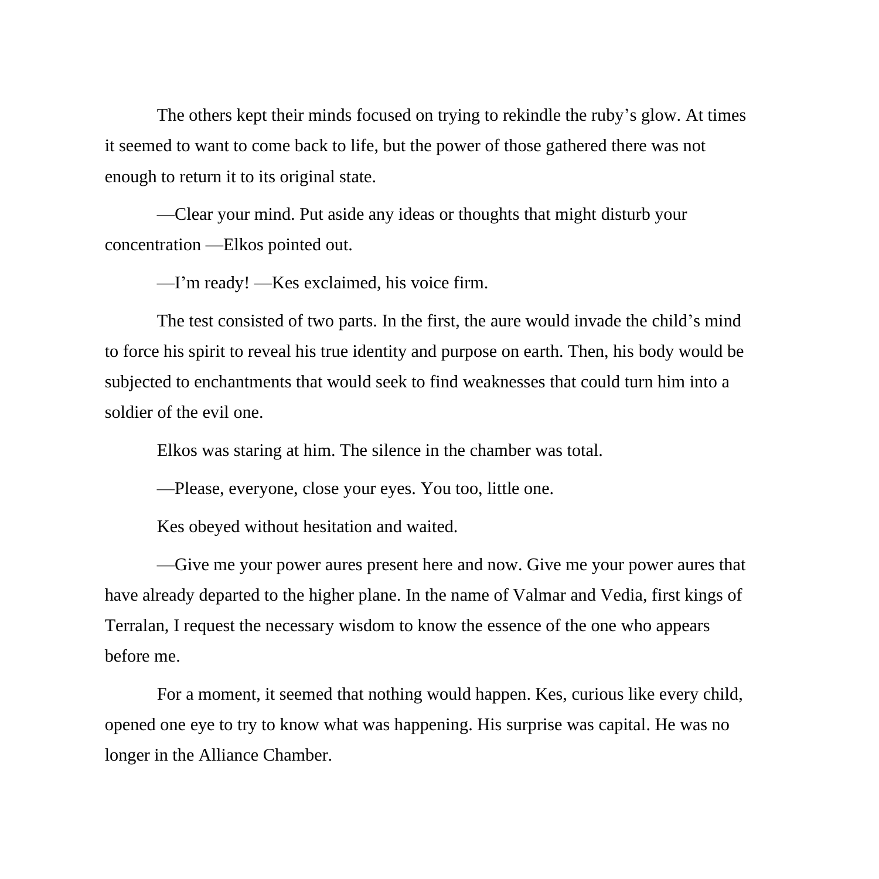The others kept their minds focused on trying to rekindle the ruby's glow. At times it seemed to want to come back to life, but the power of those gathered there was not enough to return it to its original state.

—Clear your mind. Put aside any ideas or thoughts that might disturb your concentration —Elkos pointed out.

—I'm ready! —Kes exclaimed, his voice firm.

The test consisted of two parts. In the first, the aure would invade the child's mind to force his spirit to reveal his true identity and purpose on earth. Then, his body would be subjected to enchantments that would seek to find weaknesses that could turn him into a soldier of the evil one.

Elkos was staring at him. The silence in the chamber was total.

—Please, everyone, close your eyes. You too, little one.

Kes obeyed without hesitation and waited.

—Give me your power aures present here and now. Give me your power aures that have already departed to the higher plane. In the name of Valmar and Vedia, first kings of Terralan, I request the necessary wisdom to know the essence of the one who appears before me.

For a moment, it seemed that nothing would happen. Kes, curious like every child, opened one eye to try to know what was happening. His surprise was capital. He was no longer in the Alliance Chamber.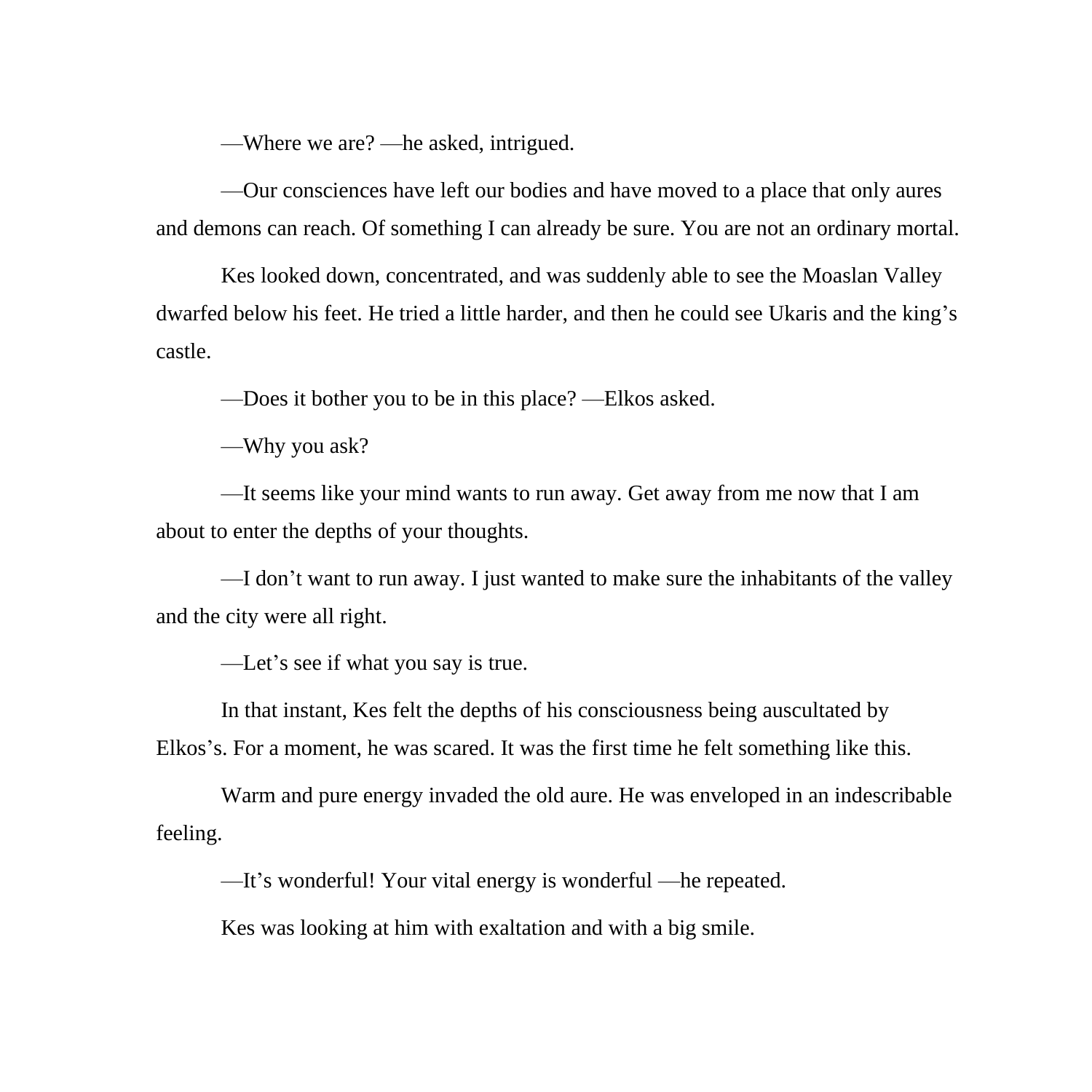—Where we are? —he asked, intrigued.

—Our consciences have left our bodies and have moved to a place that only aures and demons can reach. Of something I can already be sure. You are not an ordinary mortal.

Kes looked down, concentrated, and was suddenly able to see the Moaslan Valley dwarfed below his feet. He tried a little harder, and then he could see Ukaris and the king's castle.

—Does it bother you to be in this place? —Elkos asked.

—Why you ask?

—It seems like your mind wants to run away. Get away from me now that I am about to enter the depths of your thoughts.

—I don't want to run away. I just wanted to make sure the inhabitants of the valley and the city were all right.

—Let's see if what you say is true.

In that instant, Kes felt the depths of his consciousness being auscultated by Elkos's. For a moment, he was scared. It was the first time he felt something like this.

Warm and pure energy invaded the old aure. He was enveloped in an indescribable feeling.

—It's wonderful! Your vital energy is wonderful —he repeated.

Kes was looking at him with exaltation and with a big smile.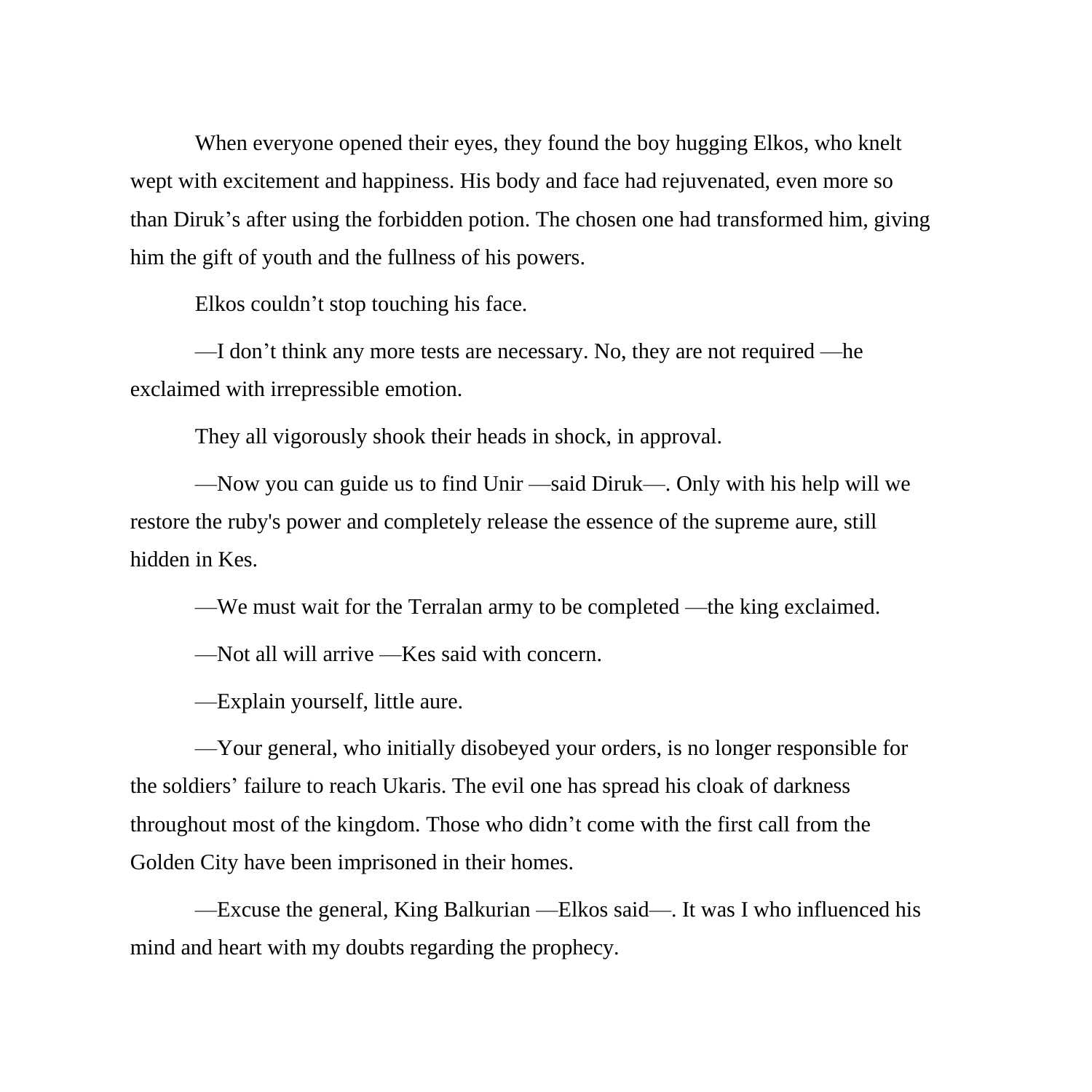When everyone opened their eyes, they found the boy hugging Elkos, who knelt wept with excitement and happiness. His body and face had rejuvenated, even more so than Diruk's after using the forbidden potion. The chosen one had transformed him, giving him the gift of youth and the fullness of his powers.

Elkos couldn't stop touching his face.

—I don't think any more tests are necessary. No, they are not required —he exclaimed with irrepressible emotion.

They all vigorously shook their heads in shock, in approval.

—Now you can guide us to find Unir —said Diruk—. Only with his help will we restore the ruby's power and completely release the essence of the supreme aure, still hidden in Kes.

—We must wait for the Terralan army to be completed —the king exclaimed.

—Not all will arrive —Kes said with concern.

—Explain yourself, little aure.

—Your general, who initially disobeyed your orders, is no longer responsible for the soldiers' failure to reach Ukaris. The evil one has spread his cloak of darkness throughout most of the kingdom. Those who didn't come with the first call from the Golden City have been imprisoned in their homes.

—Excuse the general, King Balkurian —Elkos said—. It was I who influenced his mind and heart with my doubts regarding the prophecy.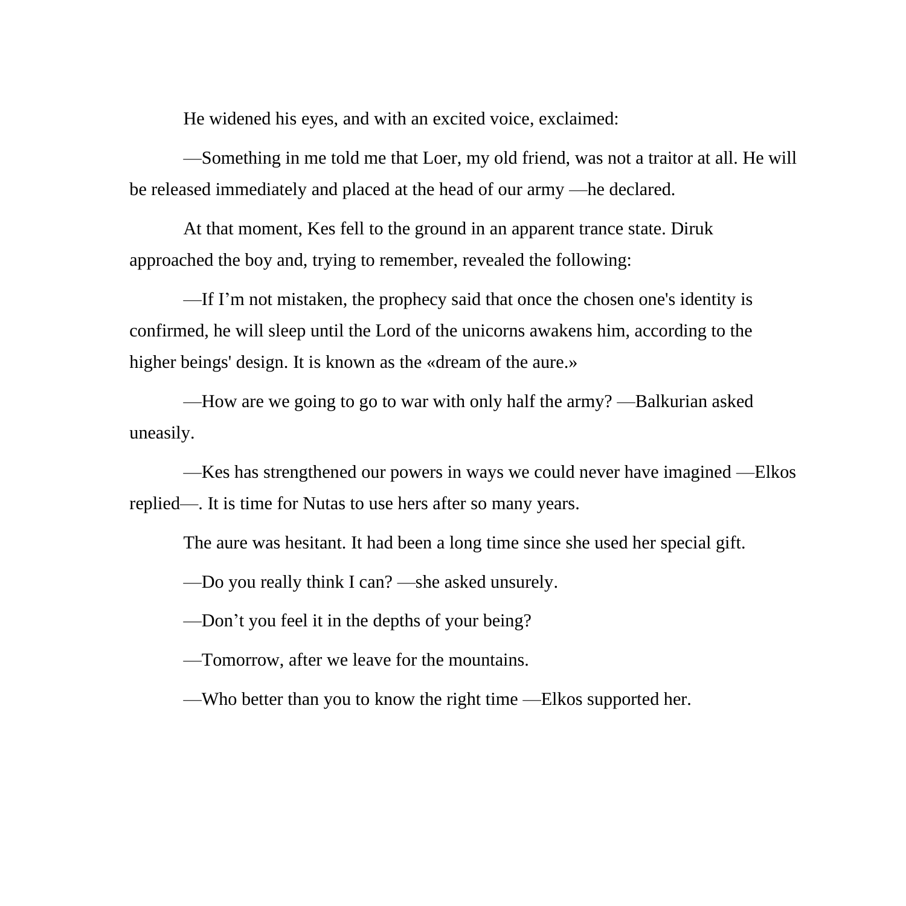He widened his eyes, and with an excited voice, exclaimed:

—Something in me told me that Loer, my old friend, was not a traitor at all. He will be released immediately and placed at the head of our army —he declared.

At that moment, Kes fell to the ground in an apparent trance state. Diruk approached the boy and, trying to remember, revealed the following:

—If I'm not mistaken, the prophecy said that once the chosen one's identity is confirmed, he will sleep until the Lord of the unicorns awakens him, according to the higher beings' design. It is known as the «dream of the aure.»

—How are we going to go to war with only half the army? —Balkurian asked uneasily.

—Kes has strengthened our powers in ways we could never have imagined —Elkos replied—. It is time for Nutas to use hers after so many years.

The aure was hesitant. It had been a long time since she used her special gift.

—Do you really think I can? —she asked unsurely.

—Don't you feel it in the depths of your being?

—Tomorrow, after we leave for the mountains.

—Who better than you to know the right time —Elkos supported her.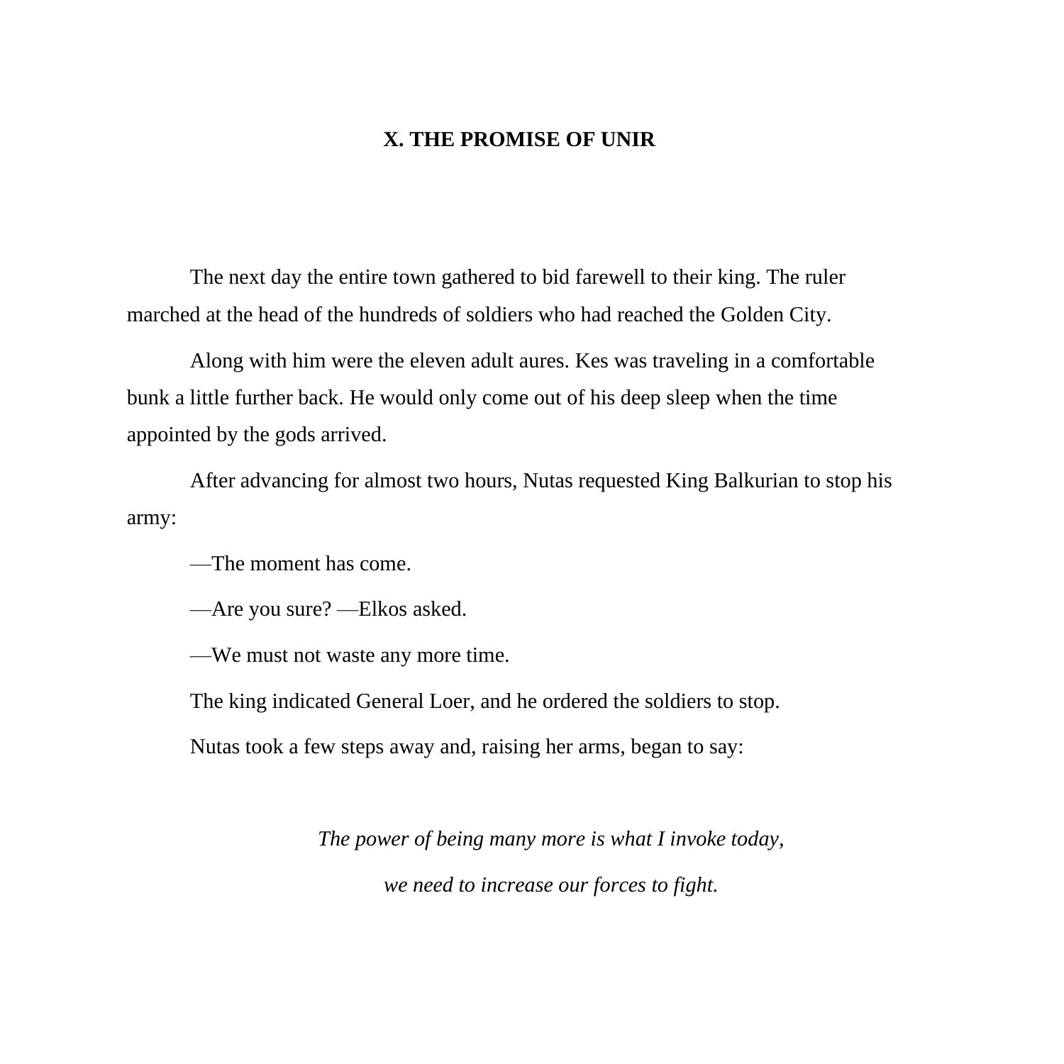## X. THE PROMISE OF UNIR

The next day the entire town gathered to bid farewell to their king. The ruler marched at the head of the hundreds of soldiers who had reached the Golden City.

Along with him were the eleven adult aures. Kes was traveling in a comfortable bunk a little further back. He would only come out of his deep sleep when the time appointed by the gods arrived.

After advancing for almost two hours, Nutas requested King Balkurian to stop his army:

—The moment has come.

—Are you sure? —Elkos asked.

—We must not waste any more time.

The king indicated General Loer, and he ordered the soldiers to stop.

Nutas took a few steps away and, raising her arms, began to say:

*The power of being many more is what I invoke today,*

*we need to increase our forces to fight.*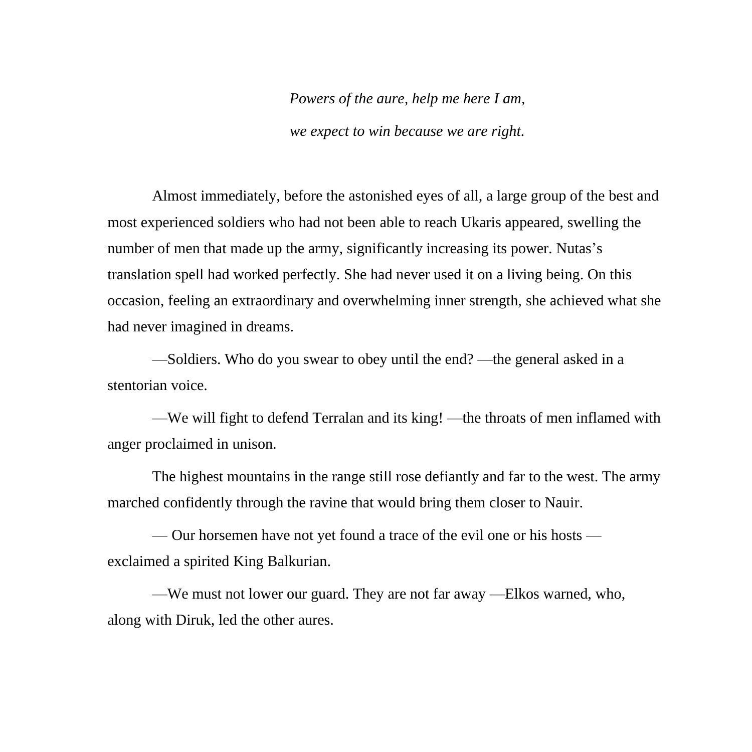*Powers of the aure, help me here I am,*

*we expect to win because we are right.*

Almost immediately, before the astonished eyes of all, a large group of the best and most experienced soldiers who had not been able to reach Ukaris appeared, swelling the number of men that made up the army, significantly increasing its power. Nutas's translation spell had worked perfectly. She had never used it on a living being. On this occasion, feeling an extraordinary and overwhelming inner strength, she achieved what she had never imagined in dreams.

—Soldiers. Who do you swear to obey until the end? —the general asked in a stentorian voice.

—We will fight to defend Terralan and its king! —the throats of men inflamed with anger proclaimed in unison.

The highest mountains in the range still rose defiantly and far to the west. The army marched confidently through the ravine that would bring them closer to Nauir.

— Our horsemen have not yet found a trace of the evil one or his hosts —exclaimed a spirited King Balkurian.

—We must not lower our guard. They are not far away —Elkos warned, who, along with Diruk, led the other aures.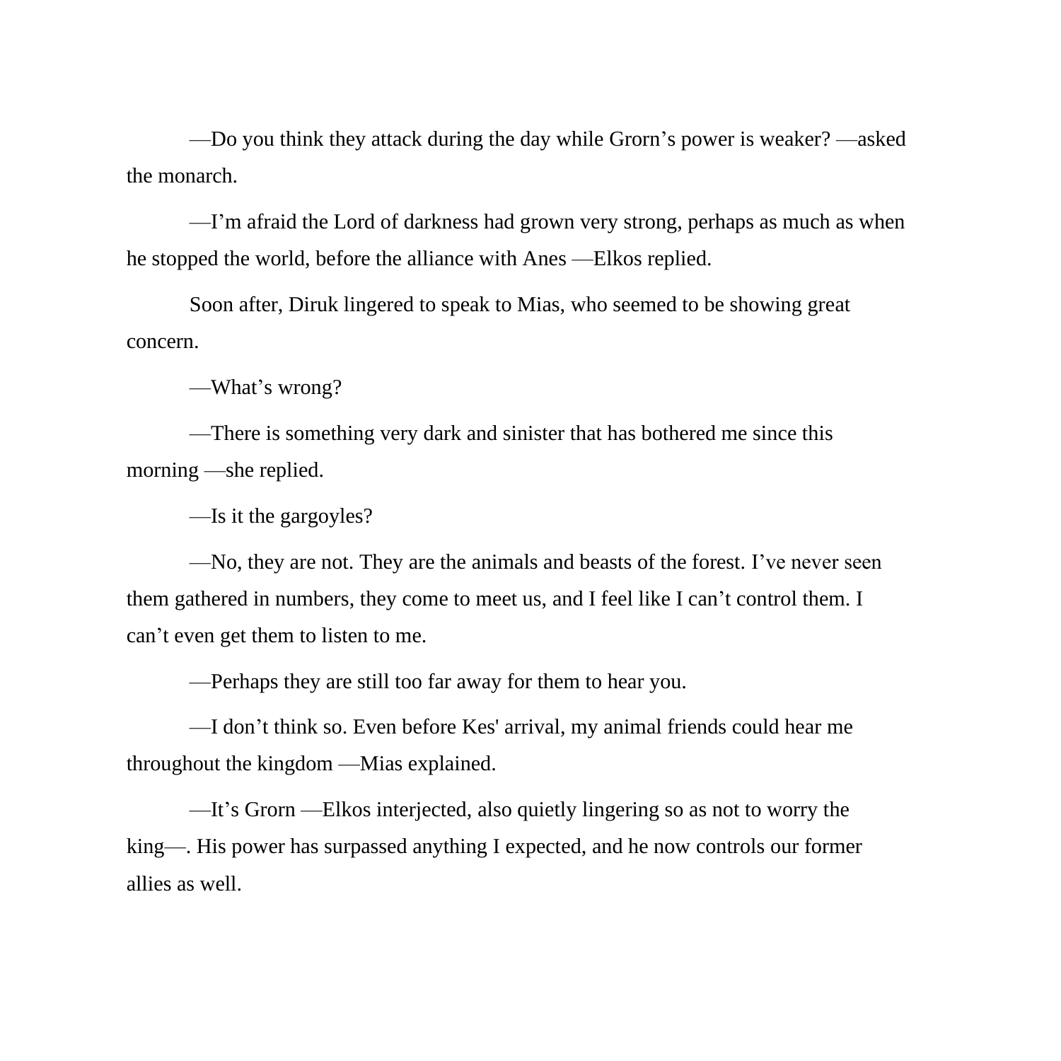—Do you think they attack during the day while Grorn's power is weaker? —asked the monarch.

—I'm afraid the Lord of darkness had grown very strong, perhaps as much as when he stopped the world, before the alliance with Anes —Elkos replied.

Soon after, Diruk lingered to speak to Mias, who seemed to be showing great concern.

—What's wrong?

—There is something very dark and sinister that has bothered me since this morning —she replied.

—Is it the gargoyles?

—No, they are not. They are the animals and beasts of the forest. I've never seen them gathered in numbers, they come to meet us, and I feel like I can't control them. I can't even get them to listen to me.

—Perhaps they are still too far away for them to hear you.

—I don't think so. Even before Kes' arrival, my animal friends could hear me throughout the kingdom —Mias explained.

—It's Grorn —Elkos interjected, also quietly lingering so as not to worry the king—. His power has surpassed anything I expected, and he now controls our former allies as well.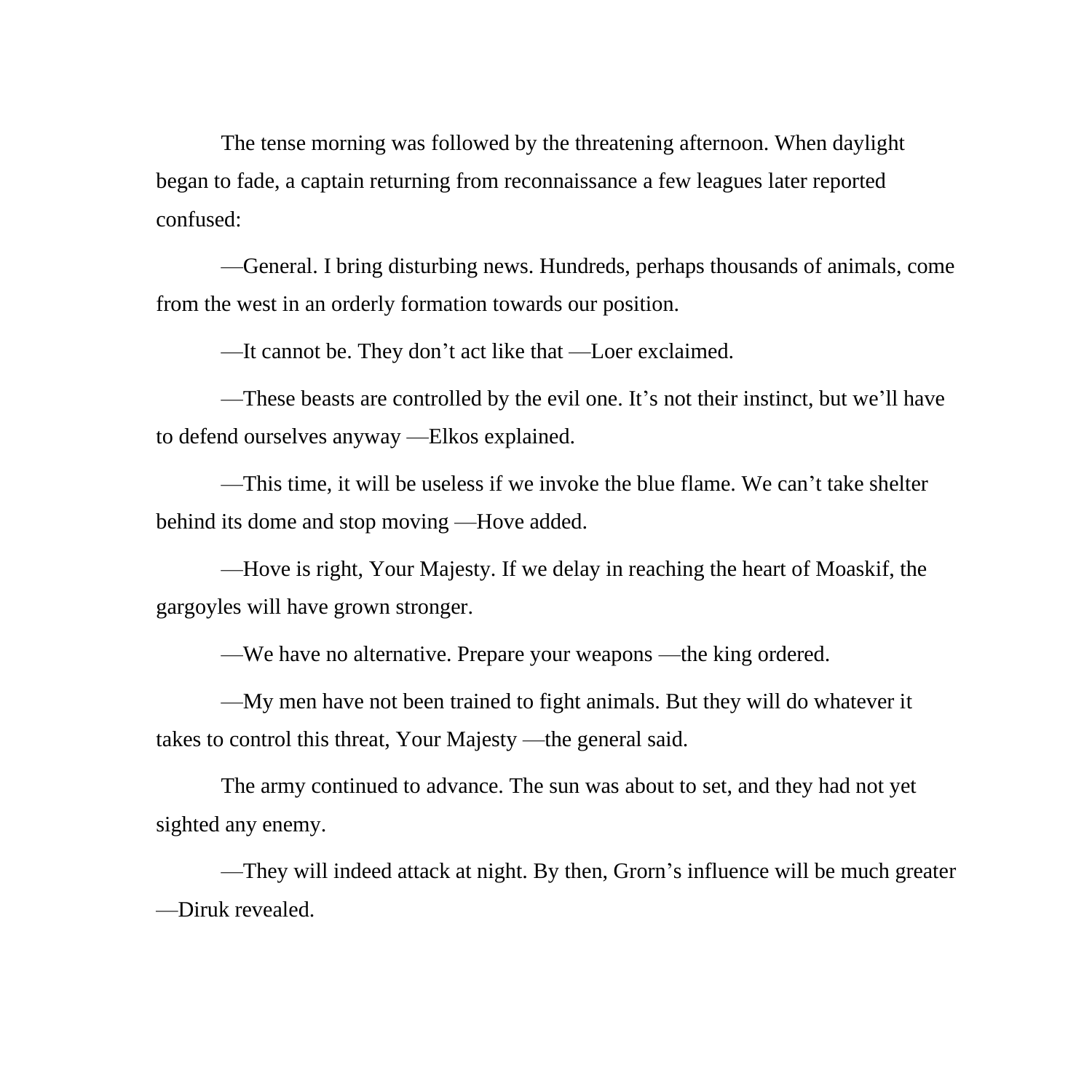The tense morning was followed by the threatening afternoon. When daylight began to fade, a captain returning from reconnaissance a few leagues later reported confused:

—General. I bring disturbing news. Hundreds, perhaps thousands of animals, come from the west in an orderly formation towards our position.

—It cannot be. They don't act like that —Loer exclaimed.

—These beasts are controlled by the evil one. It's not their instinct, but we'll have to defend ourselves anyway —Elkos explained.

—This time, it will be useless if we invoke the blue flame. We can't take shelter behind its dome and stop moving —Hove added.

—Hove is right, Your Majesty. If we delay in reaching the heart of Moaskif, the gargoyles will have grown stronger.

—We have no alternative. Prepare your weapons —the king ordered.

—My men have not been trained to fight animals. But they will do whatever it takes to control this threat, Your Majesty —the general said.

The army continued to advance. The sun was about to set, and they had not yet sighted any enemy.

—They will indeed attack at night. By then, Grorn's influence will be much greater —Diruk revealed.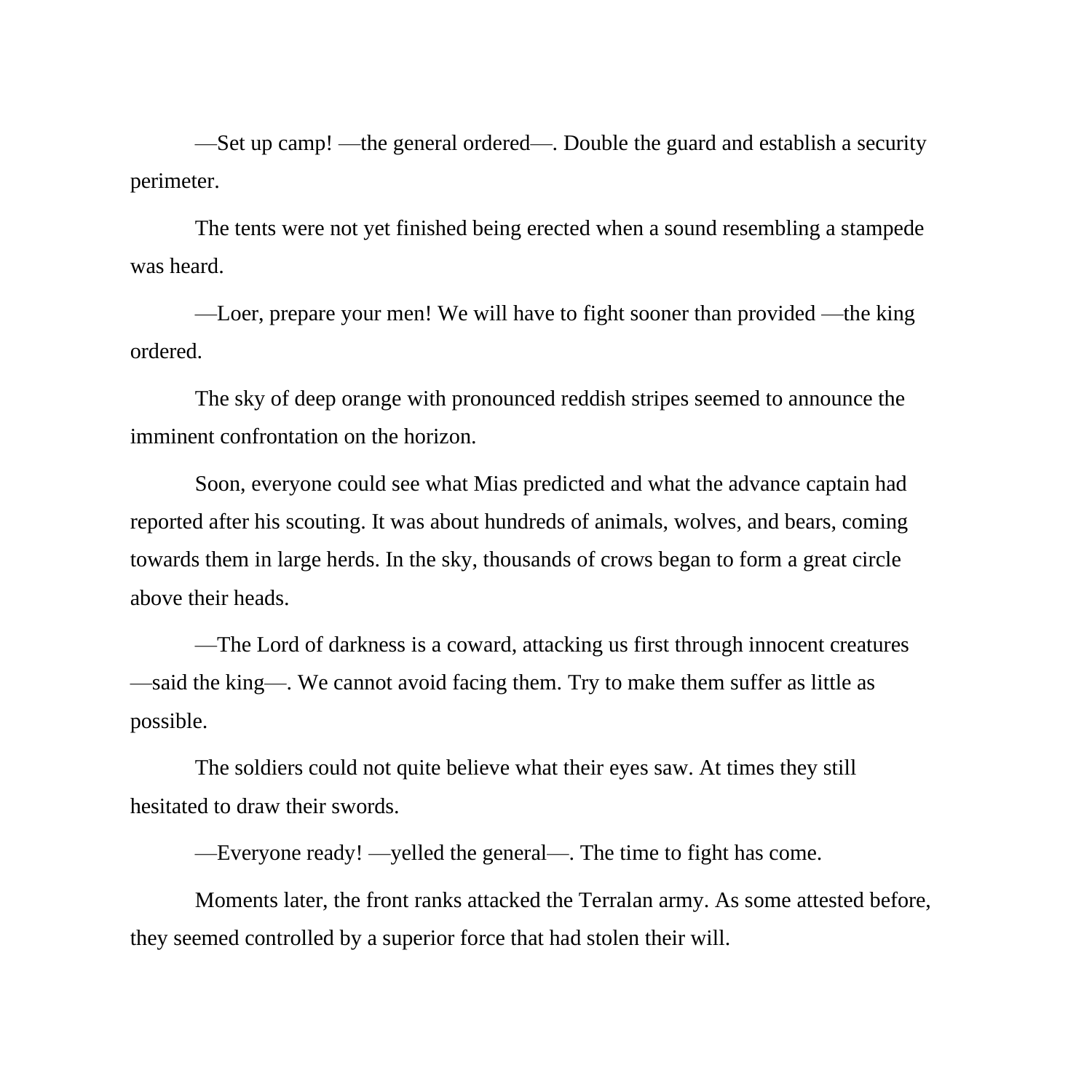—Set up camp! —the general ordered—. Double the guard and establish a security perimeter.

The tents were not yet finished being erected when a sound resembling a stampede was heard.

—Loer, prepare your men! We will have to fight sooner than provided —the king ordered.

The sky of deep orange with pronounced reddish stripes seemed to announce the imminent confrontation on the horizon.

Soon, everyone could see what Mias predicted and what the advance captain had reported after his scouting. It was about hundreds of animals, wolves, and bears, coming towards them in large herds. In the sky, thousands of crows began to form a great circle above their heads.

—The Lord of darkness is a coward, attacking us first through innocent creatures —said the king—. We cannot avoid facing them. Try to make them suffer as little as possible.

The soldiers could not quite believe what their eyes saw. At times they still hesitated to draw their swords.

—Everyone ready! —yelled the general—. The time to fight has come.

Moments later, the front ranks attacked the Terralan army. As some attested before, they seemed controlled by a superior force that had stolen their will.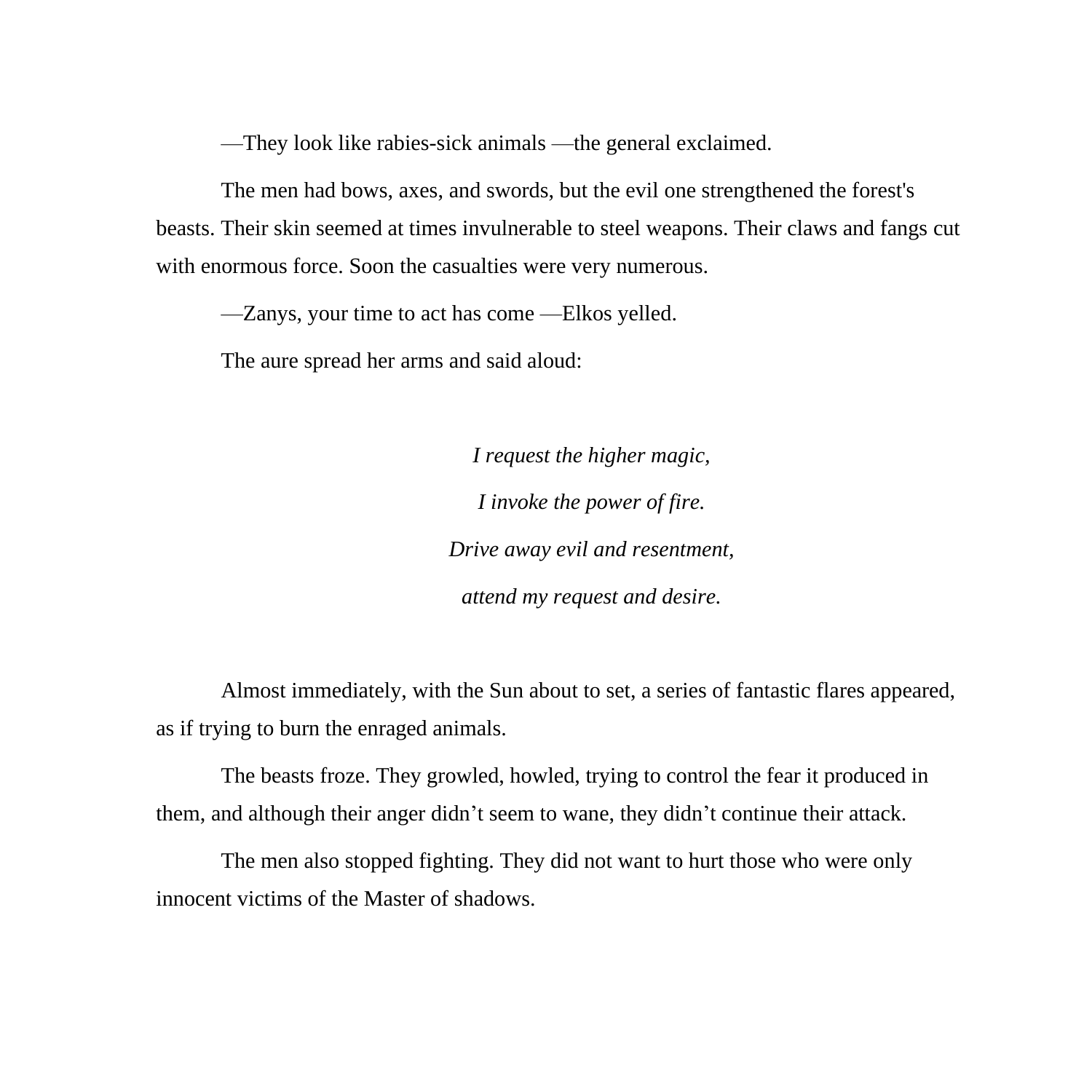—They look like rabies-sick animals —the general exclaimed.

The men had bows, axes, and swords, but the evil one strengthened the forest's beasts. Their skin seemed at times invulnerable to steel weapons. Their claws and fangs cut with enormous force. Soon the casualties were very numerous.

—Zanys, your time to act has come —Elkos yelled.

The aure spread her arms and said aloud:

*I request the higher magic,*

*I invoke the power of fire.*

*Drive away evil and resentment,*

*attend my request and desire.*

Almost immediately, with the Sun about to set, a series of fantastic flares appeared, as if trying to burn the enraged animals.

The beasts froze. They growled, howled, trying to control the fear it produced in them, and although their anger didn't seem to wane, they didn't continue their attack.

The men also stopped fighting. They did not want to hurt those who were only innocent victims of the Master of shadows.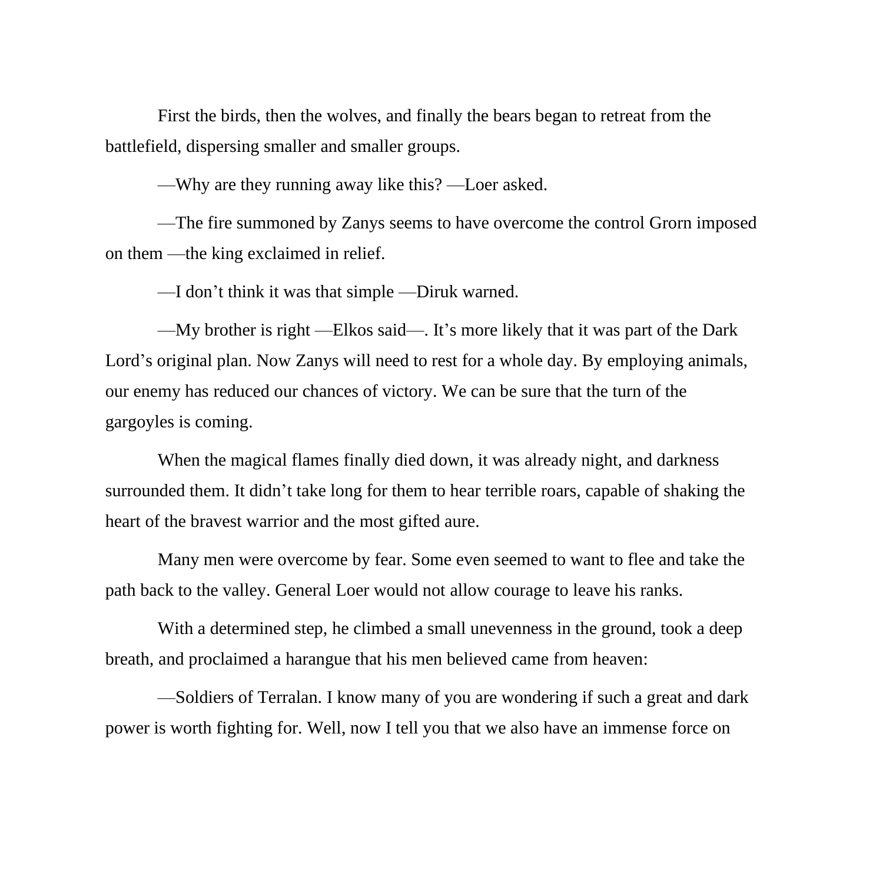First the birds, then the wolves, and finally the bears began to retreat from the battlefield, dispersing smaller and smaller groups.

—Why are they running away like this? —Loer asked.

—The fire summoned by Zanys seems to have overcome the control Grorn imposed on them —the king exclaimed in relief.

—I don't think it was that simple —Diruk warned.

—My brother is right —Elkos said—. It's more likely that it was part of the Dark Lord's original plan. Now Zanys will need to rest for a whole day. By employing animals, our enemy has reduced our chances of victory. We can be sure that the turn of the gargoyles is coming.

When the magical flames finally died down, it was already night, and darkness surrounded them. It didn't take long for them to hear terrible roars, capable of shaking the heart of the bravest warrior and the most gifted aure.

Many men were overcome by fear. Some even seemed to want to flee and take the path back to the valley. General Loer would not allow courage to leave his ranks.

With a determined step, he climbed a small unevenness in the ground, took a deep breath, and proclaimed a harangue that his men believed came from heaven:

—Soldiers of Terralan. I know many of you are wondering if such a great and dark power is worth fighting for. Well, now I tell you that we also have an immense force on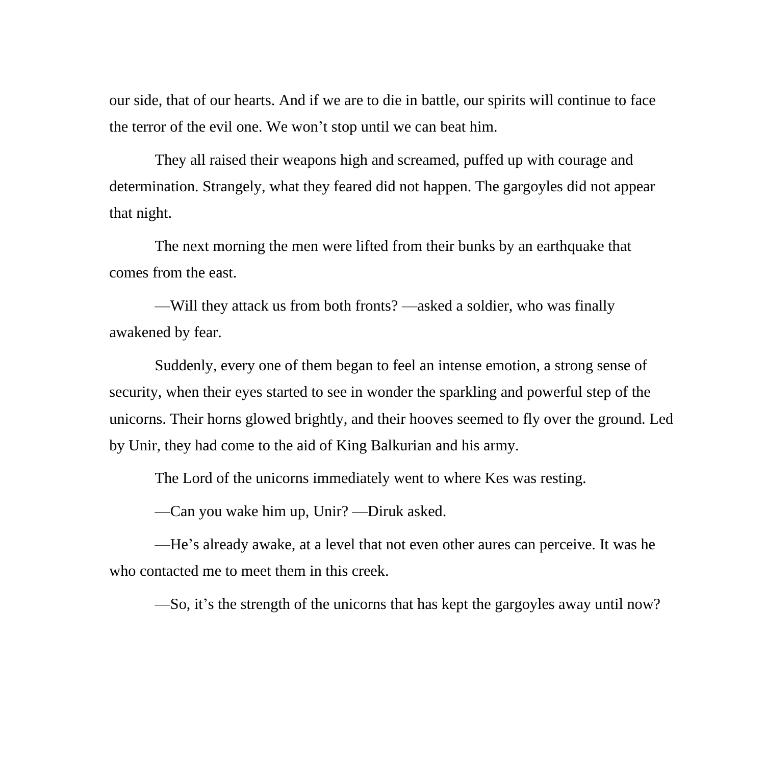our side, that of our hearts. And if we are to die in battle, our spirits will continue to face the terror of the evil one. We won't stop until we can beat him.

They all raised their weapons high and screamed, puffed up with courage and determination. Strangely, what they feared did not happen. The gargoyles did not appear that night.

The next morning the men were lifted from their bunks by an earthquake that comes from the east.

—Will they attack us from both fronts? —asked a soldier, who was finally awakened by fear.

Suddenly, every one of them began to feel an intense emotion, a strong sense of security, when their eyes started to see in wonder the sparkling and powerful step of the unicorns. Their horns glowed brightly, and their hooves seemed to fly over the ground. Led by Unir, they had come to the aid of King Balkurian and his army.

The Lord of the unicorns immediately went to where Kes was resting.

—Can you wake him up, Unir? —Diruk asked.

—He's already awake, at a level that not even other aures can perceive. It was he who contacted me to meet them in this creek.

—So, it's the strength of the unicorns that has kept the gargoyles away until now?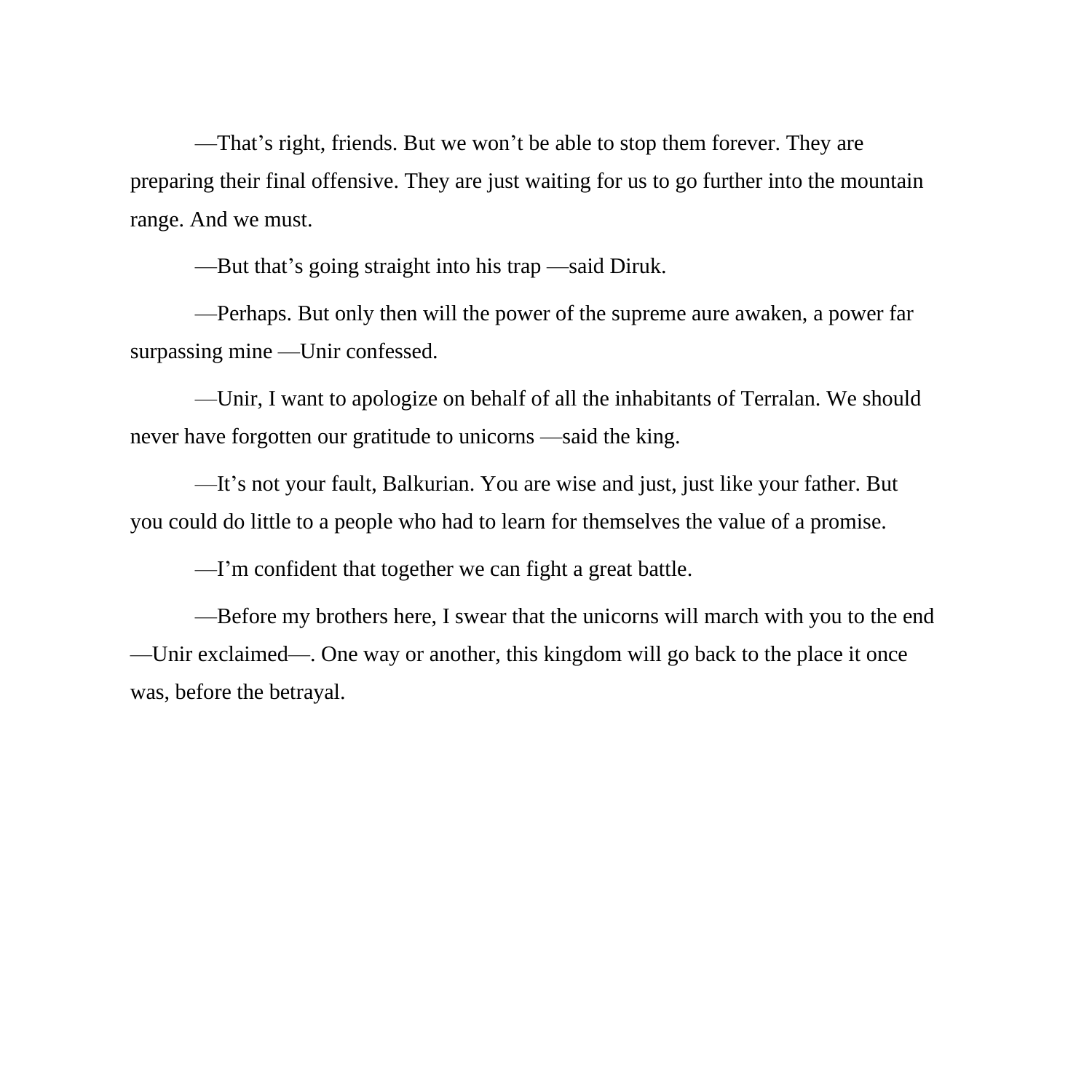—That’s right, friends. But we won’t be able to stop them forever. They are preparing their final offensive. They are just waiting for us to go further into the mountain range. And we must.

—But that’s going straight into his trap —said Diruk.

—Perhaps. But only then will the power of the supreme aure awaken, a power far surpassing mine —Unir confessed.

—Unir, I want to apologize on behalf of all the inhabitants of Terralan. We should never have forgotten our gratitude to unicorns —said the king.

—It’s not your fault, Balkurian. You are wise and just, just like your father. But you could do little to a people who had to learn for themselves the value of a promise.

—I’m confident that together we can fight a great battle.

—Before my brothers here, I swear that the unicorns will march with you to the end —Unir exclaimed—. One way or another, this kingdom will go back to the place it once was, before the betrayal.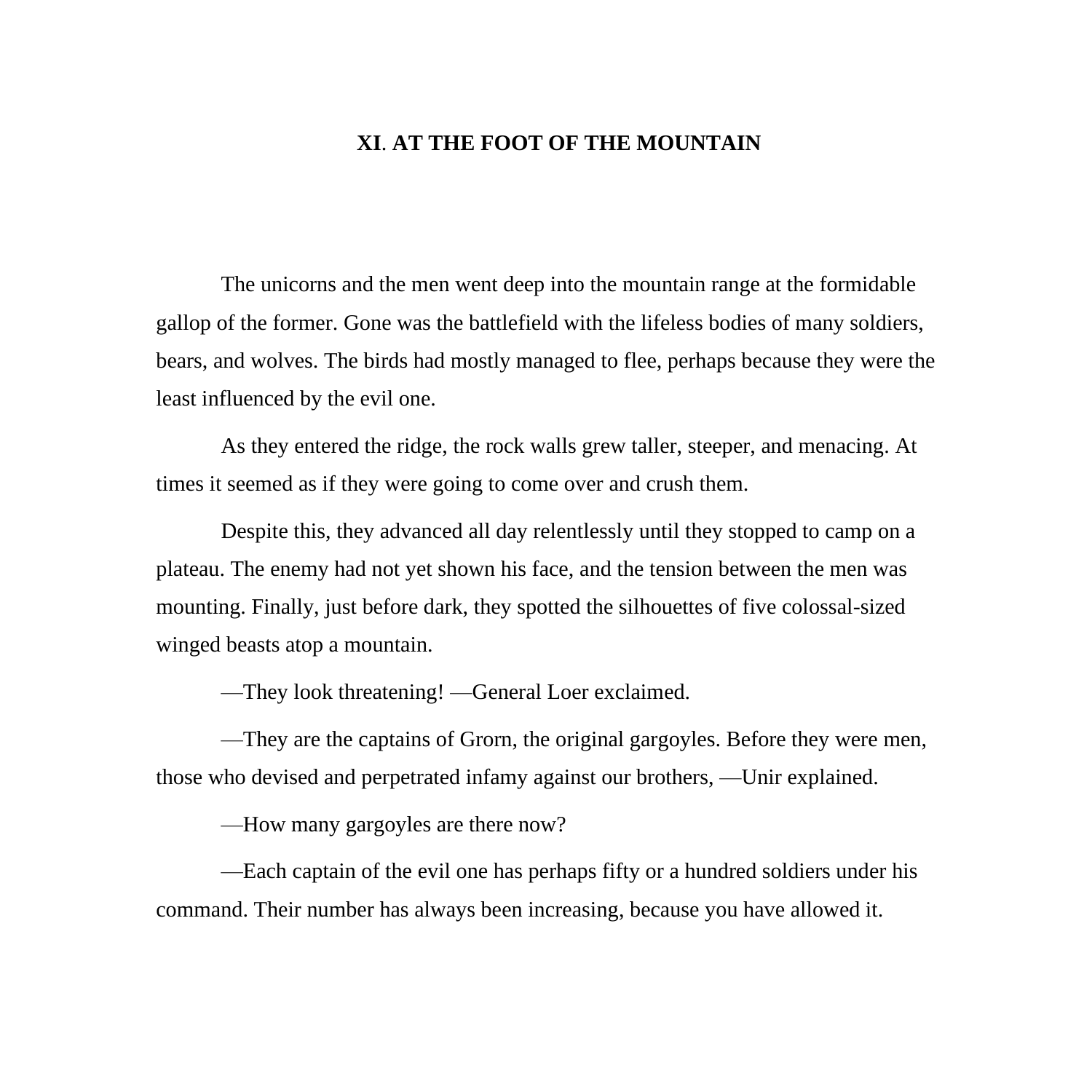## XI. AT THE FOOT OF THE MOUNTAIN

The unicorns and the men went deep into the mountain range at the formidable gallop of the former. Gone was the battlefield with the lifeless bodies of many soldiers, bears, and wolves. The birds had mostly managed to flee, perhaps because they were the least influenced by the evil one.

As they entered the ridge, the rock walls grew taller, steeper, and menacing. At times it seemed as if they were going to come over and crush them.

Despite this, they advanced all day relentlessly until they stopped to camp on a plateau. The enemy had not yet shown his face, and the tension between the men was mounting. Finally, just before dark, they spotted the silhouettes of five colossal-sized winged beasts atop a mountain.

—They look threatening! —General Loer exclaimed.

—They are the captains of Grorn, the original gargoyles. Before they were men, those who devised and perpetrated infamy against our brothers, —Unir explained.

—How many gargoyles are there now?

—Each captain of the evil one has perhaps fifty or a hundred soldiers under his command. Their number has always been increasing, because you have allowed it.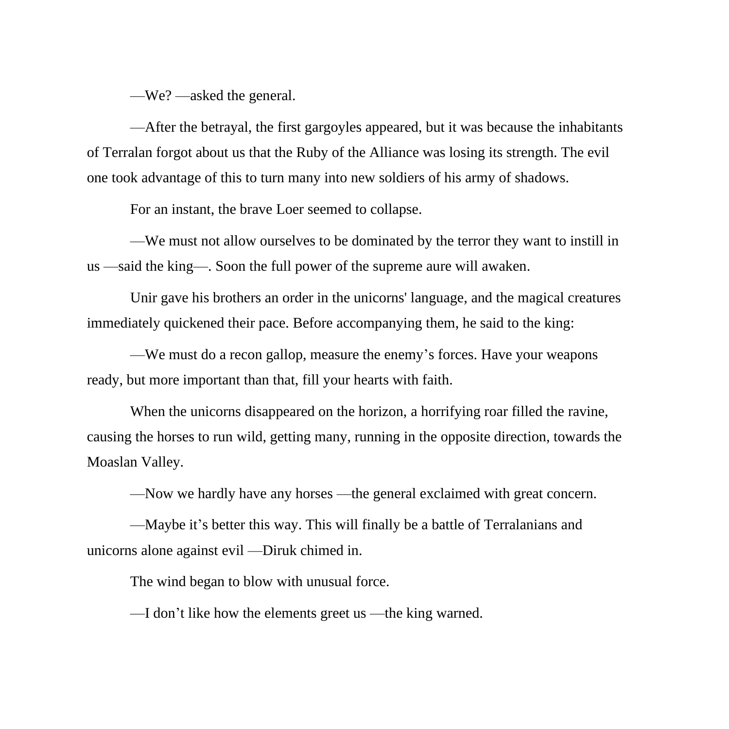—We? —asked the general.

—After the betrayal, the first gargoyles appeared, but it was because the inhabitants of Terralan forgot about us that the Ruby of the Alliance was losing its strength. The evil one took advantage of this to turn many into new soldiers of his army of shadows.

For an instant, the brave Loer seemed to collapse.

—We must not allow ourselves to be dominated by the terror they want to instill in us —said the king—. Soon the full power of the supreme aure will awaken.

Unir gave his brothers an order in the unicorns' language, and the magical creatures immediately quickened their pace. Before accompanying them, he said to the king:

—We must do a recon gallop, measure the enemy's forces. Have your weapons ready, but more important than that, fill your hearts with faith.

When the unicorns disappeared on the horizon, a horrifying roar filled the ravine, causing the horses to run wild, getting many, running in the opposite direction, towards the Moaslan Valley.

—Now we hardly have any horses —the general exclaimed with great concern.

—Maybe it's better this way. This will finally be a battle of Terralanians and unicorns alone against evil —Diruk chimed in.

The wind began to blow with unusual force.

—I don't like how the elements greet us —the king warned.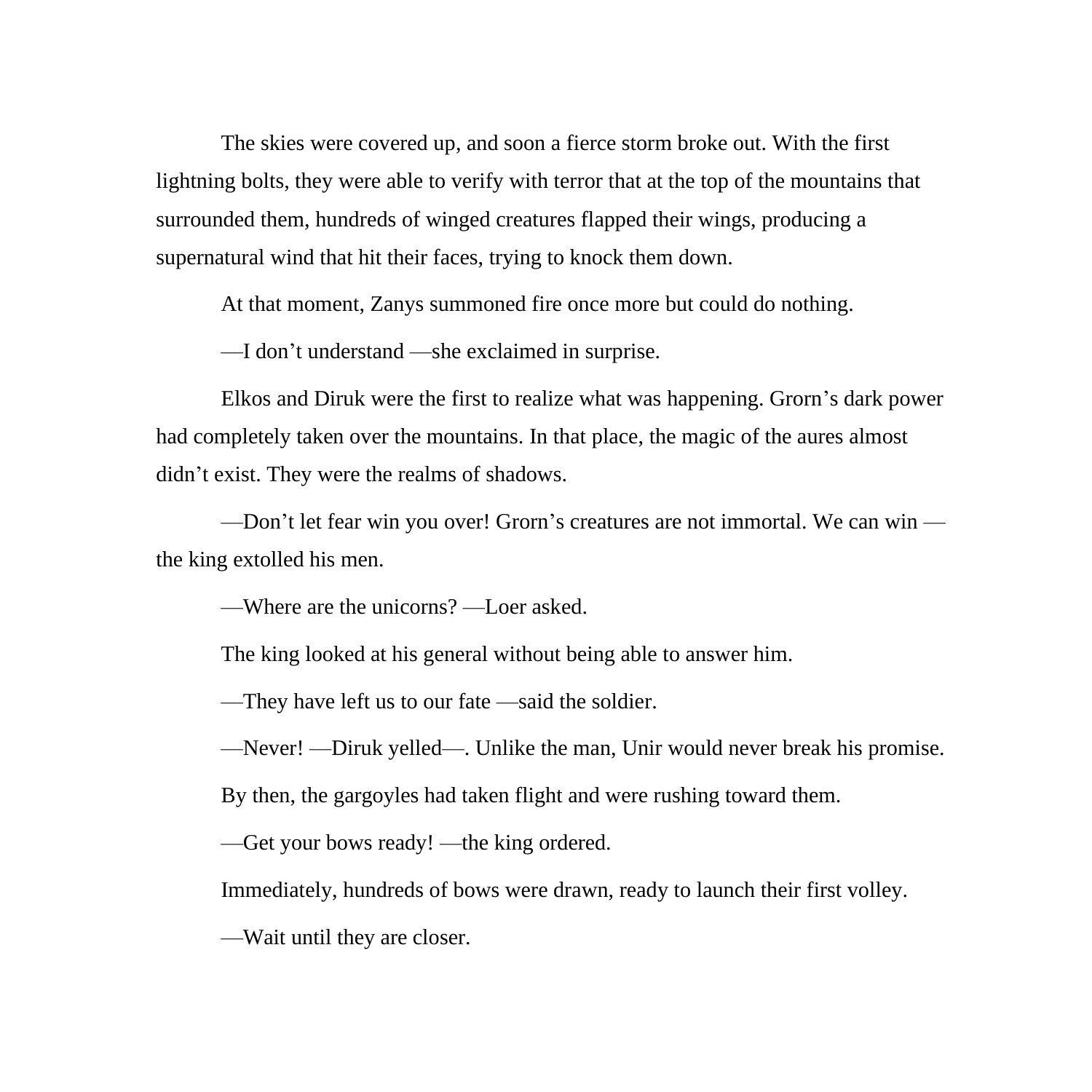The skies were covered up, and soon a fierce storm broke out. With the first lightning bolts, they were able to verify with terror that at the top of the mountains that surrounded them, hundreds of winged creatures flapped their wings, producing a supernatural wind that hit their faces, trying to knock them down.

At that moment, Zanys summoned fire once more but could do nothing.

—I don’t understand —she exclaimed in surprise.

Elkos and Diruk were the first to realize what was happening. Grorn’s dark power had completely taken over the mountains. In that place, the magic of the aures almost didn’t exist. They were the realms of shadows.

—Don’t let fear win you over! Grorn’s creatures are not immortal. We can win —the king extolled his men.

—Where are the unicorns? —Loer asked.

The king looked at his general without being able to answer him.

—They have left us to our fate —said the soldier.

—Never! —Diruk yelled—. Unlike the man, Unir would never break his promise.

By then, the gargoyles had taken flight and were rushing toward them.

—Get your bows ready! —the king ordered.

Immediately, hundreds of bows were drawn, ready to launch their first volley.

—Wait until they are closer.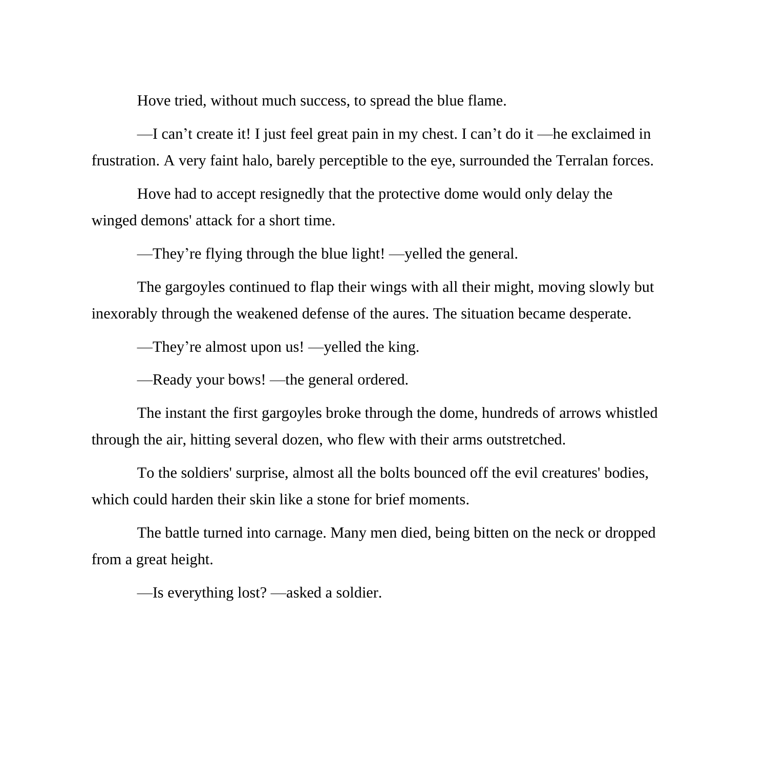Hove tried, without much success, to spread the blue flame.

—I can’t create it! I just feel great pain in my chest. I can’t do it —he exclaimed in frustration. A very faint halo, barely perceptible to the eye, surrounded the Terralan forces.

Hove had to accept resignedly that the protective dome would only delay the winged demons' attack for a short time.

—They’re flying through the blue light! —yelled the general.

The gargoyles continued to flap their wings with all their might, moving slowly but inexorably through the weakened defense of the aures. The situation became desperate.

—They’re almost upon us! —yelled the king.

—Ready your bows! —the general ordered.

The instant the first gargoyles broke through the dome, hundreds of arrows whistled through the air, hitting several dozen, who flew with their arms outstretched.

To the soldiers' surprise, almost all the bolts bounced off the evil creatures' bodies, which could harden their skin like a stone for brief moments.

The battle turned into carnage. Many men died, being bitten on the neck or dropped from a great height.

—Is everything lost? —asked a soldier.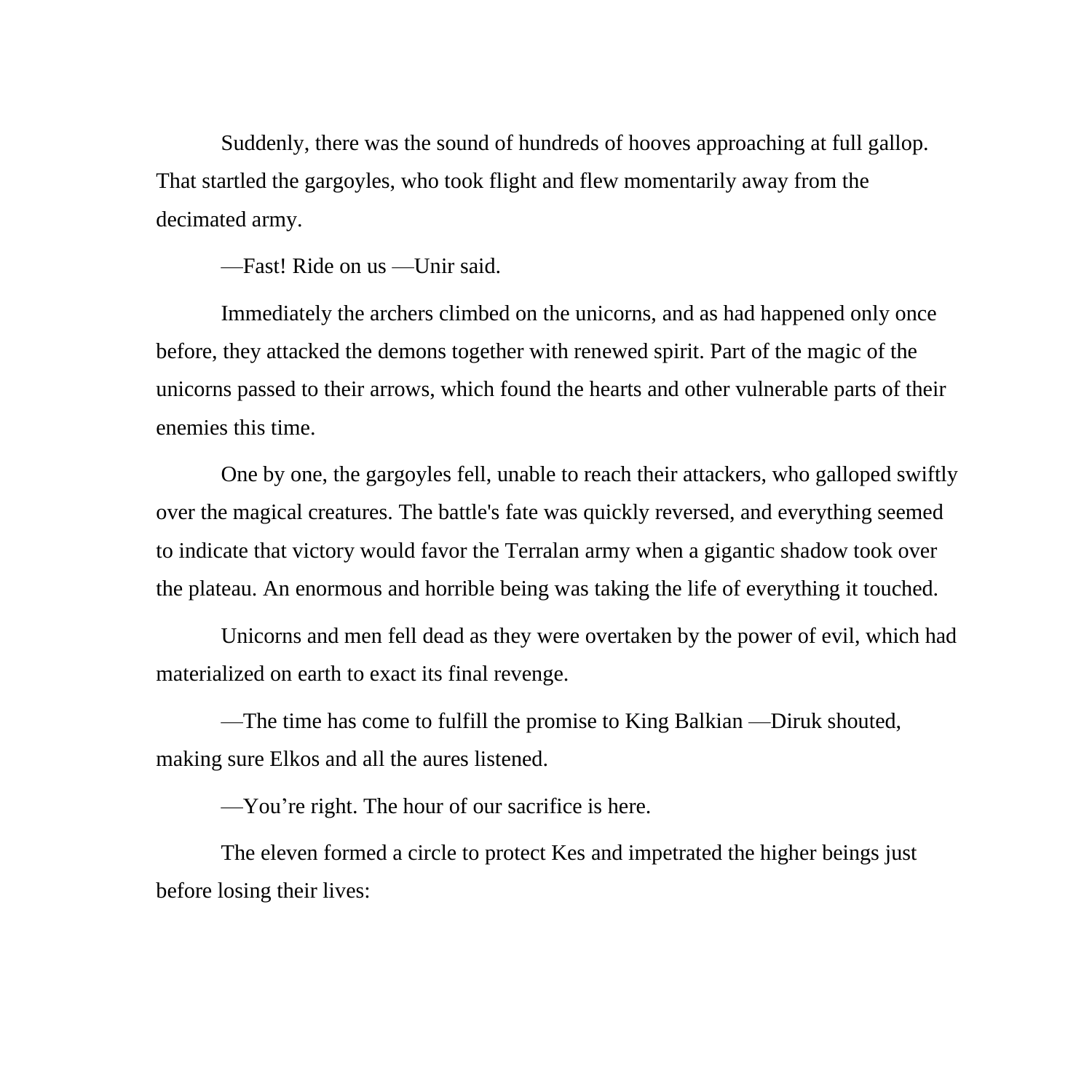Suddenly, there was the sound of hundreds of hooves approaching at full gallop. That startled the gargoyles, who took flight and flew momentarily away from the decimated army.

—Fast! Ride on us —Unir said.

Immediately the archers climbed on the unicorns, and as had happened only once before, they attacked the demons together with renewed spirit. Part of the magic of the unicorns passed to their arrows, which found the hearts and other vulnerable parts of their enemies this time.

One by one, the gargoyles fell, unable to reach their attackers, who galloped swiftly over the magical creatures. The battle's fate was quickly reversed, and everything seemed to indicate that victory would favor the Terralan army when a gigantic shadow took over the plateau. An enormous and horrible being was taking the life of everything it touched.

Unicorns and men fell dead as they were overtaken by the power of evil, which had materialized on earth to exact its final revenge.

—The time has come to fulfill the promise to King Balkian —Diruk shouted, making sure Elkos and all the aures listened.

—You're right. The hour of our sacrifice is here.

The eleven formed a circle to protect Kes and impetrated the higher beings just before losing their lives: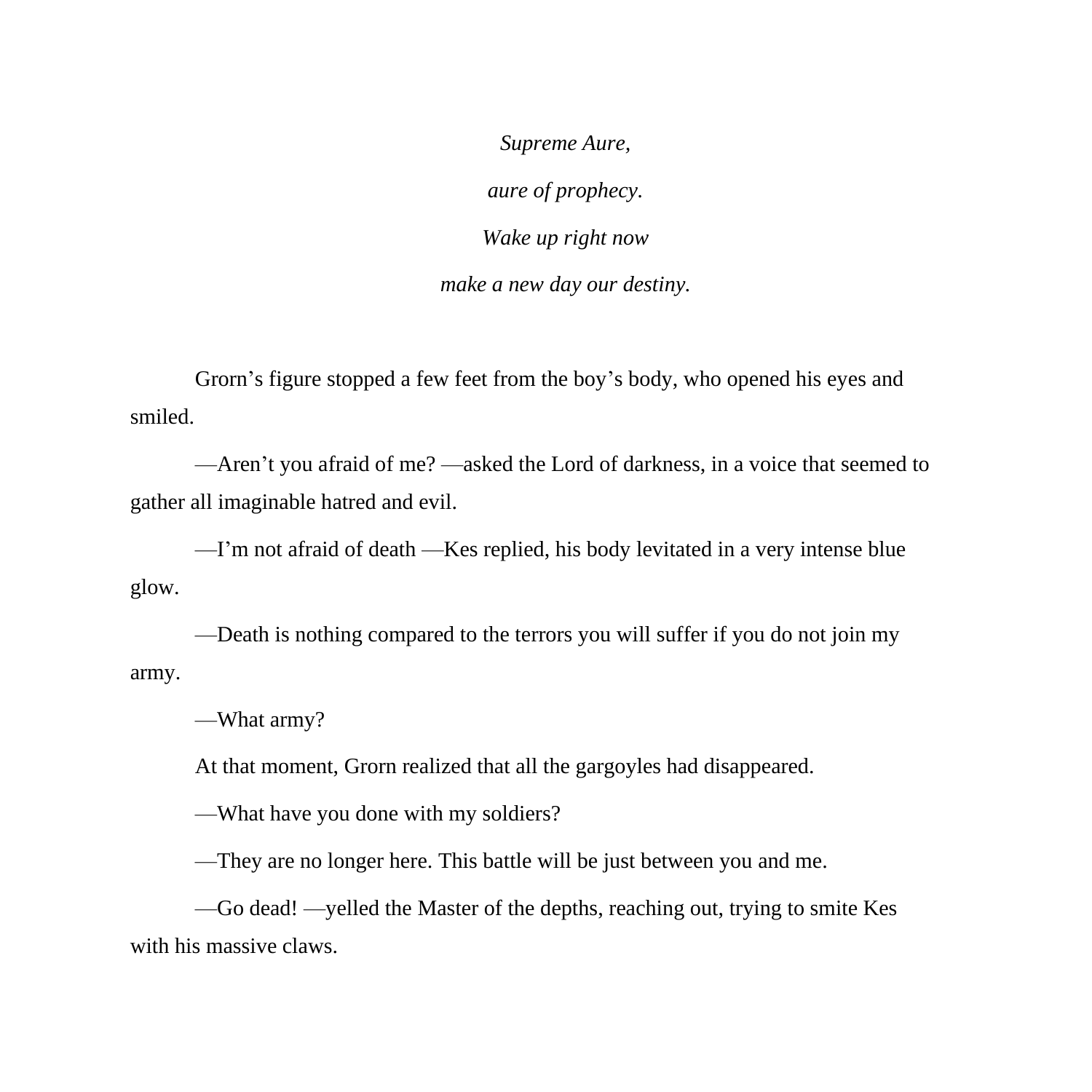*Supreme Aure,*

*aure of prophecy.*

*Wake up right now*

*make a new day our destiny.*

Grorn's figure stopped a few feet from the boy's body, who opened his eyes and smiled.

—Aren't you afraid of me? —asked the Lord of darkness, in a voice that seemed to gather all imaginable hatred and evil.

—I'm not afraid of death —Kes replied, his body levitated in a very intense blue glow.

—Death is nothing compared to the terrors you will suffer if you do not join my army.

—What army?

At that moment, Grorn realized that all the gargoyles had disappeared.

—What have you done with my soldiers?

—They are no longer here. This battle will be just between you and me.

—Go dead! —yelled the Master of the depths, reaching out, trying to smite Kes with his massive claws.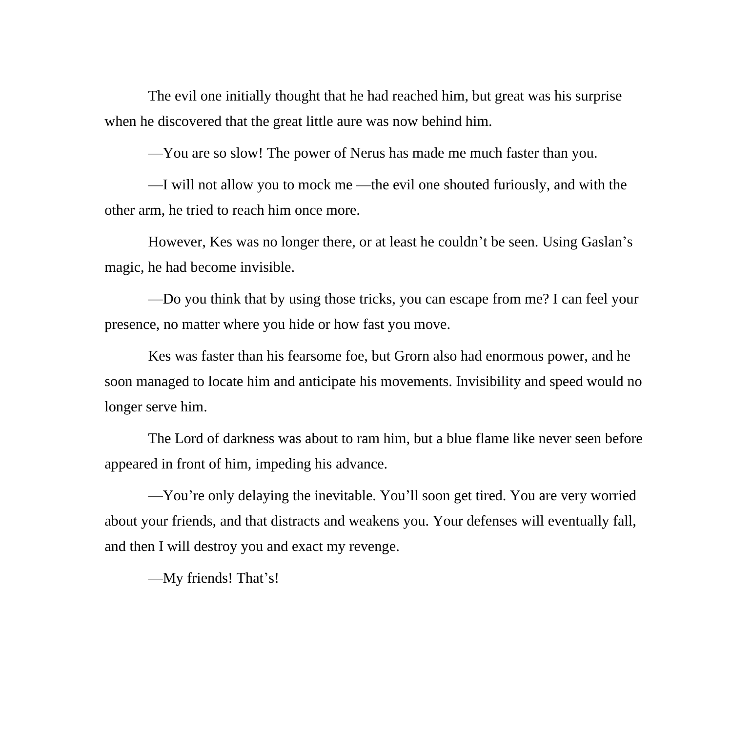The evil one initially thought that he had reached him, but great was his surprise when he discovered that the great little aure was now behind him.

—You are so slow! The power of Nerus has made me much faster than you.

—I will not allow you to mock me —the evil one shouted furiously, and with the other arm, he tried to reach him once more.

However, Kes was no longer there, or at least he couldn't be seen. Using Gaslan's magic, he had become invisible.

—Do you think that by using those tricks, you can escape from me? I can feel your presence, no matter where you hide or how fast you move.

Kes was faster than his fearsome foe, but Grorn also had enormous power, and he soon managed to locate him and anticipate his movements. Invisibility and speed would no longer serve him.

The Lord of darkness was about to ram him, but a blue flame like never seen before appeared in front of him, impeding his advance.

—You're only delaying the inevitable. You'll soon get tired. You are very worried about your friends, and that distracts and weakens you. Your defenses will eventually fall, and then I will destroy you and exact my revenge.

—My friends! That's!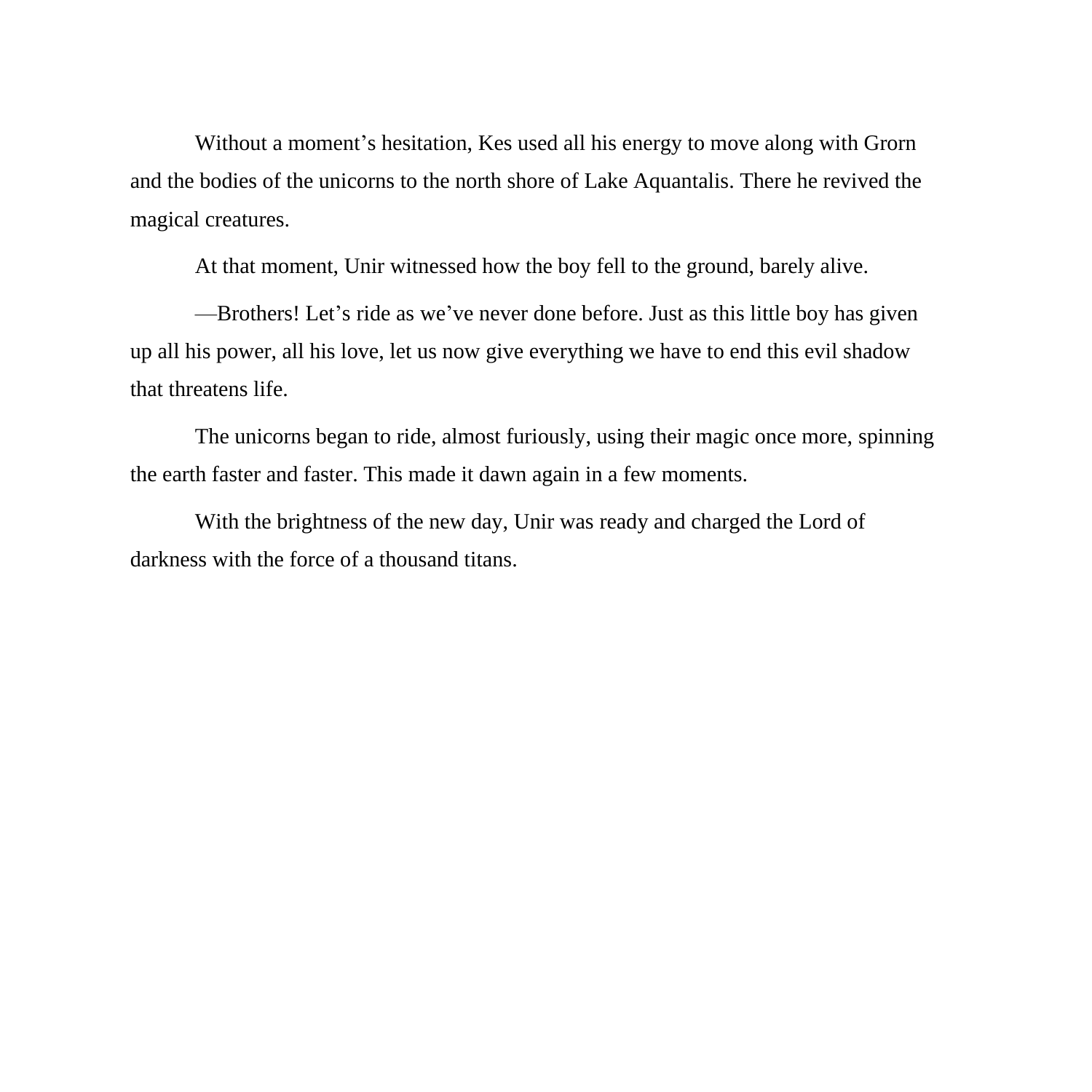Without a moment's hesitation, Kes used all his energy to move along with Grorn and the bodies of the unicorns to the north shore of Lake Aquantalis. There he revived the magical creatures.

At that moment, Unir witnessed how the boy fell to the ground, barely alive.

—Brothers! Let's ride as we've never done before. Just as this little boy has given up all his power, all his love, let us now give everything we have to end this evil shadow that threatens life.

The unicorns began to ride, almost furiously, using their magic once more, spinning the earth faster and faster. This made it dawn again in a few moments.

With the brightness of the new day, Unir was ready and charged the Lord of darkness with the force of a thousand titans.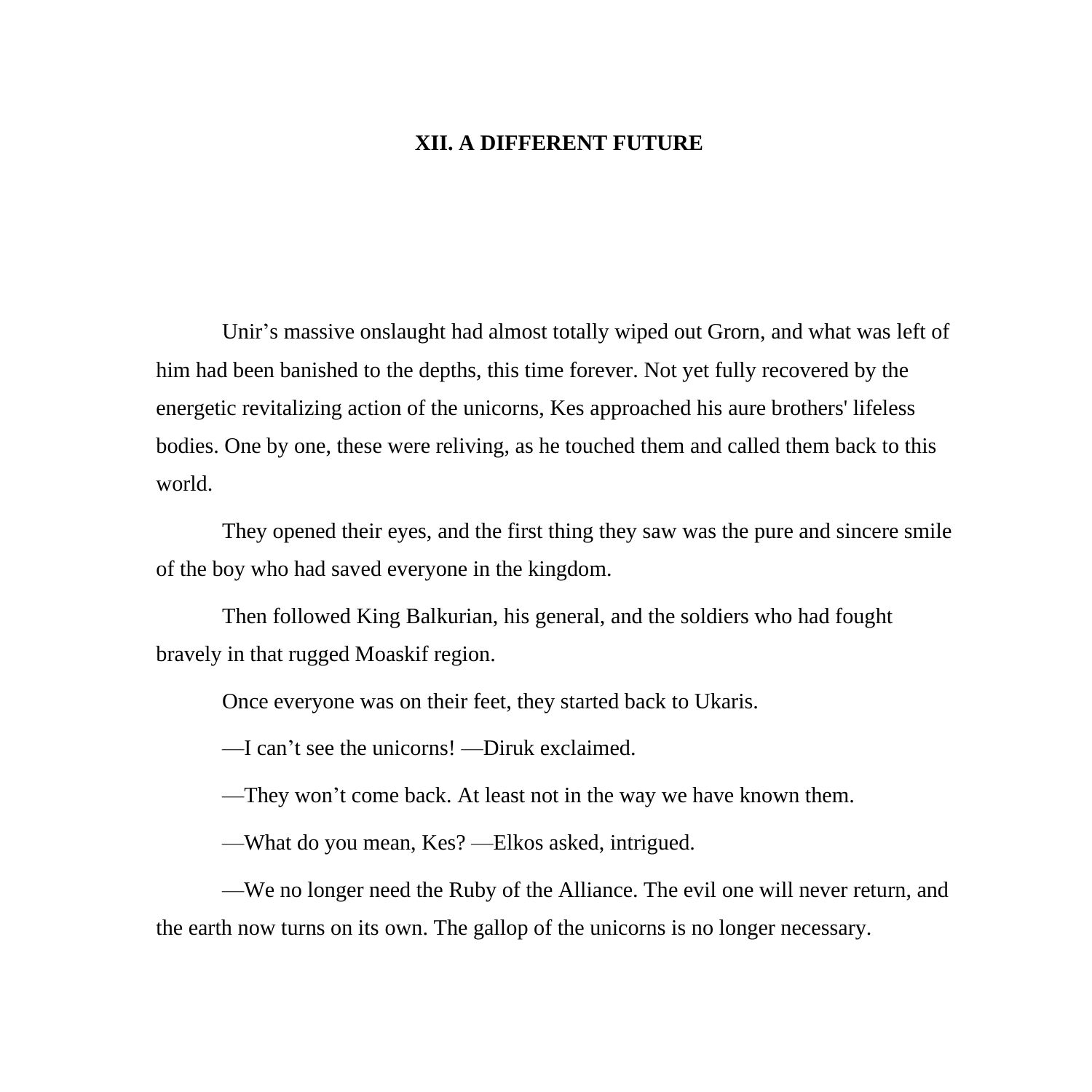# XII. A DIFFERENT FUTURE

Unir's massive onslaught had almost totally wiped out Grorn, and what was left of him had been banished to the depths, this time forever. Not yet fully recovered by the energetic revitalizing action of the unicorns, Kes approached his aure brothers' lifeless bodies. One by one, these were reliving, as he touched them and called them back to this world.

They opened their eyes, and the first thing they saw was the pure and sincere smile of the boy who had saved everyone in the kingdom.

Then followed King Balkurian, his general, and the soldiers who had fought bravely in that rugged Moaskif region.

Once everyone was on their feet, they started back to Ukaris.

—I can't see the unicorns! —Diruk exclaimed.

—They won't come back. At least not in the way we have known them.

—What do you mean, Kes? —Elkos asked, intrigued.

—We no longer need the Ruby of the Alliance. The evil one will never return, and the earth now turns on its own. The gallop of the unicorns is no longer necessary.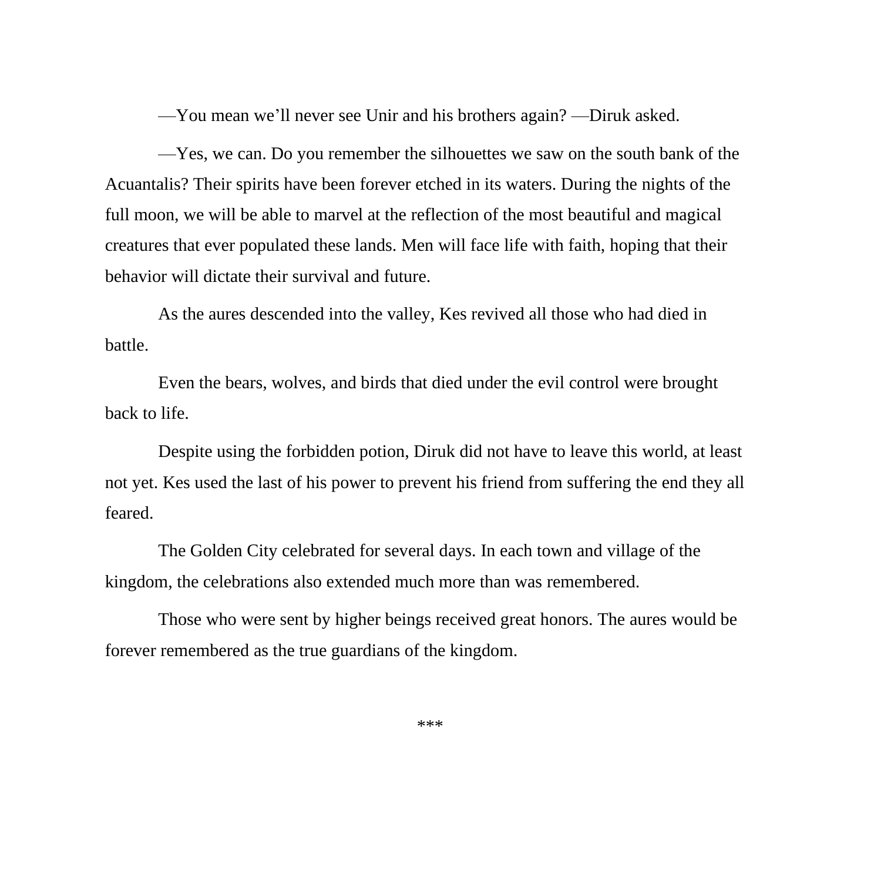—You mean we'll never see Unir and his brothers again? —Diruk asked.

—Yes, we can. Do you remember the silhouettes we saw on the south bank of the Acuantalis? Their spirits have been forever etched in its waters. During the nights of the full moon, we will be able to marvel at the reflection of the most beautiful and magical creatures that ever populated these lands. Men will face life with faith, hoping that their behavior will dictate their survival and future.

As the aures descended into the valley, Kes revived all those who had died in battle.

Even the bears, wolves, and birds that died under the evil control were brought back to life.

Despite using the forbidden potion, Diruk did not have to leave this world, at least not yet. Kes used the last of his power to prevent his friend from suffering the end they all feared.

The Golden City celebrated for several days. In each town and village of the kingdom, the celebrations also extended much more than was remembered.

Those who were sent by higher beings received great honors. The aures would be forever remembered as the true guardians of the kingdom.

***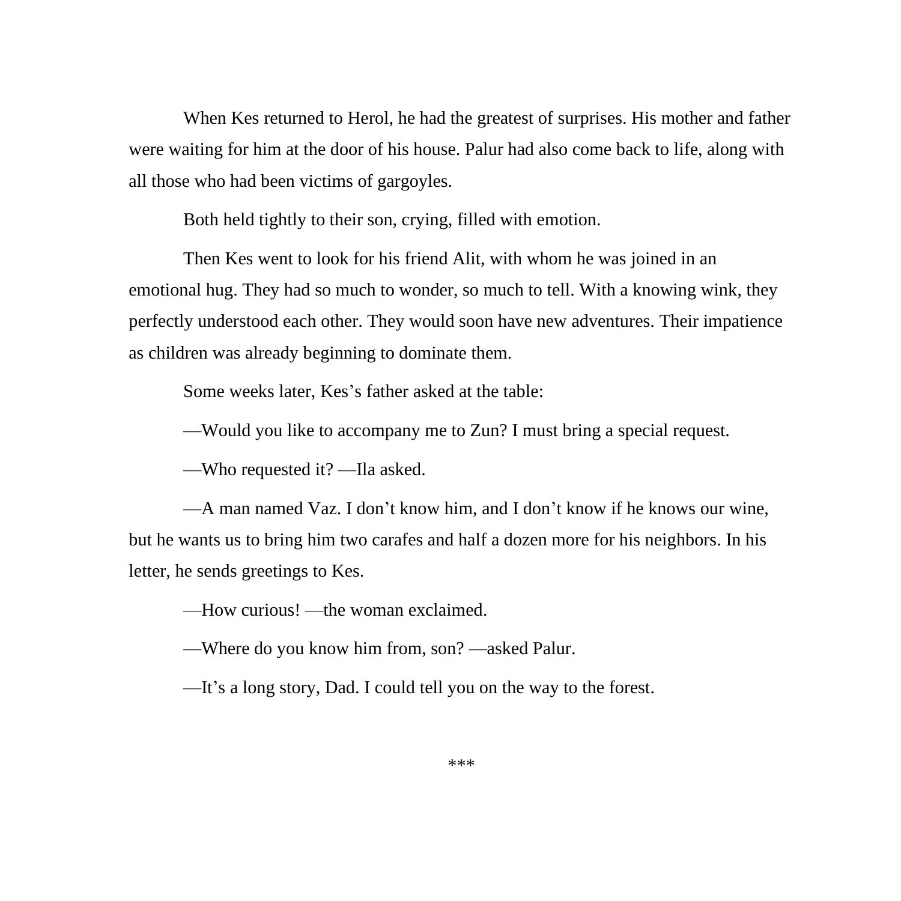When Kes returned to Herol, he had the greatest of surprises. His mother and father were waiting for him at the door of his house. Palur had also come back to life, along with all those who had been victims of gargoyles.

Both held tightly to their son, crying, filled with emotion.

Then Kes went to look for his friend Alit, with whom he was joined in an emotional hug. They had so much to wonder, so much to tell. With a knowing wink, they perfectly understood each other. They would soon have new adventures. Their impatience as children was already beginning to dominate them.

Some weeks later, Kes's father asked at the table:

—Would you like to accompany me to Zun? I must bring a special request.

—Who requested it? —Ila asked.

—A man named Vaz. I don't know him, and I don't know if he knows our wine, but he wants us to bring him two carafes and half a dozen more for his neighbors. In his letter, he sends greetings to Kes.

—How curious! —the woman exclaimed.

—Where do you know him from, son? —asked Palur.

—It's a long story, Dad. I could tell you on the way to the forest.

***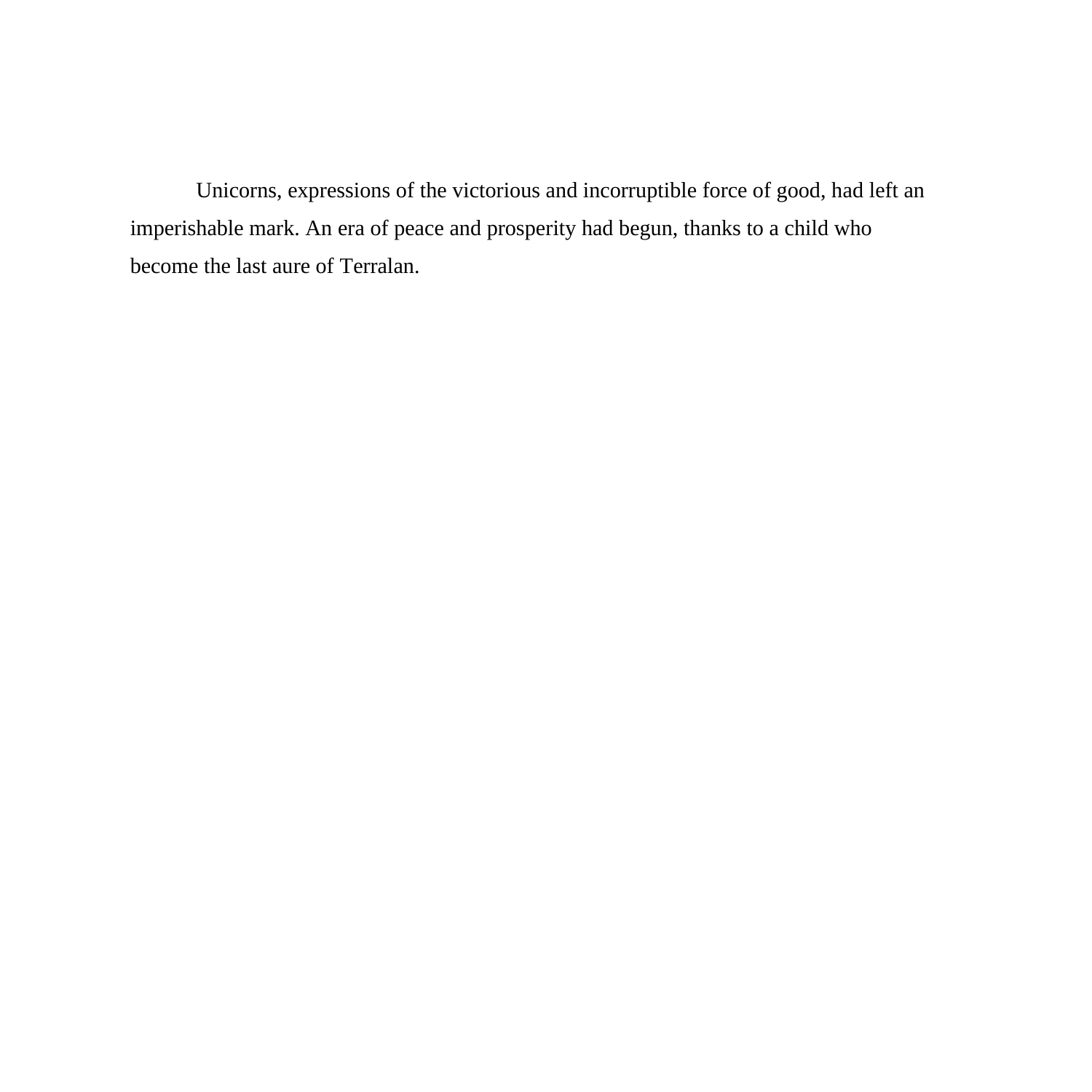Unicorns, expressions of the victorious and incorruptible force of good, had left an imperishable mark. An era of peace and prosperity had begun, thanks to a child who become the last aure of Terralan.